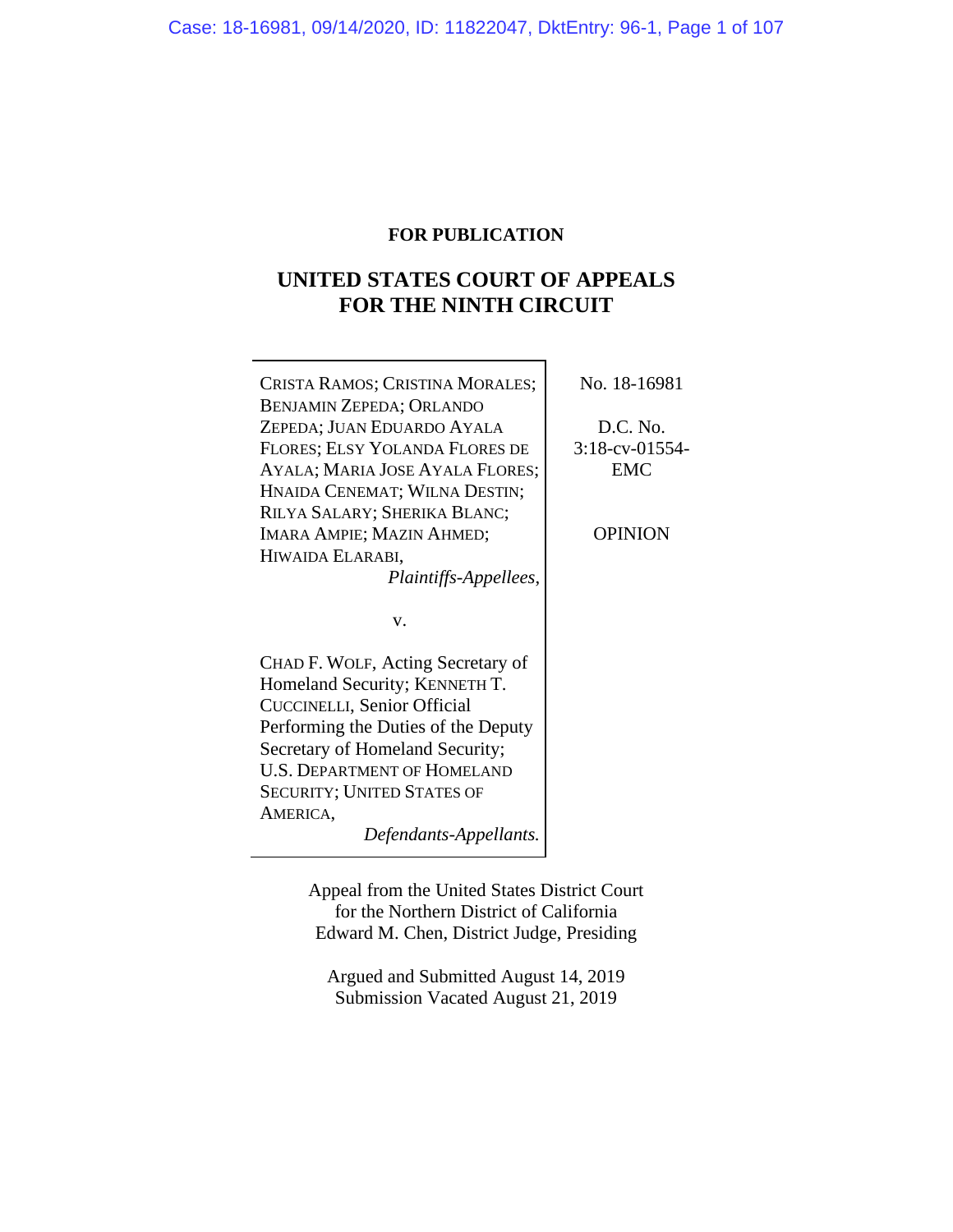**FOR PUBLICATION**

# UNITED STATES COURT OF APPEALS FOR THE NINTH CIRCUIT

| | |
|---|---|
| CRISTA RAMOS; CRISTINA MORALES; BENJAMIN ZEPEDA; ORLANDO ZEPEDA; JUAN EDUARDO AYALA FLORES; ELSY YOLANDA FLORES DE AYALA; MARIA JOSE AYALA FLORES; HNAIDA CENEMAT; WILNA DESTIN; RILYA SALARY; SHERIKA BLANC; IMARA AMPIE; MAZIN AHMED; HIWAIDA ELARABI, *Plaintiffs-Appellees*, | No. 18-16981 |
| v. | D.C. No. 3:18-cv-01554-EMC |
| CHAD F. WOLF, Acting Secretary of Homeland Security; KENNETH T. CUCCINELLI, Senior Official Performing the Duties of the Deputy Secretary of Homeland Security; U.S. DEPARTMENT OF HOMELAND SECURITY; UNITED STATES OF AMERICA, *Defendants-Appellants.* | OPINION |

Appeal from the United States District Court
for the Northern District of California
Edward M. Chen, District Judge, Presiding

Argued and Submitted August 14, 2019
Submission Vacated August 21, 2019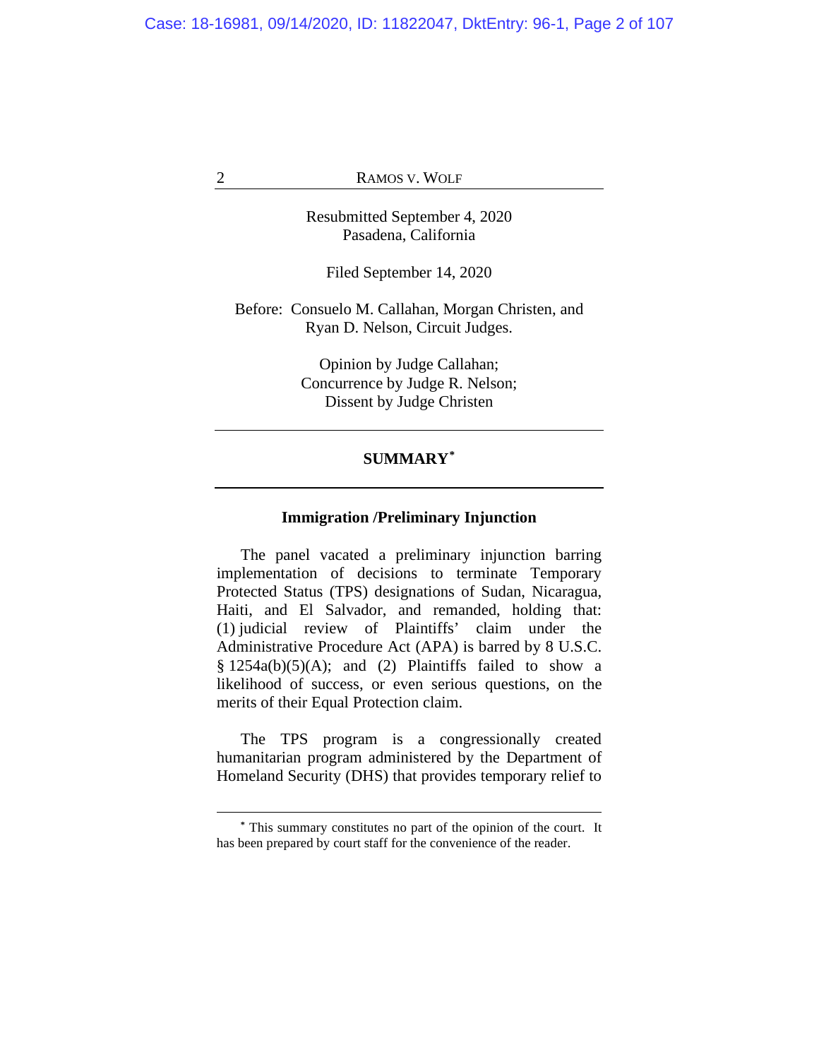Resubmitted September 4, 2020
Pasadena, California

Filed September 14, 2020

Before: Consuelo M. Callahan, Morgan Christen, and Ryan D. Nelson, Circuit Judges.

Opinion by Judge Callahan;
Concurrence by Judge R. Nelson;
Dissent by Judge Christen

---

## SUMMARY[*]

---

### Immigration /Preliminary Injunction

The panel vacated a preliminary injunction barring implementation of decisions to terminate Temporary Protected Status (TPS) designations of Sudan, Nicaragua, Haiti, and El Salvador, and remanded, holding that: (1) judicial review of Plaintiffs' claim under the Administrative Procedure Act (APA) is barred by 8 U.S.C. § 1254a(b)(5)(A); and (2) Plaintiffs failed to show a likelihood of success, or even serious questions, on the merits of their Equal Protection claim.

The TPS program is a congressionally created humanitarian program administered by the Department of Homeland Security (DHS) that provides temporary relief to

---

[*] This summary constitutes no part of the opinion of the court. It has been prepared by court staff for the convenience of the reader.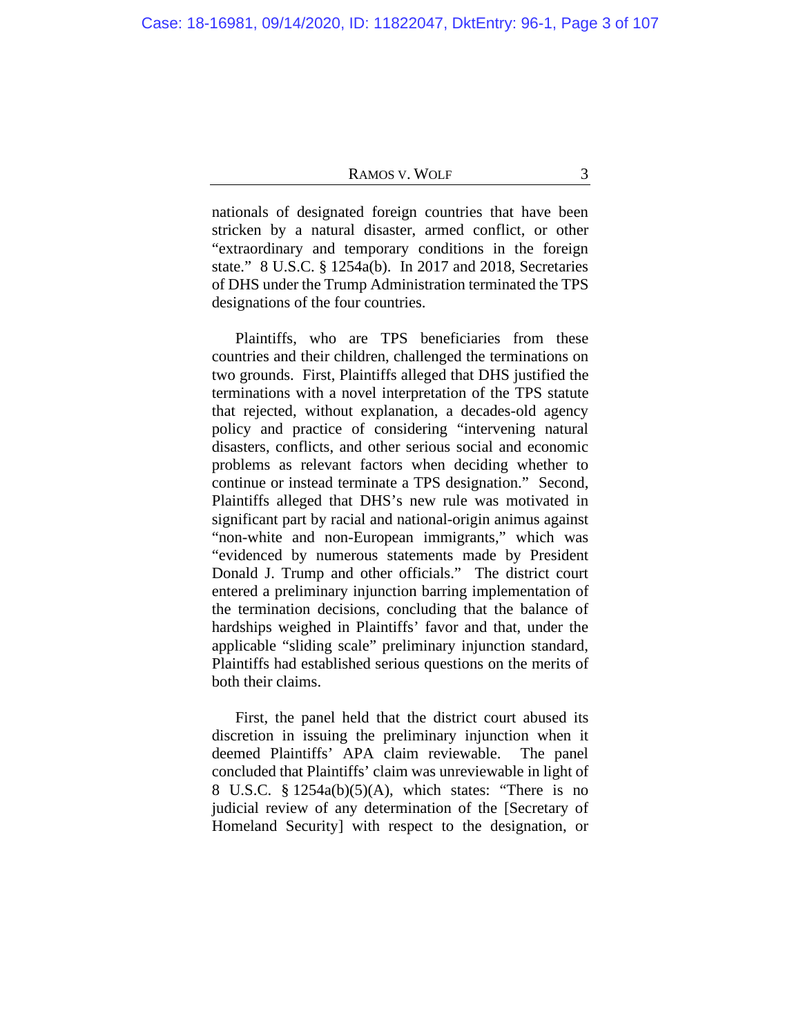nationals of designated foreign countries that have been stricken by a natural disaster, armed conflict, or other "extraordinary and temporary conditions in the foreign state." 8 U.S.C. § 1254a(b). In 2017 and 2018, Secretaries of DHS under the Trump Administration terminated the TPS designations of the four countries.

Plaintiffs, who are TPS beneficiaries from these countries and their children, challenged the terminations on two grounds. First, Plaintiffs alleged that DHS justified the terminations with a novel interpretation of the TPS statute that rejected, without explanation, a decades-old agency policy and practice of considering "intervening natural disasters, conflicts, and other serious social and economic problems as relevant factors when deciding whether to continue or instead terminate a TPS designation." Second, Plaintiffs alleged that DHS's new rule was motivated in significant part by racial and national-origin animus against "non-white and non-European immigrants," which was "evidenced by numerous statements made by President Donald J. Trump and other officials." The district court entered a preliminary injunction barring implementation of the termination decisions, concluding that the balance of hardships weighed in Plaintiffs' favor and that, under the applicable "sliding scale" preliminary injunction standard, Plaintiffs had established serious questions on the merits of both their claims.

First, the panel held that the district court abused its discretion in issuing the preliminary injunction when it deemed Plaintiffs' APA claim reviewable. The panel concluded that Plaintiffs' claim was unreviewable in light of 8 U.S.C. § 1254a(b)(5)(A), which states: "There is no judicial review of any determination of the [Secretary of Homeland Security] with respect to the designation, or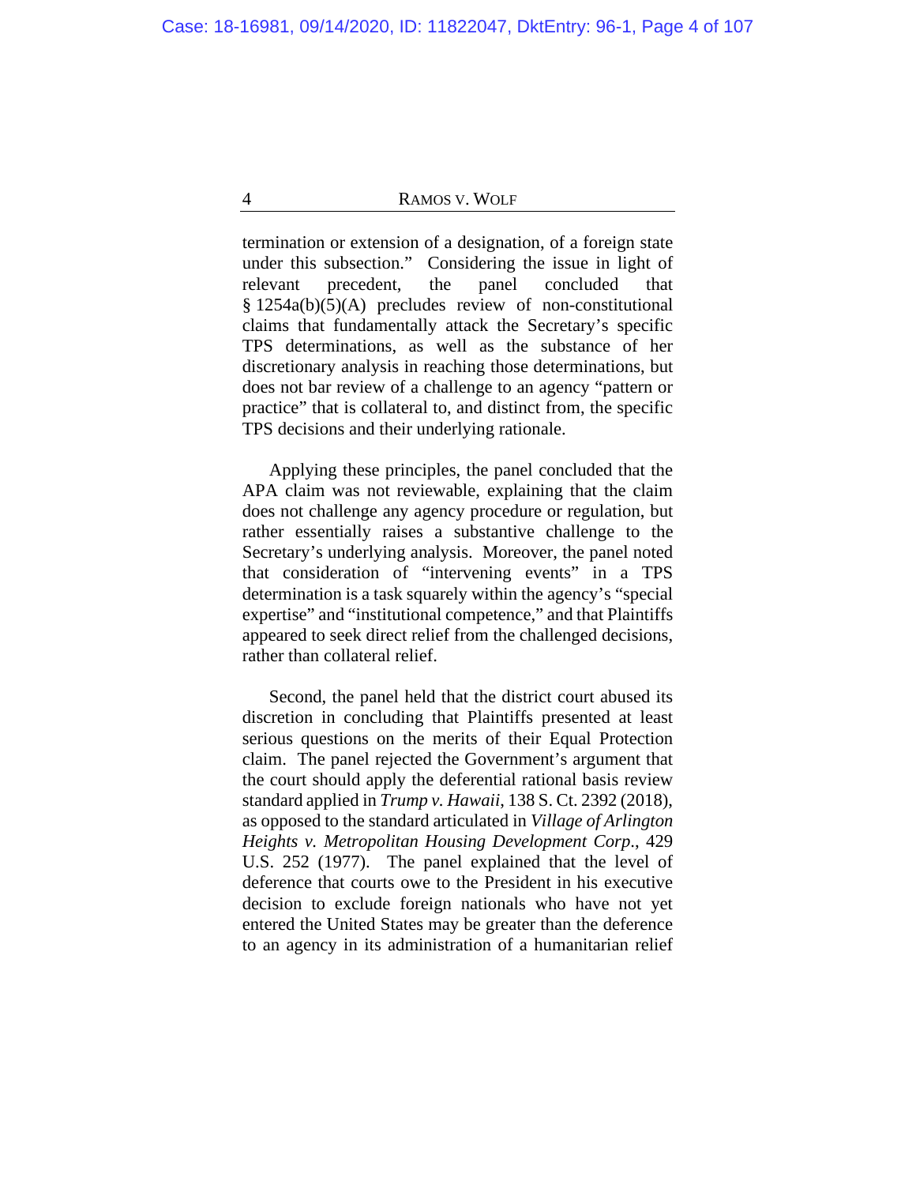termination or extension of a designation, of a foreign state under this subsection." Considering the issue in light of relevant precedent, the panel concluded that § 1254a(b)(5)(A) precludes review of non-constitutional claims that fundamentally attack the Secretary's specific TPS determinations, as well as the substance of her discretionary analysis in reaching those determinations, but does not bar review of a challenge to an agency "pattern or practice" that is collateral to, and distinct from, the specific TPS decisions and their underlying rationale.

Applying these principles, the panel concluded that the APA claim was not reviewable, explaining that the claim does not challenge any agency procedure or regulation, but rather essentially raises a substantive challenge to the Secretary's underlying analysis. Moreover, the panel noted that consideration of "intervening events" in a TPS determination is a task squarely within the agency's "special expertise" and "institutional competence," and that Plaintiffs appeared to seek direct relief from the challenged decisions, rather than collateral relief.

Second, the panel held that the district court abused its discretion in concluding that Plaintiffs presented at least serious questions on the merits of their Equal Protection claim. The panel rejected the Government's argument that the court should apply the deferential rational basis review standard applied in *Trump v. Hawaii*, 138 S. Ct. 2392 (2018), as opposed to the standard articulated in *Village of Arlington Heights v. Metropolitan Housing Development Corp*., 429 U.S. 252 (1977). The panel explained that the level of deference that courts owe to the President in his executive decision to exclude foreign nationals who have not yet entered the United States may be greater than the deference to an agency in its administration of a humanitarian relief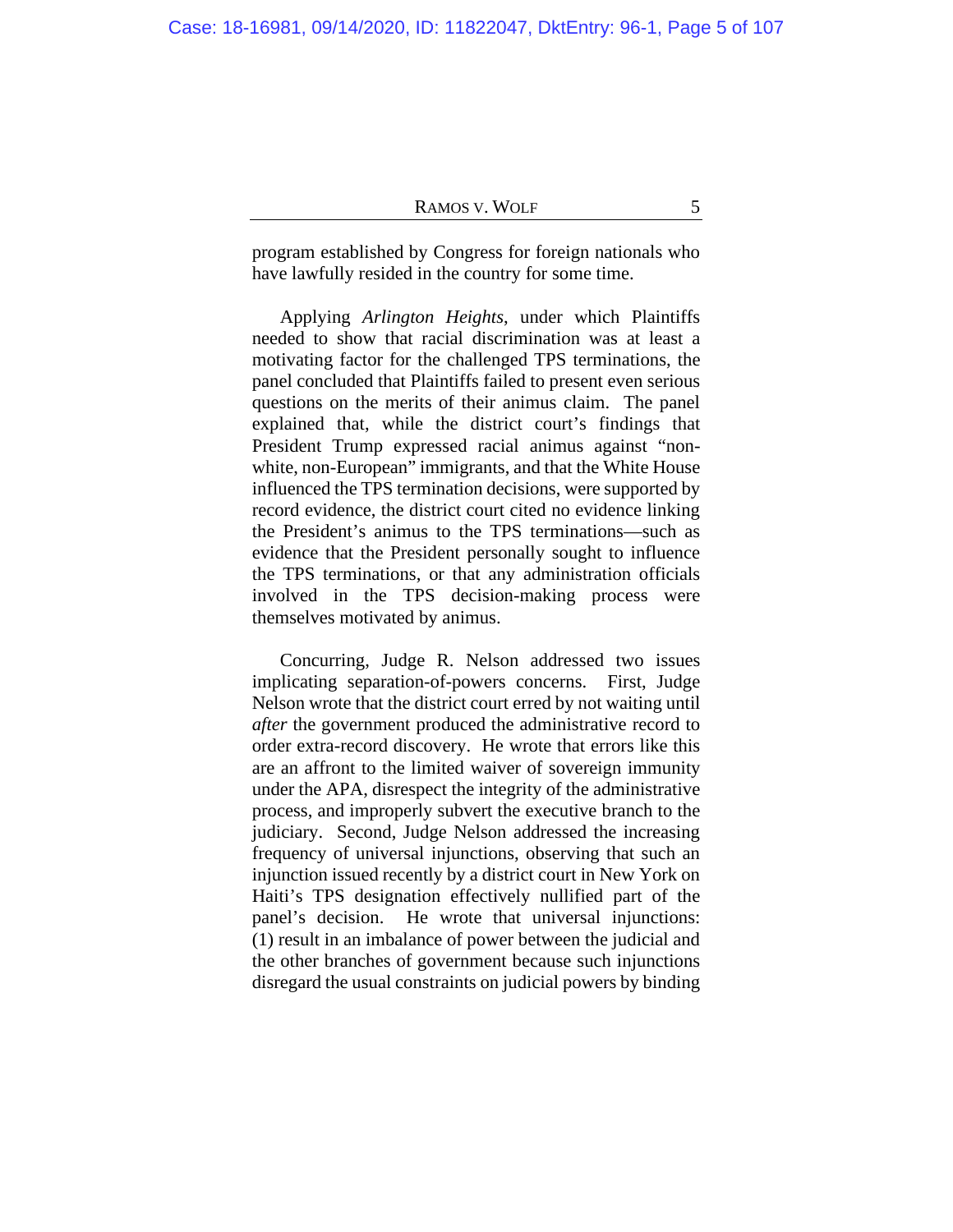program established by Congress for foreign nationals who have lawfully resided in the country for some time.

Applying *Arlington Heights*, under which Plaintiffs needed to show that racial discrimination was at least a motivating factor for the challenged TPS terminations, the panel concluded that Plaintiffs failed to present even serious questions on the merits of their animus claim. The panel explained that, while the district court's findings that President Trump expressed racial animus against "non-white, non-European" immigrants, and that the White House influenced the TPS termination decisions, were supported by record evidence, the district court cited no evidence linking the President's animus to the TPS terminations—such as evidence that the President personally sought to influence the TPS terminations, or that any administration officials involved in the TPS decision-making process were themselves motivated by animus.

Concurring, Judge R. Nelson addressed two issues implicating separation-of-powers concerns. First, Judge Nelson wrote that the district court erred by not waiting until *after* the government produced the administrative record to order extra-record discovery. He wrote that errors like this are an affront to the limited waiver of sovereign immunity under the APA, disrespect the integrity of the administrative process, and improperly subvert the executive branch to the judiciary. Second, Judge Nelson addressed the increasing frequency of universal injunctions, observing that such an injunction issued recently by a district court in New York on Haiti's TPS designation effectively nullified part of the panel's decision. He wrote that universal injunctions: (1) result in an imbalance of power between the judicial and the other branches of government because such injunctions disregard the usual constraints on judicial powers by binding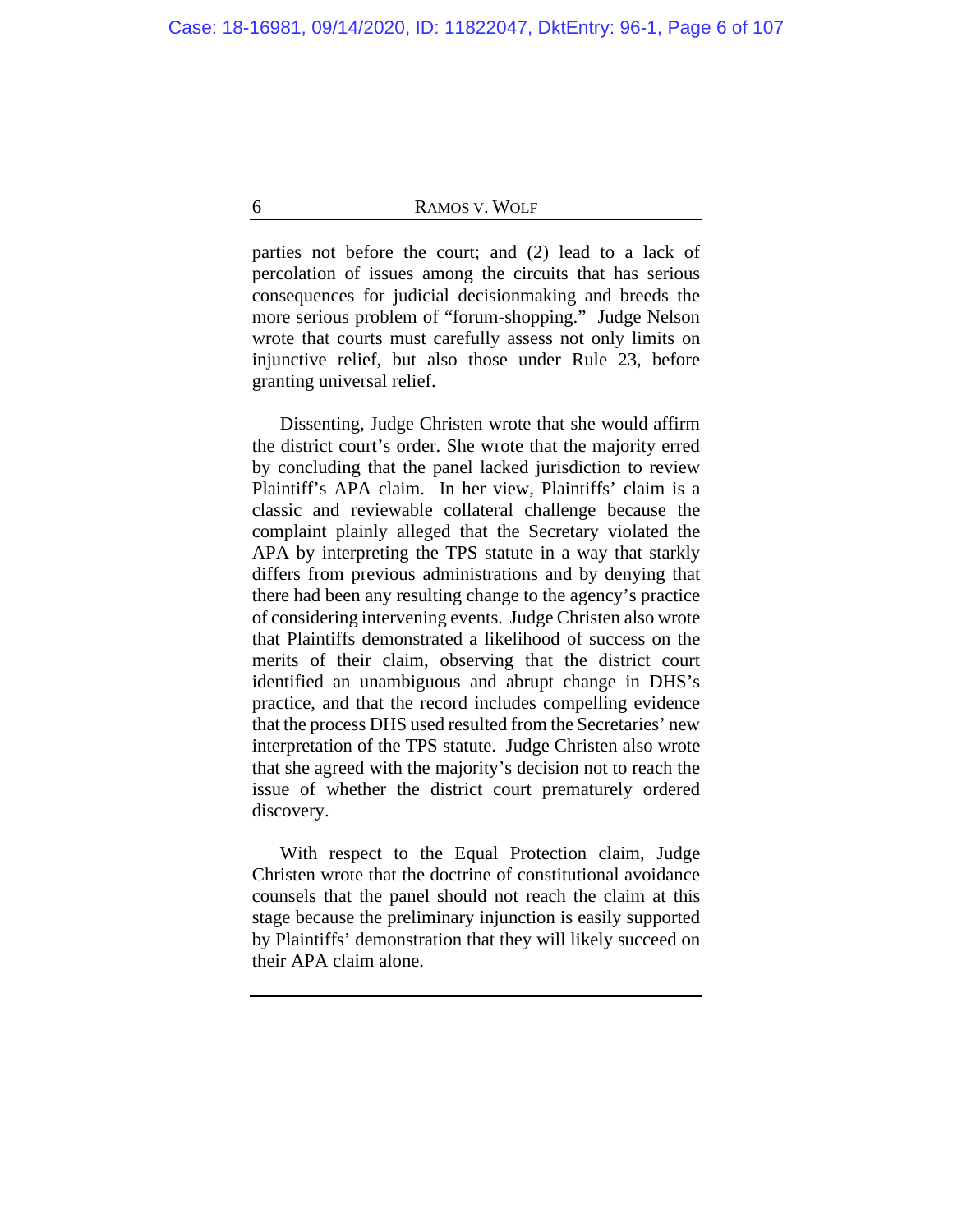parties not before the court; and (2) lead to a lack of percolation of issues among the circuits that has serious consequences for judicial decisionmaking and breeds the more serious problem of "forum-shopping." Judge Nelson wrote that courts must carefully assess not only limits on injunctive relief, but also those under Rule 23, before granting universal relief.

Dissenting, Judge Christen wrote that she would affirm the district court's order. She wrote that the majority erred by concluding that the panel lacked jurisdiction to review Plaintiff's APA claim. In her view, Plaintiffs' claim is a classic and reviewable collateral challenge because the complaint plainly alleged that the Secretary violated the APA by interpreting the TPS statute in a way that starkly differs from previous administrations and by denying that there had been any resulting change to the agency's practice of considering intervening events. Judge Christen also wrote that Plaintiffs demonstrated a likelihood of success on the merits of their claim, observing that the district court identified an unambiguous and abrupt change in DHS's practice, and that the record includes compelling evidence that the process DHS used resulted from the Secretaries' new interpretation of the TPS statute. Judge Christen also wrote that she agreed with the majority's decision not to reach the issue of whether the district court prematurely ordered discovery.

With respect to the Equal Protection claim, Judge Christen wrote that the doctrine of constitutional avoidance counsels that the panel should not reach the claim at this stage because the preliminary injunction is easily supported by Plaintiffs' demonstration that they will likely succeed on their APA claim alone.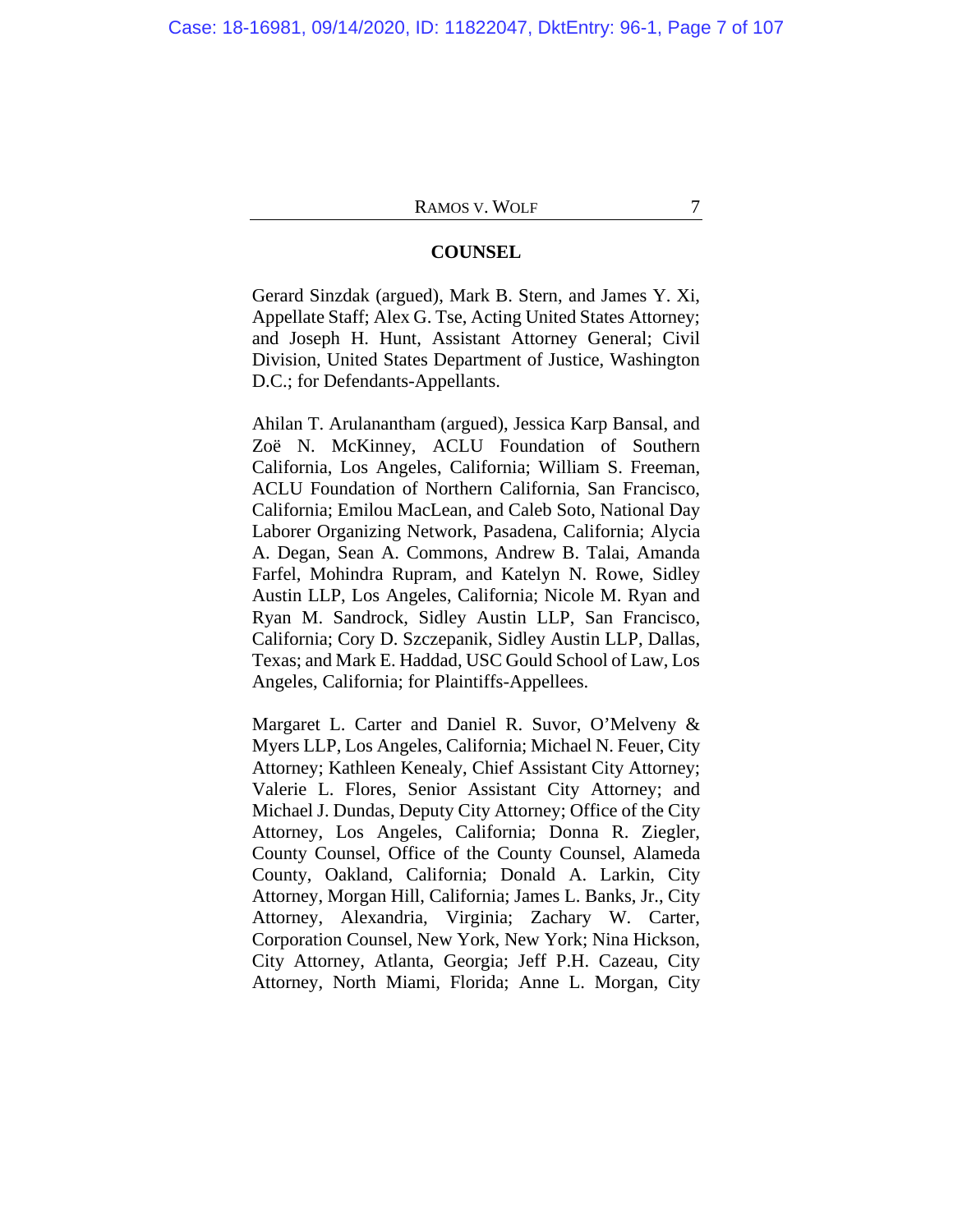## COUNSEL

Gerard Sinzdak (argued), Mark B. Stern, and James Y. Xi, Appellate Staff; Alex G. Tse, Acting United States Attorney; and Joseph H. Hunt, Assistant Attorney General; Civil Division, United States Department of Justice, Washington D.C.; for Defendants-Appellants.

Ahilan T. Arulanantham (argued), Jessica Karp Bansal, and Zoë N. McKinney, ACLU Foundation of Southern California, Los Angeles, California; William S. Freeman, ACLU Foundation of Northern California, San Francisco, California; Emilou MacLean, and Caleb Soto, National Day Laborer Organizing Network, Pasadena, California; Alycia A. Degan, Sean A. Commons, Andrew B. Talai, Amanda Farfel, Mohindra Rupram, and Katelyn N. Rowe, Sidley Austin LLP, Los Angeles, California; Nicole M. Ryan and Ryan M. Sandrock, Sidley Austin LLP, San Francisco, California; Cory D. Szczepanik, Sidley Austin LLP, Dallas, Texas; and Mark E. Haddad, USC Gould School of Law, Los Angeles, California; for Plaintiffs-Appellees.

Margaret L. Carter and Daniel R. Suvor, O'Melveny & Myers LLP, Los Angeles, California; Michael N. Feuer, City Attorney; Kathleen Kenealy, Chief Assistant City Attorney; Valerie L. Flores, Senior Assistant City Attorney; and Michael J. Dundas, Deputy City Attorney; Office of the City Attorney, Los Angeles, California; Donna R. Ziegler, County Counsel, Office of the County Counsel, Alameda County, Oakland, California; Donald A. Larkin, City Attorney, Morgan Hill, California; James L. Banks, Jr., City Attorney, Alexandria, Virginia; Zachary W. Carter, Corporation Counsel, New York, New York; Nina Hickson, City Attorney, Atlanta, Georgia; Jeff P.H. Cazeau, City Attorney, North Miami, Florida; Anne L. Morgan, City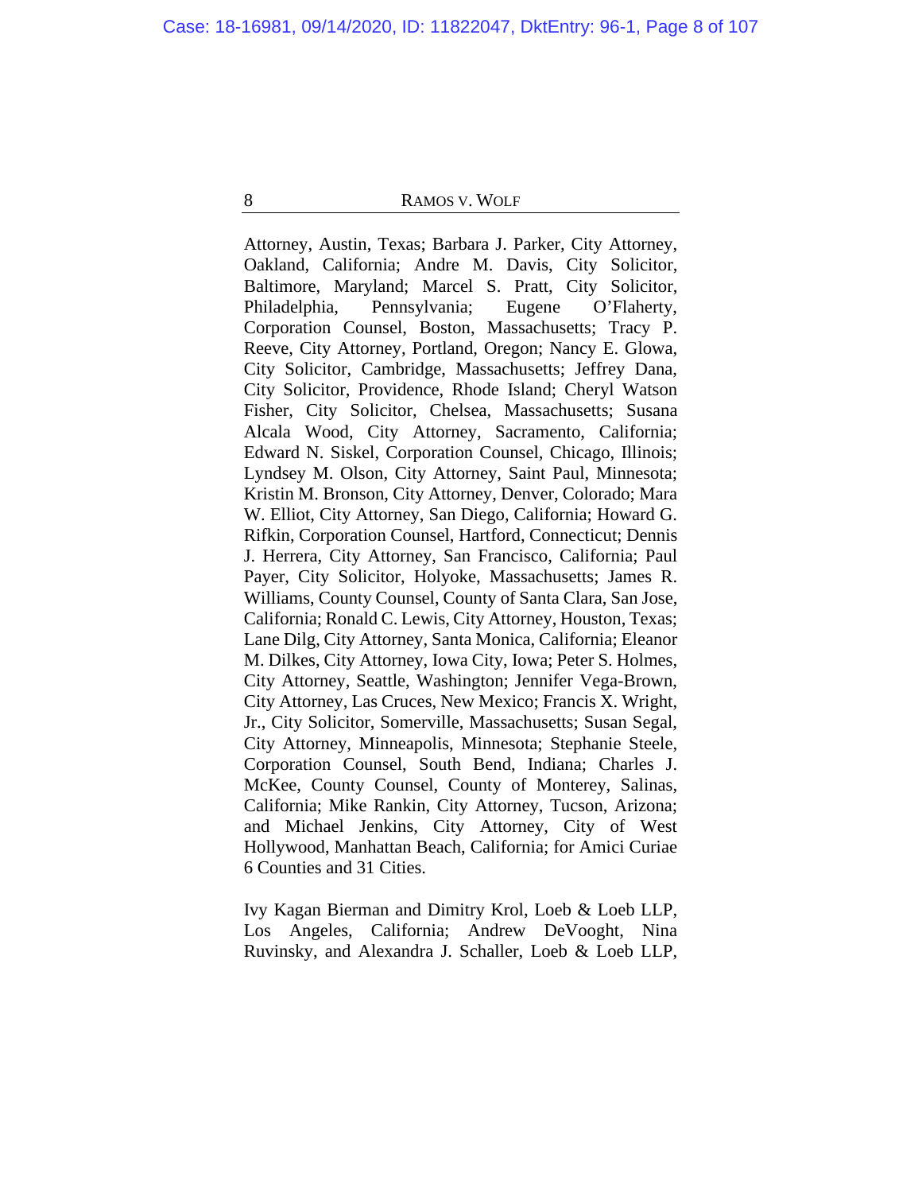Attorney, Austin, Texas; Barbara J. Parker, City Attorney, Oakland, California; Andre M. Davis, City Solicitor, Baltimore, Maryland; Marcel S. Pratt, City Solicitor, Philadelphia, Pennsylvania; Eugene O'Flaherty, Corporation Counsel, Boston, Massachusetts; Tracy P. Reeve, City Attorney, Portland, Oregon; Nancy E. Glowa, City Solicitor, Cambridge, Massachusetts; Jeffrey Dana, City Solicitor, Providence, Rhode Island; Cheryl Watson Fisher, City Solicitor, Chelsea, Massachusetts; Susana Alcala Wood, City Attorney, Sacramento, California; Edward N. Siskel, Corporation Counsel, Chicago, Illinois; Lyndsey M. Olson, City Attorney, Saint Paul, Minnesota; Kristin M. Bronson, City Attorney, Denver, Colorado; Mara W. Elliot, City Attorney, San Diego, California; Howard G. Rifkin, Corporation Counsel, Hartford, Connecticut; Dennis J. Herrera, City Attorney, San Francisco, California; Paul Payer, City Solicitor, Holyoke, Massachusetts; James R. Williams, County Counsel, County of Santa Clara, San Jose, California; Ronald C. Lewis, City Attorney, Houston, Texas; Lane Dilg, City Attorney, Santa Monica, California; Eleanor M. Dilkes, City Attorney, Iowa City, Iowa; Peter S. Holmes, City Attorney, Seattle, Washington; Jennifer Vega-Brown, City Attorney, Las Cruces, New Mexico; Francis X. Wright, Jr., City Solicitor, Somerville, Massachusetts; Susan Segal, City Attorney, Minneapolis, Minnesota; Stephanie Steele, Corporation Counsel, South Bend, Indiana; Charles J. McKee, County Counsel, County of Monterey, Salinas, California; Mike Rankin, City Attorney, Tucson, Arizona; and Michael Jenkins, City Attorney, City of West Hollywood, Manhattan Beach, California; for Amici Curiae 6 Counties and 31 Cities.

Ivy Kagan Bierman and Dimitry Krol, Loeb & Loeb LLP, Los Angeles, California; Andrew DeVooght, Nina Ruvinsky, and Alexandra J. Schaller, Loeb & Loeb LLP,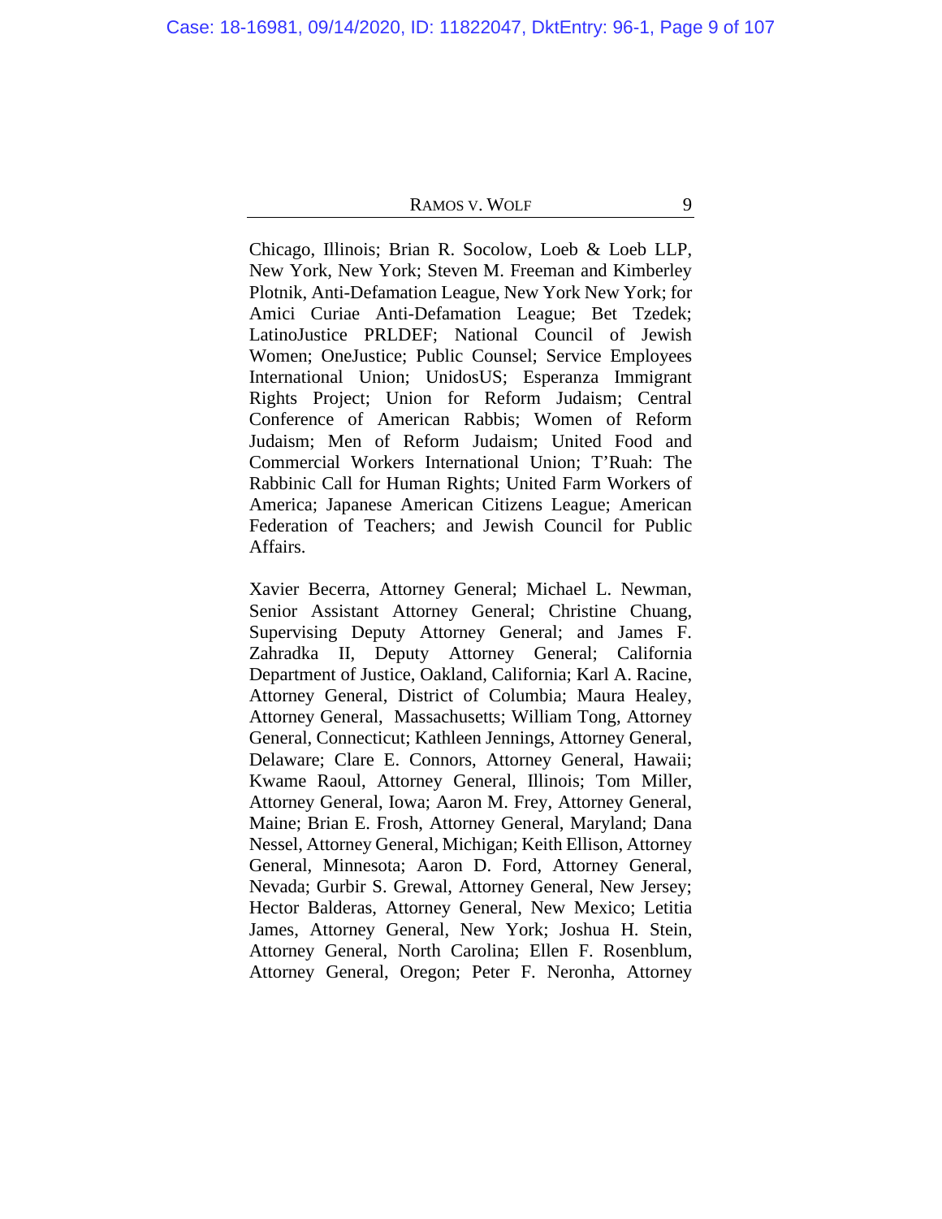Chicago, Illinois; Brian R. Socolow, Loeb & Loeb LLP, New York, New York; Steven M. Freeman and Kimberley Plotnik, Anti-Defamation League, New York New York; for Amici Curiae Anti-Defamation League; Bet Tzedek; LatinoJustice PRLDEF; National Council of Jewish Women; OneJustice; Public Counsel; Service Employees International Union; UnidosUS; Esperanza Immigrant Rights Project; Union for Reform Judaism; Central Conference of American Rabbis; Women of Reform Judaism; Men of Reform Judaism; United Food and Commercial Workers International Union; T'Ruah: The Rabbinic Call for Human Rights; United Farm Workers of America; Japanese American Citizens League; American Federation of Teachers; and Jewish Council for Public Affairs.

Xavier Becerra, Attorney General; Michael L. Newman, Senior Assistant Attorney General; Christine Chuang, Supervising Deputy Attorney General; and James F. Zahradka II, Deputy Attorney General; California Department of Justice, Oakland, California; Karl A. Racine, Attorney General, District of Columbia; Maura Healey, Attorney General, Massachusetts; William Tong, Attorney General, Connecticut; Kathleen Jennings, Attorney General, Delaware; Clare E. Connors, Attorney General, Hawaii; Kwame Raoul, Attorney General, Illinois; Tom Miller, Attorney General, Iowa; Aaron M. Frey, Attorney General, Maine; Brian E. Frosh, Attorney General, Maryland; Dana Nessel, Attorney General, Michigan; Keith Ellison, Attorney General, Minnesota; Aaron D. Ford, Attorney General, Nevada; Gurbir S. Grewal, Attorney General, New Jersey; Hector Balderas, Attorney General, New Mexico; Letitia James, Attorney General, New York; Joshua H. Stein, Attorney General, North Carolina; Ellen F. Rosenblum, Attorney General, Oregon; Peter F. Neronha, Attorney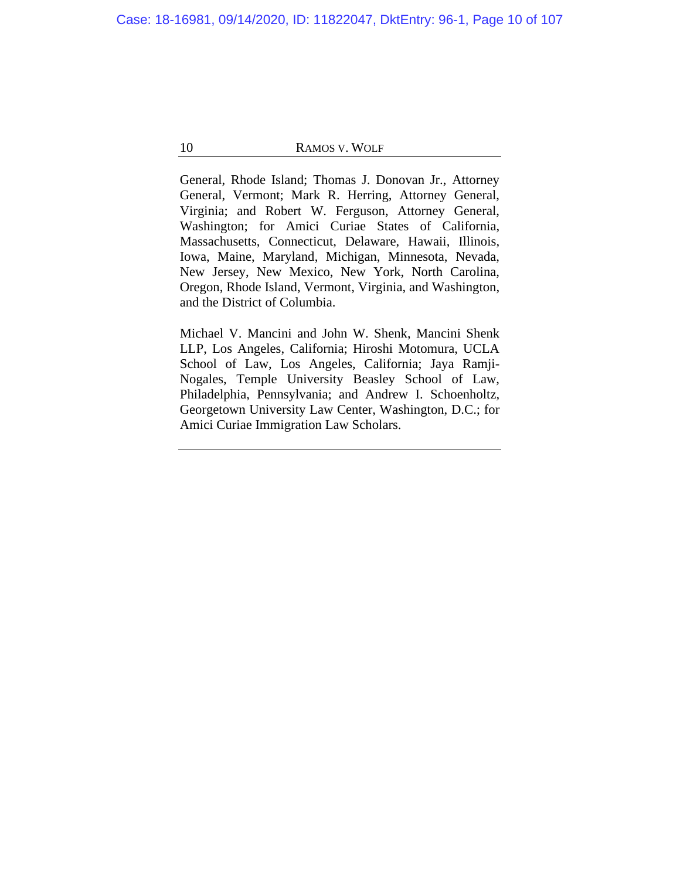General, Rhode Island; Thomas J. Donovan Jr., Attorney General, Vermont; Mark R. Herring, Attorney General, Virginia; and Robert W. Ferguson, Attorney General, Washington; for Amici Curiae States of California, Massachusetts, Connecticut, Delaware, Hawaii, Illinois, Iowa, Maine, Maryland, Michigan, Minnesota, Nevada, New Jersey, New Mexico, New York, North Carolina, Oregon, Rhode Island, Vermont, Virginia, and Washington, and the District of Columbia.

Michael V. Mancini and John W. Shenk, Mancini Shenk LLP, Los Angeles, California; Hiroshi Motomura, UCLA School of Law, Los Angeles, California; Jaya Ramji-Nogales, Temple University Beasley School of Law, Philadelphia, Pennsylvania; and Andrew I. Schoenholtz, Georgetown University Law Center, Washington, D.C.; for Amici Curiae Immigration Law Scholars.

---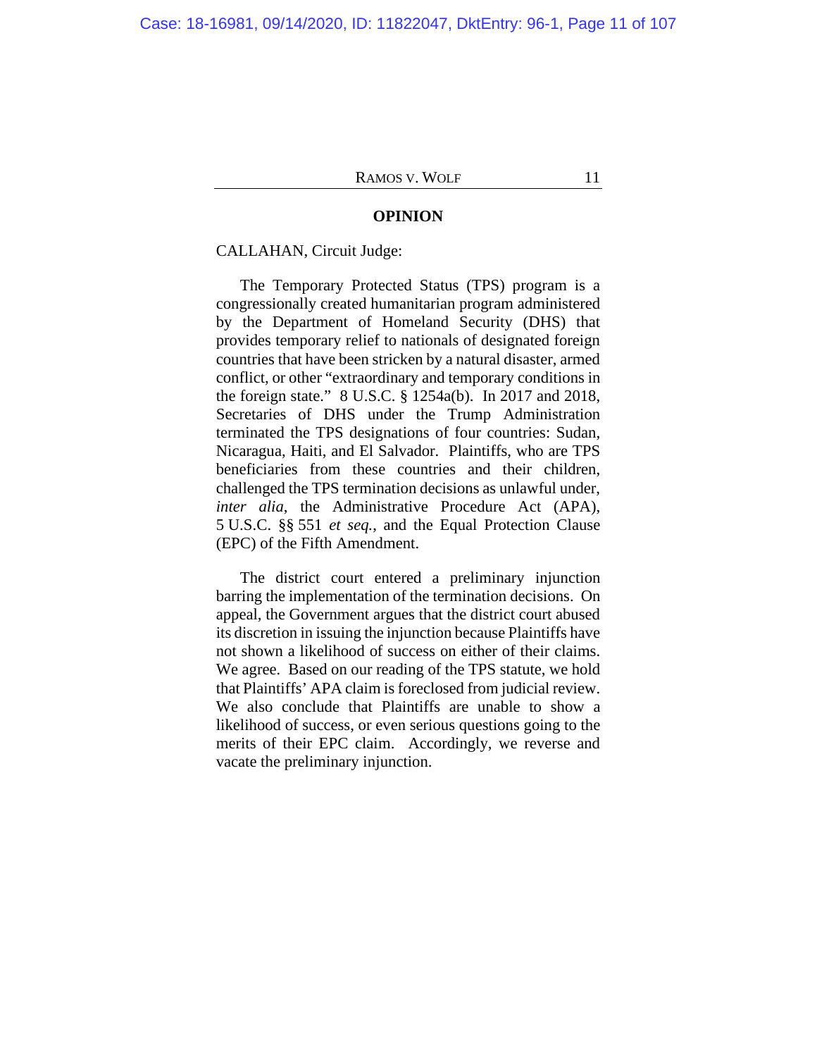## OPINION

CALLAHAN, Circuit Judge:

The Temporary Protected Status (TPS) program is a congressionally created humanitarian program administered by the Department of Homeland Security (DHS) that provides temporary relief to nationals of designated foreign countries that have been stricken by a natural disaster, armed conflict, or other "extraordinary and temporary conditions in the foreign state." 8 U.S.C. § 1254a(b). In 2017 and 2018, Secretaries of DHS under the Trump Administration terminated the TPS designations of four countries: Sudan, Nicaragua, Haiti, and El Salvador. Plaintiffs, who are TPS beneficiaries from these countries and their children, challenged the TPS termination decisions as unlawful under, *inter alia*, the Administrative Procedure Act (APA), 5 U.S.C. §§ 551 *et seq.*, and the Equal Protection Clause (EPC) of the Fifth Amendment.

The district court entered a preliminary injunction barring the implementation of the termination decisions. On appeal, the Government argues that the district court abused its discretion in issuing the injunction because Plaintiffs have not shown a likelihood of success on either of their claims. We agree. Based on our reading of the TPS statute, we hold that Plaintiffs' APA claim is foreclosed from judicial review. We also conclude that Plaintiffs are unable to show a likelihood of success, or even serious questions going to the merits of their EPC claim. Accordingly, we reverse and vacate the preliminary injunction.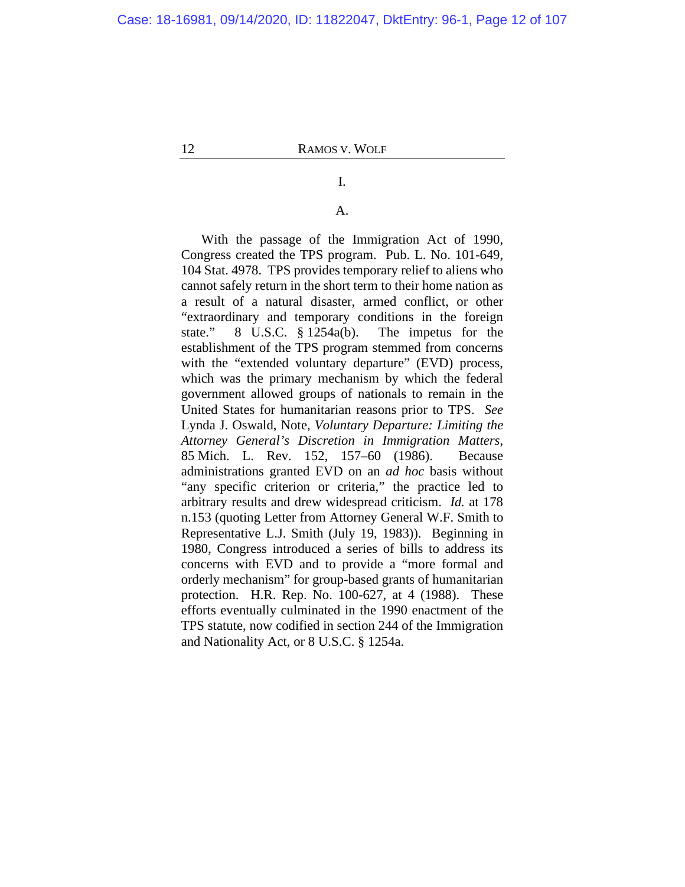I.

A.

With the passage of the Immigration Act of 1990, Congress created the TPS program. Pub. L. No. 101-649, 104 Stat. 4978. TPS provides temporary relief to aliens who cannot safely return in the short term to their home nation as a result of a natural disaster, armed conflict, or other "extraordinary and temporary conditions in the foreign state." 8 U.S.C. § 1254a(b). The impetus for the establishment of the TPS program stemmed from concerns with the "extended voluntary departure" (EVD) process, which was the primary mechanism by which the federal government allowed groups of nationals to remain in the United States for humanitarian reasons prior to TPS. *See* Lynda J. Oswald, Note, *Voluntary Departure: Limiting the Attorney General's Discretion in Immigration Matters*, 85 Mich. L. Rev. 152, 157–60 (1986). Because administrations granted EVD on an *ad hoc* basis without "any specific criterion or criteria," the practice led to arbitrary results and drew widespread criticism. *Id.* at 178 n.153 (quoting Letter from Attorney General W.F. Smith to Representative L.J. Smith (July 19, 1983)). Beginning in 1980, Congress introduced a series of bills to address its concerns with EVD and to provide a "more formal and orderly mechanism" for group-based grants of humanitarian protection. H.R. Rep. No. 100-627, at 4 (1988). These efforts eventually culminated in the 1990 enactment of the TPS statute, now codified in section 244 of the Immigration and Nationality Act, or 8 U.S.C. § 1254a.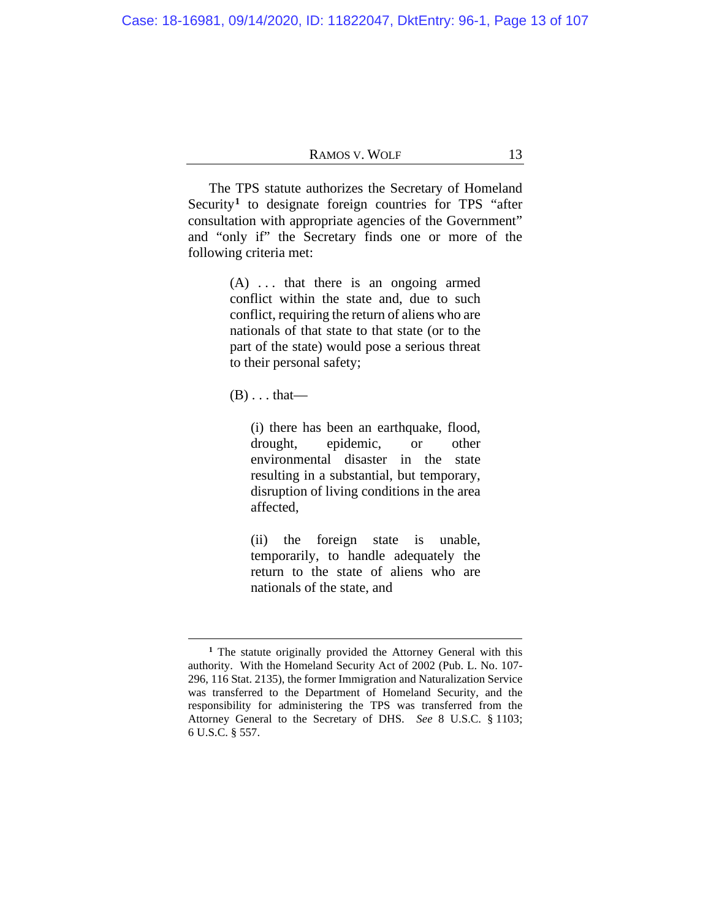The TPS statute authorizes the Secretary of Homeland Security[1] to designate foreign countries for TPS "after consultation with appropriate agencies of the Government" and "only if" the Secretary finds one or more of the following criteria met:

> (A) . . . that there is an ongoing armed conflict within the state and, due to such conflict, requiring the return of aliens who are nationals of that state to that state (or to the part of the state) would pose a serious threat to their personal safety;
>
> (B) . . . that—
>
> > (i) there has been an earthquake, flood, drought, epidemic, or other environmental disaster in the state resulting in a substantial, but temporary, disruption of living conditions in the area affected,
> >
> > (ii) the foreign state is unable, temporarily, to handle adequately the return to the state of aliens who are nationals of the state, and

---

[1] The statute originally provided the Attorney General with this authority. With the Homeland Security Act of 2002 (Pub. L. No. 107-296, 116 Stat. 2135), the former Immigration and Naturalization Service was transferred to the Department of Homeland Security, and the responsibility for administering the TPS was transferred from the Attorney General to the Secretary of DHS. *See* 8 U.S.C. § 1103; 6 U.S.C. § 557.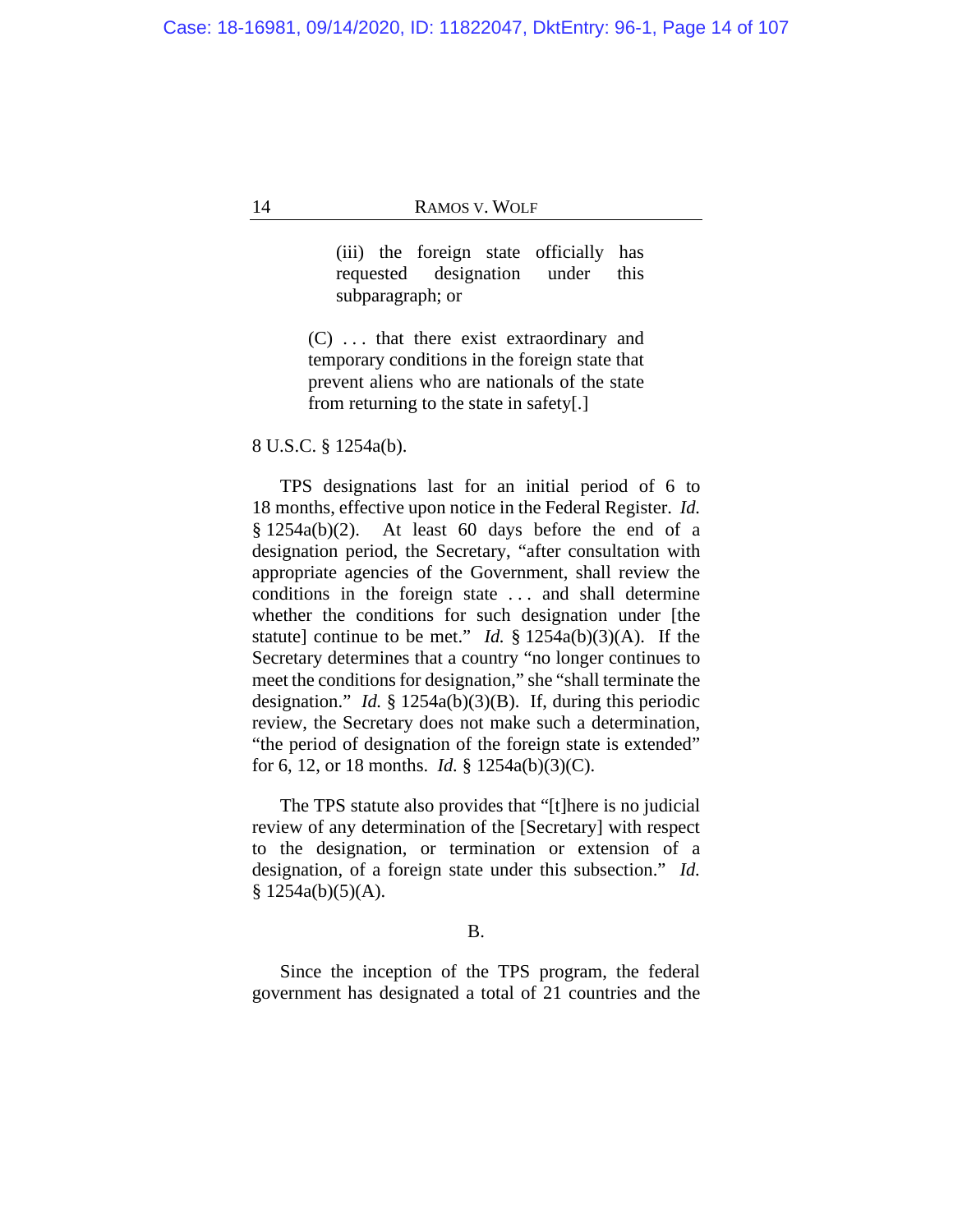> (iii) the foreign state officially has requested designation under this subparagraph; or
>
> (C) . . . that there exist extraordinary and temporary conditions in the foreign state that prevent aliens who are nationals of the state from returning to the state in safety[.]

8 U.S.C. § 1254a(b).

TPS designations last for an initial period of 6 to 18 months, effective upon notice in the Federal Register. *Id.* § 1254a(b)(2). At least 60 days before the end of a designation period, the Secretary, "after consultation with appropriate agencies of the Government, shall review the conditions in the foreign state . . . and shall determine whether the conditions for such designation under [the statute] continue to be met." *Id.* § 1254a(b)(3)(A). If the Secretary determines that a country "no longer continues to meet the conditions for designation," she "shall terminate the designation." *Id.* § 1254a(b)(3)(B). If, during this periodic review, the Secretary does not make such a determination, "the period of designation of the foreign state is extended" for 6, 12, or 18 months. *Id.* § 1254a(b)(3)(C).

The TPS statute also provides that "[t]here is no judicial review of any determination of the [Secretary] with respect to the designation, or termination or extension of a designation, of a foreign state under this subsection." *Id.* § 1254a(b)(5)(A).

## B.

Since the inception of the TPS program, the federal government has designated a total of 21 countries and the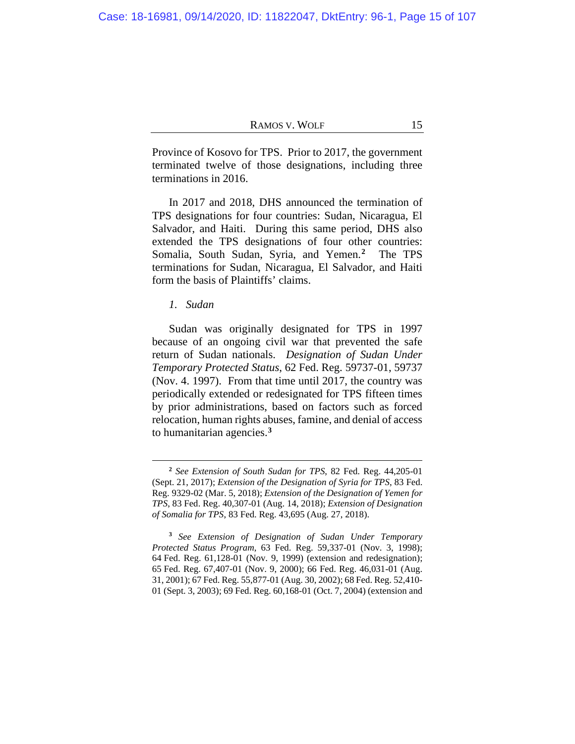Province of Kosovo for TPS. Prior to 2017, the government terminated twelve of those designations, including three terminations in 2016.

In 2017 and 2018, DHS announced the termination of TPS designations for four countries: Sudan, Nicaragua, El Salvador, and Haiti. During this same period, DHS also extended the TPS designations of four other countries: Somalia, South Sudan, Syria, and Yemen.[2] The TPS terminations for Sudan, Nicaragua, El Salvador, and Haiti form the basis of Plaintiffs' claims.

*1. Sudan*

Sudan was originally designated for TPS in 1997 because of an ongoing civil war that prevented the safe return of Sudan nationals. *Designation of Sudan Under Temporary Protected Status*, 62 Fed. Reg. 59737-01, 59737 (Nov. 4. 1997). From that time until 2017, the country was periodically extended or redesignated for TPS fifteen times by prior administrations, based on factors such as forced relocation, human rights abuses, famine, and denial of access to humanitarian agencies.[3]

---

[2] *See Extension of South Sudan for TPS*, 82 Fed. Reg. 44,205-01 (Sept. 21, 2017); *Extension of the Designation of Syria for TPS*, 83 Fed. Reg. 9329-02 (Mar. 5, 2018); *Extension of the Designation of Yemen for TPS*, 83 Fed. Reg. 40,307-01 (Aug. 14, 2018); *Extension of Designation of Somalia for TPS*, 83 Fed. Reg. 43,695 (Aug. 27, 2018).

[3] *See Extension of Designation of Sudan Under Temporary Protected Status Program*, 63 Fed. Reg. 59,337-01 (Nov. 3, 1998); 64 Fed. Reg. 61,128-01 (Nov. 9, 1999) (extension and redesignation); 65 Fed. Reg. 67,407-01 (Nov. 9, 2000); 66 Fed. Reg. 46,031-01 (Aug. 31, 2001); 67 Fed. Reg. 55,877-01 (Aug. 30, 2002); 68 Fed. Reg. 52,410-01 (Sept. 3, 2003); 69 Fed. Reg. 60,168-01 (Oct. 7, 2004) (extension and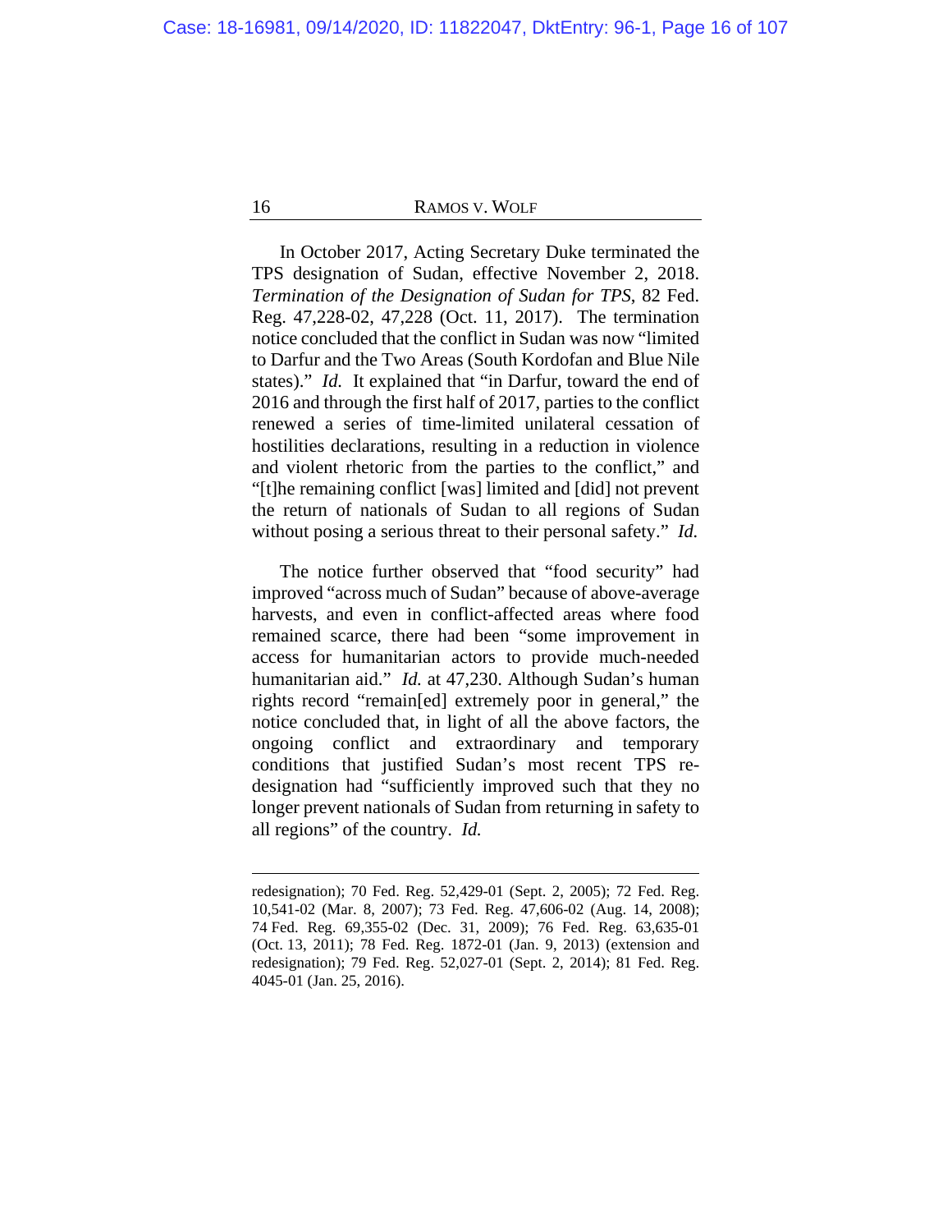In October 2017, Acting Secretary Duke terminated the TPS designation of Sudan, effective November 2, 2018. *Termination of the Designation of Sudan for TPS*, 82 Fed. Reg. 47,228-02, 47,228 (Oct. 11, 2017). The termination notice concluded that the conflict in Sudan was now "limited to Darfur and the Two Areas (South Kordofan and Blue Nile states)." *Id.* It explained that "in Darfur, toward the end of 2016 and through the first half of 2017, parties to the conflict renewed a series of time-limited unilateral cessation of hostilities declarations, resulting in a reduction in violence and violent rhetoric from the parties to the conflict," and "[t]he remaining conflict [was] limited and [did] not prevent the return of nationals of Sudan to all regions of Sudan without posing a serious threat to their personal safety." *Id.*

The notice further observed that "food security" had improved "across much of Sudan" because of above-average harvests, and even in conflict-affected areas where food remained scarce, there had been "some improvement in access for humanitarian actors to provide much-needed humanitarian aid." *Id.* at 47,230. Although Sudan's human rights record "remain[ed] extremely poor in general," the notice concluded that, in light of all the above factors, the ongoing conflict and extraordinary and temporary conditions that justified Sudan's most recent TPS re-designation had "sufficiently improved such that they no longer prevent nationals of Sudan from returning in safety to all regions" of the country. *Id.*

---

redesignation); 70 Fed. Reg. 52,429-01 (Sept. 2, 2005); 72 Fed. Reg. 10,541-02 (Mar. 8, 2007); 73 Fed. Reg. 47,606-02 (Aug. 14, 2008); 74 Fed. Reg. 69,355-02 (Dec. 31, 2009); 76 Fed. Reg. 63,635-01 (Oct. 13, 2011); 78 Fed. Reg. 1872-01 (Jan. 9, 2013) (extension and redesignation); 79 Fed. Reg. 52,027-01 (Sept. 2, 2014); 81 Fed. Reg. 4045-01 (Jan. 25, 2016).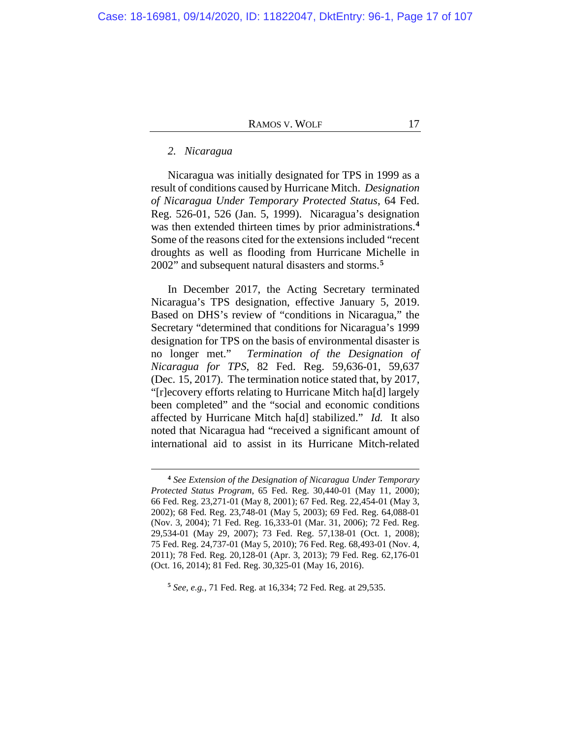### 2. *Nicaragua*

Nicaragua was initially designated for TPS in 1999 as a result of conditions caused by Hurricane Mitch. *Designation of Nicaragua Under Temporary Protected Status*, 64 Fed. Reg. 526-01, 526 (Jan. 5, 1999). Nicaragua's designation was then extended thirteen times by prior administrations.[4] Some of the reasons cited for the extensions included "recent droughts as well as flooding from Hurricane Michelle in 2002" and subsequent natural disasters and storms.[5]

In December 2017, the Acting Secretary terminated Nicaragua's TPS designation, effective January 5, 2019. Based on DHS's review of "conditions in Nicaragua," the Secretary "determined that conditions for Nicaragua's 1999 designation for TPS on the basis of environmental disaster is no longer met." *Termination of the Designation of Nicaragua for TPS*, 82 Fed. Reg. 59,636-01, 59,637 (Dec. 15, 2017). The termination notice stated that, by 2017, "[r]ecovery efforts relating to Hurricane Mitch ha[d] largely been completed" and the "social and economic conditions affected by Hurricane Mitch ha[d] stabilized." *Id.* It also noted that Nicaragua had "received a significant amount of international aid to assist in its Hurricane Mitch-related

---

[4] *See Extension of the Designation of Nicaragua Under Temporary Protected Status Program*, 65 Fed. Reg. 30,440-01 (May 11, 2000); 66 Fed. Reg. 23,271-01 (May 8, 2001); 67 Fed. Reg. 22,454-01 (May 3, 2002); 68 Fed. Reg. 23,748-01 (May 5, 2003); 69 Fed. Reg. 64,088-01 (Nov. 3, 2004); 71 Fed. Reg. 16,333-01 (Mar. 31, 2006); 72 Fed. Reg. 29,534-01 (May 29, 2007); 73 Fed. Reg. 57,138-01 (Oct. 1, 2008); 75 Fed. Reg. 24,737-01 (May 5, 2010); 76 Fed. Reg. 68,493-01 (Nov. 4, 2011); 78 Fed. Reg. 20,128-01 (Apr. 3, 2013); 79 Fed. Reg. 62,176-01 (Oct. 16, 2014); 81 Fed. Reg. 30,325-01 (May 16, 2016).

[5] *See, e.g.*, 71 Fed. Reg. at 16,334; 72 Fed. Reg. at 29,535.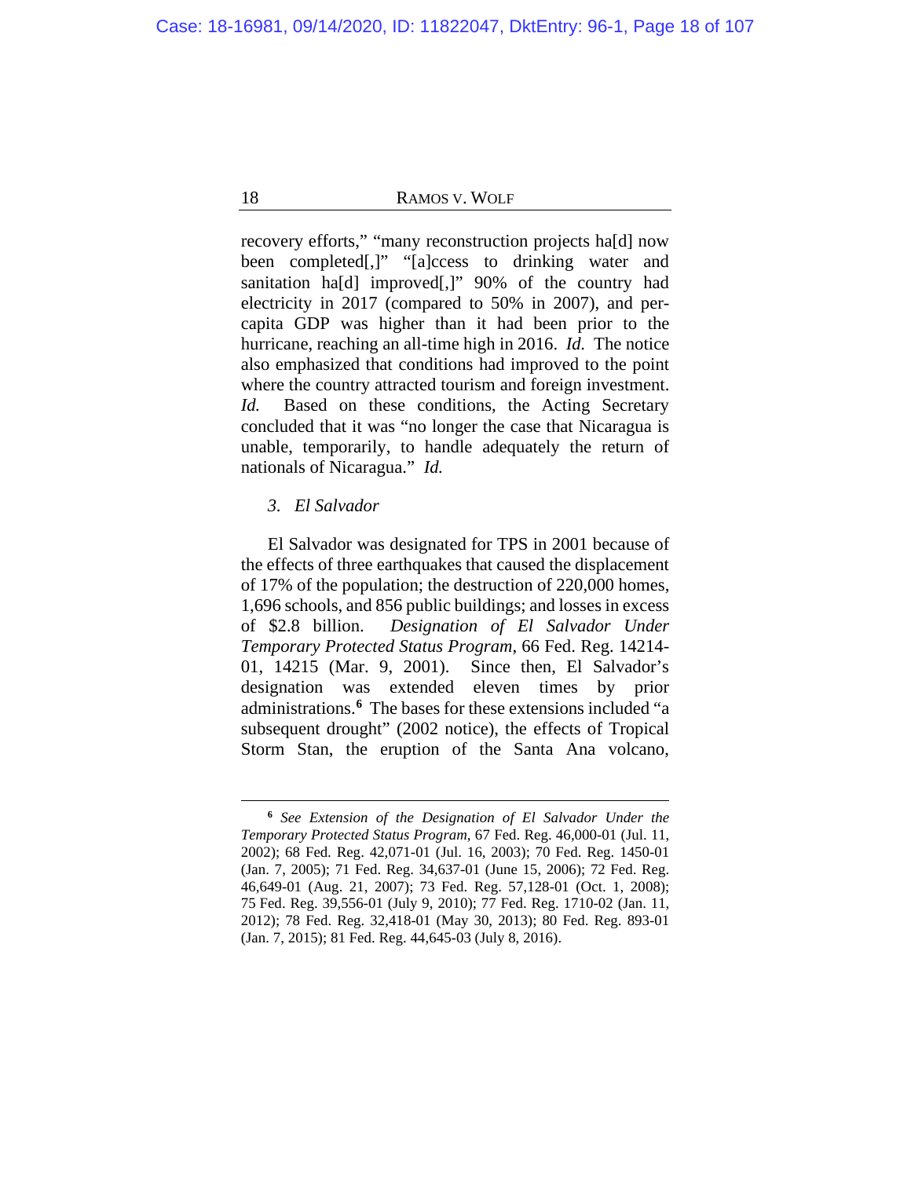recovery efforts," "many reconstruction projects ha[d] now been completed[,]" "[a]ccess to drinking water and sanitation ha[d] improved[,]" 90% of the country had electricity in 2017 (compared to 50% in 2007), and per-capita GDP was higher than it had been prior to the hurricane, reaching an all-time high in 2016. *Id.* The notice also emphasized that conditions had improved to the point where the country attracted tourism and foreign investment. *Id.* Based on these conditions, the Acting Secretary concluded that it was "no longer the case that Nicaragua is unable, temporarily, to handle adequately the return of nationals of Nicaragua." *Id.*

### *3. El Salvador*

El Salvador was designated for TPS in 2001 because of the effects of three earthquakes that caused the displacement of 17% of the population; the destruction of 220,000 homes, 1,696 schools, and 856 public buildings; and losses in excess of $2.8 billion. *Designation of El Salvador Under Temporary Protected Status Program*, 66 Fed. Reg. 14214-01, 14215 (Mar. 9, 2001). Since then, El Salvador's designation was extended eleven times by prior administrations.[6] The bases for these extensions included "a subsequent drought" (2002 notice), the effects of Tropical Storm Stan, the eruption of the Santa Ana volcano,

---

[6] *See Extension of the Designation of El Salvador Under the Temporary Protected Status Program*, 67 Fed. Reg. 46,000-01 (Jul. 11, 2002); 68 Fed. Reg. 42,071-01 (Jul. 16, 2003); 70 Fed. Reg. 1450-01 (Jan. 7, 2005); 71 Fed. Reg. 34,637-01 (June 15, 2006); 72 Fed. Reg. 46,649-01 (Aug. 21, 2007); 73 Fed. Reg. 57,128-01 (Oct. 1, 2008); 75 Fed. Reg. 39,556-01 (July 9, 2010); 77 Fed. Reg. 1710-02 (Jan. 11, 2012); 78 Fed. Reg. 32,418-01 (May 30, 2013); 80 Fed. Reg. 893-01 (Jan. 7, 2015); 81 Fed. Reg. 44,645-03 (July 8, 2016).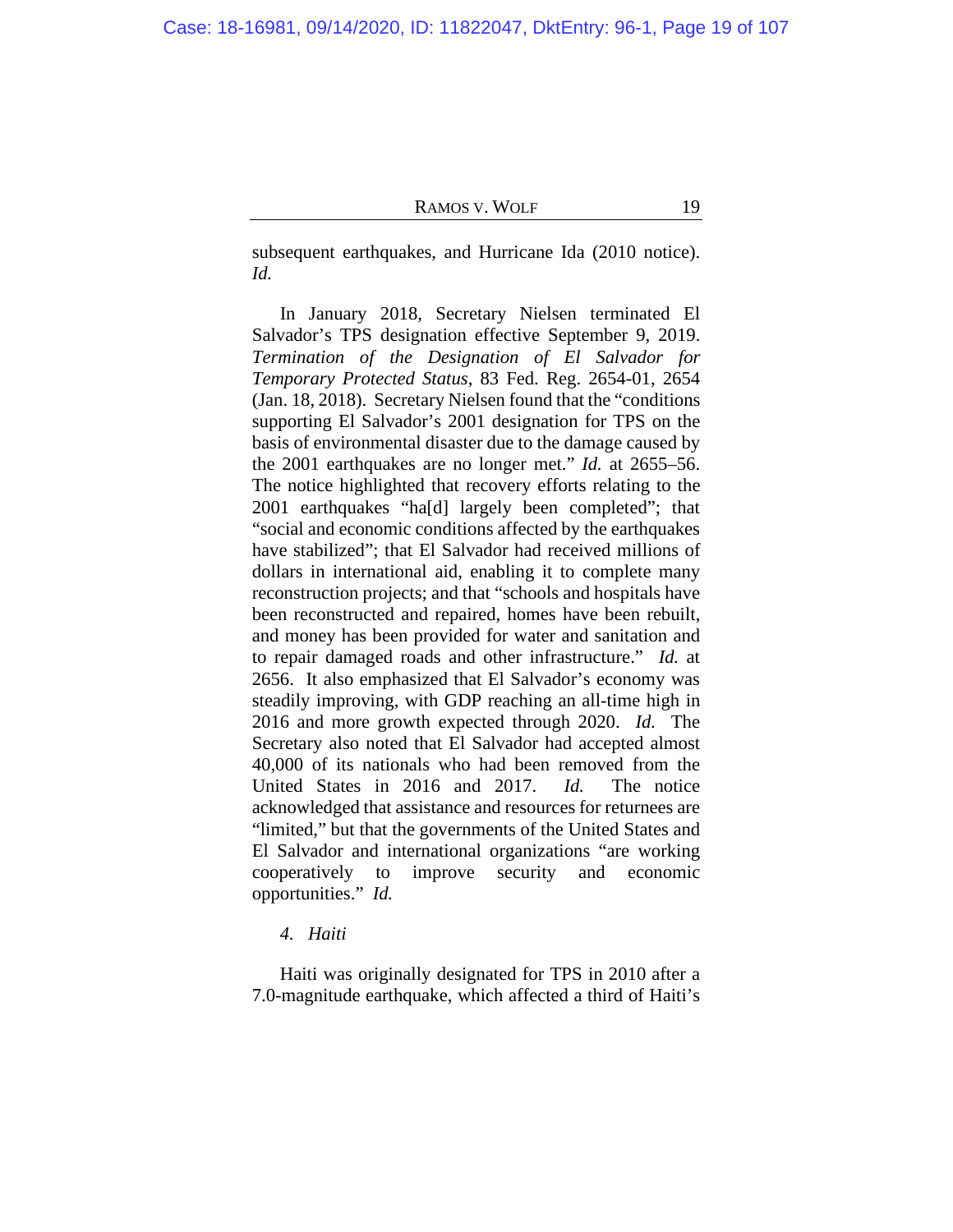subsequent earthquakes, and Hurricane Ida (2010 notice). *Id.*

In January 2018, Secretary Nielsen terminated El Salvador's TPS designation effective September 9, 2019. *Termination of the Designation of El Salvador for Temporary Protected Status*, 83 Fed. Reg. 2654-01, 2654 (Jan. 18, 2018). Secretary Nielsen found that the "conditions supporting El Salvador's 2001 designation for TPS on the basis of environmental disaster due to the damage caused by the 2001 earthquakes are no longer met." *Id.* at 2655–56. The notice highlighted that recovery efforts relating to the 2001 earthquakes "ha[d] largely been completed"; that "social and economic conditions affected by the earthquakes have stabilized"; that El Salvador had received millions of dollars in international aid, enabling it to complete many reconstruction projects; and that "schools and hospitals have been reconstructed and repaired, homes have been rebuilt, and money has been provided for water and sanitation and to repair damaged roads and other infrastructure." *Id.* at 2656. It also emphasized that El Salvador's economy was steadily improving, with GDP reaching an all-time high in 2016 and more growth expected through 2020. *Id.* The Secretary also noted that El Salvador had accepted almost 40,000 of its nationals who had been removed from the United States in 2016 and 2017. *Id.* The notice acknowledged that assistance and resources for returnees are "limited," but that the governments of the United States and El Salvador and international organizations "are working cooperatively to improve security and economic opportunities." *Id.*

*4. Haiti*

Haiti was originally designated for TPS in 2010 after a 7.0-magnitude earthquake, which affected a third of Haiti's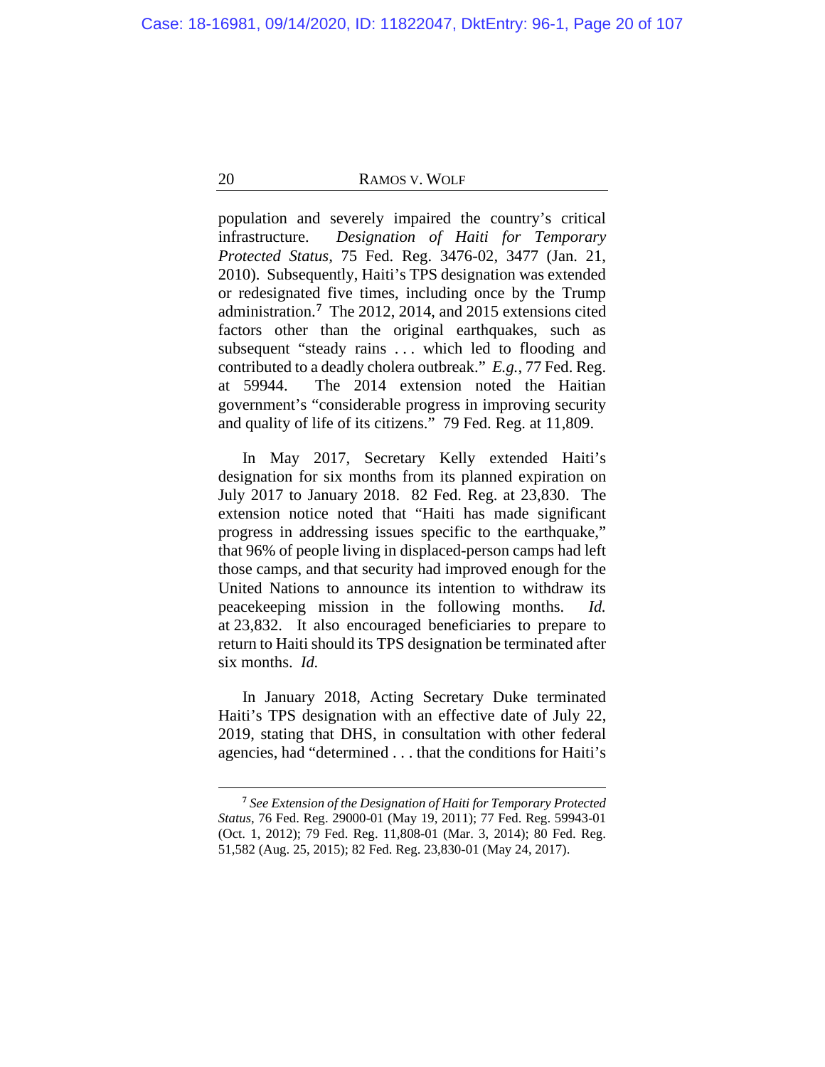population and severely impaired the country's critical infrastructure. *Designation of Haiti for Temporary Protected Status*, 75 Fed. Reg. 3476-02, 3477 (Jan. 21, 2010). Subsequently, Haiti's TPS designation was extended or redesignated five times, including once by the Trump administration.[7] The 2012, 2014, and 2015 extensions cited factors other than the original earthquakes, such as subsequent "steady rains . . . which led to flooding and contributed to a deadly cholera outbreak." *E.g.*, 77 Fed. Reg. at 59944. The 2014 extension noted the Haitian government's "considerable progress in improving security and quality of life of its citizens." 79 Fed. Reg. at 11,809.

In May 2017, Secretary Kelly extended Haiti's designation for six months from its planned expiration on July 2017 to January 2018. 82 Fed. Reg. at 23,830. The extension notice noted that "Haiti has made significant progress in addressing issues specific to the earthquake," that 96% of people living in displaced-person camps had left those camps, and that security had improved enough for the United Nations to announce its intention to withdraw its peacekeeping mission in the following months. *Id.* at 23,832. It also encouraged beneficiaries to prepare to return to Haiti should its TPS designation be terminated after six months. *Id.*

In January 2018, Acting Secretary Duke terminated Haiti's TPS designation with an effective date of July 22, 2019, stating that DHS, in consultation with other federal agencies, had "determined . . . that the conditions for Haiti's

---

[7] *See Extension of the Designation of Haiti for Temporary Protected Status*, 76 Fed. Reg. 29000-01 (May 19, 2011); 77 Fed. Reg. 59943-01 (Oct. 1, 2012); 79 Fed. Reg. 11,808-01 (Mar. 3, 2014); 80 Fed. Reg. 51,582 (Aug. 25, 2015); 82 Fed. Reg. 23,830-01 (May 24, 2017).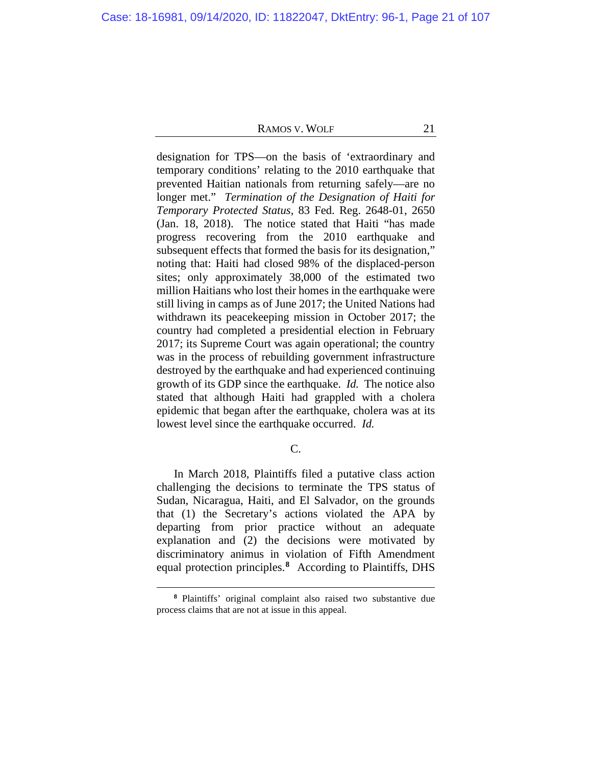designation for TPS—on the basis of ‘extraordinary and temporary conditions’ relating to the 2010 earthquake that prevented Haitian nationals from returning safely—are no longer met.” *Termination of the Designation of Haiti for Temporary Protected Status*, 83 Fed. Reg. 2648-01, 2650 (Jan. 18, 2018). The notice stated that Haiti “has made progress recovering from the 2010 earthquake and subsequent effects that formed the basis for its designation,” noting that: Haiti had closed 98% of the displaced-person sites; only approximately 38,000 of the estimated two million Haitians who lost their homes in the earthquake were still living in camps as of June 2017; the United Nations had withdrawn its peacekeeping mission in October 2017; the country had completed a presidential election in February 2017; its Supreme Court was again operational; the country was in the process of rebuilding government infrastructure destroyed by the earthquake and had experienced continuing growth of its GDP since the earthquake. *Id.* The notice also stated that although Haiti had grappled with a cholera epidemic that began after the earthquake, cholera was at its lowest level since the earthquake occurred. *Id.*

C.

In March 2018, Plaintiffs filed a putative class action challenging the decisions to terminate the TPS status of Sudan, Nicaragua, Haiti, and El Salvador, on the grounds that (1) the Secretary’s actions violated the APA by departing from prior practice without an adequate explanation and (2) the decisions were motivated by discriminatory animus in violation of Fifth Amendment equal protection principles.[8] According to Plaintiffs, DHS

[8] Plaintiffs’ original complaint also raised two substantive due process claims that are not at issue in this appeal.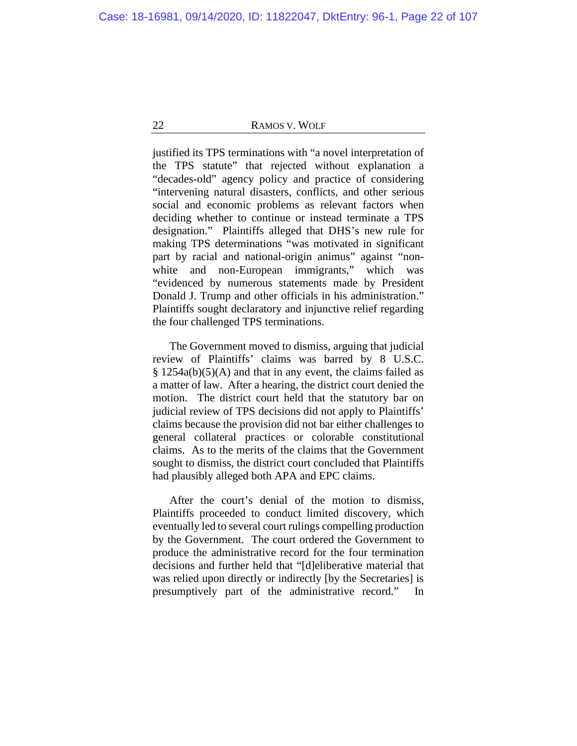justified its TPS terminations with "a novel interpretation of the TPS statute" that rejected without explanation a "decades-old" agency policy and practice of considering "intervening natural disasters, conflicts, and other serious social and economic problems as relevant factors when deciding whether to continue or instead terminate a TPS designation." Plaintiffs alleged that DHS's new rule for making TPS determinations "was motivated in significant part by racial and national-origin animus" against "non-white and non-European immigrants," which was "evidenced by numerous statements made by President Donald J. Trump and other officials in his administration." Plaintiffs sought declaratory and injunctive relief regarding the four challenged TPS terminations.

The Government moved to dismiss, arguing that judicial review of Plaintiffs' claims was barred by 8 U.S.C. § 1254a(b)(5)(A) and that in any event, the claims failed as a matter of law. After a hearing, the district court denied the motion. The district court held that the statutory bar on judicial review of TPS decisions did not apply to Plaintiffs' claims because the provision did not bar either challenges to general collateral practices or colorable constitutional claims. As to the merits of the claims that the Government sought to dismiss, the district court concluded that Plaintiffs had plausibly alleged both APA and EPC claims.

After the court's denial of the motion to dismiss, Plaintiffs proceeded to conduct limited discovery, which eventually led to several court rulings compelling production by the Government. The court ordered the Government to produce the administrative record for the four termination decisions and further held that "[d]eliberative material that was relied upon directly or indirectly [by the Secretaries] is presumptively part of the administrative record." In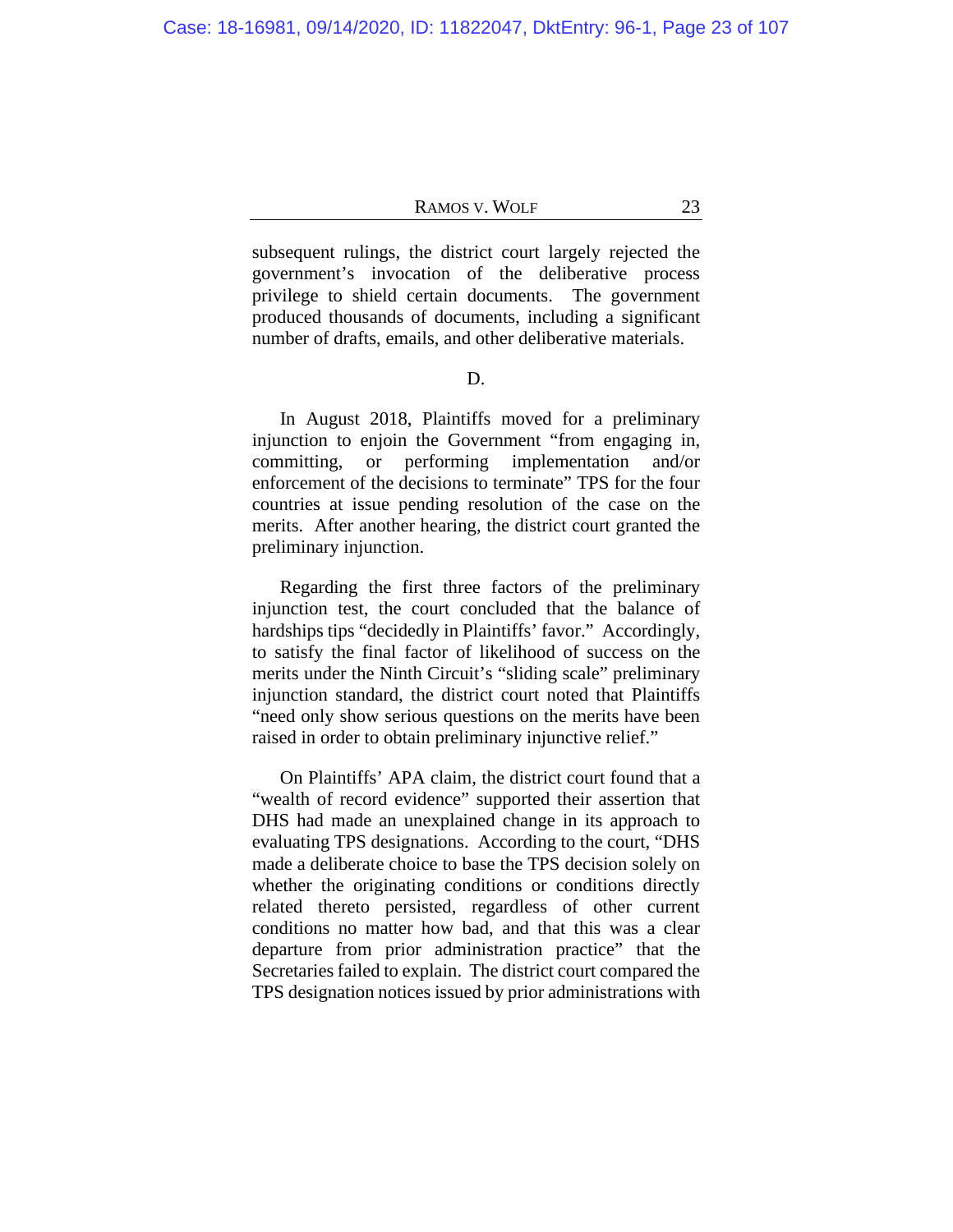subsequent rulings, the district court largely rejected the government's invocation of the deliberative process privilege to shield certain documents. The government produced thousands of documents, including a significant number of drafts, emails, and other deliberative materials.

D.

In August 2018, Plaintiffs moved for a preliminary injunction to enjoin the Government "from engaging in, committing, or performing implementation and/or enforcement of the decisions to terminate" TPS for the four countries at issue pending resolution of the case on the merits. After another hearing, the district court granted the preliminary injunction.

Regarding the first three factors of the preliminary injunction test, the court concluded that the balance of hardships tips "decidedly in Plaintiffs' favor." Accordingly, to satisfy the final factor of likelihood of success on the merits under the Ninth Circuit's "sliding scale" preliminary injunction standard, the district court noted that Plaintiffs "need only show serious questions on the merits have been raised in order to obtain preliminary injunctive relief."

On Plaintiffs' APA claim, the district court found that a "wealth of record evidence" supported their assertion that DHS had made an unexplained change in its approach to evaluating TPS designations. According to the court, "DHS made a deliberate choice to base the TPS decision solely on whether the originating conditions or conditions directly related thereto persisted, regardless of other current conditions no matter how bad, and that this was a clear departure from prior administration practice" that the Secretaries failed to explain. The district court compared the TPS designation notices issued by prior administrations with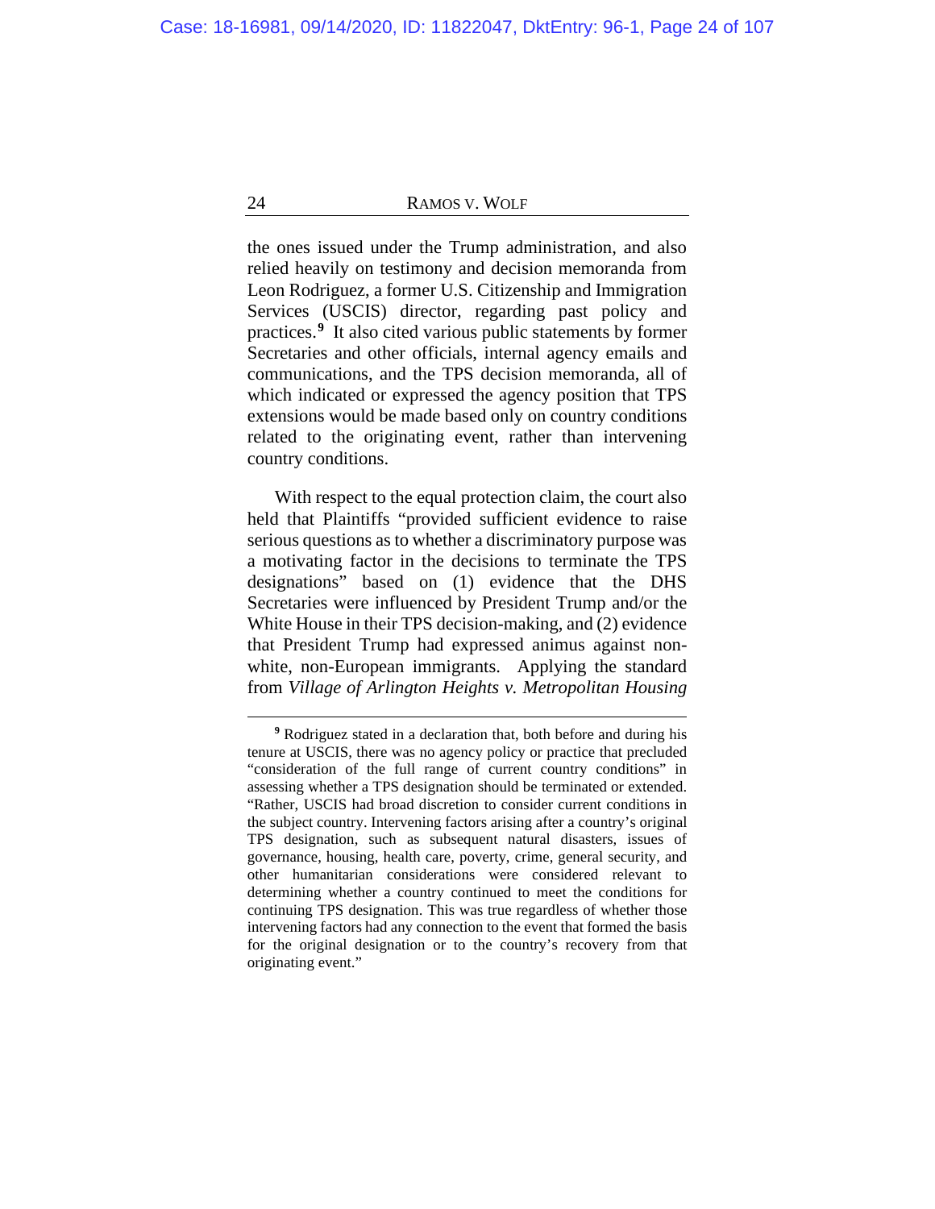the ones issued under the Trump administration, and also relied heavily on testimony and decision memoranda from Leon Rodriguez, a former U.S. Citizenship and Immigration Services (USCIS) director, regarding past policy and practices.[9] It also cited various public statements by former Secretaries and other officials, internal agency emails and communications, and the TPS decision memoranda, all of which indicated or expressed the agency position that TPS extensions would be made based only on country conditions related to the originating event, rather than intervening country conditions.

With respect to the equal protection claim, the court also held that Plaintiffs "provided sufficient evidence to raise serious questions as to whether a discriminatory purpose was a motivating factor in the decisions to terminate the TPS designations" based on (1) evidence that the DHS Secretaries were influenced by President Trump and/or the White House in their TPS decision-making, and (2) evidence that President Trump had expressed animus against non-white, non-European immigrants. Applying the standard from *Village of Arlington Heights v. Metropolitan Housing*

---

[9] Rodriguez stated in a declaration that, both before and during his tenure at USCIS, there was no agency policy or practice that precluded "consideration of the full range of current country conditions" in assessing whether a TPS designation should be terminated or extended. "Rather, USCIS had broad discretion to consider current conditions in the subject country. Intervening factors arising after a country's original TPS designation, such as subsequent natural disasters, issues of governance, housing, health care, poverty, crime, general security, and other humanitarian considerations were considered relevant to determining whether a country continued to meet the conditions for continuing TPS designation. This was true regardless of whether those intervening factors had any connection to the event that formed the basis for the original designation or to the country's recovery from that originating event."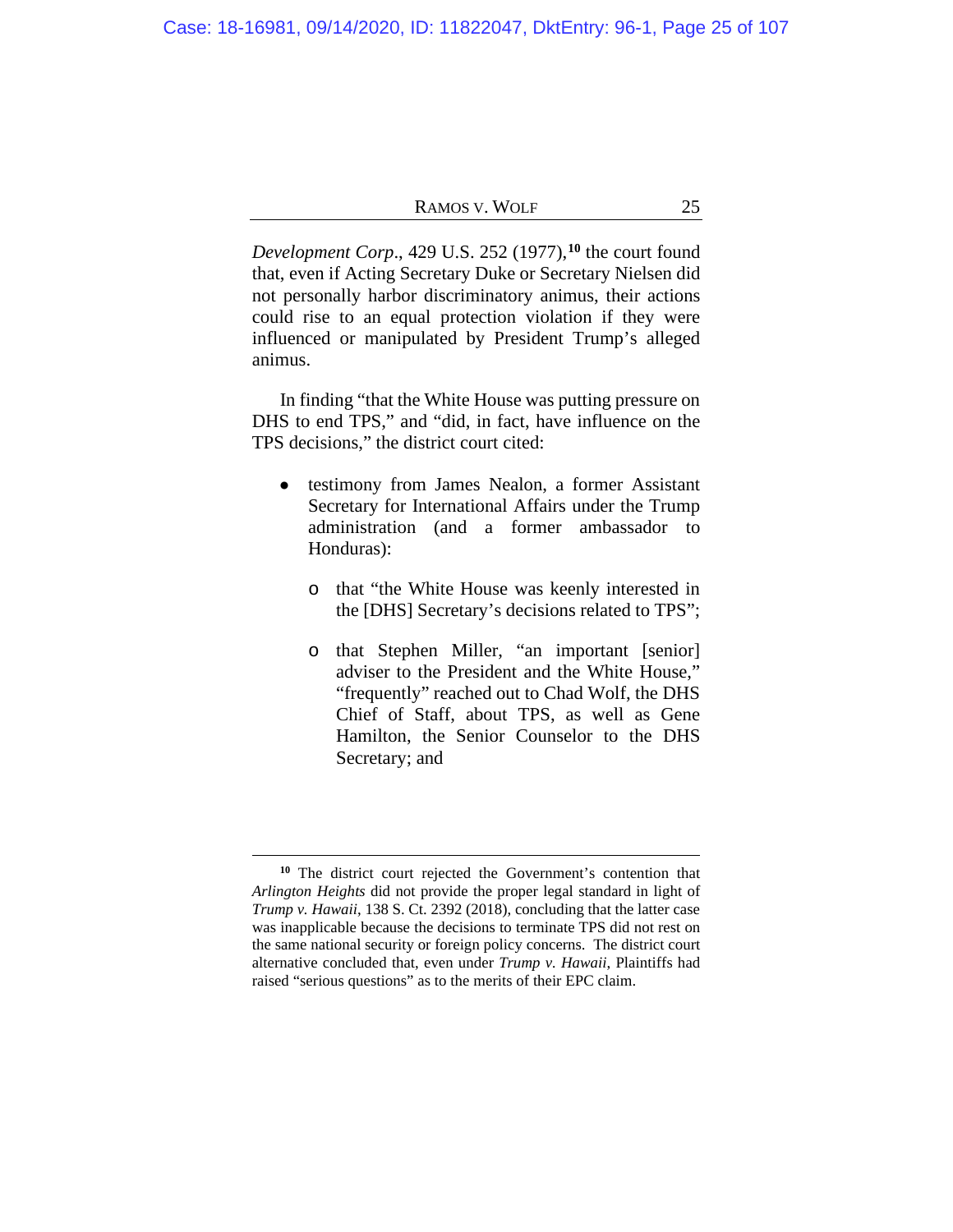*Development Corp*., 429 U.S. 252 (1977),[10] the court found that, even if Acting Secretary Duke or Secretary Nielsen did not personally harbor discriminatory animus, their actions could rise to an equal protection violation if they were influenced or manipulated by President Trump's alleged animus.

In finding "that the White House was putting pressure on DHS to end TPS," and "did, in fact, have influence on the TPS decisions," the district court cited:

- testimony from James Nealon, a former Assistant Secretary for International Affairs under the Trump administration (and a former ambassador to Honduras):
  - that "the White House was keenly interested in the [DHS] Secretary's decisions related to TPS";
  - that Stephen Miller, "an important [senior] adviser to the President and the White House," "frequently" reached out to Chad Wolf, the DHS Chief of Staff, about TPS, as well as Gene Hamilton, the Senior Counselor to the DHS Secretary; and

---

[10] The district court rejected the Government's contention that *Arlington Heights* did not provide the proper legal standard in light of *Trump v. Hawaii*, 138 S. Ct. 2392 (2018), concluding that the latter case was inapplicable because the decisions to terminate TPS did not rest on the same national security or foreign policy concerns. The district court alternative concluded that, even under *Trump v. Hawaii*, Plaintiffs had raised "serious questions" as to the merits of their EPC claim.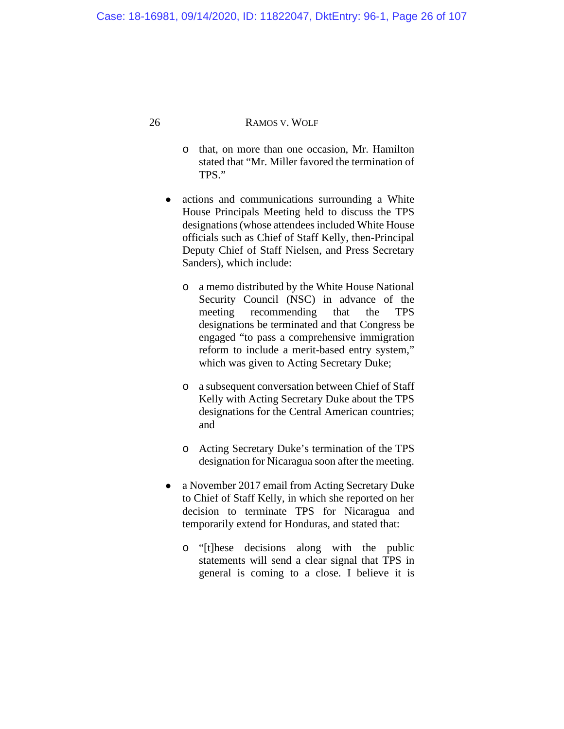- that, on more than one occasion, Mr. Hamilton stated that "Mr. Miller favored the termination of TPS."

- actions and communications surrounding a White House Principals Meeting held to discuss the TPS designations (whose attendees included White House officials such as Chief of Staff Kelly, then-Principal Deputy Chief of Staff Nielsen, and Press Secretary Sanders), which include:

  - a memo distributed by the White House National Security Council (NSC) in advance of the meeting recommending that the TPS designations be terminated and that Congress be engaged "to pass a comprehensive immigration reform to include a merit-based entry system," which was given to Acting Secretary Duke;

  - a subsequent conversation between Chief of Staff Kelly with Acting Secretary Duke about the TPS designations for the Central American countries; and

  - Acting Secretary Duke's termination of the TPS designation for Nicaragua soon after the meeting.

- a November 2017 email from Acting Secretary Duke to Chief of Staff Kelly, in which she reported on her decision to terminate TPS for Nicaragua and temporarily extend for Honduras, and stated that:

  - "[t]hese decisions along with the public statements will send a clear signal that TPS in general is coming to a close. I believe it is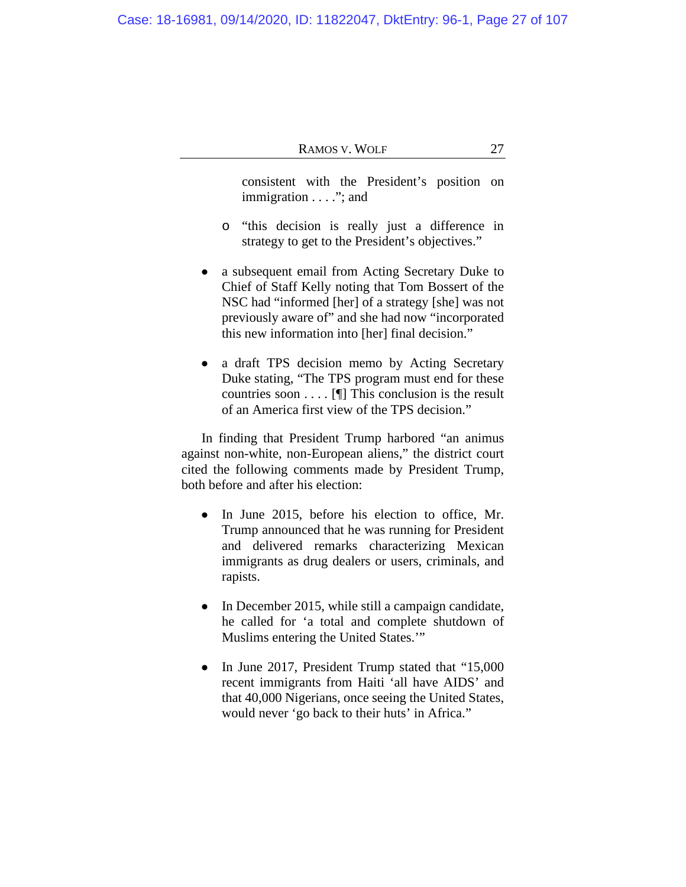consistent with the President's position on immigration . . . ."; and

  - "this decision is really just a difference in strategy to get to the President's objectives."

- a subsequent email from Acting Secretary Duke to Chief of Staff Kelly noting that Tom Bossert of the NSC had "informed [her] of a strategy [she] was not previously aware of" and she had now "incorporated this new information into [her] final decision."

- a draft TPS decision memo by Acting Secretary Duke stating, "The TPS program must end for these countries soon . . . . [¶] This conclusion is the result of an America first view of the TPS decision."

In finding that President Trump harbored "an animus against non-white, non-European aliens," the district court cited the following comments made by President Trump, both before and after his election:

- In June 2015, before his election to office, Mr. Trump announced that he was running for President and delivered remarks characterizing Mexican immigrants as drug dealers or users, criminals, and rapists.

- In December 2015, while still a campaign candidate, he called for 'a total and complete shutdown of Muslims entering the United States.'"

- In June 2017, President Trump stated that "15,000 recent immigrants from Haiti 'all have AIDS' and that 40,000 Nigerians, once seeing the United States, would never 'go back to their huts' in Africa."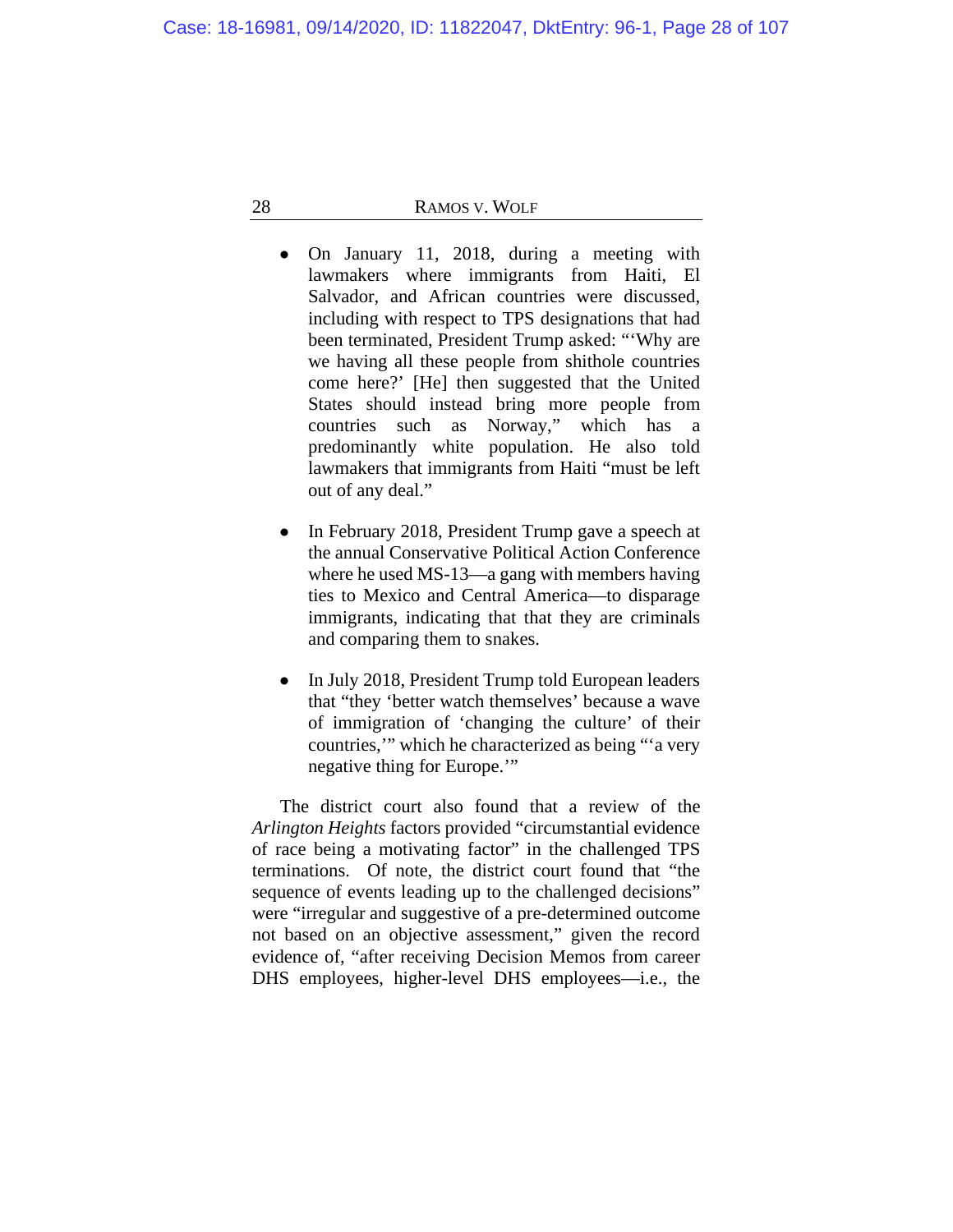- On January 11, 2018, during a meeting with lawmakers where immigrants from Haiti, El Salvador, and African countries were discussed, including with respect to TPS designations that had been terminated, President Trump asked: "'Why are we having all these people from shithole countries come here?' [He] then suggested that the United States should instead bring more people from countries such as Norway," which has a predominantly white population. He also told lawmakers that immigrants from Haiti "must be left out of any deal."

- In February 2018, President Trump gave a speech at the annual Conservative Political Action Conference where he used MS-13—a gang with members having ties to Mexico and Central America—to disparage immigrants, indicating that that they are criminals and comparing them to snakes.

- In July 2018, President Trump told European leaders that "they 'better watch themselves' because a wave of immigration of 'changing the culture' of their countries,'" which he characterized as being "'a very negative thing for Europe.'"

The district court also found that a review of the *Arlington Heights* factors provided "circumstantial evidence of race being a motivating factor" in the challenged TPS terminations. Of note, the district court found that "the sequence of events leading up to the challenged decisions" were "irregular and suggestive of a pre-determined outcome not based on an objective assessment," given the record evidence of, "after receiving Decision Memos from career DHS employees, higher-level DHS employees—i.e., the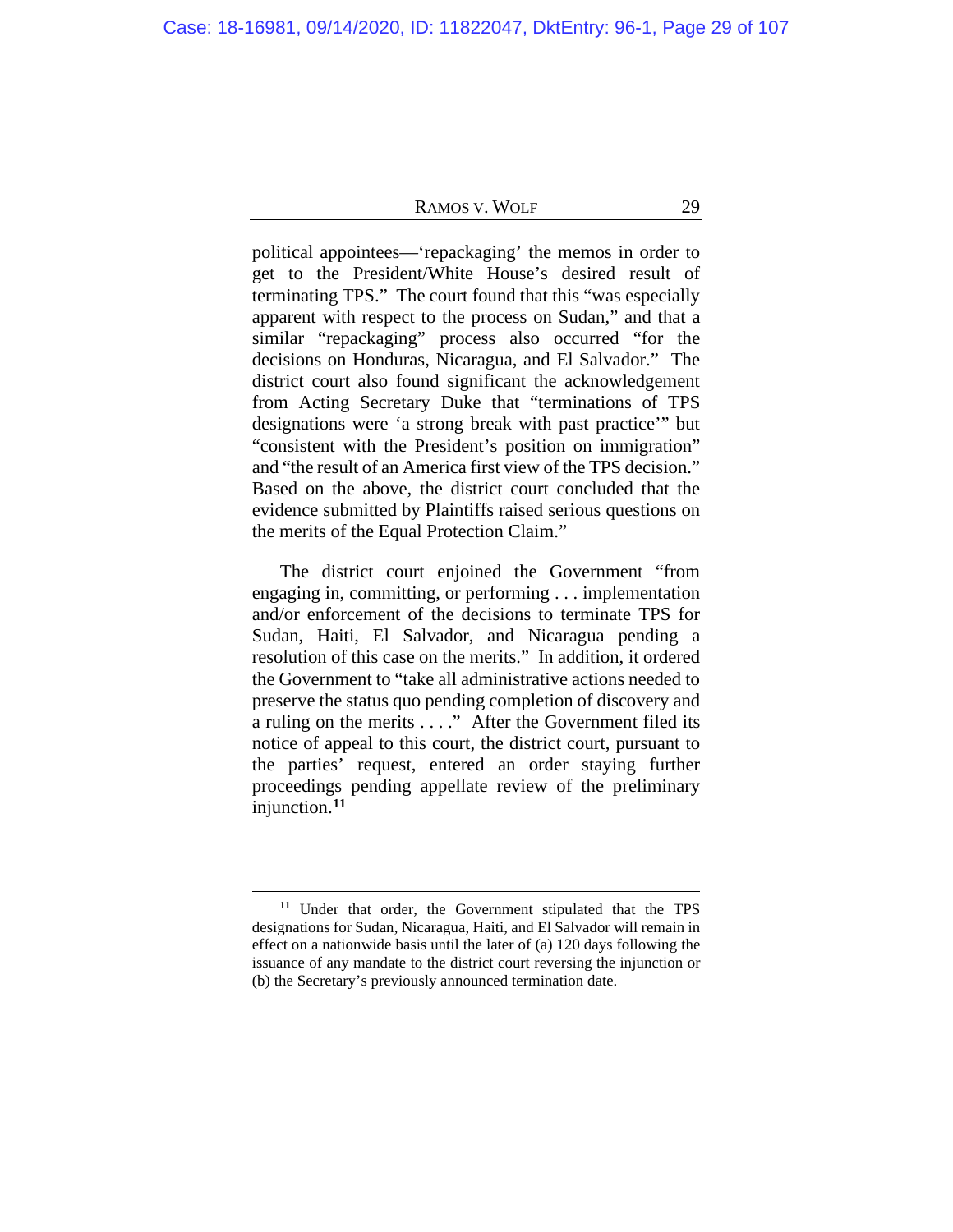political appointees—'repackaging' the memos in order to get to the President/White House's desired result of terminating TPS." The court found that this "was especially apparent with respect to the process on Sudan," and that a similar "repackaging" process also occurred "for the decisions on Honduras, Nicaragua, and El Salvador." The district court also found significant the acknowledgement from Acting Secretary Duke that "terminations of TPS designations were 'a strong break with past practice'" but "consistent with the President's position on immigration" and "the result of an America first view of the TPS decision." Based on the above, the district court concluded that the evidence submitted by Plaintiffs raised serious questions on the merits of the Equal Protection Claim."

The district court enjoined the Government "from engaging in, committing, or performing . . . implementation and/or enforcement of the decisions to terminate TPS for Sudan, Haiti, El Salvador, and Nicaragua pending a resolution of this case on the merits." In addition, it ordered the Government to "take all administrative actions needed to preserve the status quo pending completion of discovery and a ruling on the merits . . . ." After the Government filed its notice of appeal to this court, the district court, pursuant to the parties' request, entered an order staying further proceedings pending appellate review of the preliminary injunction.[11]

---

[11] Under that order, the Government stipulated that the TPS designations for Sudan, Nicaragua, Haiti, and El Salvador will remain in effect on a nationwide basis until the later of (a) 120 days following the issuance of any mandate to the district court reversing the injunction or (b) the Secretary's previously announced termination date.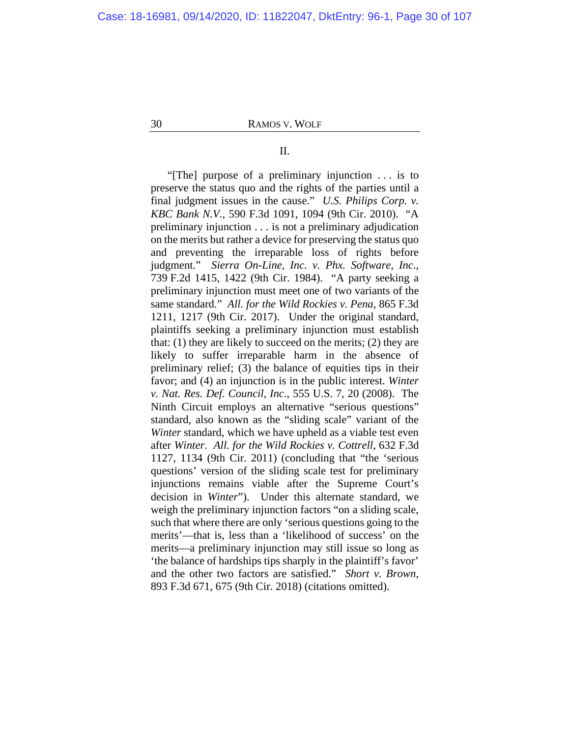II.

"[The] purpose of a preliminary injunction . . . is to preserve the status quo and the rights of the parties until a final judgment issues in the cause." *U.S. Philips Corp. v. KBC Bank N.V.*, 590 F.3d 1091, 1094 (9th Cir. 2010). "A preliminary injunction . . . is not a preliminary adjudication on the merits but rather a device for preserving the status quo and preventing the irreparable loss of rights before judgment." *Sierra On-Line, Inc. v. Phx. Software, Inc.*, 739 F.2d 1415, 1422 (9th Cir. 1984). "A party seeking a preliminary injunction must meet one of two variants of the same standard." *All. for the Wild Rockies v. Pena*, 865 F.3d 1211, 1217 (9th Cir. 2017). Under the original standard, plaintiffs seeking a preliminary injunction must establish that: (1) they are likely to succeed on the merits; (2) they are likely to suffer irreparable harm in the absence of preliminary relief; (3) the balance of equities tips in their favor; and (4) an injunction is in the public interest. *Winter v. Nat. Res. Def. Council, Inc.*, 555 U.S. 7, 20 (2008). The Ninth Circuit employs an alternative "serious questions" standard, also known as the "sliding scale" variant of the *Winter* standard, which we have upheld as a viable test even after *Winter*. *All. for the Wild Rockies v. Cottrell*, 632 F.3d 1127, 1134 (9th Cir. 2011) (concluding that "the 'serious questions' version of the sliding scale test for preliminary injunctions remains viable after the Supreme Court's decision in *Winter*"). Under this alternate standard, we weigh the preliminary injunction factors "on a sliding scale, such that where there are only 'serious questions going to the merits'—that is, less than a 'likelihood of success' on the merits—a preliminary injunction may still issue so long as 'the balance of hardships tips sharply in the plaintiff's favor' and the other two factors are satisfied." *Short v. Brown*, 893 F.3d 671, 675 (9th Cir. 2018) (citations omitted).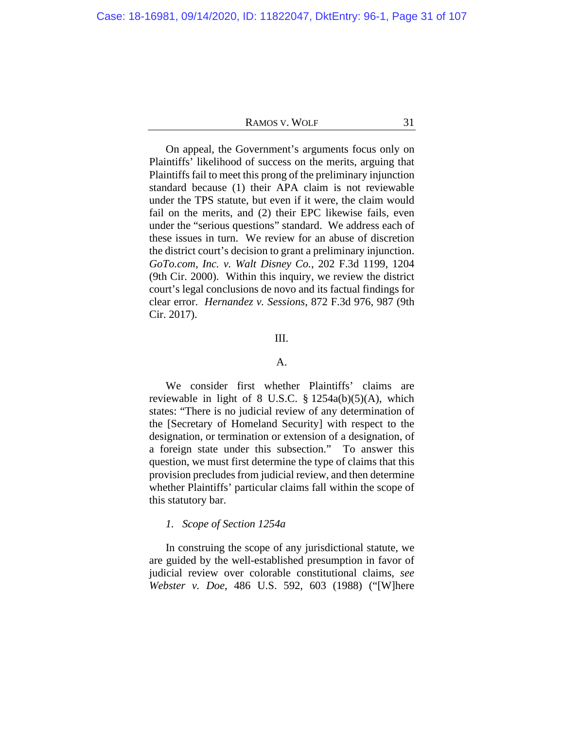On appeal, the Government's arguments focus only on Plaintiffs' likelihood of success on the merits, arguing that Plaintiffs fail to meet this prong of the preliminary injunction standard because (1) their APA claim is not reviewable under the TPS statute, but even if it were, the claim would fail on the merits, and (2) their EPC likewise fails, even under the "serious questions" standard. We address each of these issues in turn. We review for an abuse of discretion the district court's decision to grant a preliminary injunction. *GoTo.com, Inc. v. Walt Disney Co.*, 202 F.3d 1199, 1204 (9th Cir. 2000). Within this inquiry, we review the district court's legal conclusions de novo and its factual findings for clear error. *Hernandez v. Sessions*, 872 F.3d 976, 987 (9th Cir. 2017).

## III.

### A.

We consider first whether Plaintiffs' claims are reviewable in light of 8 U.S.C. § 1254a(b)(5)(A), which states: "There is no judicial review of any determination of the [Secretary of Homeland Security] with respect to the designation, or termination or extension of a designation, of a foreign state under this subsection." To answer this question, we must first determine the type of claims that this provision precludes from judicial review, and then determine whether Plaintiffs' particular claims fall within the scope of this statutory bar.

#### *1. Scope of Section 1254a*

In construing the scope of any jurisdictional statute, we are guided by the well-established presumption in favor of judicial review over colorable constitutional claims, *see* *Webster v. Doe*, 486 U.S. 592, 603 (1988) ("[W]here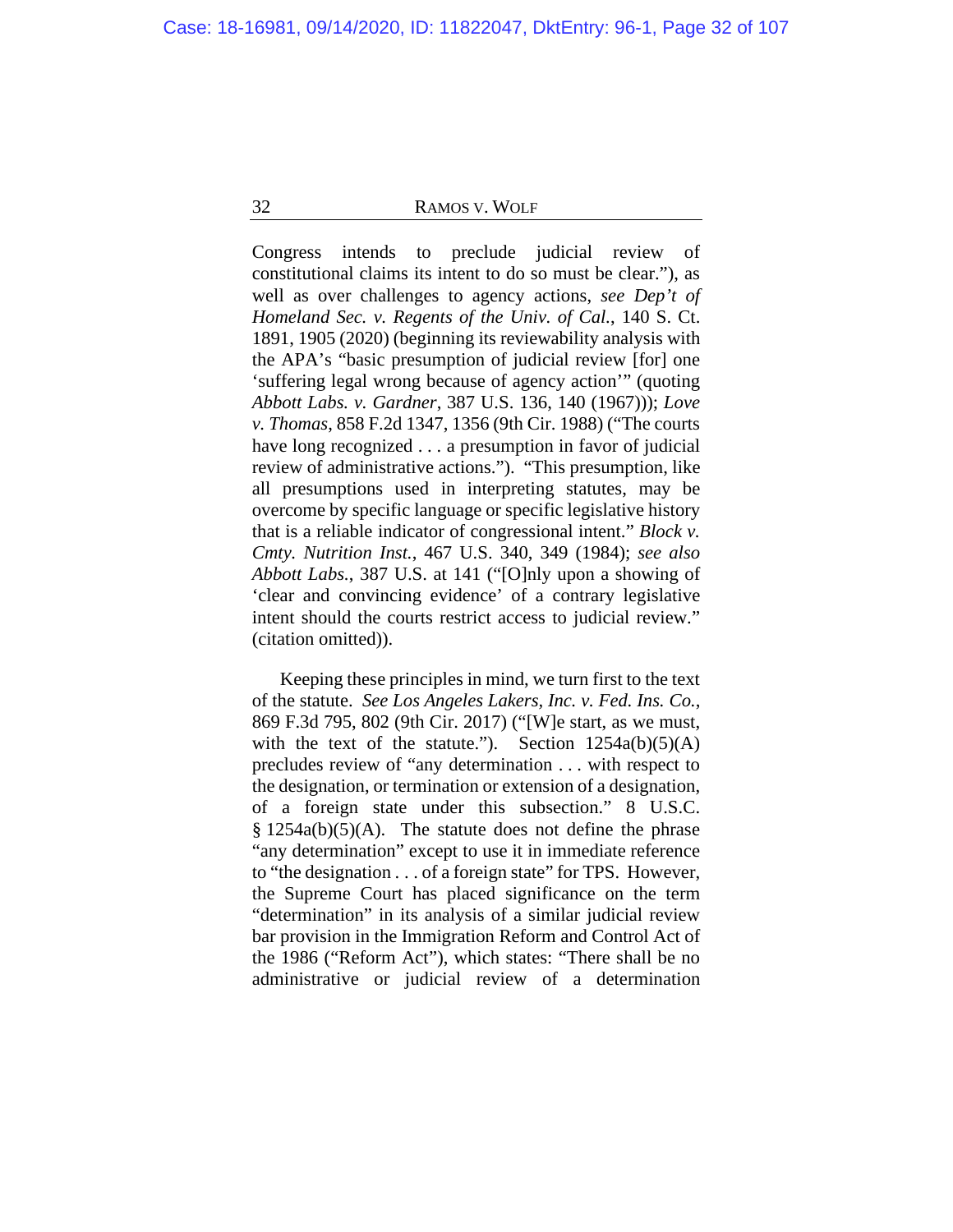Congress intends to preclude judicial review of constitutional claims its intent to do so must be clear."), as well as over challenges to agency actions, *see Dep't of Homeland Sec. v. Regents of the Univ. of Cal.*, 140 S. Ct. 1891, 1905 (2020) (beginning its reviewability analysis with the APA's "basic presumption of judicial review [for] one 'suffering legal wrong because of agency action'" (quoting *Abbott Labs. v. Gardner*, 387 U.S. 136, 140 (1967))); *Love v. Thomas*, 858 F.2d 1347, 1356 (9th Cir. 1988) ("The courts have long recognized . . . a presumption in favor of judicial review of administrative actions."). "This presumption, like all presumptions used in interpreting statutes, may be overcome by specific language or specific legislative history that is a reliable indicator of congressional intent." *Block v. Cmty. Nutrition Inst.*, 467 U.S. 340, 349 (1984); *see also Abbott Labs.*, 387 U.S. at 141 ("[O]nly upon a showing of 'clear and convincing evidence' of a contrary legislative intent should the courts restrict access to judicial review." (citation omitted)).

Keeping these principles in mind, we turn first to the text of the statute. *See Los Angeles Lakers, Inc. v. Fed. Ins. Co.*, 869 F.3d 795, 802 (9th Cir. 2017) ("[W]e start, as we must, with the text of the statute."). Section 1254a(b)(5)(A) precludes review of "any determination . . . with respect to the designation, or termination or extension of a designation, of a foreign state under this subsection." 8 U.S.C. § 1254a(b)(5)(A). The statute does not define the phrase "any determination" except to use it in immediate reference to "the designation . . . of a foreign state" for TPS. However, the Supreme Court has placed significance on the term "determination" in its analysis of a similar judicial review bar provision in the Immigration Reform and Control Act of the 1986 ("Reform Act"), which states: "There shall be no administrative or judicial review of a determination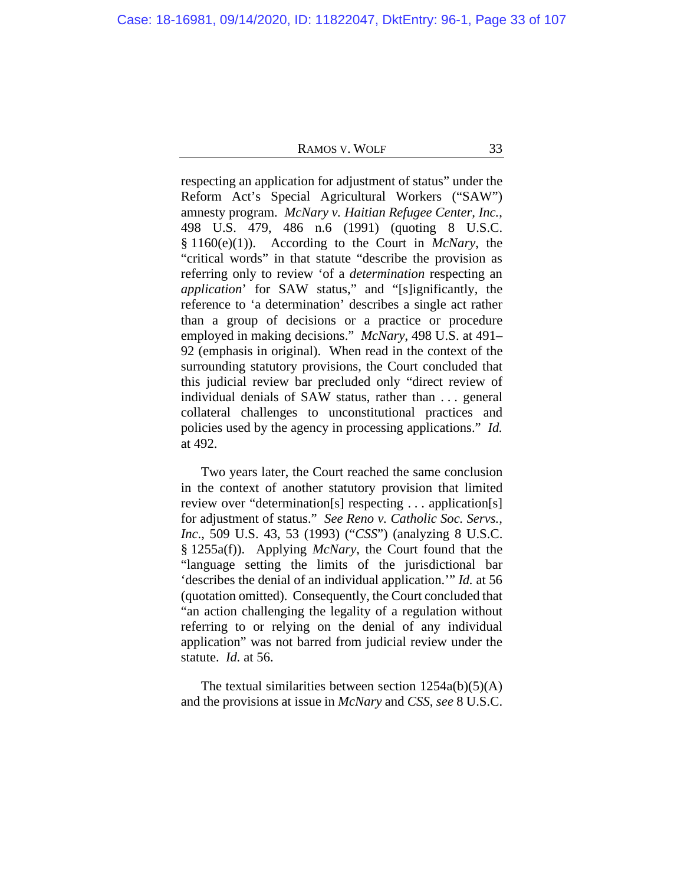respecting an application for adjustment of status" under the Reform Act's Special Agricultural Workers ("SAW") amnesty program. *McNary v. Haitian Refugee Center, Inc.*, 498 U.S. 479, 486 n.6 (1991) (quoting 8 U.S.C. § 1160(e)(1)). According to the Court in *McNary*, the "critical words" in that statute "describe the provision as referring only to review 'of a *determination* respecting an *application*' for SAW status," and "[s]ignificantly, the reference to 'a determination' describes a single act rather than a group of decisions or a practice or procedure employed in making decisions." *McNary*, 498 U.S. at 491–92 (emphasis in original). When read in the context of the surrounding statutory provisions, the Court concluded that this judicial review bar precluded only "direct review of individual denials of SAW status, rather than . . . general collateral challenges to unconstitutional practices and policies used by the agency in processing applications." *Id.* at 492.

Two years later, the Court reached the same conclusion in the context of another statutory provision that limited review over "determination[s] respecting . . . application[s] for adjustment of status." *See Reno v. Catholic Soc. Servs., Inc.*, 509 U.S. 43, 53 (1993) ("*CSS*") (analyzing 8 U.S.C. § 1255a(f)). Applying *McNary*, the Court found that the "language setting the limits of the jurisdictional bar 'describes the denial of an individual application.'" *Id.* at 56 (quotation omitted). Consequently, the Court concluded that "an action challenging the legality of a regulation without referring to or relying on the denial of any individual application" was not barred from judicial review under the statute. *Id.* at 56.

The textual similarities between section 1254a(b)(5)(A) and the provisions at issue in *McNary* and *CSS*, *see* 8 U.S.C.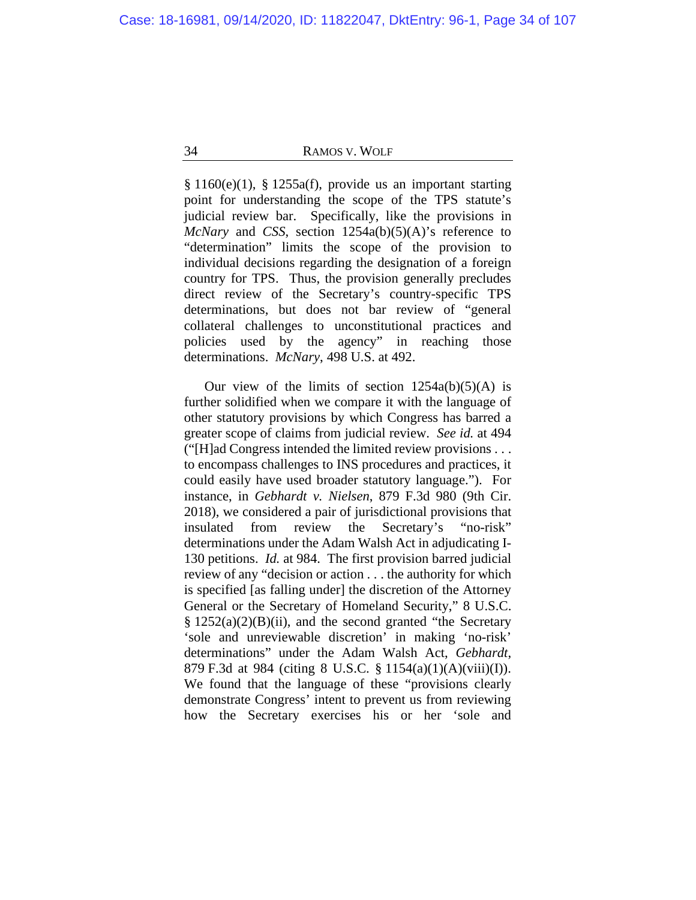§ 1160(e)(1), § 1255a(f), provide us an important starting point for understanding the scope of the TPS statute's judicial review bar. Specifically, like the provisions in *McNary* and *CSS*, section 1254a(b)(5)(A)'s reference to "determination" limits the scope of the provision to individual decisions regarding the designation of a foreign country for TPS. Thus, the provision generally precludes direct review of the Secretary's country-specific TPS determinations, but does not bar review of "general collateral challenges to unconstitutional practices and policies used by the agency" in reaching those determinations. *McNary*, 498 U.S. at 492.

Our view of the limits of section 1254a(b)(5)(A) is further solidified when we compare it with the language of other statutory provisions by which Congress has barred a greater scope of claims from judicial review. *See id.* at 494 ("[H]ad Congress intended the limited review provisions . . . to encompass challenges to INS procedures and practices, it could easily have used broader statutory language."). For instance, in *Gebhardt v. Nielsen*, 879 F.3d 980 (9th Cir. 2018), we considered a pair of jurisdictional provisions that insulated from review the Secretary's "no-risk" determinations under the Adam Walsh Act in adjudicating I-130 petitions. *Id.* at 984. The first provision barred judicial review of any "decision or action . . . the authority for which is specified [as falling under] the discretion of the Attorney General or the Secretary of Homeland Security," 8 U.S.C. § 1252(a)(2)(B)(ii), and the second granted "the Secretary 'sole and unreviewable discretion' in making 'no-risk' determinations" under the Adam Walsh Act, *Gebhardt*, 879 F.3d at 984 (citing 8 U.S.C. § 1154(a)(1)(A)(viii)(I)). We found that the language of these "provisions clearly demonstrate Congress' intent to prevent us from reviewing how the Secretary exercises his or her 'sole and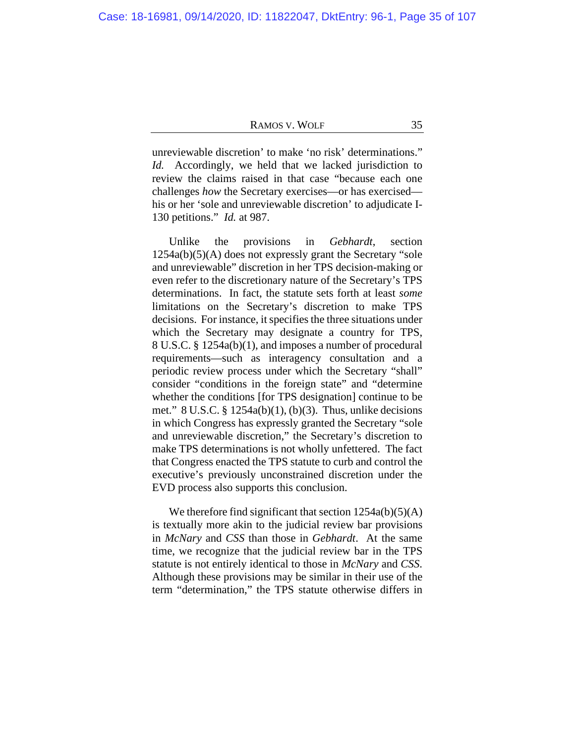unreviewable discretion' to make 'no risk' determinations." *Id.* Accordingly, we held that we lacked jurisdiction to review the claims raised in that case "because each one challenges *how* the Secretary exercises—or has exercised—his or her 'sole and unreviewable discretion' to adjudicate I-130 petitions." *Id.* at 987.

Unlike the provisions in *Gebhardt*, section 1254a(b)(5)(A) does not expressly grant the Secretary "sole and unreviewable" discretion in her TPS decision-making or even refer to the discretionary nature of the Secretary's TPS determinations. In fact, the statute sets forth at least *some* limitations on the Secretary's discretion to make TPS decisions. For instance, it specifies the three situations under which the Secretary may designate a country for TPS, 8 U.S.C. § 1254a(b)(1), and imposes a number of procedural requirements—such as interagency consultation and a periodic review process under which the Secretary "shall" consider "conditions in the foreign state" and "determine whether the conditions [for TPS designation] continue to be met." 8 U.S.C. § 1254a(b)(1), (b)(3). Thus, unlike decisions in which Congress has expressly granted the Secretary "sole and unreviewable discretion," the Secretary's discretion to make TPS determinations is not wholly unfettered. The fact that Congress enacted the TPS statute to curb and control the executive's previously unconstrained discretion under the EVD process also supports this conclusion.

We therefore find significant that section 1254a(b)(5)(A) is textually more akin to the judicial review bar provisions in *McNary* and *CSS* than those in *Gebhardt*. At the same time, we recognize that the judicial review bar in the TPS statute is not entirely identical to those in *McNary* and *CSS*. Although these provisions may be similar in their use of the term "determination," the TPS statute otherwise differs in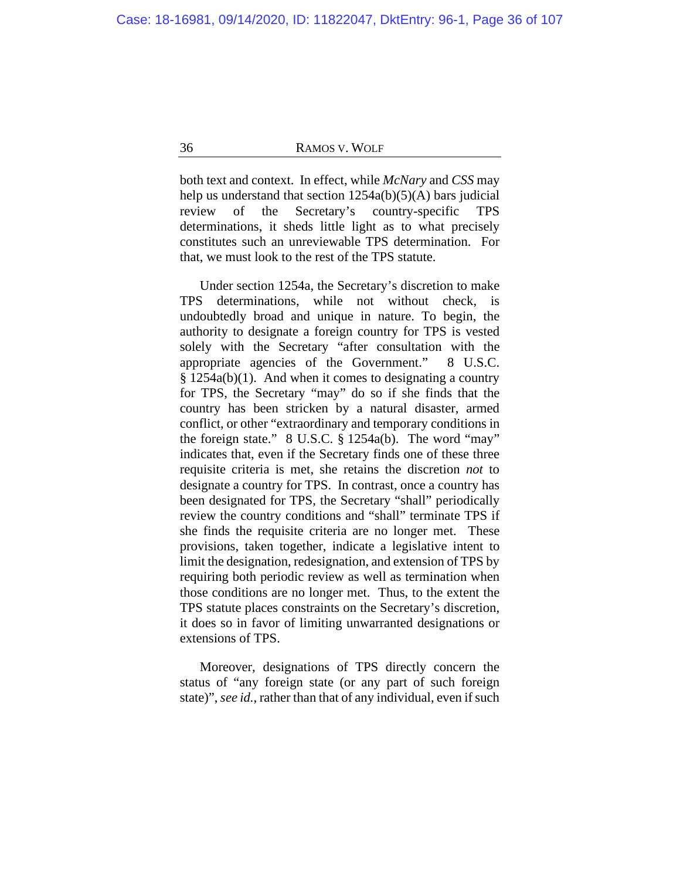both text and context. In effect, while *McNary* and *CSS* may help us understand that section 1254a(b)(5)(A) bars judicial review of the Secretary's country-specific TPS determinations, it sheds little light as to what precisely constitutes such an unreviewable TPS determination. For that, we must look to the rest of the TPS statute.

Under section 1254a, the Secretary's discretion to make TPS determinations, while not without check, is undoubtedly broad and unique in nature. To begin, the authority to designate a foreign country for TPS is vested solely with the Secretary "after consultation with the appropriate agencies of the Government." 8 U.S.C. § 1254a(b)(1). And when it comes to designating a country for TPS, the Secretary "may" do so if she finds that the country has been stricken by a natural disaster, armed conflict, or other "extraordinary and temporary conditions in the foreign state." 8 U.S.C. § 1254a(b). The word "may" indicates that, even if the Secretary finds one of these three requisite criteria is met, she retains the discretion *not* to designate a country for TPS. In contrast, once a country has been designated for TPS, the Secretary "shall" periodically review the country conditions and "shall" terminate TPS if she finds the requisite criteria are no longer met. These provisions, taken together, indicate a legislative intent to limit the designation, redesignation, and extension of TPS by requiring both periodic review as well as termination when those conditions are no longer met. Thus, to the extent the TPS statute places constraints on the Secretary's discretion, it does so in favor of limiting unwarranted designations or extensions of TPS.

Moreover, designations of TPS directly concern the status of "any foreign state (or any part of such foreign state)", *see id.*, rather than that of any individual, even if such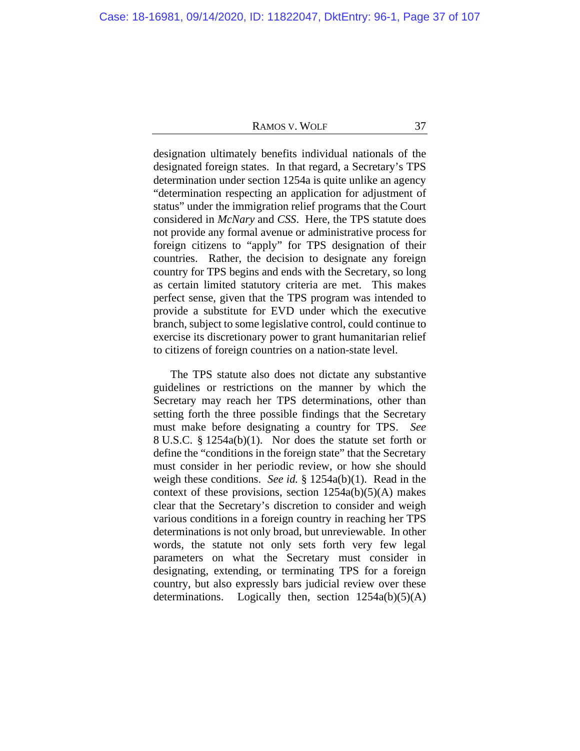designation ultimately benefits individual nationals of the designated foreign states. In that regard, a Secretary's TPS determination under section 1254a is quite unlike an agency "determination respecting an application for adjustment of status" under the immigration relief programs that the Court considered in *McNary* and *CSS*. Here, the TPS statute does not provide any formal avenue or administrative process for foreign citizens to "apply" for TPS designation of their countries. Rather, the decision to designate any foreign country for TPS begins and ends with the Secretary, so long as certain limited statutory criteria are met. This makes perfect sense, given that the TPS program was intended to provide a substitute for EVD under which the executive branch, subject to some legislative control, could continue to exercise its discretionary power to grant humanitarian relief to citizens of foreign countries on a nation-state level.

The TPS statute also does not dictate any substantive guidelines or restrictions on the manner by which the Secretary may reach her TPS determinations, other than setting forth the three possible findings that the Secretary must make before designating a country for TPS. *See* 8 U.S.C. § 1254a(b)(1). Nor does the statute set forth or define the "conditions in the foreign state" that the Secretary must consider in her periodic review, or how she should weigh these conditions. *See id.* § 1254a(b)(1). Read in the context of these provisions, section 1254a(b)(5)(A) makes clear that the Secretary's discretion to consider and weigh various conditions in a foreign country in reaching her TPS determinations is not only broad, but unreviewable. In other words, the statute not only sets forth very few legal parameters on what the Secretary must consider in designating, extending, or terminating TPS for a foreign country, but also expressly bars judicial review over these determinations. Logically then, section 1254a(b)(5)(A)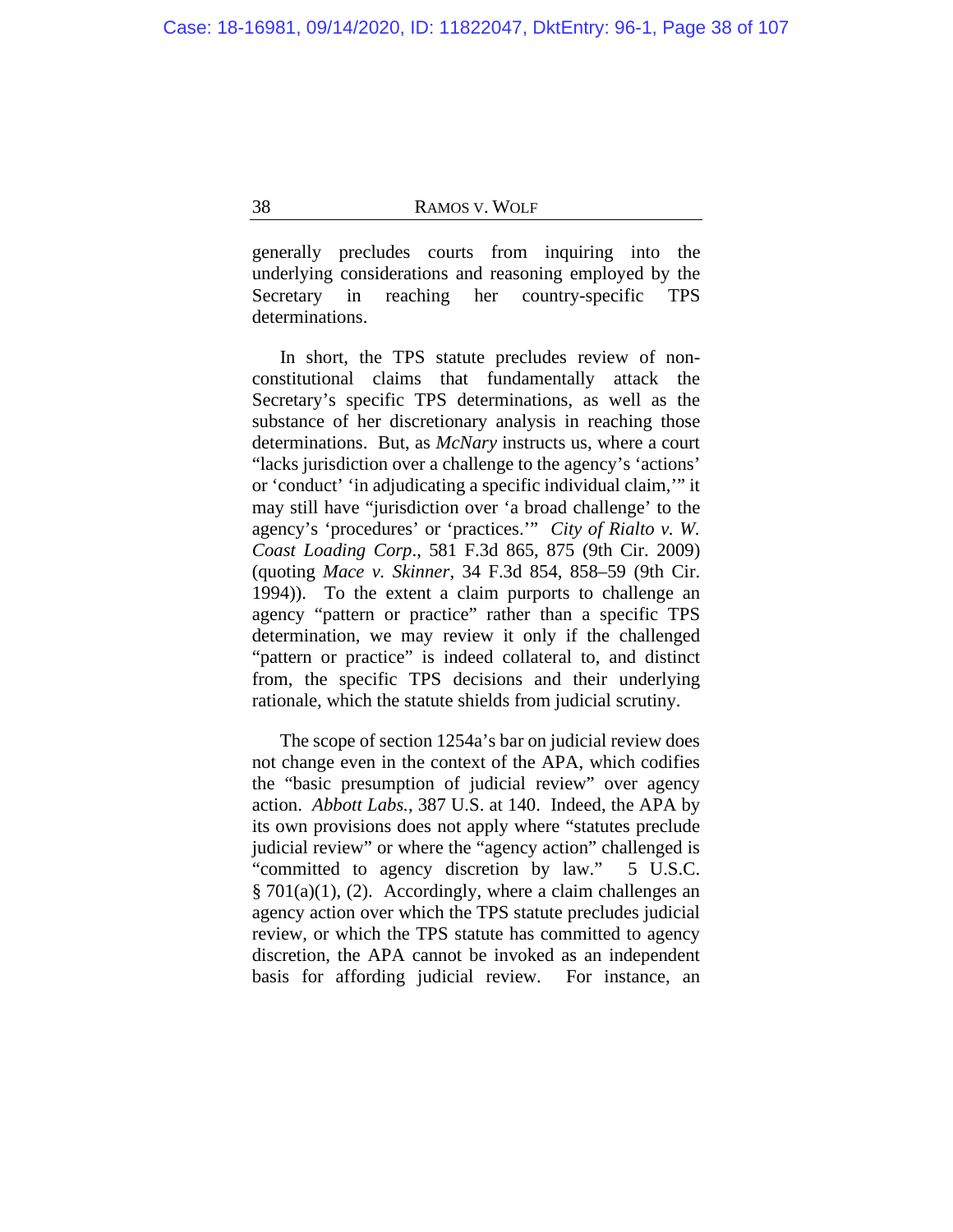generally precludes courts from inquiring into the underlying considerations and reasoning employed by the Secretary in reaching her country-specific TPS determinations.

In short, the TPS statute precludes review of non-constitutional claims that fundamentally attack the Secretary's specific TPS determinations, as well as the substance of her discretionary analysis in reaching those determinations. But, as *McNary* instructs us, where a court "lacks jurisdiction over a challenge to the agency's 'actions' or 'conduct' 'in adjudicating a specific individual claim,'" it may still have "jurisdiction over 'a broad challenge' to the agency's 'procedures' or 'practices.'" *City of Rialto v. W. Coast Loading Corp*., 581 F.3d 865, 875 (9th Cir. 2009) (quoting *Mace v. Skinner*, 34 F.3d 854, 858–59 (9th Cir. 1994)). To the extent a claim purports to challenge an agency "pattern or practice" rather than a specific TPS determination, we may review it only if the challenged "pattern or practice" is indeed collateral to, and distinct from, the specific TPS decisions and their underlying rationale, which the statute shields from judicial scrutiny.

The scope of section 1254a's bar on judicial review does not change even in the context of the APA, which codifies the "basic presumption of judicial review" over agency action. *Abbott Labs.*, 387 U.S. at 140. Indeed, the APA by its own provisions does not apply where "statutes preclude judicial review" or where the "agency action" challenged is "committed to agency discretion by law." 5 U.S.C. § 701(a)(1), (2). Accordingly, where a claim challenges an agency action over which the TPS statute precludes judicial review, or which the TPS statute has committed to agency discretion, the APA cannot be invoked as an independent basis for affording judicial review. For instance, an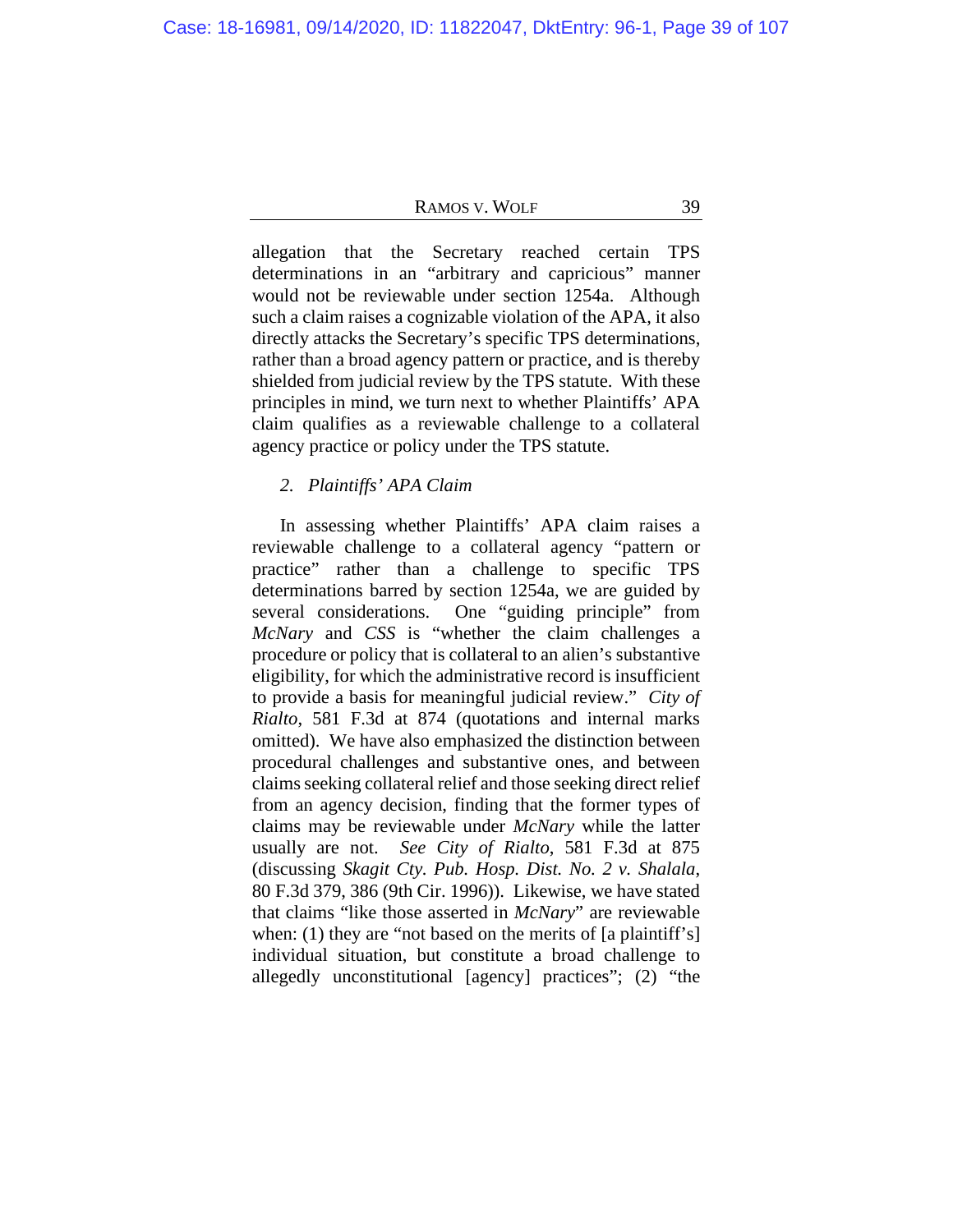allegation that the Secretary reached certain TPS determinations in an "arbitrary and capricious" manner would not be reviewable under section 1254a. Although such a claim raises a cognizable violation of the APA, it also directly attacks the Secretary's specific TPS determinations, rather than a broad agency pattern or practice, and is thereby shielded from judicial review by the TPS statute. With these principles in mind, we turn next to whether Plaintiffs' APA claim qualifies as a reviewable challenge to a collateral agency practice or policy under the TPS statute.

### *2. Plaintiffs' APA Claim*

In assessing whether Plaintiffs' APA claim raises a reviewable challenge to a collateral agency "pattern or practice" rather than a challenge to specific TPS determinations barred by section 1254a, we are guided by several considerations. One "guiding principle" from *McNary* and *CSS* is "whether the claim challenges a procedure or policy that is collateral to an alien's substantive eligibility, for which the administrative record is insufficient to provide a basis for meaningful judicial review." *City of Rialto*, 581 F.3d at 874 (quotations and internal marks omitted). We have also emphasized the distinction between procedural challenges and substantive ones, and between claims seeking collateral relief and those seeking direct relief from an agency decision, finding that the former types of claims may be reviewable under *McNary* while the latter usually are not. *See City of Rialto*, 581 F.3d at 875 (discussing *Skagit Cty. Pub. Hosp. Dist. No. 2 v. Shalala*, 80 F.3d 379, 386 (9th Cir. 1996)). Likewise, we have stated that claims "like those asserted in *McNary*" are reviewable when: (1) they are "not based on the merits of [a plaintiff's] individual situation, but constitute a broad challenge to allegedly unconstitutional [agency] practices"; (2) "the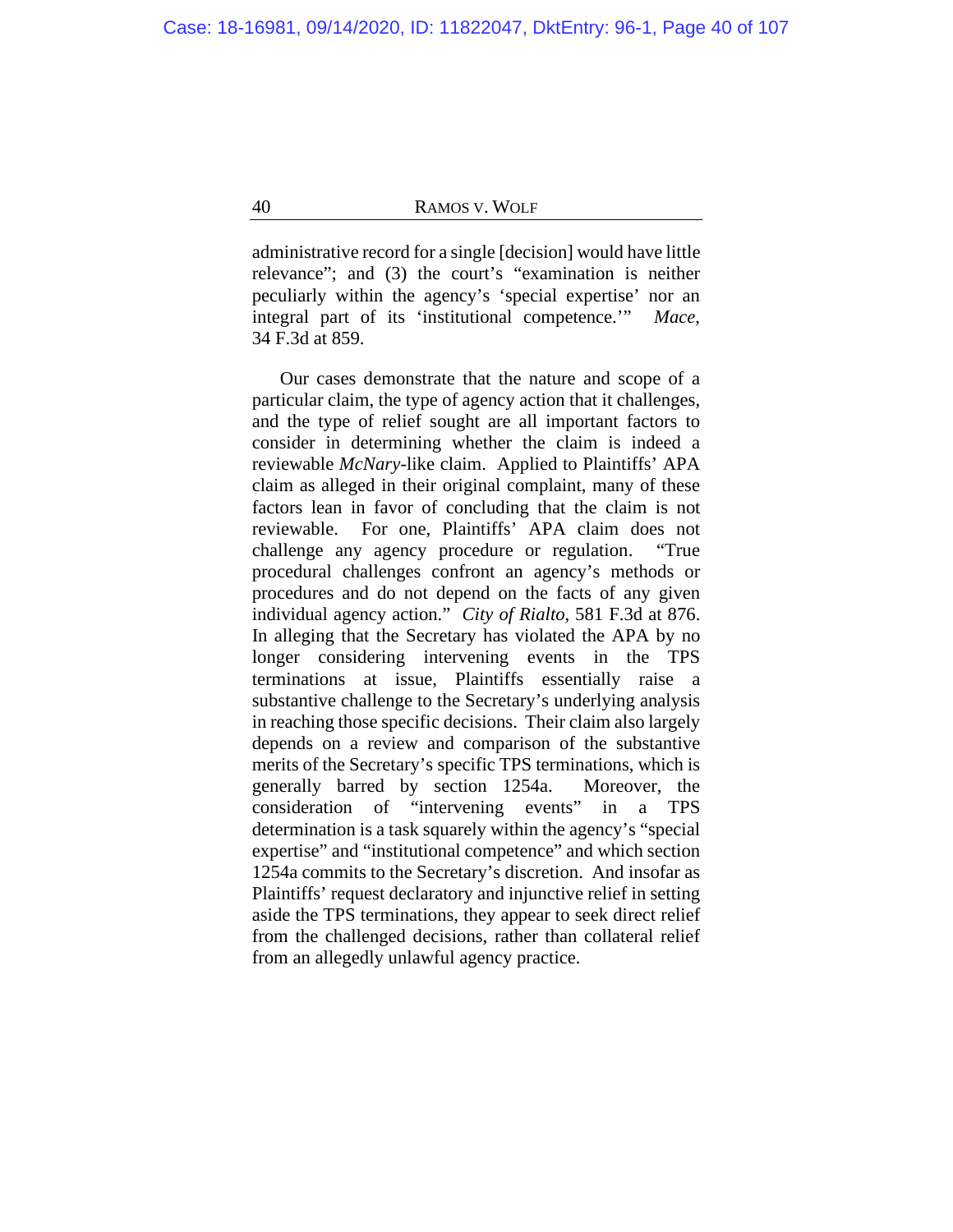administrative record for a single [decision] would have little relevance"; and (3) the court's "examination is neither peculiarly within the agency's 'special expertise' nor an integral part of its 'institutional competence.'" *Mace*, 34 F.3d at 859.

Our cases demonstrate that the nature and scope of a particular claim, the type of agency action that it challenges, and the type of relief sought are all important factors to consider in determining whether the claim is indeed a reviewable *McNary*-like claim. Applied to Plaintiffs' APA claim as alleged in their original complaint, many of these factors lean in favor of concluding that the claim is not reviewable. For one, Plaintiffs' APA claim does not challenge any agency procedure or regulation. "True procedural challenges confront an agency's methods or procedures and do not depend on the facts of any given individual agency action." *City of Rialto*, 581 F.3d at 876. In alleging that the Secretary has violated the APA by no longer considering intervening events in the TPS terminations at issue, Plaintiffs essentially raise a substantive challenge to the Secretary's underlying analysis in reaching those specific decisions. Their claim also largely depends on a review and comparison of the substantive merits of the Secretary's specific TPS terminations, which is generally barred by section 1254a. Moreover, the consideration of "intervening events" in a TPS determination is a task squarely within the agency's "special expertise" and "institutional competence" and which section 1254a commits to the Secretary's discretion. And insofar as Plaintiffs' request declaratory and injunctive relief in setting aside the TPS terminations, they appear to seek direct relief from the challenged decisions, rather than collateral relief from an allegedly unlawful agency practice.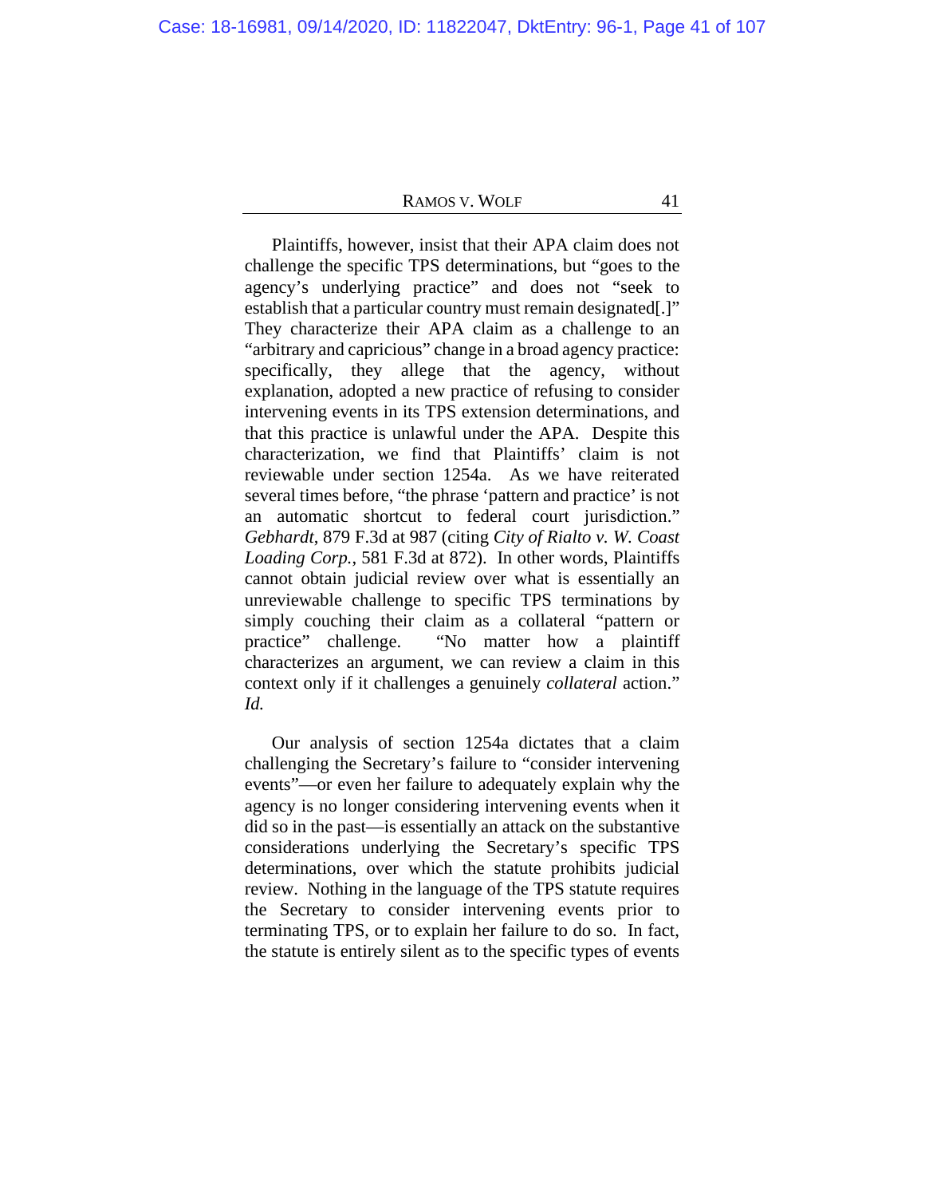Plaintiffs, however, insist that their APA claim does not challenge the specific TPS determinations, but "goes to the agency's underlying practice" and does not "seek to establish that a particular country must remain designated[.]" They characterize their APA claim as a challenge to an "arbitrary and capricious" change in a broad agency practice: specifically, they allege that the agency, without explanation, adopted a new practice of refusing to consider intervening events in its TPS extension determinations, and that this practice is unlawful under the APA. Despite this characterization, we find that Plaintiffs' claim is not reviewable under section 1254a. As we have reiterated several times before, "the phrase 'pattern and practice' is not an automatic shortcut to federal court jurisdiction." *Gebhardt*, 879 F.3d at 987 (citing *City of Rialto v. W. Coast Loading Corp.*, 581 F.3d at 872). In other words, Plaintiffs cannot obtain judicial review over what is essentially an unreviewable challenge to specific TPS terminations by simply couching their claim as a collateral "pattern or practice" challenge. "No matter how a plaintiff characterizes an argument, we can review a claim in this context only if it challenges a genuinely *collateral* action." *Id.*

Our analysis of section 1254a dictates that a claim challenging the Secretary's failure to "consider intervening events"—or even her failure to adequately explain why the agency is no longer considering intervening events when it did so in the past—is essentially an attack on the substantive considerations underlying the Secretary's specific TPS determinations, over which the statute prohibits judicial review. Nothing in the language of the TPS statute requires the Secretary to consider intervening events prior to terminating TPS, or to explain her failure to do so. In fact, the statute is entirely silent as to the specific types of events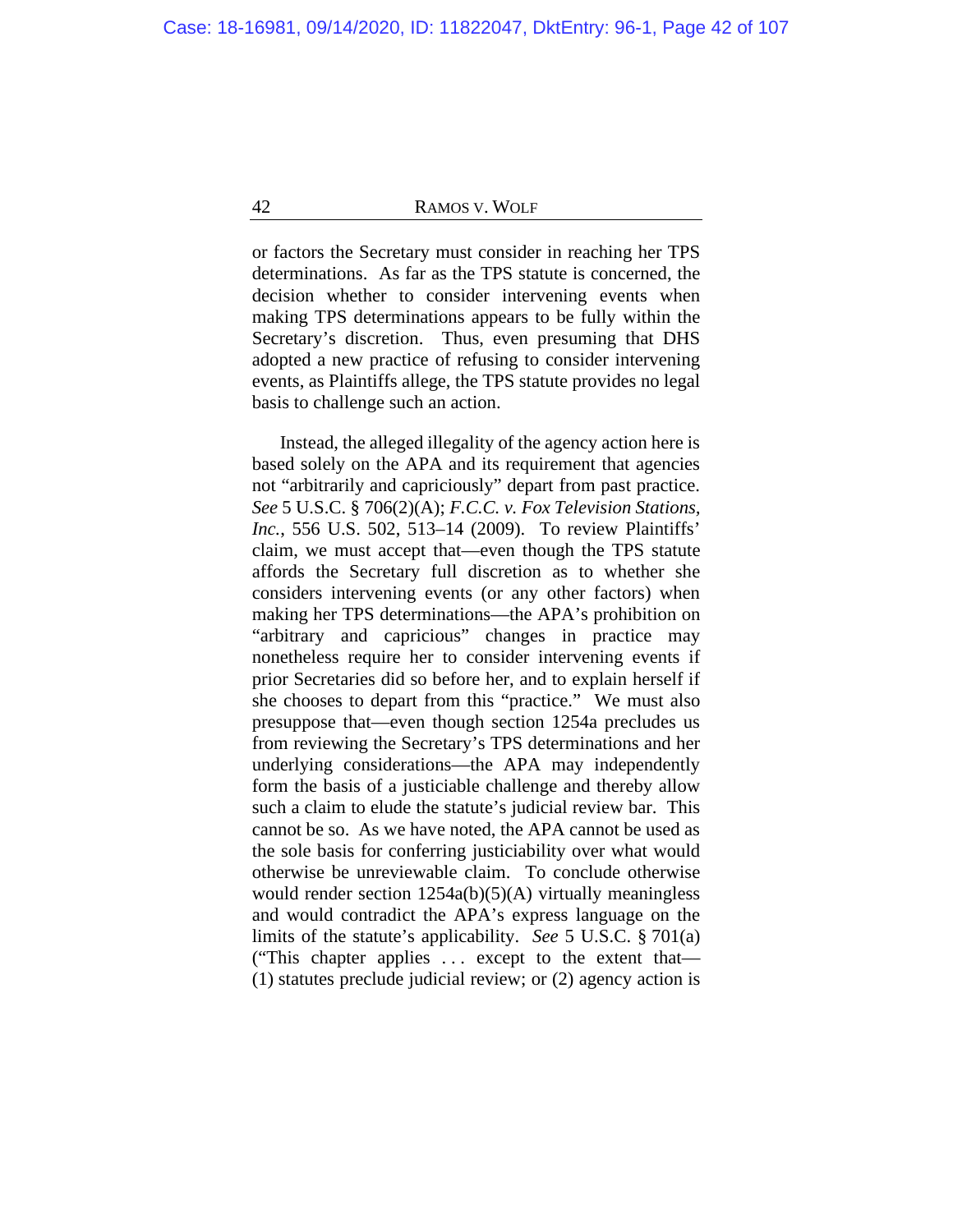or factors the Secretary must consider in reaching her TPS determinations. As far as the TPS statute is concerned, the decision whether to consider intervening events when making TPS determinations appears to be fully within the Secretary's discretion. Thus, even presuming that DHS adopted a new practice of refusing to consider intervening events, as Plaintiffs allege, the TPS statute provides no legal basis to challenge such an action.

Instead, the alleged illegality of the agency action here is based solely on the APA and its requirement that agencies not "arbitrarily and capriciously" depart from past practice. *See* 5 U.S.C. § 706(2)(A); *F.C.C. v. Fox Television Stations, Inc.*, 556 U.S. 502, 513–14 (2009). To review Plaintiffs' claim, we must accept that—even though the TPS statute affords the Secretary full discretion as to whether she considers intervening events (or any other factors) when making her TPS determinations—the APA's prohibition on "arbitrary and capricious" changes in practice may nonetheless require her to consider intervening events if prior Secretaries did so before her, and to explain herself if she chooses to depart from this "practice." We must also presuppose that—even though section 1254a precludes us from reviewing the Secretary's TPS determinations and her underlying considerations—the APA may independently form the basis of a justiciable challenge and thereby allow such a claim to elude the statute's judicial review bar. This cannot be so. As we have noted, the APA cannot be used as the sole basis for conferring justiciability over what would otherwise be unreviewable claim. To conclude otherwise would render section 1254a(b)(5)(A) virtually meaningless and would contradict the APA's express language on the limits of the statute's applicability. *See* 5 U.S.C. § 701(a) ("This chapter applies . . . except to the extent that—(1) statutes preclude judicial review; or (2) agency action is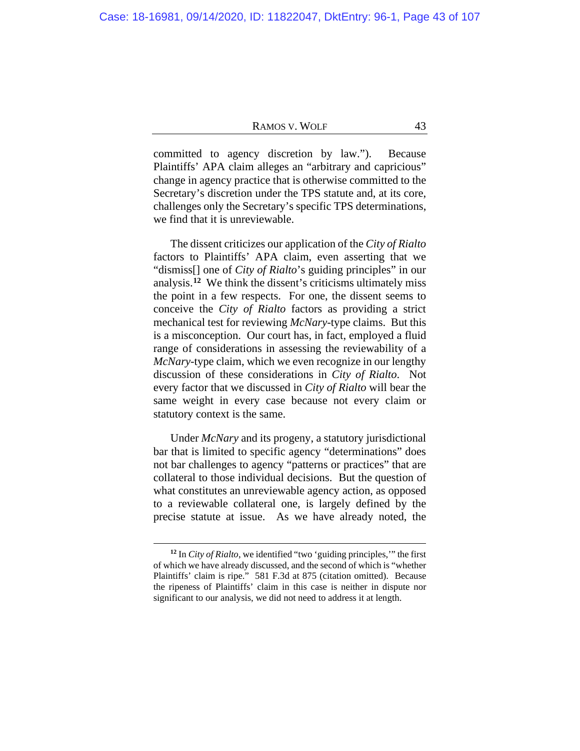committed to agency discretion by law."). Because Plaintiffs' APA claim alleges an "arbitrary and capricious" change in agency practice that is otherwise committed to the Secretary's discretion under the TPS statute and, at its core, challenges only the Secretary's specific TPS determinations, we find that it is unreviewable.

The dissent criticizes our application of the *City of Rialto* factors to Plaintiffs' APA claim, even asserting that we "dismiss[] one of *City of Rialto*'s guiding principles" in our analysis.[12] We think the dissent's criticisms ultimately miss the point in a few respects. For one, the dissent seems to conceive the *City of Rialto* factors as providing a strict mechanical test for reviewing *McNary*-type claims. But this is a misconception. Our court has, in fact, employed a fluid range of considerations in assessing the reviewability of a *McNary*-type claim, which we even recognize in our lengthy discussion of these considerations in *City of Rialto*. Not every factor that we discussed in *City of Rialto* will bear the same weight in every case because not every claim or statutory context is the same.

Under *McNary* and its progeny, a statutory jurisdictional bar that is limited to specific agency "determinations" does not bar challenges to agency "patterns or practices" that are collateral to those individual decisions. But the question of what constitutes an unreviewable agency action, as opposed to a reviewable collateral one, is largely defined by the precise statute at issue. As we have already noted, the

---

[12] In *City of Rialto*, we identified "two 'guiding principles,'" the first of which we have already discussed, and the second of which is "whether Plaintiffs' claim is ripe." 581 F.3d at 875 (citation omitted). Because the ripeness of Plaintiffs' claim in this case is neither in dispute nor significant to our analysis, we did not need to address it at length.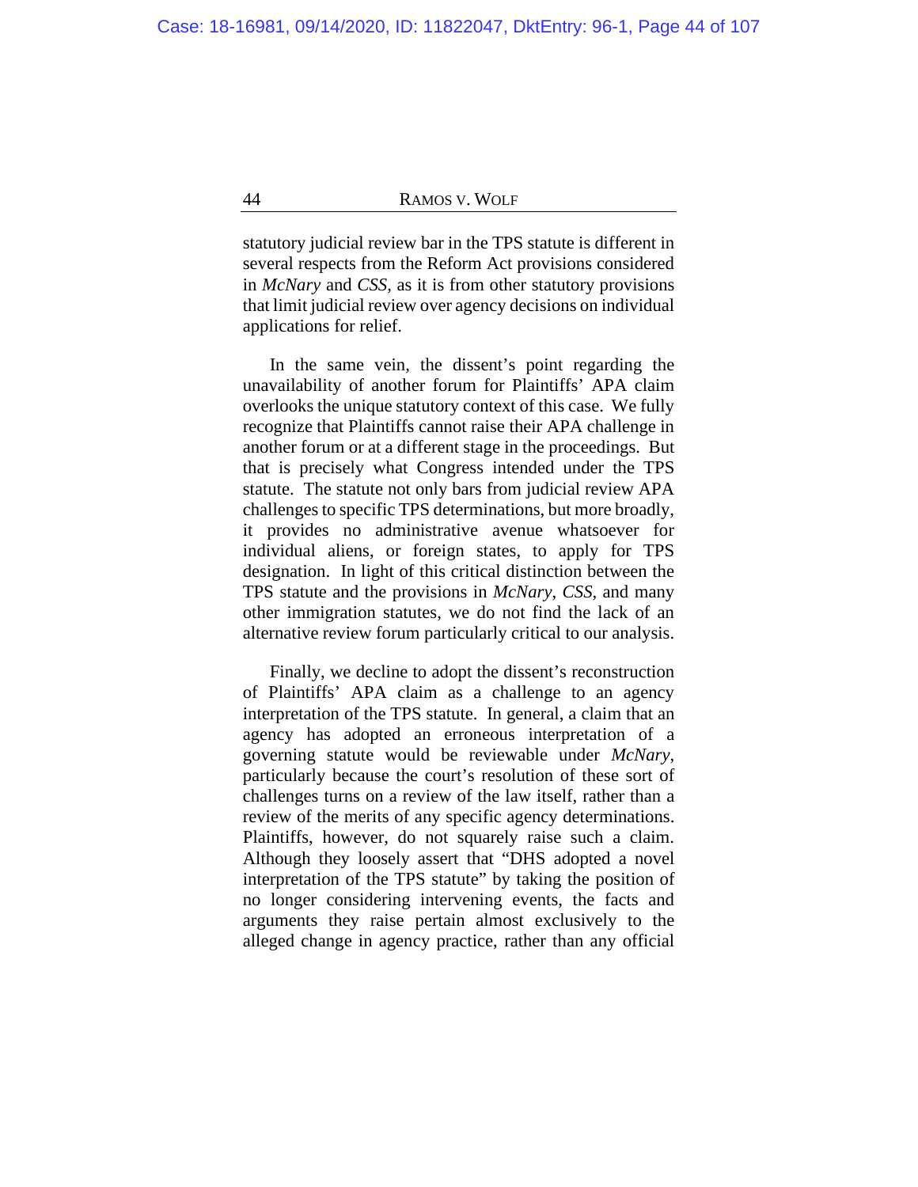statutory judicial review bar in the TPS statute is different in several respects from the Reform Act provisions considered in *McNary* and *CSS*, as it is from other statutory provisions that limit judicial review over agency decisions on individual applications for relief.

In the same vein, the dissent's point regarding the unavailability of another forum for Plaintiffs' APA claim overlooks the unique statutory context of this case. We fully recognize that Plaintiffs cannot raise their APA challenge in another forum or at a different stage in the proceedings. But that is precisely what Congress intended under the TPS statute. The statute not only bars from judicial review APA challenges to specific TPS determinations, but more broadly, it provides no administrative avenue whatsoever for individual aliens, or foreign states, to apply for TPS designation. In light of this critical distinction between the TPS statute and the provisions in *McNary*, *CSS*, and many other immigration statutes, we do not find the lack of an alternative review forum particularly critical to our analysis.

Finally, we decline to adopt the dissent's reconstruction of Plaintiffs' APA claim as a challenge to an agency interpretation of the TPS statute. In general, a claim that an agency has adopted an erroneous interpretation of a governing statute would be reviewable under *McNary*, particularly because the court's resolution of these sort of challenges turns on a review of the law itself, rather than a review of the merits of any specific agency determinations. Plaintiffs, however, do not squarely raise such a claim. Although they loosely assert that "DHS adopted a novel interpretation of the TPS statute" by taking the position of no longer considering intervening events, the facts and arguments they raise pertain almost exclusively to the alleged change in agency practice, rather than any official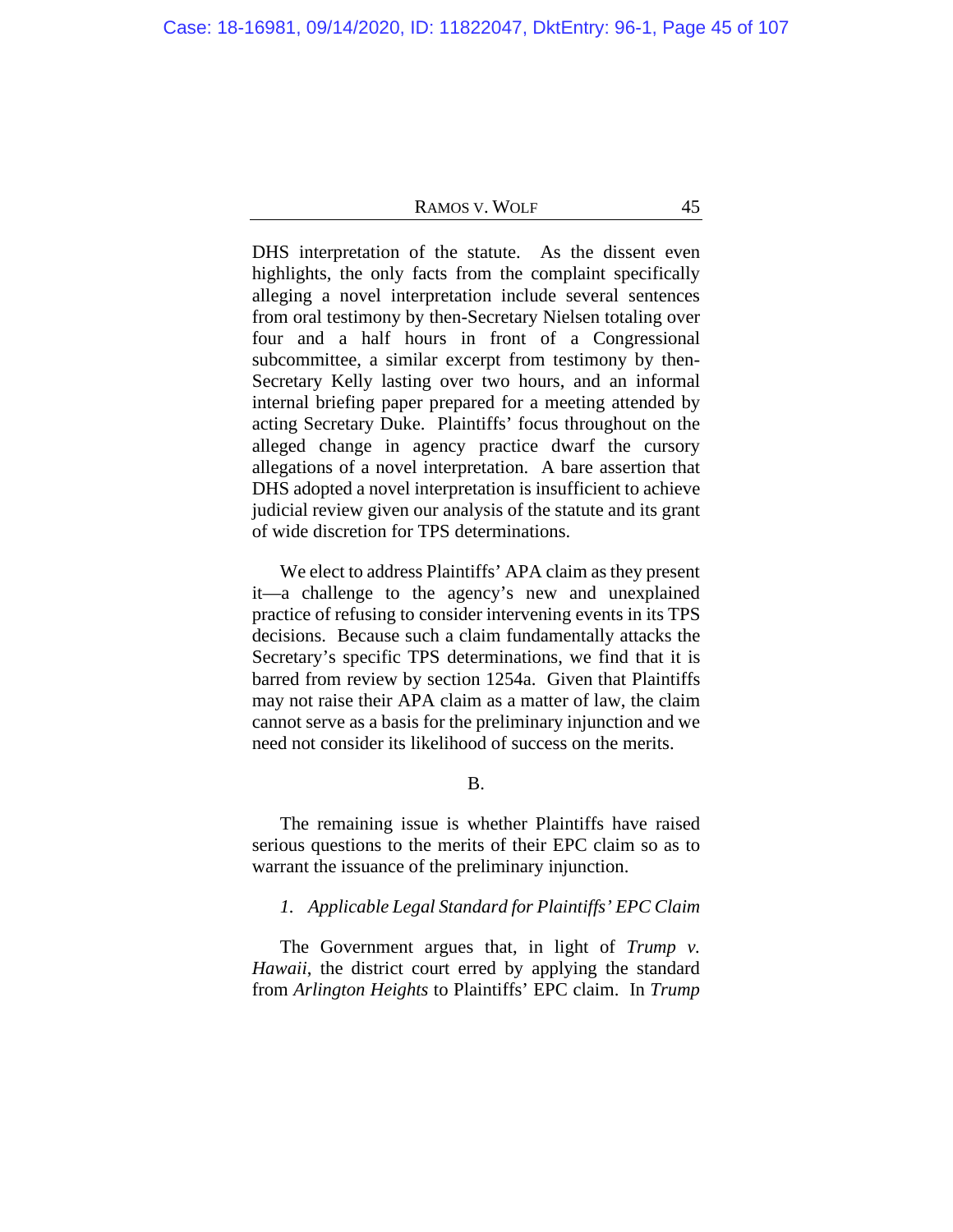DHS interpretation of the statute. As the dissent even highlights, the only facts from the complaint specifically alleging a novel interpretation include several sentences from oral testimony by then-Secretary Nielsen totaling over four and a half hours in front of a Congressional subcommittee, a similar excerpt from testimony by then-Secretary Kelly lasting over two hours, and an informal internal briefing paper prepared for a meeting attended by acting Secretary Duke. Plaintiffs' focus throughout on the alleged change in agency practice dwarf the cursory allegations of a novel interpretation. A bare assertion that DHS adopted a novel interpretation is insufficient to achieve judicial review given our analysis of the statute and its grant of wide discretion for TPS determinations.

We elect to address Plaintiffs' APA claim as they present it—a challenge to the agency's new and unexplained practice of refusing to consider intervening events in its TPS decisions. Because such a claim fundamentally attacks the Secretary's specific TPS determinations, we find that it is barred from review by section 1254a. Given that Plaintiffs may not raise their APA claim as a matter of law, the claim cannot serve as a basis for the preliminary injunction and we need not consider its likelihood of success on the merits.

B.

The remaining issue is whether Plaintiffs have raised serious questions to the merits of their EPC claim so as to warrant the issuance of the preliminary injunction.

*1. Applicable Legal Standard for Plaintiffs' EPC Claim*

The Government argues that, in light of *Trump v. Hawaii*, the district court erred by applying the standard from *Arlington Heights* to Plaintiffs' EPC claim. In *Trump*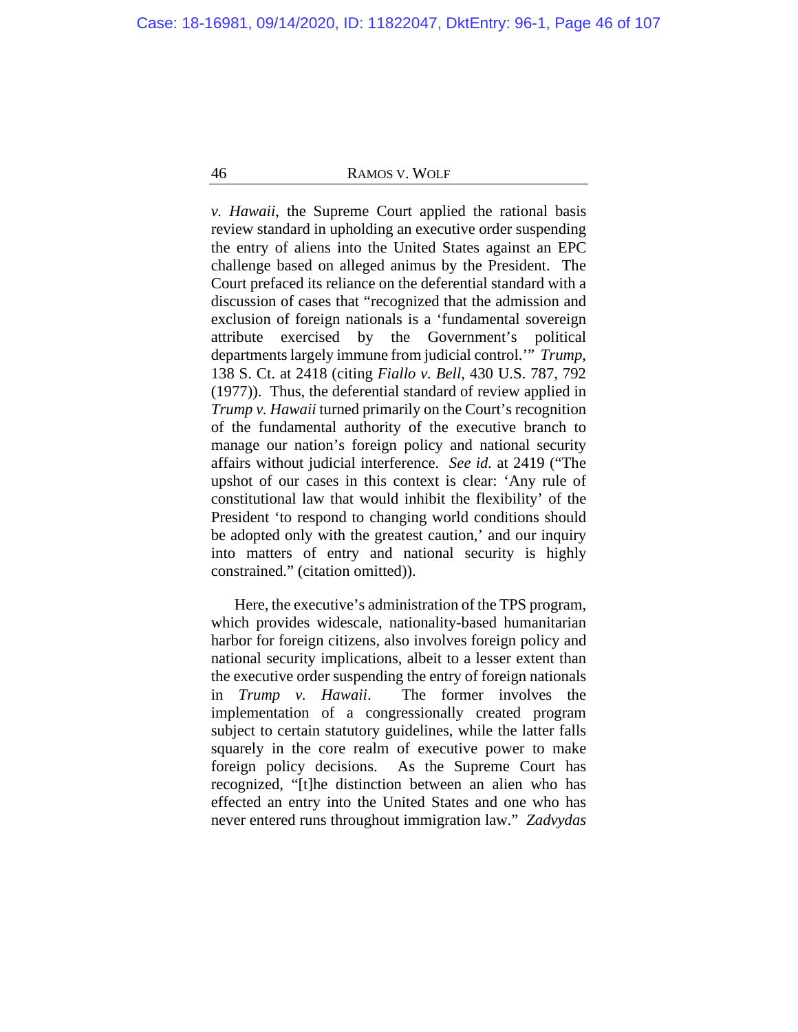*v. Hawaii*, the Supreme Court applied the rational basis review standard in upholding an executive order suspending the entry of aliens into the United States against an EPC challenge based on alleged animus by the President. The Court prefaced its reliance on the deferential standard with a discussion of cases that "recognized that the admission and exclusion of foreign nationals is a 'fundamental sovereign attribute exercised by the Government's political departments largely immune from judicial control.'" *Trump*, 138 S. Ct. at 2418 (citing *Fiallo v. Bell*, 430 U.S. 787, 792 (1977)). Thus, the deferential standard of review applied in *Trump v. Hawaii* turned primarily on the Court's recognition of the fundamental authority of the executive branch to manage our nation's foreign policy and national security affairs without judicial interference. *See id.* at 2419 ("The upshot of our cases in this context is clear: 'Any rule of constitutional law that would inhibit the flexibility' of the President 'to respond to changing world conditions should be adopted only with the greatest caution,' and our inquiry into matters of entry and national security is highly constrained." (citation omitted)).

Here, the executive's administration of the TPS program, which provides widescale, nationality-based humanitarian harbor for foreign citizens, also involves foreign policy and national security implications, albeit to a lesser extent than the executive order suspending the entry of foreign nationals in *Trump v. Hawaii*. The former involves the implementation of a congressionally created program subject to certain statutory guidelines, while the latter falls squarely in the core realm of executive power to make foreign policy decisions. As the Supreme Court has recognized, "[t]he distinction between an alien who has effected an entry into the United States and one who has never entered runs throughout immigration law." *Zadvydas*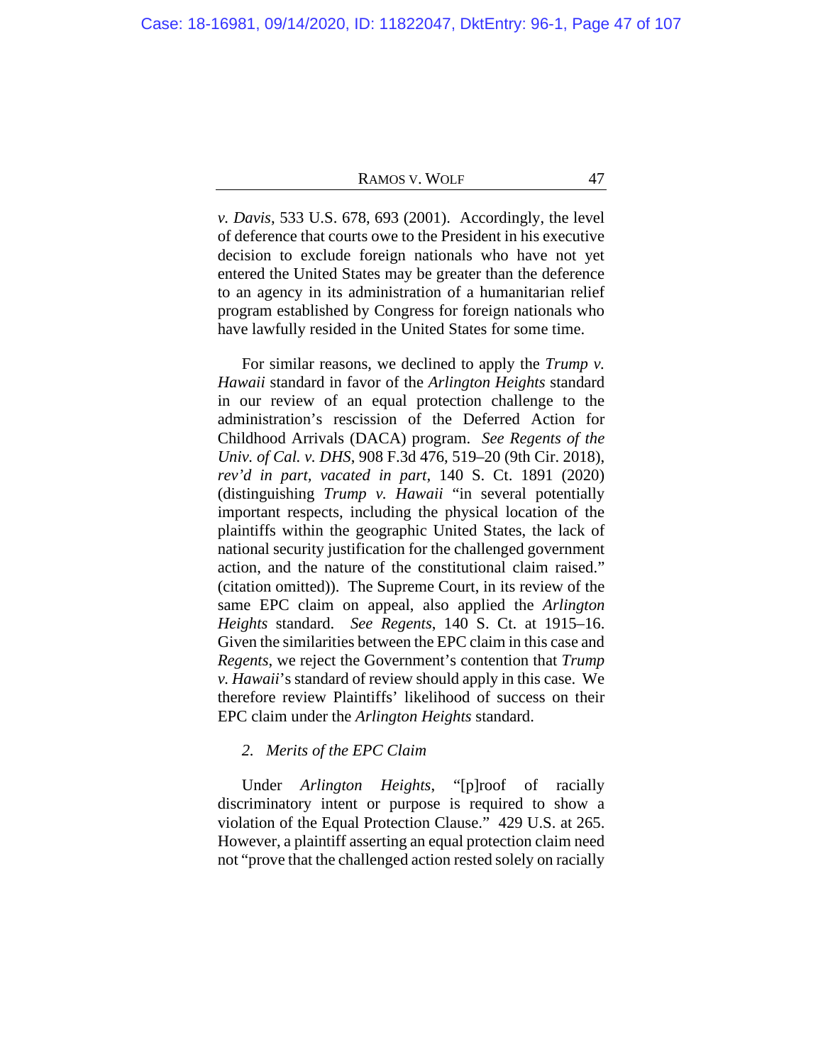*v. Davis*, 533 U.S. 678, 693 (2001). Accordingly, the level of deference that courts owe to the President in his executive decision to exclude foreign nationals who have not yet entered the United States may be greater than the deference to an agency in its administration of a humanitarian relief program established by Congress for foreign nationals who have lawfully resided in the United States for some time.

For similar reasons, we declined to apply the *Trump v. Hawaii* standard in favor of the *Arlington Heights* standard in our review of an equal protection challenge to the administration's rescission of the Deferred Action for Childhood Arrivals (DACA) program. *See Regents of the Univ. of Cal. v. DHS*, 908 F.3d 476, 519–20 (9th Cir. 2018), *rev'd in part*, *vacated in part*, 140 S. Ct. 1891 (2020) (distinguishing *Trump v. Hawaii* "in several potentially important respects, including the physical location of the plaintiffs within the geographic United States, the lack of national security justification for the challenged government action, and the nature of the constitutional claim raised." (citation omitted)). The Supreme Court, in its review of the same EPC claim on appeal, also applied the *Arlington Heights* standard. *See Regents*, 140 S. Ct. at 1915–16. Given the similarities between the EPC claim in this case and *Regents*, we reject the Government's contention that *Trump v. Hawaii*'s standard of review should apply in this case. We therefore review Plaintiffs' likelihood of success on their EPC claim under the *Arlington Heights* standard.

*2. Merits of the EPC Claim*

Under *Arlington Heights*, "[p]roof of racially discriminatory intent or purpose is required to show a violation of the Equal Protection Clause." 429 U.S. at 265. However, a plaintiff asserting an equal protection claim need not "prove that the challenged action rested solely on racially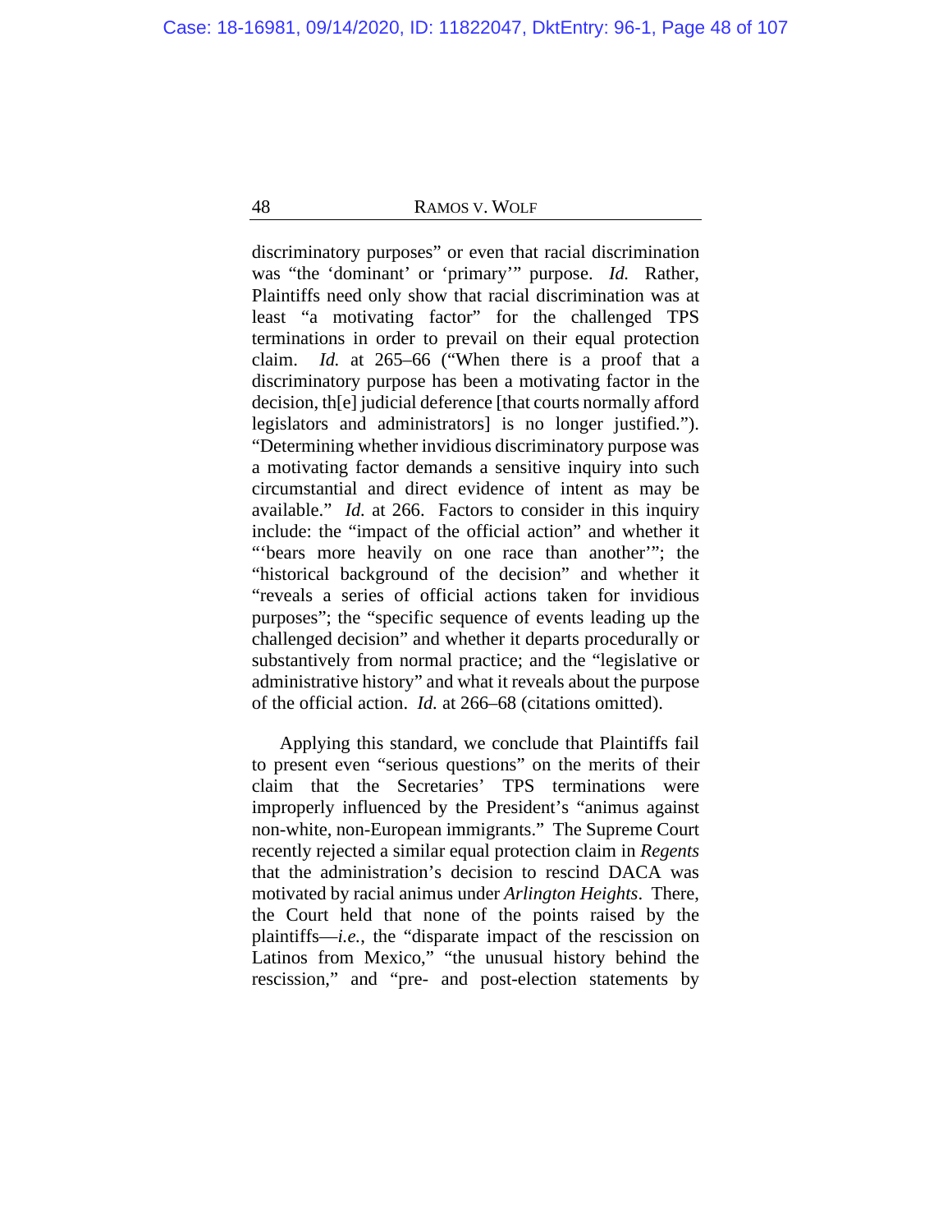discriminatory purposes" or even that racial discrimination was "the 'dominant' or 'primary'" purpose. *Id.* Rather, Plaintiffs need only show that racial discrimination was at least "a motivating factor" for the challenged TPS terminations in order to prevail on their equal protection claim. *Id.* at 265–66 ("When there is a proof that a discriminatory purpose has been a motivating factor in the decision, th[e] judicial deference [that courts normally afford legislators and administrators] is no longer justified."). "Determining whether invidious discriminatory purpose was a motivating factor demands a sensitive inquiry into such circumstantial and direct evidence of intent as may be available." *Id.* at 266. Factors to consider in this inquiry include: the "impact of the official action" and whether it "'bears more heavily on one race than another'"; the "historical background of the decision" and whether it "reveals a series of official actions taken for invidious purposes"; the "specific sequence of events leading up the challenged decision" and whether it departs procedurally or substantively from normal practice; and the "legislative or administrative history" and what it reveals about the purpose of the official action. *Id.* at 266–68 (citations omitted).

Applying this standard, we conclude that Plaintiffs fail to present even "serious questions" on the merits of their claim that the Secretaries' TPS terminations were improperly influenced by the President's "animus against non-white, non-European immigrants." The Supreme Court recently rejected a similar equal protection claim in *Regents* that the administration's decision to rescind DACA was motivated by racial animus under *Arlington Heights*. There, the Court held that none of the points raised by the plaintiffs—*i.e.*, the "disparate impact of the rescission on Latinos from Mexico," "the unusual history behind the rescission," and "pre- and post-election statements by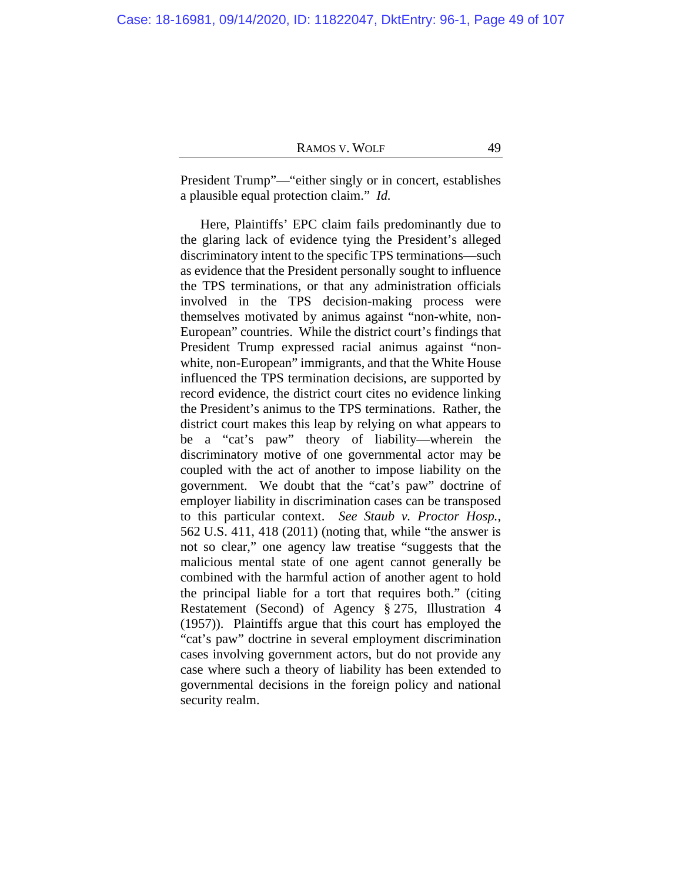President Trump"—"either singly or in concert, establishes a plausible equal protection claim." *Id.*

Here, Plaintiffs' EPC claim fails predominantly due to the glaring lack of evidence tying the President's alleged discriminatory intent to the specific TPS terminations—such as evidence that the President personally sought to influence the TPS terminations, or that any administration officials involved in the TPS decision-making process were themselves motivated by animus against "non-white, non-European" countries. While the district court's findings that President Trump expressed racial animus against "non-white, non-European" immigrants, and that the White House influenced the TPS termination decisions, are supported by record evidence, the district court cites no evidence linking the President's animus to the TPS terminations. Rather, the district court makes this leap by relying on what appears to be a "cat's paw" theory of liability—wherein the discriminatory motive of one governmental actor may be coupled with the act of another to impose liability on the government. We doubt that the "cat's paw" doctrine of employer liability in discrimination cases can be transposed to this particular context. *See Staub v. Proctor Hosp.*, 562 U.S. 411, 418 (2011) (noting that, while "the answer is not so clear," one agency law treatise "suggests that the malicious mental state of one agent cannot generally be combined with the harmful action of another agent to hold the principal liable for a tort that requires both." (citing Restatement (Second) of Agency § 275, Illustration 4 (1957)). Plaintiffs argue that this court has employed the "cat's paw" doctrine in several employment discrimination cases involving government actors, but do not provide any case where such a theory of liability has been extended to governmental decisions in the foreign policy and national security realm.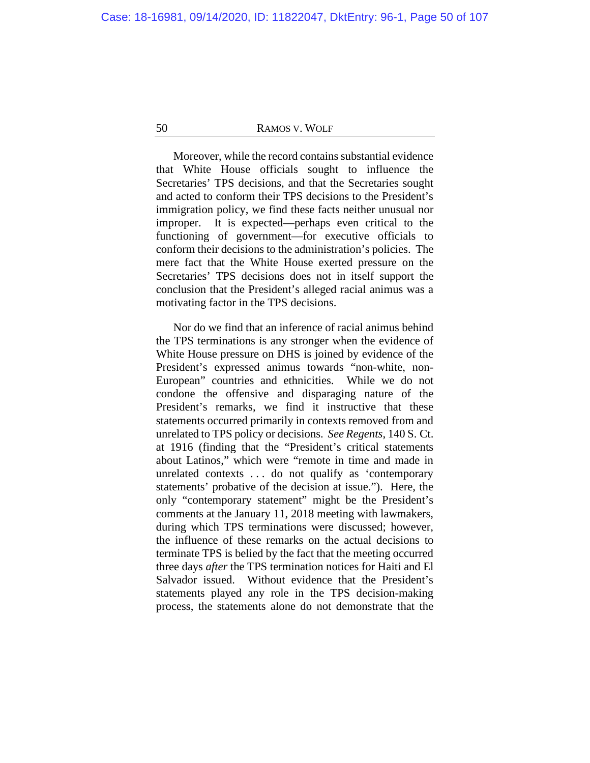Moreover, while the record contains substantial evidence that White House officials sought to influence the Secretaries' TPS decisions, and that the Secretaries sought and acted to conform their TPS decisions to the President's immigration policy, we find these facts neither unusual nor improper. It is expected—perhaps even critical to the functioning of government—for executive officials to conform their decisions to the administration's policies. The mere fact that the White House exerted pressure on the Secretaries' TPS decisions does not in itself support the conclusion that the President's alleged racial animus was a motivating factor in the TPS decisions.

Nor do we find that an inference of racial animus behind the TPS terminations is any stronger when the evidence of White House pressure on DHS is joined by evidence of the President's expressed animus towards "non-white, non-European" countries and ethnicities. While we do not condone the offensive and disparaging nature of the President's remarks, we find it instructive that these statements occurred primarily in contexts removed from and unrelated to TPS policy or decisions. *See Regents*, 140 S. Ct. at 1916 (finding that the "President's critical statements about Latinos," which were "remote in time and made in unrelated contexts . . . do not qualify as 'contemporary statements' probative of the decision at issue."). Here, the only "contemporary statement" might be the President's comments at the January 11, 2018 meeting with lawmakers, during which TPS terminations were discussed; however, the influence of these remarks on the actual decisions to terminate TPS is belied by the fact that the meeting occurred three days *after* the TPS termination notices for Haiti and El Salvador issued. Without evidence that the President's statements played any role in the TPS decision-making process, the statements alone do not demonstrate that the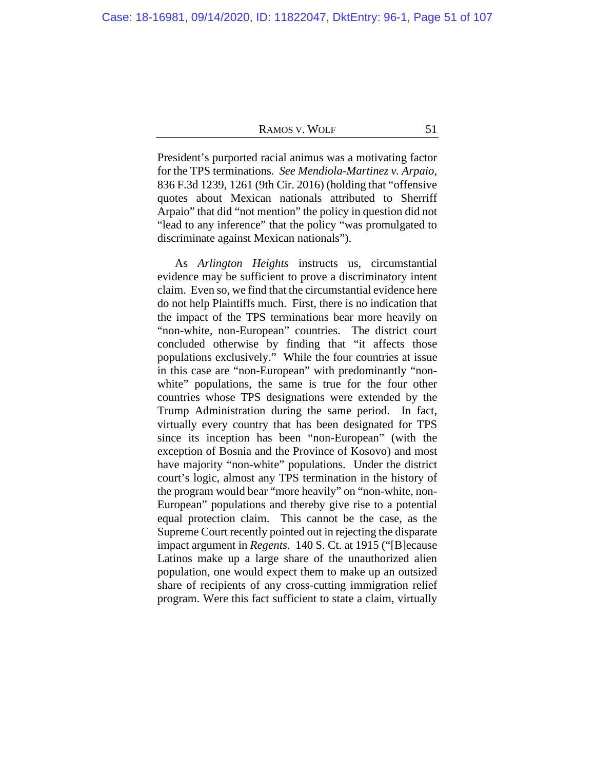President's purported racial animus was a motivating factor for the TPS terminations. *See Mendiola-Martinez v. Arpaio*, 836 F.3d 1239, 1261 (9th Cir. 2016) (holding that "offensive quotes about Mexican nationals attributed to Sherriff Arpaio" that did "not mention" the policy in question did not "lead to any inference" that the policy "was promulgated to discriminate against Mexican nationals").

As *Arlington Heights* instructs us, circumstantial evidence may be sufficient to prove a discriminatory intent claim. Even so, we find that the circumstantial evidence here do not help Plaintiffs much. First, there is no indication that the impact of the TPS terminations bear more heavily on "non-white, non-European" countries. The district court concluded otherwise by finding that "it affects those populations exclusively." While the four countries at issue in this case are "non-European" with predominantly "non-white" populations, the same is true for the four other countries whose TPS designations were extended by the Trump Administration during the same period. In fact, virtually every country that has been designated for TPS since its inception has been "non-European" (with the exception of Bosnia and the Province of Kosovo) and most have majority "non-white" populations. Under the district court's logic, almost any TPS termination in the history of the program would bear "more heavily" on "non-white, non-European" populations and thereby give rise to a potential equal protection claim. This cannot be the case, as the Supreme Court recently pointed out in rejecting the disparate impact argument in *Regents*. 140 S. Ct. at 1915 ("[B]ecause Latinos make up a large share of the unauthorized alien population, one would expect them to make up an outsized share of recipients of any cross-cutting immigration relief program. Were this fact sufficient to state a claim, virtually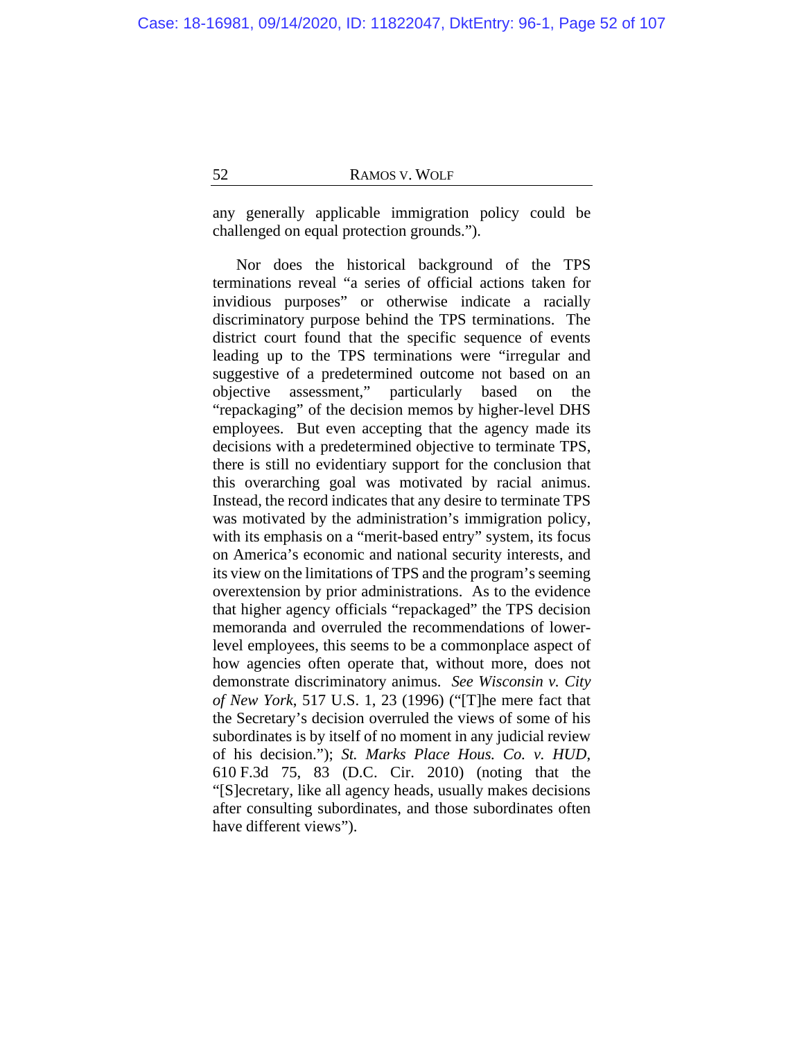any generally applicable immigration policy could be challenged on equal protection grounds.").

Nor does the historical background of the TPS terminations reveal "a series of official actions taken for invidious purposes" or otherwise indicate a racially discriminatory purpose behind the TPS terminations. The district court found that the specific sequence of events leading up to the TPS terminations were "irregular and suggestive of a predetermined outcome not based on an objective assessment," particularly based on the "repackaging" of the decision memos by higher-level DHS employees. But even accepting that the agency made its decisions with a predetermined objective to terminate TPS, there is still no evidentiary support for the conclusion that this overarching goal was motivated by racial animus. Instead, the record indicates that any desire to terminate TPS was motivated by the administration's immigration policy, with its emphasis on a "merit-based entry" system, its focus on America's economic and national security interests, and its view on the limitations of TPS and the program's seeming overextension by prior administrations. As to the evidence that higher agency officials "repackaged" the TPS decision memoranda and overruled the recommendations of lower-level employees, this seems to be a commonplace aspect of how agencies often operate that, without more, does not demonstrate discriminatory animus. *See Wisconsin v. City of New York*, 517 U.S. 1, 23 (1996) ("[T]he mere fact that the Secretary's decision overruled the views of some of his subordinates is by itself of no moment in any judicial review of his decision."); *St. Marks Place Hous. Co. v. HUD*, 610 F.3d 75, 83 (D.C. Cir. 2010) (noting that the "[S]ecretary, like all agency heads, usually makes decisions after consulting subordinates, and those subordinates often have different views").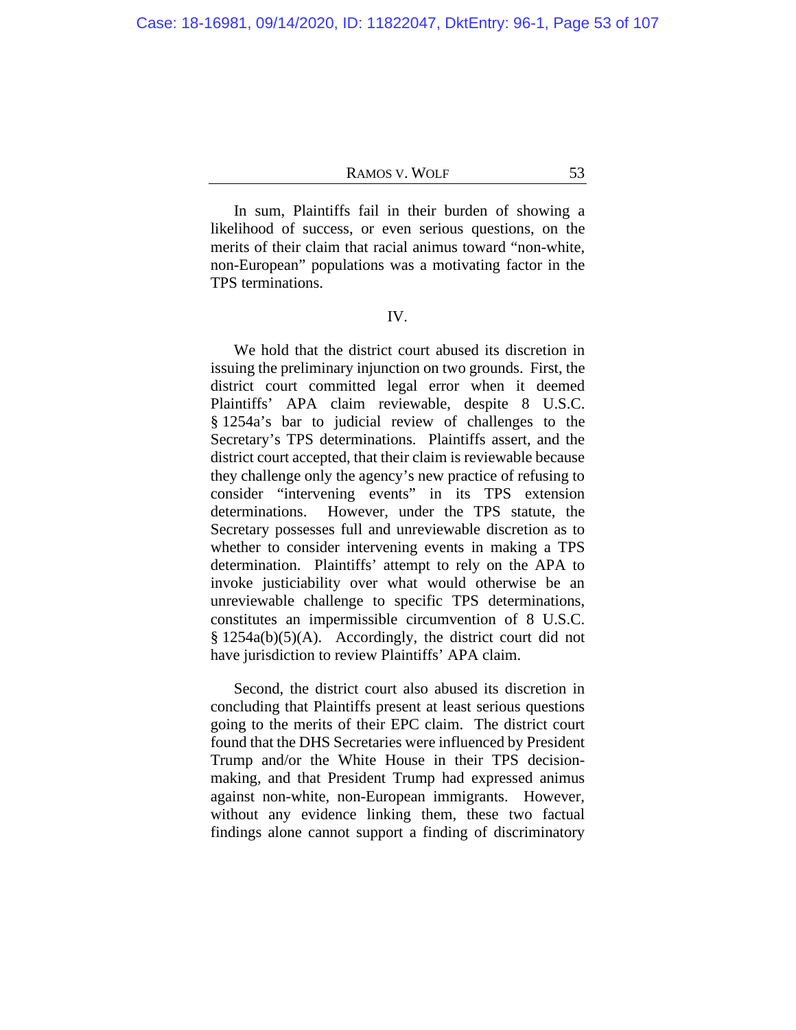In sum, Plaintiffs fail in their burden of showing a likelihood of success, or even serious questions, on the merits of their claim that racial animus toward "non-white, non-European" populations was a motivating factor in the TPS terminations.

## IV.

We hold that the district court abused its discretion in issuing the preliminary injunction on two grounds. First, the district court committed legal error when it deemed Plaintiffs' APA claim reviewable, despite 8 U.S.C. § 1254a's bar to judicial review of challenges to the Secretary's TPS determinations. Plaintiffs assert, and the district court accepted, that their claim is reviewable because they challenge only the agency's new practice of refusing to consider "intervening events" in its TPS extension determinations. However, under the TPS statute, the Secretary possesses full and unreviewable discretion as to whether to consider intervening events in making a TPS determination. Plaintiffs' attempt to rely on the APA to invoke justiciability over what would otherwise be an unreviewable challenge to specific TPS determinations, constitutes an impermissible circumvention of 8 U.S.C. § 1254a(b)(5)(A). Accordingly, the district court did not have jurisdiction to review Plaintiffs' APA claim.

Second, the district court also abused its discretion in concluding that Plaintiffs present at least serious questions going to the merits of their EPC claim. The district court found that the DHS Secretaries were influenced by President Trump and/or the White House in their TPS decision-making, and that President Trump had expressed animus against non-white, non-European immigrants. However, without any evidence linking them, these two factual findings alone cannot support a finding of discriminatory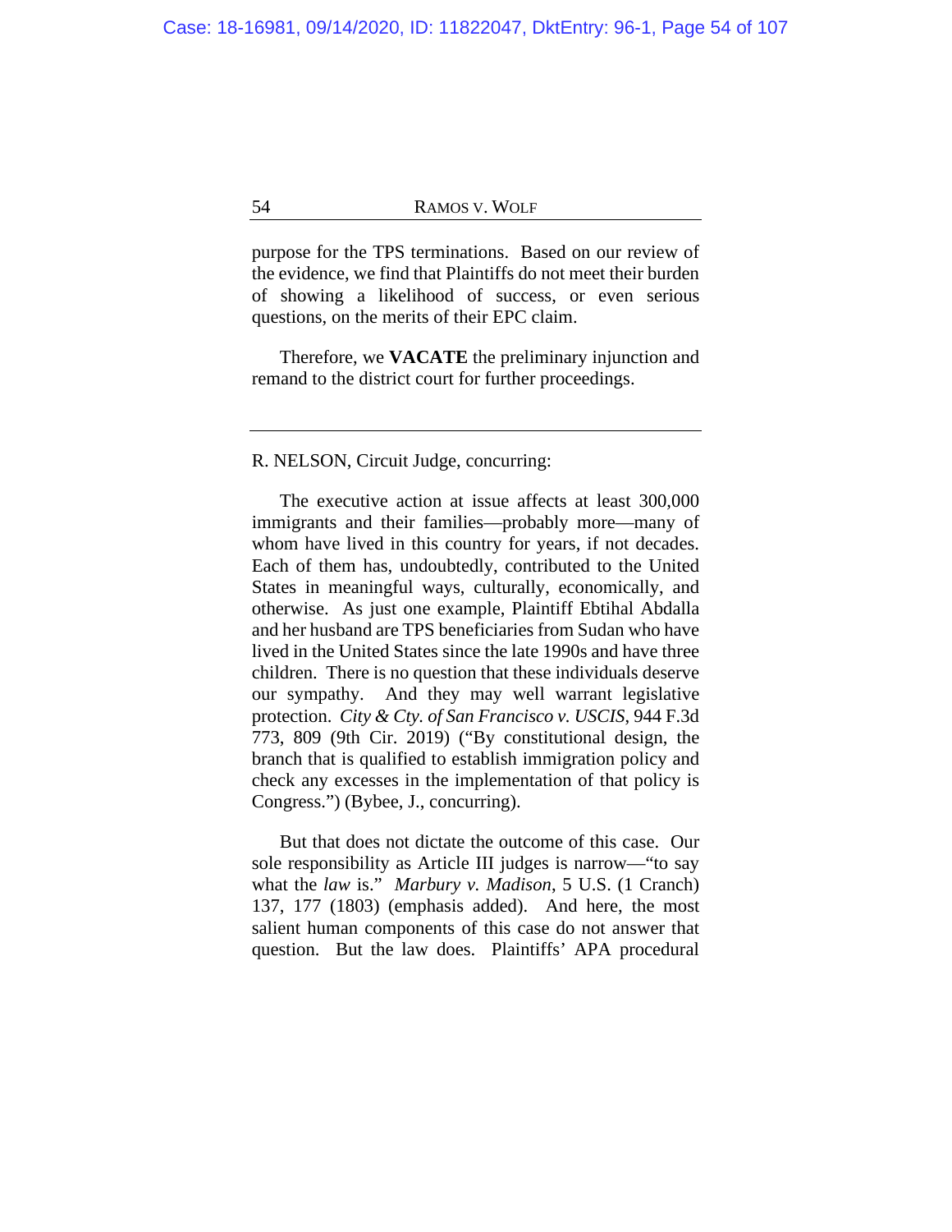purpose for the TPS terminations. Based on our review of the evidence, we find that Plaintiffs do not meet their burden of showing a likelihood of success, or even serious questions, on the merits of their EPC claim.

Therefore, we **VACATE** the preliminary injunction and remand to the district court for further proceedings.

---

R. NELSON, Circuit Judge, concurring:

The executive action at issue affects at least 300,000 immigrants and their families—probably more—many of whom have lived in this country for years, if not decades. Each of them has, undoubtedly, contributed to the United States in meaningful ways, culturally, economically, and otherwise. As just one example, Plaintiff Ebtihal Abdalla and her husband are TPS beneficiaries from Sudan who have lived in the United States since the late 1990s and have three children. There is no question that these individuals deserve our sympathy. And they may well warrant legislative protection. *City & Cty. of San Francisco v. USCIS*, 944 F.3d 773, 809 (9th Cir. 2019) ("By constitutional design, the branch that is qualified to establish immigration policy and check any excesses in the implementation of that policy is Congress.") (Bybee, J., concurring).

But that does not dictate the outcome of this case. Our sole responsibility as Article III judges is narrow—"to say what the *law* is." *Marbury v. Madison*, 5 U.S. (1 Cranch) 137, 177 (1803) (emphasis added). And here, the most salient human components of this case do not answer that question. But the law does. Plaintiffs' APA procedural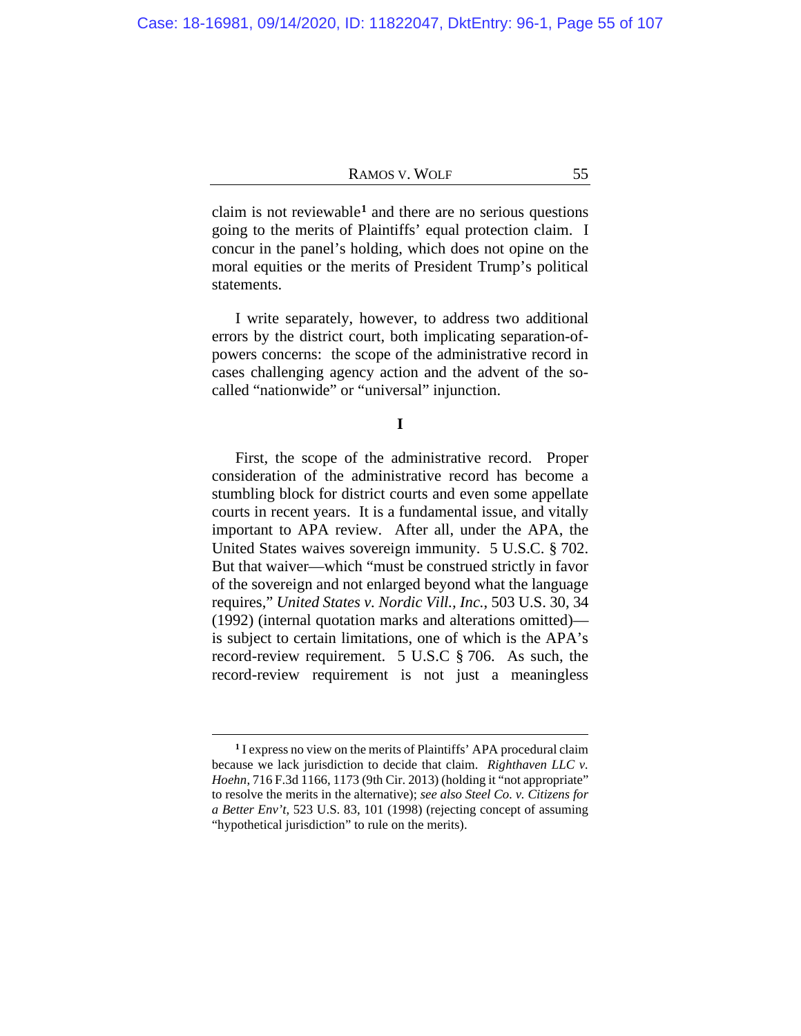claim is not reviewable[1] and there are no serious questions going to the merits of Plaintiffs' equal protection claim. I concur in the panel's holding, which does not opine on the moral equities or the merits of President Trump's political statements.

I write separately, however, to address two additional errors by the district court, both implicating separation-of-powers concerns: the scope of the administrative record in cases challenging agency action and the advent of the so-called "nationwide" or "universal" injunction.

**I**

First, the scope of the administrative record. Proper consideration of the administrative record has become a stumbling block for district courts and even some appellate courts in recent years. It is a fundamental issue, and vitally important to APA review. After all, under the APA, the United States waives sovereign immunity. 5 U.S.C. § 702. But that waiver—which "must be construed strictly in favor of the sovereign and not enlarged beyond what the language requires," *United States v. Nordic Vill., Inc.*, 503 U.S. 30, 34 (1992) (internal quotation marks and alterations omitted)—is subject to certain limitations, one of which is the APA's record-review requirement. 5 U.S.C § 706. As such, the record-review requirement is not just a meaningless

---

[1] I express no view on the merits of Plaintiffs' APA procedural claim because we lack jurisdiction to decide that claim. *Righthaven LLC v. Hoehn*, 716 F.3d 1166, 1173 (9th Cir. 2013) (holding it "not appropriate" to resolve the merits in the alternative); *see also Steel Co. v. Citizens for a Better Env't*, 523 U.S. 83, 101 (1998) (rejecting concept of assuming "hypothetical jurisdiction" to rule on the merits).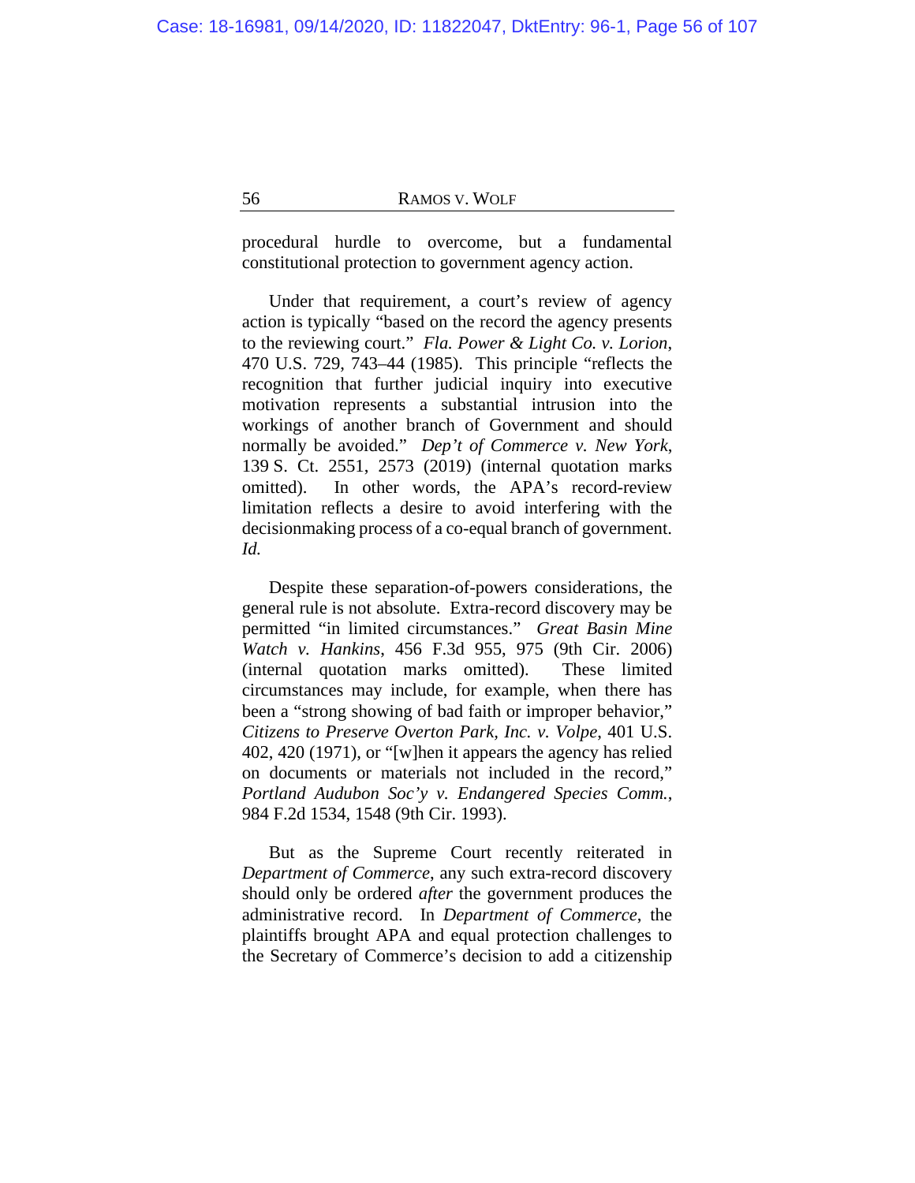procedural hurdle to overcome, but a fundamental constitutional protection to government agency action.

Under that requirement, a court's review of agency action is typically "based on the record the agency presents to the reviewing court." *Fla. Power & Light Co. v. Lorion*, 470 U.S. 729, 743–44 (1985). This principle "reflects the recognition that further judicial inquiry into executive motivation represents a substantial intrusion into the workings of another branch of Government and should normally be avoided." *Dep't of Commerce v. New York*, 139 S. Ct. 2551, 2573 (2019) (internal quotation marks omitted). In other words, the APA's record-review limitation reflects a desire to avoid interfering with the decisionmaking process of a co-equal branch of government. *Id.*

Despite these separation-of-powers considerations, the general rule is not absolute. Extra-record discovery may be permitted "in limited circumstances." *Great Basin Mine Watch v. Hankins*, 456 F.3d 955, 975 (9th Cir. 2006) (internal quotation marks omitted). These limited circumstances may include, for example, when there has been a "strong showing of bad faith or improper behavior," *Citizens to Preserve Overton Park, Inc. v. Volpe*, 401 U.S. 402, 420 (1971), or "[w]hen it appears the agency has relied on documents or materials not included in the record," *Portland Audubon Soc'y v. Endangered Species Comm.*, 984 F.2d 1534, 1548 (9th Cir. 1993).

But as the Supreme Court recently reiterated in *Department of Commerce*, any such extra-record discovery should only be ordered *after* the government produces the administrative record. In *Department of Commerce*, the plaintiffs brought APA and equal protection challenges to the Secretary of Commerce's decision to add a citizenship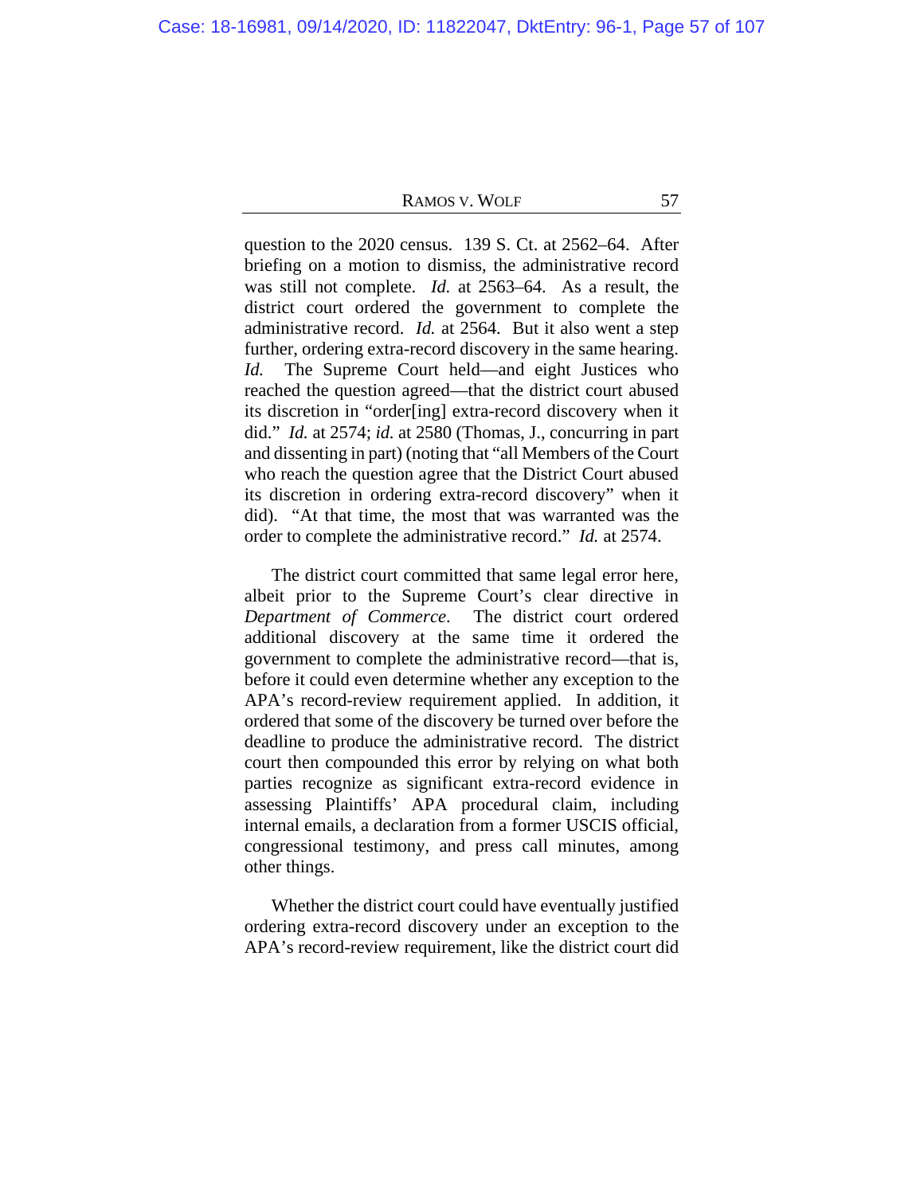question to the 2020 census. 139 S. Ct. at 2562–64. After briefing on a motion to dismiss, the administrative record was still not complete. *Id.* at 2563–64. As a result, the district court ordered the government to complete the administrative record. *Id.* at 2564. But it also went a step further, ordering extra-record discovery in the same hearing. *Id.* The Supreme Court held—and eight Justices who reached the question agreed—that the district court abused its discretion in "order[ing] extra-record discovery when it did." *Id.* at 2574; *id.* at 2580 (Thomas, J., concurring in part and dissenting in part) (noting that "all Members of the Court who reach the question agree that the District Court abused its discretion in ordering extra-record discovery" when it did). "At that time, the most that was warranted was the order to complete the administrative record." *Id.* at 2574.

The district court committed that same legal error here, albeit prior to the Supreme Court's clear directive in *Department of Commerce*. The district court ordered additional discovery at the same time it ordered the government to complete the administrative record—that is, before it could even determine whether any exception to the APA's record-review requirement applied. In addition, it ordered that some of the discovery be turned over before the deadline to produce the administrative record. The district court then compounded this error by relying on what both parties recognize as significant extra-record evidence in assessing Plaintiffs' APA procedural claim, including internal emails, a declaration from a former USCIS official, congressional testimony, and press call minutes, among other things.

Whether the district court could have eventually justified ordering extra-record discovery under an exception to the APA's record-review requirement, like the district court did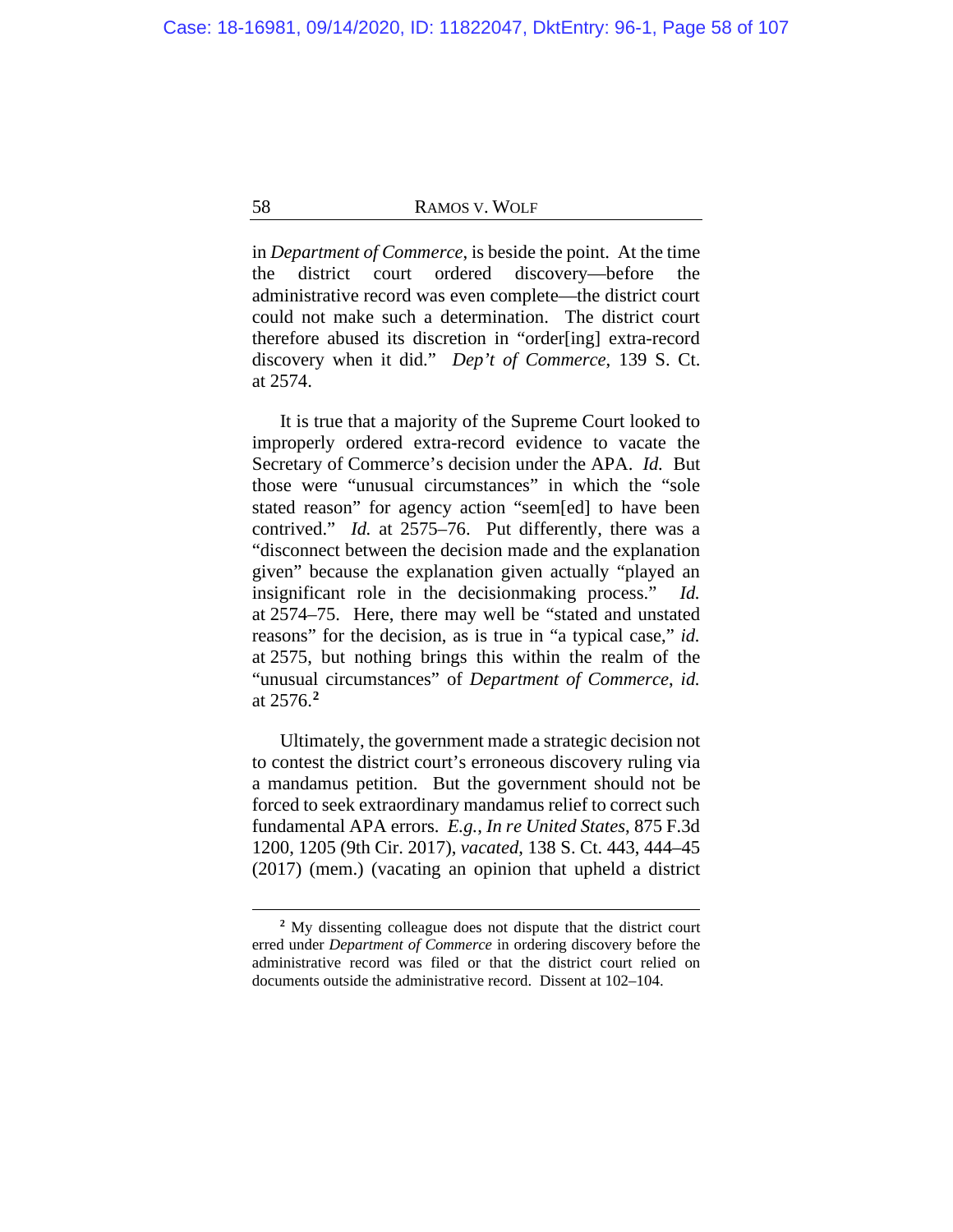in *Department of Commerce*, is beside the point. At the time the district court ordered discovery—before the administrative record was even complete—the district court could not make such a determination. The district court therefore abused its discretion in "order[ing] extra-record discovery when it did." *Dep't of Commerce*, 139 S. Ct. at 2574.

It is true that a majority of the Supreme Court looked to improperly ordered extra-record evidence to vacate the Secretary of Commerce's decision under the APA. *Id.* But those were "unusual circumstances" in which the "sole stated reason" for agency action "seem[ed] to have been contrived." *Id.* at 2575–76. Put differently, there was a "disconnect between the decision made and the explanation given" because the explanation given actually "played an insignificant role in the decisionmaking process." *Id.* at 2574–75. Here, there may well be "stated and unstated reasons" for the decision, as is true in "a typical case," *id.* at 2575, but nothing brings this within the realm of the "unusual circumstances" of *Department of Commerce*, *id.* at 2576.[2]

Ultimately, the government made a strategic decision not to contest the district court's erroneous discovery ruling via a mandamus petition. But the government should not be forced to seek extraordinary mandamus relief to correct such fundamental APA errors. *E.g.*, *In re United States*, 875 F.3d 1200, 1205 (9th Cir. 2017), *vacated*, 138 S. Ct. 443, 444–45 (2017) (mem.) (vacating an opinion that upheld a district

---

[2] My dissenting colleague does not dispute that the district court erred under *Department of Commerce* in ordering discovery before the administrative record was filed or that the district court relied on documents outside the administrative record. Dissent at 102–104.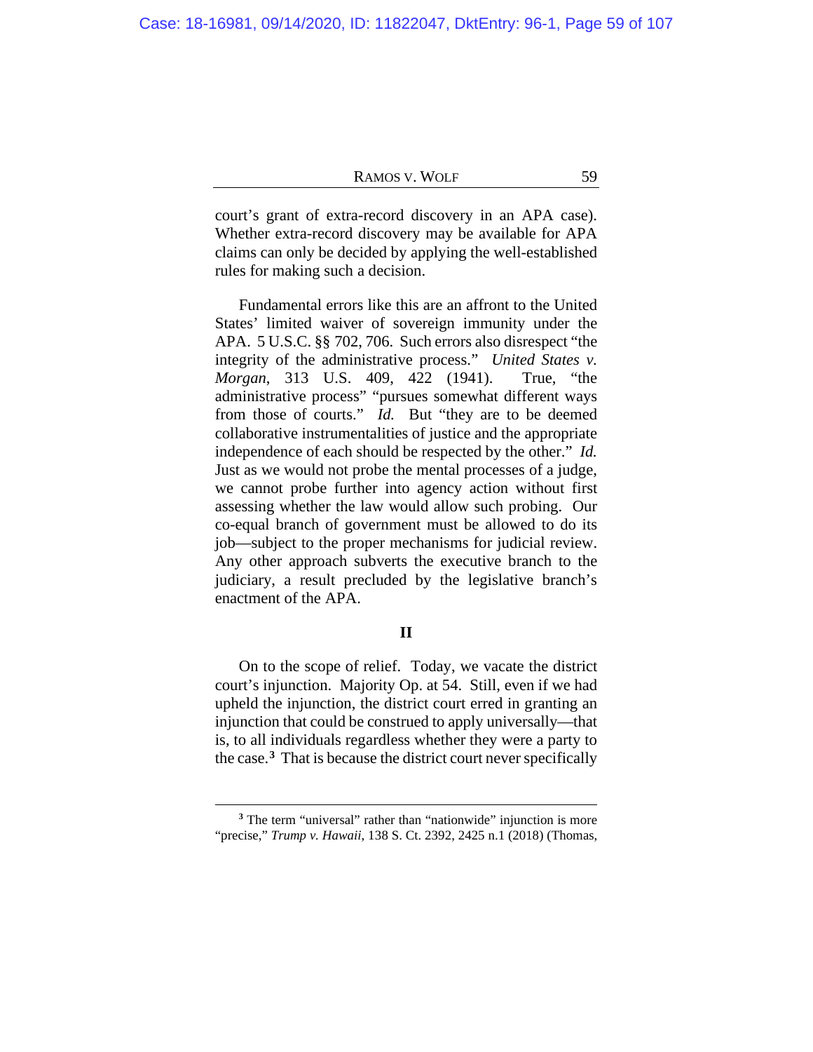court's grant of extra-record discovery in an APA case). Whether extra-record discovery may be available for APA claims can only be decided by applying the well-established rules for making such a decision.

Fundamental errors like this are an affront to the United States' limited waiver of sovereign immunity under the APA. 5 U.S.C. §§ 702, 706. Such errors also disrespect "the integrity of the administrative process." *United States v. Morgan*, 313 U.S. 409, 422 (1941). True, "the administrative process" "pursues somewhat different ways from those of courts." *Id.* But "they are to be deemed collaborative instrumentalities of justice and the appropriate independence of each should be respected by the other." *Id.* Just as we would not probe the mental processes of a judge, we cannot probe further into agency action without first assessing whether the law would allow such probing. Our co-equal branch of government must be allowed to do its job—subject to the proper mechanisms for judicial review. Any other approach subverts the executive branch to the judiciary, a result precluded by the legislative branch's enactment of the APA.

## II

On to the scope of relief. Today, we vacate the district court's injunction. Majority Op. at 54. Still, even if we had upheld the injunction, the district court erred in granting an injunction that could be construed to apply universally—that is, to all individuals regardless whether they were a party to the case.[3] That is because the district court never specifically

[3] The term "universal" rather than "nationwide" injunction is more "precise," *Trump v. Hawaii*, 138 S. Ct. 2392, 2425 n.1 (2018) (Thomas,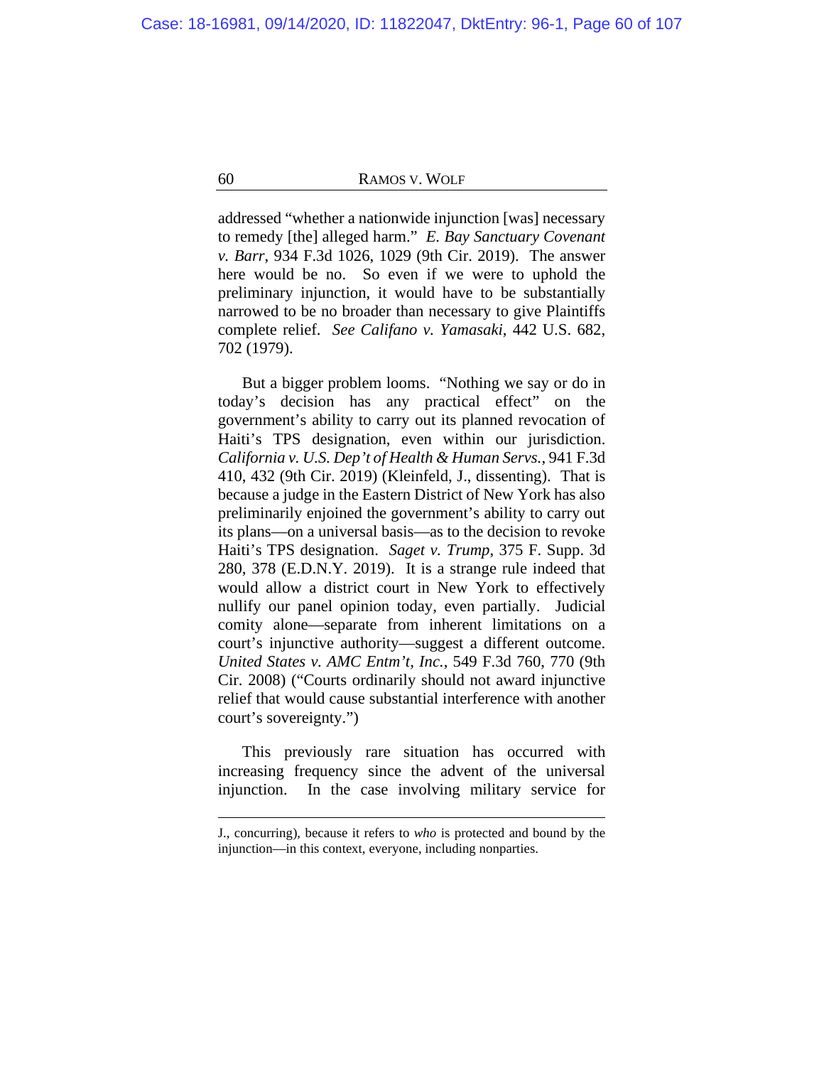addressed "whether a nationwide injunction [was] necessary to remedy [the] alleged harm." *E. Bay Sanctuary Covenant v. Barr*, 934 F.3d 1026, 1029 (9th Cir. 2019). The answer here would be no. So even if we were to uphold the preliminary injunction, it would have to be substantially narrowed to be no broader than necessary to give Plaintiffs complete relief. *See Califano v. Yamasaki*, 442 U.S. 682, 702 (1979).

But a bigger problem looms. "Nothing we say or do in today's decision has any practical effect" on the government's ability to carry out its planned revocation of Haiti's TPS designation, even within our jurisdiction. *California v. U.S. Dep't of Health & Human Servs.*, 941 F.3d 410, 432 (9th Cir. 2019) (Kleinfeld, J., dissenting). That is because a judge in the Eastern District of New York has also preliminarily enjoined the government's ability to carry out its plans—on a universal basis—as to the decision to revoke Haiti's TPS designation. *Saget v. Trump*, 375 F. Supp. 3d 280, 378 (E.D.N.Y. 2019). It is a strange rule indeed that would allow a district court in New York to effectively nullify our panel opinion today, even partially. Judicial comity alone—separate from inherent limitations on a court's injunctive authority—suggest a different outcome. *United States v. AMC Entm't, Inc.*, 549 F.3d 760, 770 (9th Cir. 2008) ("Courts ordinarily should not award injunctive relief that would cause substantial interference with another court's sovereignty.")

This previously rare situation has occurred with increasing frequency since the advent of the universal injunction. In the case involving military service for

---

J., concurring), because it refers to *who* is protected and bound by the injunction—in this context, everyone, including nonparties.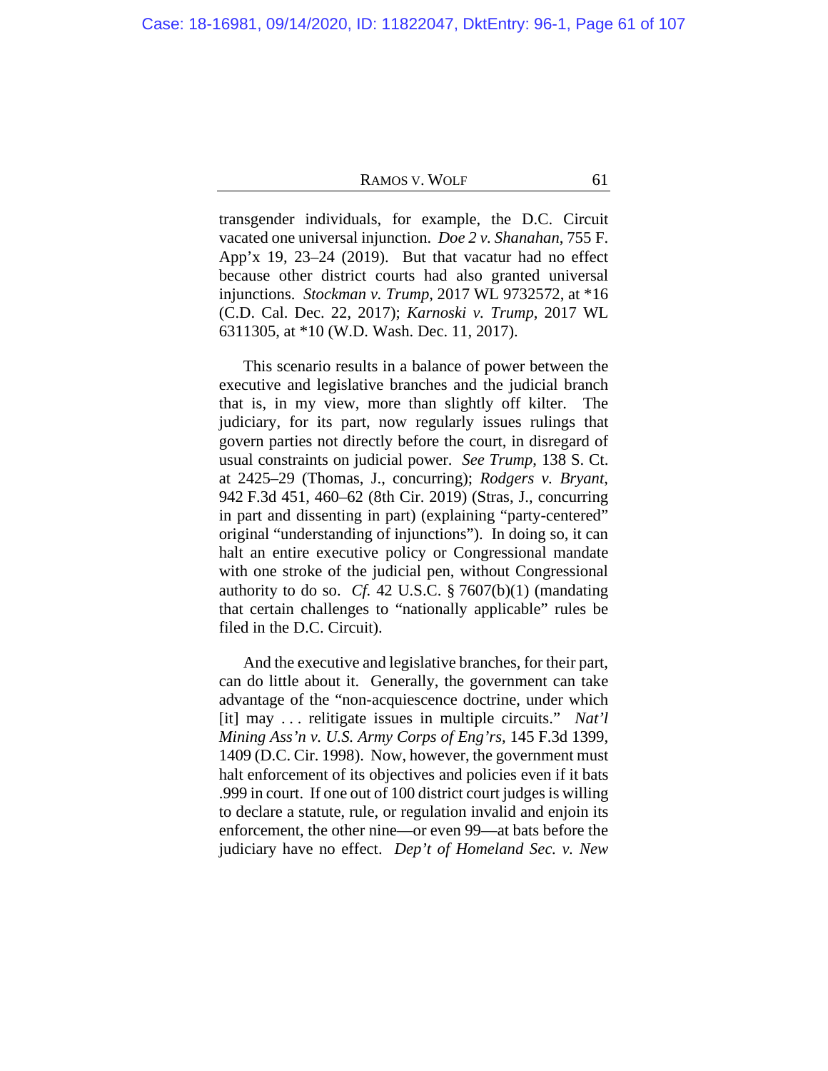transgender individuals, for example, the D.C. Circuit vacated one universal injunction. *Doe 2 v. Shanahan*, 755 F. App'x 19, 23–24 (2019). But that vacatur had no effect because other district courts had also granted universal injunctions. *Stockman v. Trump*, 2017 WL 9732572, at *16 (C.D. Cal. Dec. 22, 2017); *Karnoski v. Trump*, 2017 WL 6311305, at *10 (W.D. Wash. Dec. 11, 2017).

This scenario results in a balance of power between the executive and legislative branches and the judicial branch that is, in my view, more than slightly off kilter. The judiciary, for its part, now regularly issues rulings that govern parties not directly before the court, in disregard of usual constraints on judicial power. *See Trump*, 138 S. Ct. at 2425–29 (Thomas, J., concurring); *Rodgers v. Bryant*, 942 F.3d 451, 460–62 (8th Cir. 2019) (Stras, J., concurring in part and dissenting in part) (explaining "party-centered" original "understanding of injunctions"). In doing so, it can halt an entire executive policy or Congressional mandate with one stroke of the judicial pen, without Congressional authority to do so. *Cf.* 42 U.S.C. § 7607(b)(1) (mandating that certain challenges to "nationally applicable" rules be filed in the D.C. Circuit).

And the executive and legislative branches, for their part, can do little about it. Generally, the government can take advantage of the "non-acquiescence doctrine, under which [it] may . . . relitigate issues in multiple circuits." *Nat'l Mining Ass'n v. U.S. Army Corps of Eng'rs*, 145 F.3d 1399, 1409 (D.C. Cir. 1998). Now, however, the government must halt enforcement of its objectives and policies even if it bats .999 in court. If one out of 100 district court judges is willing to declare a statute, rule, or regulation invalid and enjoin its enforcement, the other nine—or even 99—at bats before the judiciary have no effect. *Dep't of Homeland Sec. v. New*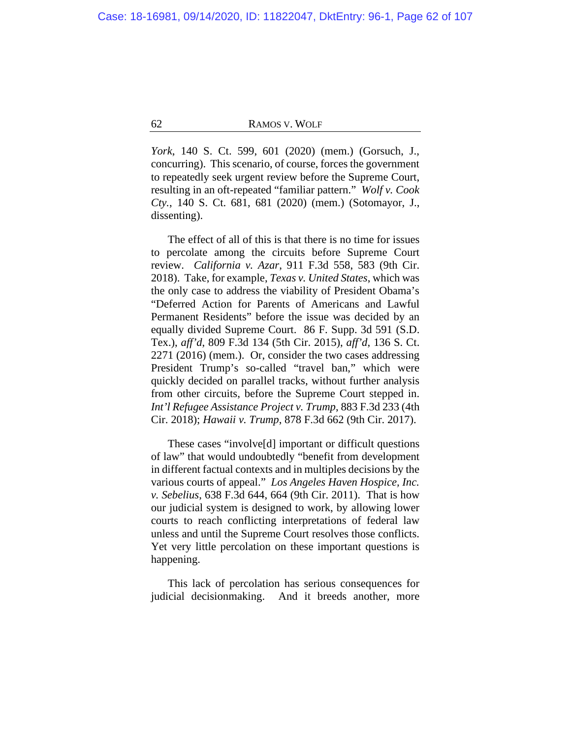*York*, 140 S. Ct. 599, 601 (2020) (mem.) (Gorsuch, J., concurring). This scenario, of course, forces the government to repeatedly seek urgent review before the Supreme Court, resulting in an oft-repeated "familiar pattern." *Wolf v. Cook Cty.*, 140 S. Ct. 681, 681 (2020) (mem.) (Sotomayor, J., dissenting).

The effect of all of this is that there is no time for issues to percolate among the circuits before Supreme Court review. *California v. Azar*, 911 F.3d 558, 583 (9th Cir. 2018). Take, for example, *Texas v. United States*, which was the only case to address the viability of President Obama's "Deferred Action for Parents of Americans and Lawful Permanent Residents" before the issue was decided by an equally divided Supreme Court. 86 F. Supp. 3d 591 (S.D. Tex.), *aff'd*, 809 F.3d 134 (5th Cir. 2015), *aff'd*, 136 S. Ct. 2271 (2016) (mem.). Or, consider the two cases addressing President Trump's so-called "travel ban," which were quickly decided on parallel tracks, without further analysis from other circuits, before the Supreme Court stepped in. *Int'l Refugee Assistance Project v. Trump*, 883 F.3d 233 (4th Cir. 2018); *Hawaii v. Trump*, 878 F.3d 662 (9th Cir. 2017).

These cases "involve[d] important or difficult questions of law" that would undoubtedly "benefit from development in different factual contexts and in multiples decisions by the various courts of appeal." *Los Angeles Haven Hospice, Inc. v. Sebelius*, 638 F.3d 644, 664 (9th Cir. 2011). That is how our judicial system is designed to work, by allowing lower courts to reach conflicting interpretations of federal law unless and until the Supreme Court resolves those conflicts. Yet very little percolation on these important questions is happening.

This lack of percolation has serious consequences for judicial decisionmaking. And it breeds another, more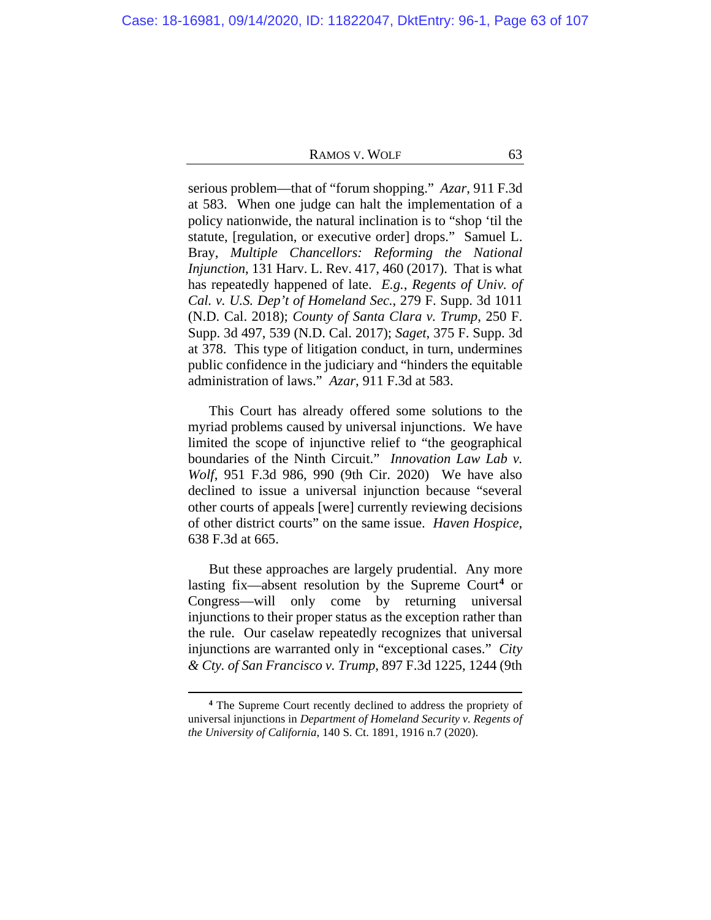serious problem—that of "forum shopping." *Azar*, 911 F.3d at 583. When one judge can halt the implementation of a policy nationwide, the natural inclination is to "shop 'til the statute, [regulation, or executive order] drops." Samuel L. Bray, *Multiple Chancellors: Reforming the National Injunction*, 131 Harv. L. Rev. 417, 460 (2017). That is what has repeatedly happened of late. *E.g.*, *Regents of Univ. of Cal. v. U.S. Dep't of Homeland Sec.*, 279 F. Supp. 3d 1011 (N.D. Cal. 2018); *County of Santa Clara v. Trump*, 250 F. Supp. 3d 497, 539 (N.D. Cal. 2017); *Saget*, 375 F. Supp. 3d at 378. This type of litigation conduct, in turn, undermines public confidence in the judiciary and "hinders the equitable administration of laws." *Azar*, 911 F.3d at 583.

This Court has already offered some solutions to the myriad problems caused by universal injunctions. We have limited the scope of injunctive relief to "the geographical boundaries of the Ninth Circuit." *Innovation Law Lab v. Wolf*, 951 F.3d 986, 990 (9th Cir. 2020) We have also declined to issue a universal injunction because "several other courts of appeals [were] currently reviewing decisions of other district courts" on the same issue. *Haven Hospice*, 638 F.3d at 665.

But these approaches are largely prudential. Any more lasting fix—absent resolution by the Supreme Court[4] or Congress—will only come by returning universal injunctions to their proper status as the exception rather than the rule. Our caselaw repeatedly recognizes that universal injunctions are warranted only in "exceptional cases." *City & Cty. of San Francisco v. Trump*, 897 F.3d 1225, 1244 (9th

[4] The Supreme Court recently declined to address the propriety of universal injunctions in *Department of Homeland Security v. Regents of the University of California*, 140 S. Ct. 1891, 1916 n.7 (2020).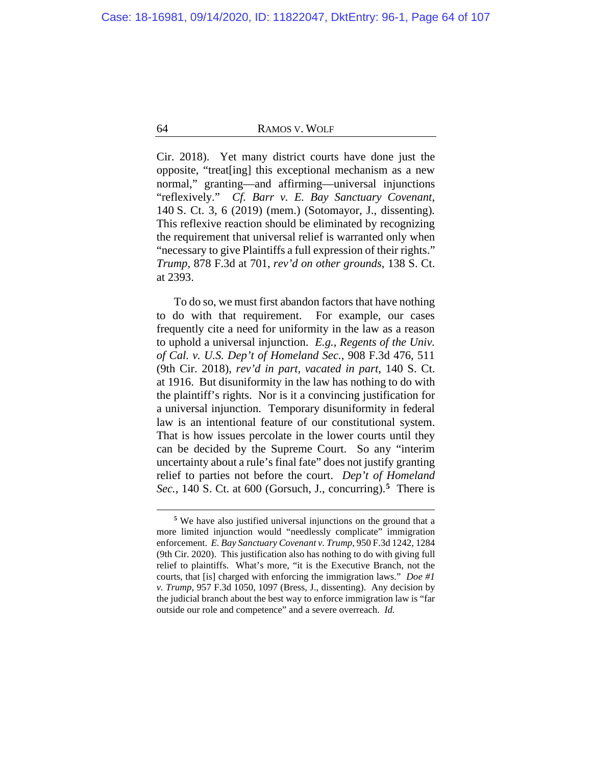Cir. 2018). Yet many district courts have done just the opposite, "treat[ing] this exceptional mechanism as a new normal," granting—and affirming—universal injunctions "reflexively." *Cf. Barr v. E. Bay Sanctuary Covenant*, 140 S. Ct. 3, 6 (2019) (mem.) (Sotomayor, J., dissenting). This reflexive reaction should be eliminated by recognizing the requirement that universal relief is warranted only when "necessary to give Plaintiffs a full expression of their rights." *Trump*, 878 F.3d at 701, *rev'd on other grounds*, 138 S. Ct. at 2393.

To do so, we must first abandon factors that have nothing to do with that requirement. For example, our cases frequently cite a need for uniformity in the law as a reason to uphold a universal injunction. *E.g.*, *Regents of the Univ. of Cal. v. U.S. Dep't of Homeland Sec.*, 908 F.3d 476, 511 (9th Cir. 2018), *rev'd in part*, *vacated in part*, 140 S. Ct. at 1916. But disuniformity in the law has nothing to do with the plaintiff's rights. Nor is it a convincing justification for a universal injunction. Temporary disuniformity in federal law is an intentional feature of our constitutional system. That is how issues percolate in the lower courts until they can be decided by the Supreme Court. So any "interim uncertainty about a rule's final fate" does not justify granting relief to parties not before the court. *Dep't of Homeland Sec.*, 140 S. Ct. at 600 (Gorsuch, J., concurring).[5] There is

---

[5] We have also justified universal injunctions on the ground that a more limited injunction would "needlessly complicate" immigration enforcement. *E. Bay Sanctuary Covenant v. Trump*, 950 F.3d 1242, 1284 (9th Cir. 2020). This justification also has nothing to do with giving full relief to plaintiffs. What's more, "it is the Executive Branch, not the courts, that [is] charged with enforcing the immigration laws." *Doe #1 v. Trump*, 957 F.3d 1050, 1097 (Bress, J., dissenting). Any decision by the judicial branch about the best way to enforce immigration law is "far outside our role and competence" and a severe overreach. *Id.*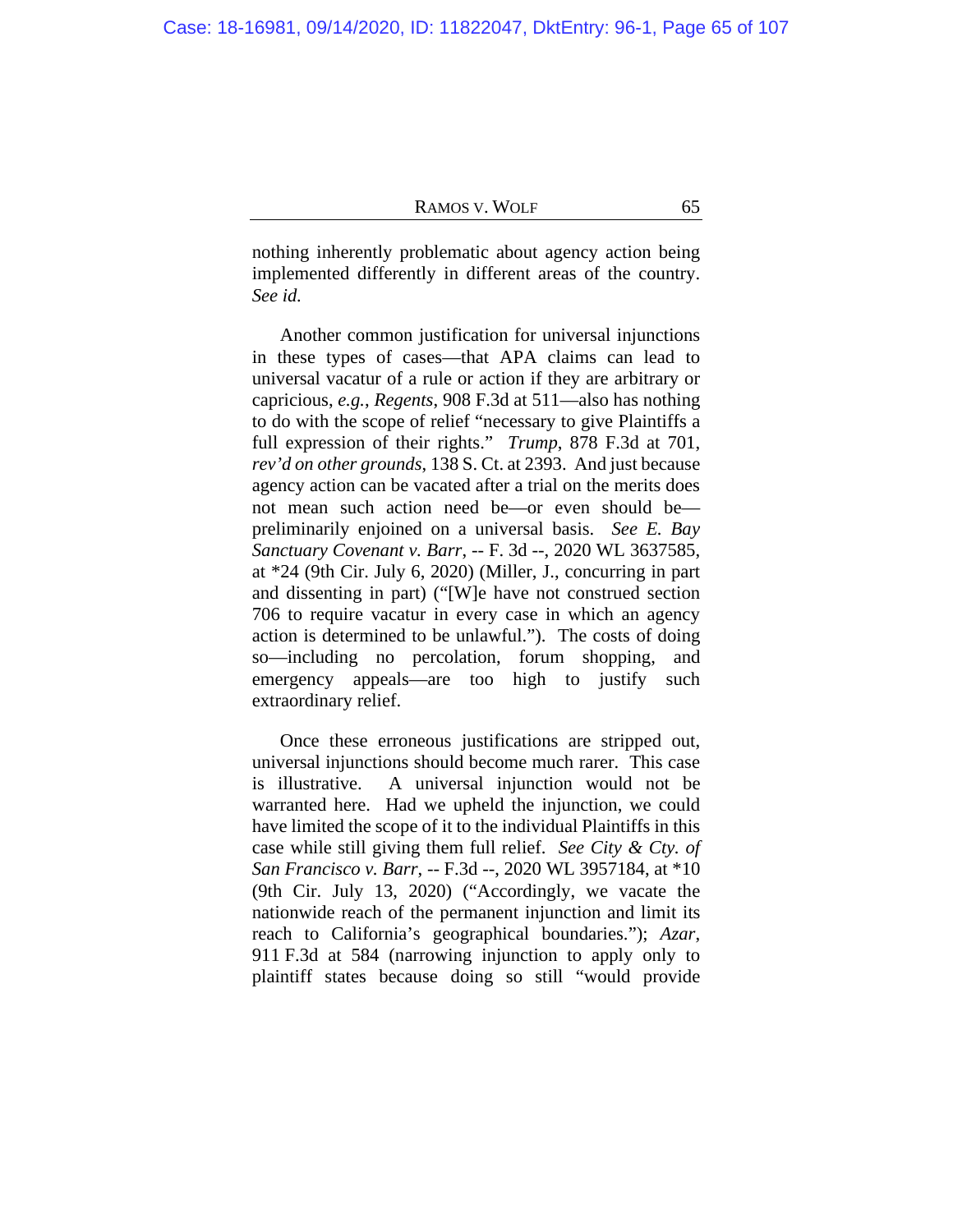nothing inherently problematic about agency action being implemented differently in different areas of the country. *See id.*

Another common justification for universal injunctions in these types of cases—that APA claims can lead to universal vacatur of a rule or action if they are arbitrary or capricious, *e.g.*, *Regents*, 908 F.3d at 511—also has nothing to do with the scope of relief "necessary to give Plaintiffs a full expression of their rights." *Trump*, 878 F.3d at 701, *rev'd on other grounds*, 138 S. Ct. at 2393. And just because agency action can be vacated after a trial on the merits does not mean such action need be—or even should be—preliminarily enjoined on a universal basis. *See E. Bay Sanctuary Covenant v. Barr*, -- F. 3d --, 2020 WL 3637585, at *24 (9th Cir. July 6, 2020) (Miller, J., concurring in part and dissenting in part) ("[W]e have not construed section 706 to require vacatur in every case in which an agency action is determined to be unlawful."). The costs of doing so—including no percolation, forum shopping, and emergency appeals—are too high to justify such extraordinary relief.

Once these erroneous justifications are stripped out, universal injunctions should become much rarer. This case is illustrative. A universal injunction would not be warranted here. Had we upheld the injunction, we could have limited the scope of it to the individual Plaintiffs in this case while still giving them full relief. *See City & Cty. of San Francisco v. Barr*, -- F.3d --, 2020 WL 3957184, at *10 (9th Cir. July 13, 2020) ("Accordingly, we vacate the nationwide reach of the permanent injunction and limit its reach to California's geographical boundaries."); *Azar*, 911 F.3d at 584 (narrowing injunction to apply only to plaintiff states because doing so still "would provide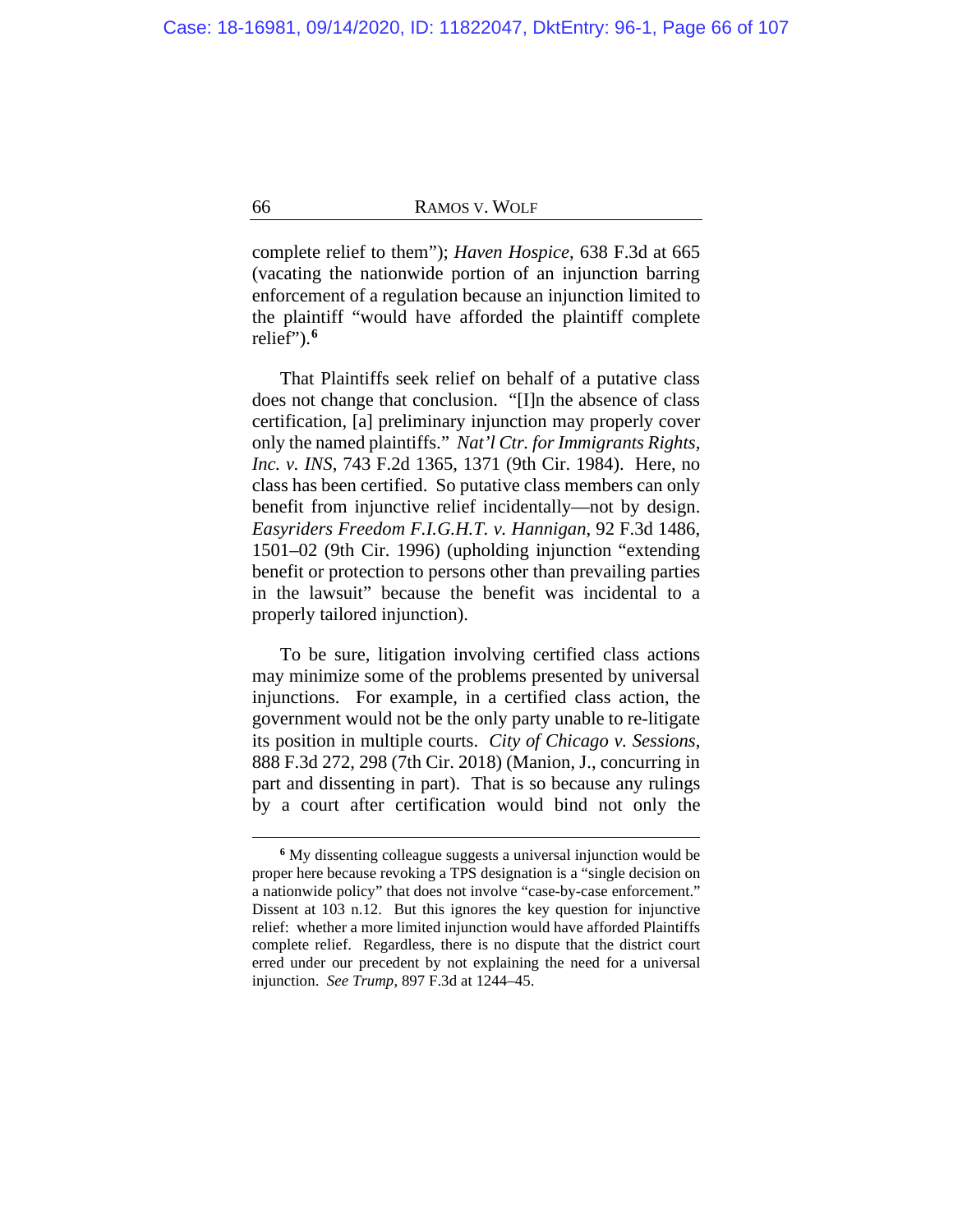complete relief to them"); *Haven Hospice*, 638 F.3d at 665 (vacating the nationwide portion of an injunction barring enforcement of a regulation because an injunction limited to the plaintiff "would have afforded the plaintiff complete relief").[6]

That Plaintiffs seek relief on behalf of a putative class does not change that conclusion. "[I]n the absence of class certification, [a] preliminary injunction may properly cover only the named plaintiffs." *Nat'l Ctr. for Immigrants Rights, Inc. v. INS*, 743 F.2d 1365, 1371 (9th Cir. 1984). Here, no class has been certified. So putative class members can only benefit from injunctive relief incidentally—not by design. *Easyriders Freedom F.I.G.H.T. v. Hannigan*, 92 F.3d 1486, 1501–02 (9th Cir. 1996) (upholding injunction "extending benefit or protection to persons other than prevailing parties in the lawsuit" because the benefit was incidental to a properly tailored injunction).

To be sure, litigation involving certified class actions may minimize some of the problems presented by universal injunctions. For example, in a certified class action, the government would not be the only party unable to re-litigate its position in multiple courts. *City of Chicago v. Sessions*, 888 F.3d 272, 298 (7th Cir. 2018) (Manion, J., concurring in part and dissenting in part). That is so because any rulings by a court after certification would bind not only the

---

[6] My dissenting colleague suggests a universal injunction would be proper here because revoking a TPS designation is a "single decision on a nationwide policy" that does not involve "case-by-case enforcement." Dissent at 103 n.12. But this ignores the key question for injunctive relief: whether a more limited injunction would have afforded Plaintiffs complete relief. Regardless, there is no dispute that the district court erred under our precedent by not explaining the need for a universal injunction. *See Trump*, 897 F.3d at 1244–45.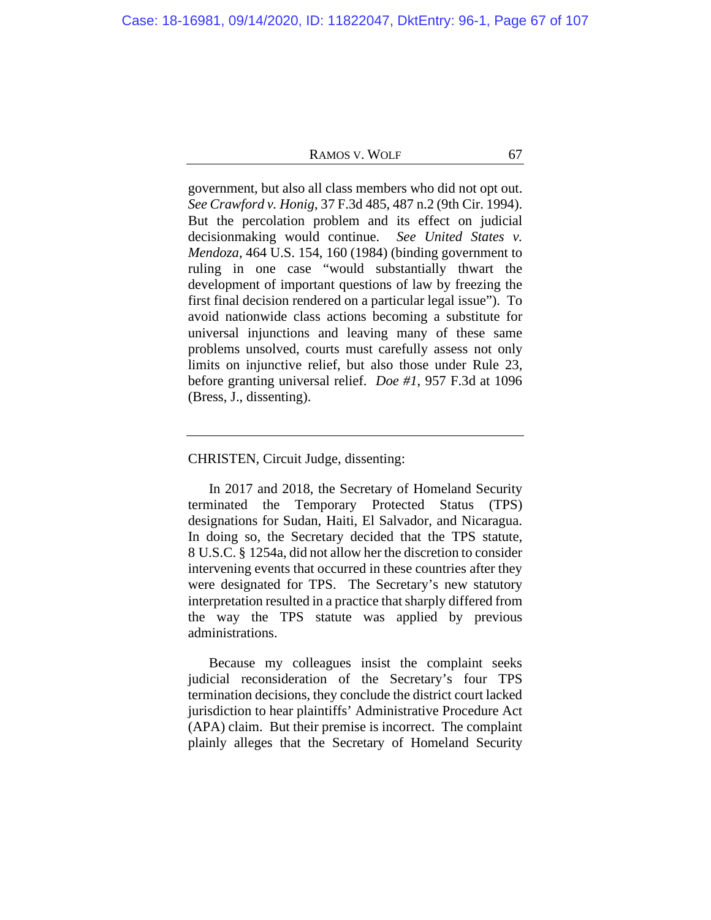government, but also all class members who did not opt out. *See Crawford v. Honig*, 37 F.3d 485, 487 n.2 (9th Cir. 1994). But the percolation problem and its effect on judicial decisionmaking would continue. *See United States v. Mendoza*, 464 U.S. 154, 160 (1984) (binding government to ruling in one case "would substantially thwart the development of important questions of law by freezing the first final decision rendered on a particular legal issue"). To avoid nationwide class actions becoming a substitute for universal injunctions and leaving many of these same problems unsolved, courts must carefully assess not only limits on injunctive relief, but also those under Rule 23, before granting universal relief. *Doe #1*, 957 F.3d at 1096 (Bress, J., dissenting).

---

CHRISTEN, Circuit Judge, dissenting:

In 2017 and 2018, the Secretary of Homeland Security terminated the Temporary Protected Status (TPS) designations for Sudan, Haiti, El Salvador, and Nicaragua. In doing so, the Secretary decided that the TPS statute, 8 U.S.C. § 1254a, did not allow her the discretion to consider intervening events that occurred in these countries after they were designated for TPS. The Secretary's new statutory interpretation resulted in a practice that sharply differed from the way the TPS statute was applied by previous administrations.

Because my colleagues insist the complaint seeks judicial reconsideration of the Secretary's four TPS termination decisions, they conclude the district court lacked jurisdiction to hear plaintiffs' Administrative Procedure Act (APA) claim. But their premise is incorrect. The complaint plainly alleges that the Secretary of Homeland Security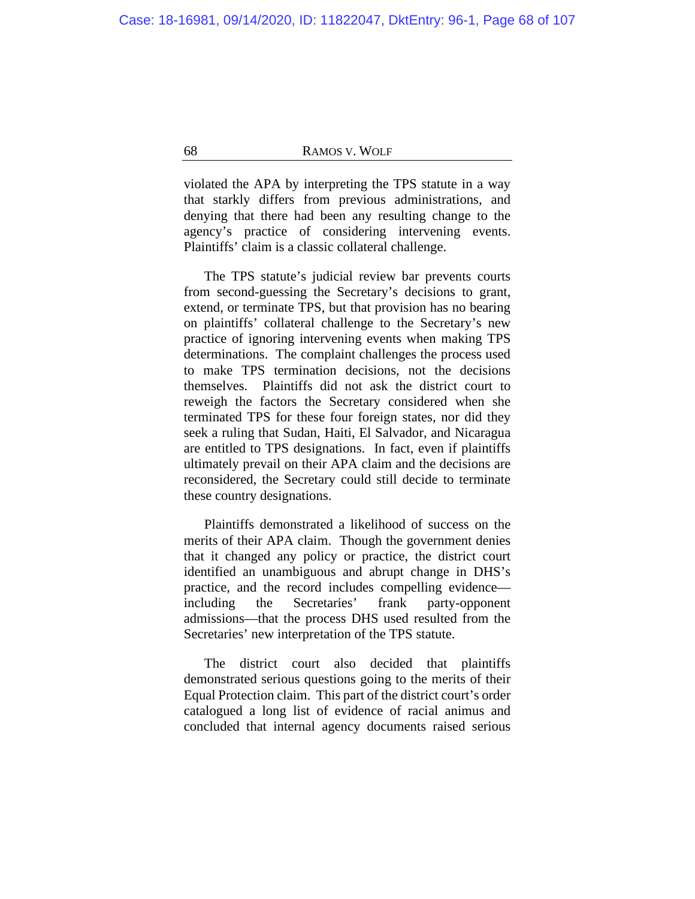violated the APA by interpreting the TPS statute in a way that starkly differs from previous administrations, and denying that there had been any resulting change to the agency's practice of considering intervening events. Plaintiffs' claim is a classic collateral challenge.

The TPS statute's judicial review bar prevents courts from second-guessing the Secretary's decisions to grant, extend, or terminate TPS, but that provision has no bearing on plaintiffs' collateral challenge to the Secretary's new practice of ignoring intervening events when making TPS determinations. The complaint challenges the process used to make TPS termination decisions, not the decisions themselves. Plaintiffs did not ask the district court to reweigh the factors the Secretary considered when she terminated TPS for these four foreign states, nor did they seek a ruling that Sudan, Haiti, El Salvador, and Nicaragua are entitled to TPS designations. In fact, even if plaintiffs ultimately prevail on their APA claim and the decisions are reconsidered, the Secretary could still decide to terminate these country designations.

Plaintiffs demonstrated a likelihood of success on the merits of their APA claim. Though the government denies that it changed any policy or practice, the district court identified an unambiguous and abrupt change in DHS's practice, and the record includes compelling evidence—including the Secretaries' frank party-opponent admissions—that the process DHS used resulted from the Secretaries' new interpretation of the TPS statute.

The district court also decided that plaintiffs demonstrated serious questions going to the merits of their Equal Protection claim. This part of the district court's order catalogued a long list of evidence of racial animus and concluded that internal agency documents raised serious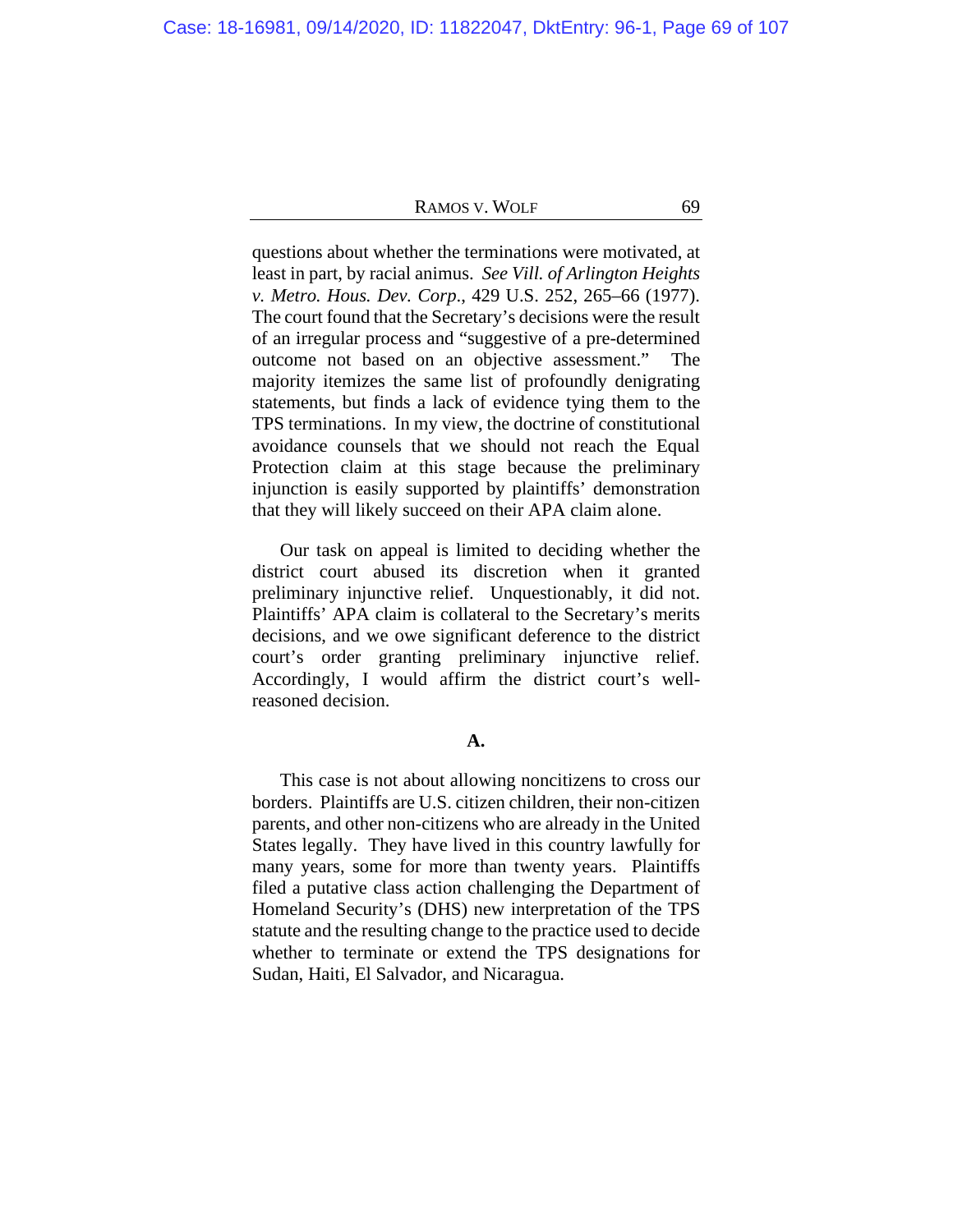questions about whether the terminations were motivated, at least in part, by racial animus. *See Vill. of Arlington Heights v. Metro. Hous. Dev. Corp.*, 429 U.S. 252, 265–66 (1977). The court found that the Secretary's decisions were the result of an irregular process and "suggestive of a pre-determined outcome not based on an objective assessment." The majority itemizes the same list of profoundly denigrating statements, but finds a lack of evidence tying them to the TPS terminations. In my view, the doctrine of constitutional avoidance counsels that we should not reach the Equal Protection claim at this stage because the preliminary injunction is easily supported by plaintiffs' demonstration that they will likely succeed on their APA claim alone.

Our task on appeal is limited to deciding whether the district court abused its discretion when it granted preliminary injunctive relief. Unquestionably, it did not. Plaintiffs' APA claim is collateral to the Secretary's merits decisions, and we owe significant deference to the district court's order granting preliminary injunctive relief. Accordingly, I would affirm the district court's well-reasoned decision.

### A.

This case is not about allowing noncitizens to cross our borders. Plaintiffs are U.S. citizen children, their non-citizen parents, and other non-citizens who are already in the United States legally. They have lived in this country lawfully for many years, some for more than twenty years. Plaintiffs filed a putative class action challenging the Department of Homeland Security's (DHS) new interpretation of the TPS statute and the resulting change to the practice used to decide whether to terminate or extend the TPS designations for Sudan, Haiti, El Salvador, and Nicaragua.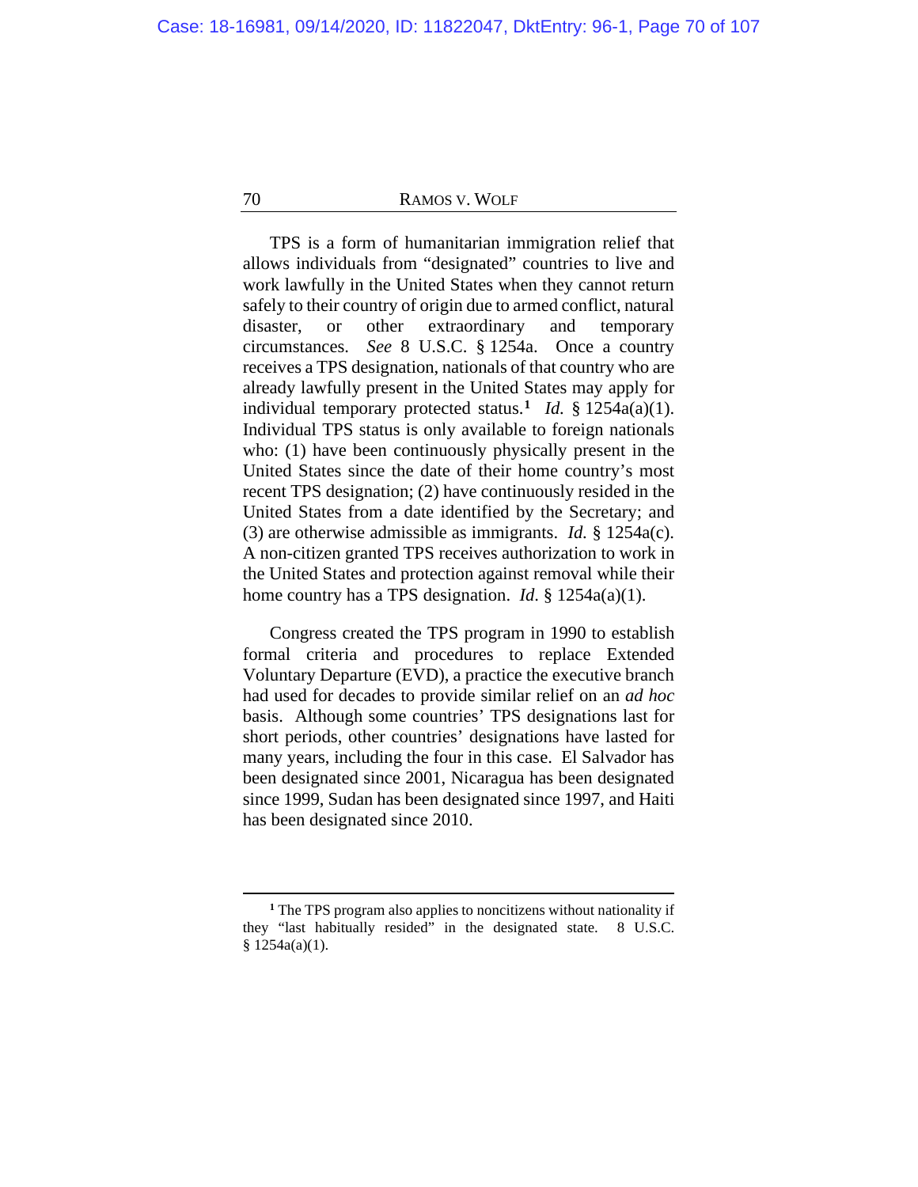TPS is a form of humanitarian immigration relief that allows individuals from "designated" countries to live and work lawfully in the United States when they cannot return safely to their country of origin due to armed conflict, natural disaster, or other extraordinary and temporary circumstances. *See* 8 U.S.C. § 1254a. Once a country receives a TPS designation, nationals of that country who are already lawfully present in the United States may apply for individual temporary protected status.[1] *Id.* § 1254a(a)(1). Individual TPS status is only available to foreign nationals who: (1) have been continuously physically present in the United States since the date of their home country's most recent TPS designation; (2) have continuously resided in the United States from a date identified by the Secretary; and (3) are otherwise admissible as immigrants. *Id.* § 1254a(c). A non-citizen granted TPS receives authorization to work in the United States and protection against removal while their home country has a TPS designation. *Id.* § 1254a(a)(1).

Congress created the TPS program in 1990 to establish formal criteria and procedures to replace Extended Voluntary Departure (EVD), a practice the executive branch had used for decades to provide similar relief on an *ad hoc* basis. Although some countries' TPS designations last for short periods, other countries' designations have lasted for many years, including the four in this case. El Salvador has been designated since 2001, Nicaragua has been designated since 1999, Sudan has been designated since 1997, and Haiti has been designated since 2010.

---

[1] The TPS program also applies to noncitizens without nationality if they "last habitually resided" in the designated state. 8 U.S.C. § 1254a(a)(1).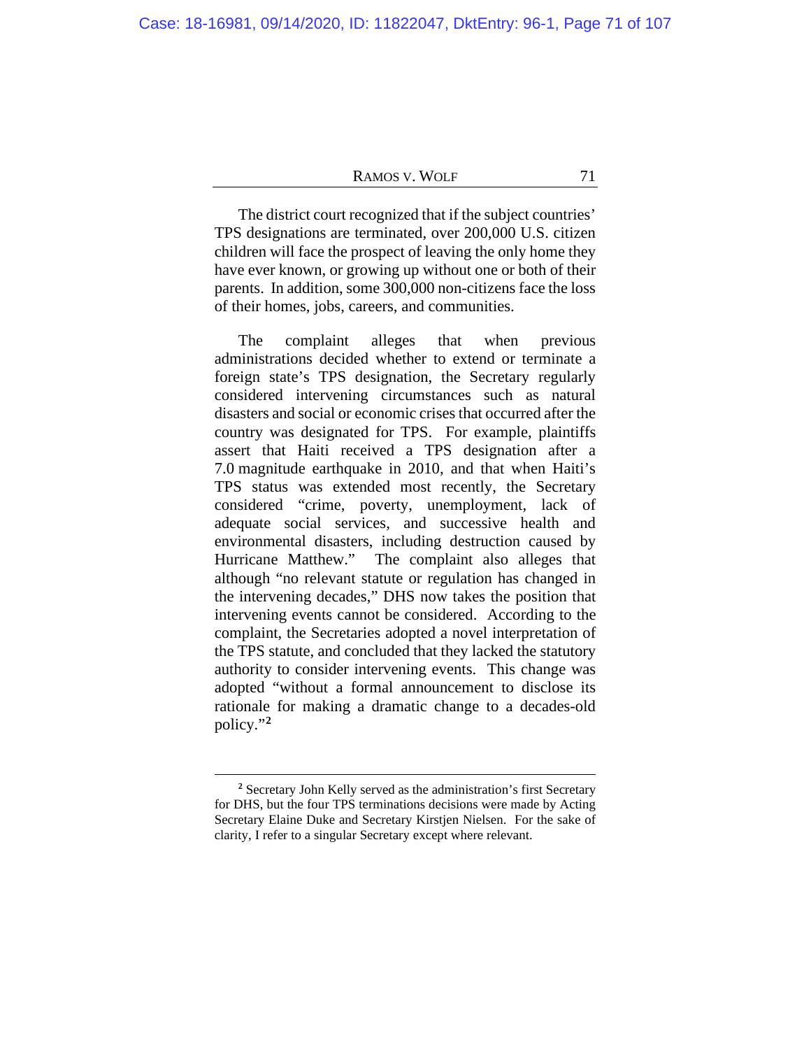The district court recognized that if the subject countries' TPS designations are terminated, over 200,000 U.S. citizen children will face the prospect of leaving the only home they have ever known, or growing up without one or both of their parents. In addition, some 300,000 non-citizens face the loss of their homes, jobs, careers, and communities.

The complaint alleges that when previous administrations decided whether to extend or terminate a foreign state's TPS designation, the Secretary regularly considered intervening circumstances such as natural disasters and social or economic crises that occurred after the country was designated for TPS. For example, plaintiffs assert that Haiti received a TPS designation after a 7.0 magnitude earthquake in 2010, and that when Haiti's TPS status was extended most recently, the Secretary considered "crime, poverty, unemployment, lack of adequate social services, and successive health and environmental disasters, including destruction caused by Hurricane Matthew." The complaint also alleges that although "no relevant statute or regulation has changed in the intervening decades," DHS now takes the position that intervening events cannot be considered. According to the complaint, the Secretaries adopted a novel interpretation of the TPS statute, and concluded that they lacked the statutory authority to consider intervening events. This change was adopted "without a formal announcement to disclose its rationale for making a dramatic change to a decades-old policy."[2]

---

[2] Secretary John Kelly served as the administration's first Secretary for DHS, but the four TPS terminations decisions were made by Acting Secretary Elaine Duke and Secretary Kirstjen Nielsen. For the sake of clarity, I refer to a singular Secretary except where relevant.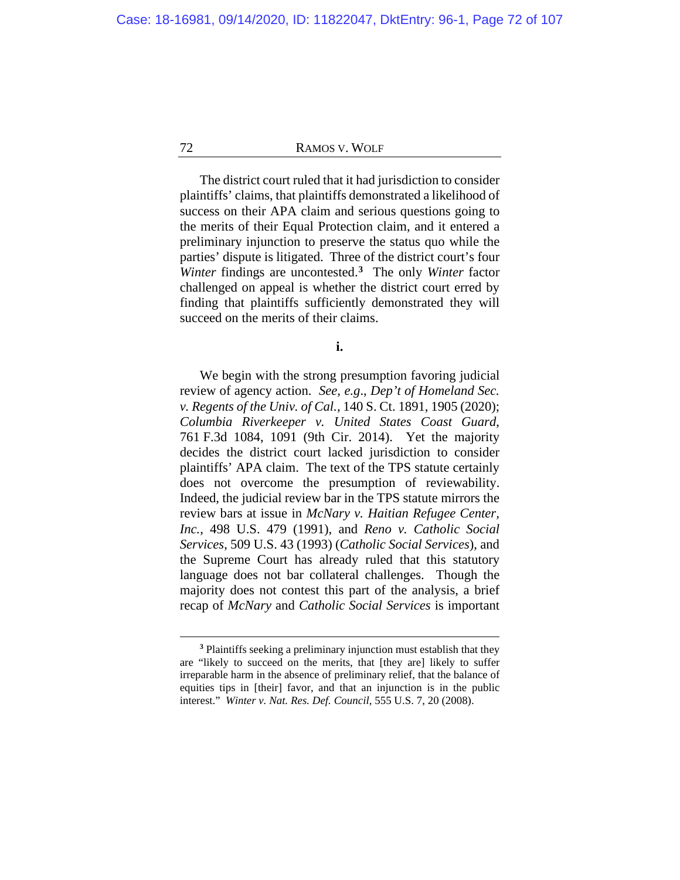The district court ruled that it had jurisdiction to consider plaintiffs' claims, that plaintiffs demonstrated a likelihood of success on their APA claim and serious questions going to the merits of their Equal Protection claim, and it entered a preliminary injunction to preserve the status quo while the parties' dispute is litigated. Three of the district court's four *Winter* findings are uncontested.[3] The only *Winter* factor challenged on appeal is whether the district court erred by finding that plaintiffs sufficiently demonstrated they will succeed on the merits of their claims.

**i.**

We begin with the strong presumption favoring judicial review of agency action. *See, e.g.*, *Dep't of Homeland Sec. v. Regents of the Univ. of Cal.*, 140 S. Ct. 1891, 1905 (2020); *Columbia Riverkeeper v. United States Coast Guard*, 761 F.3d 1084, 1091 (9th Cir. 2014). Yet the majority decides the district court lacked jurisdiction to consider plaintiffs' APA claim. The text of the TPS statute certainly does not overcome the presumption of reviewability. Indeed, the judicial review bar in the TPS statute mirrors the review bars at issue in *McNary v. Haitian Refugee Center, Inc.*, 498 U.S. 479 (1991), and *Reno v. Catholic Social Services*, 509 U.S. 43 (1993) (*Catholic Social Services*), and the Supreme Court has already ruled that this statutory language does not bar collateral challenges. Though the majority does not contest this part of the analysis, a brief recap of *McNary* and *Catholic Social Services* is important

---

[3] Plaintiffs seeking a preliminary injunction must establish that they are "likely to succeed on the merits, that [they are] likely to suffer irreparable harm in the absence of preliminary relief, that the balance of equities tips in [their] favor, and that an injunction is in the public interest." *Winter v. Nat. Res. Def. Council*, 555 U.S. 7, 20 (2008).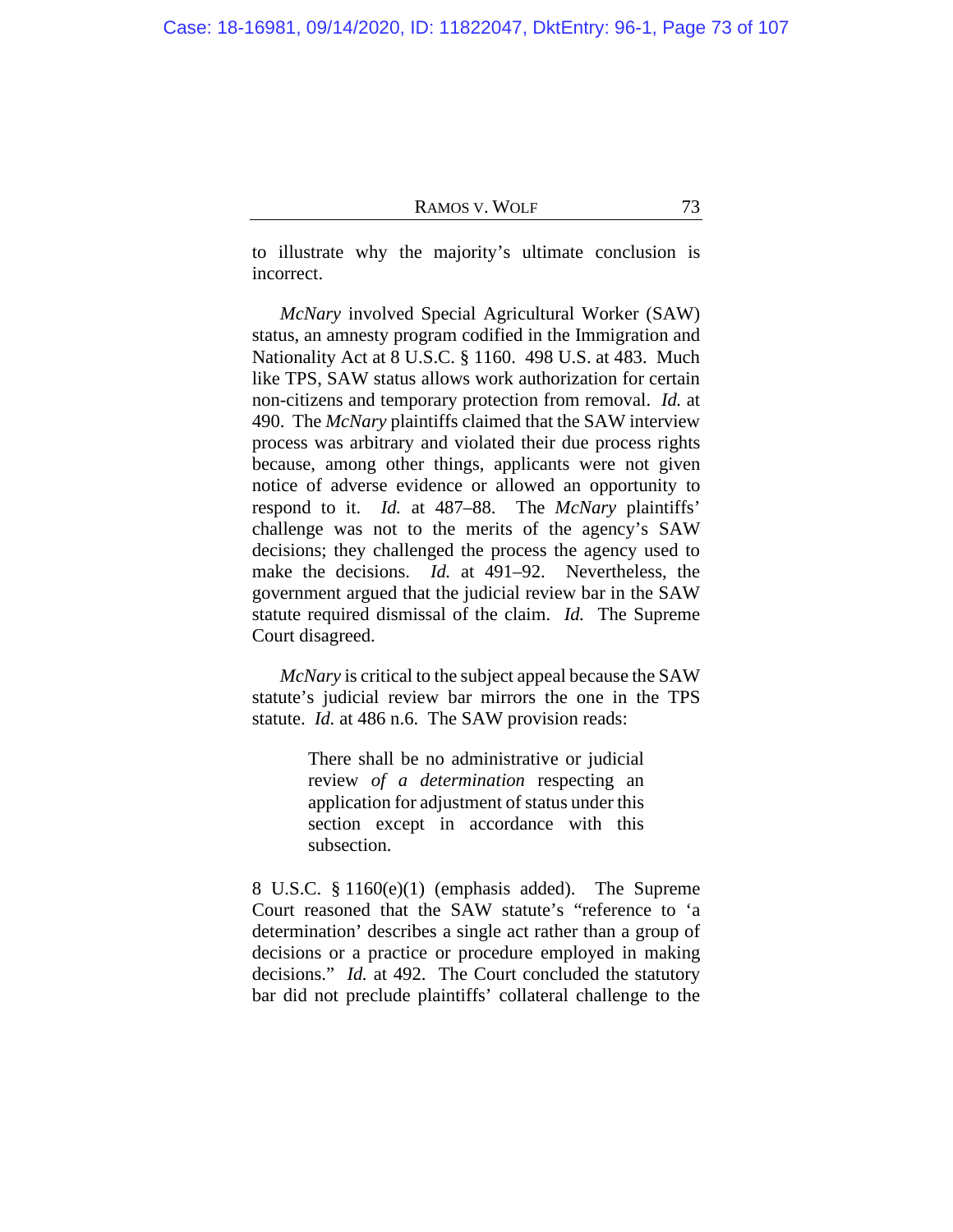to illustrate why the majority's ultimate conclusion is incorrect.

*McNary* involved Special Agricultural Worker (SAW) status, an amnesty program codified in the Immigration and Nationality Act at 8 U.S.C. § 1160. 498 U.S. at 483. Much like TPS, SAW status allows work authorization for certain non-citizens and temporary protection from removal. *Id.* at 490. The *McNary* plaintiffs claimed that the SAW interview process was arbitrary and violated their due process rights because, among other things, applicants were not given notice of adverse evidence or allowed an opportunity to respond to it. *Id.* at 487–88. The *McNary* plaintiffs' challenge was not to the merits of the agency's SAW decisions; they challenged the process the agency used to make the decisions. *Id.* at 491–92. Nevertheless, the government argued that the judicial review bar in the SAW statute required dismissal of the claim. *Id.* The Supreme Court disagreed.

*McNary* is critical to the subject appeal because the SAW statute's judicial review bar mirrors the one in the TPS statute. *Id.* at 486 n.6. The SAW provision reads:

> There shall be no administrative or judicial review *of a determination* respecting an application for adjustment of status under this section except in accordance with this subsection.

8 U.S.C. § 1160(e)(1) (emphasis added). The Supreme Court reasoned that the SAW statute's "reference to 'a determination' describes a single act rather than a group of decisions or a practice or procedure employed in making decisions." *Id.* at 492. The Court concluded the statutory bar did not preclude plaintiffs' collateral challenge to the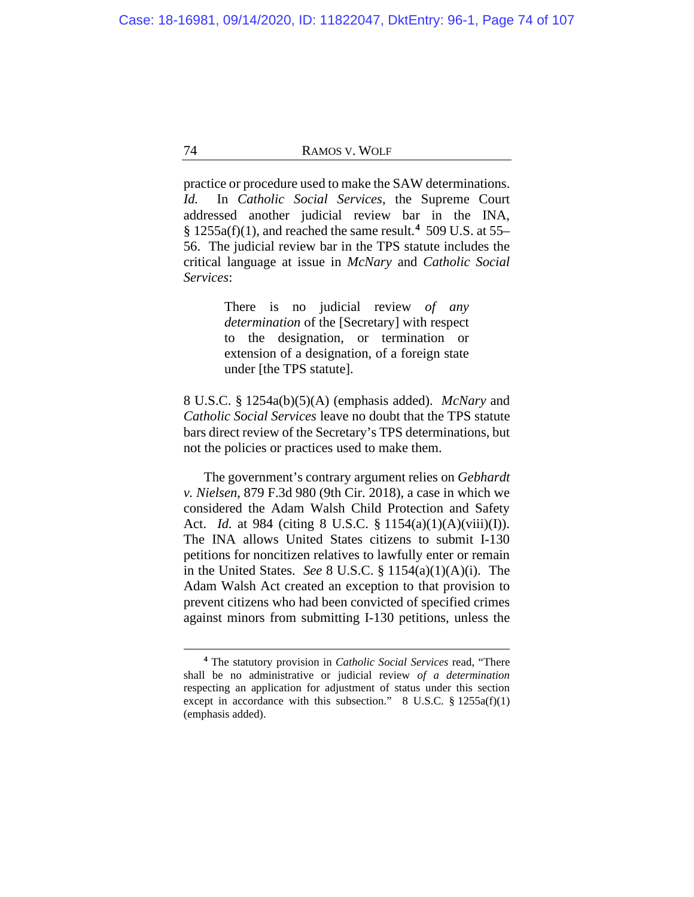practice or procedure used to make the SAW determinations. *Id.* In *Catholic Social Services*, the Supreme Court addressed another judicial review bar in the INA, § 1255a(f)(1), and reached the same result.[4] 509 U.S. at 55–56. The judicial review bar in the TPS statute includes the critical language at issue in *McNary* and *Catholic Social Services*:

> There is no judicial review *of any determination* of the [Secretary] with respect to the designation, or termination or extension of a designation, of a foreign state under [the TPS statute].

8 U.S.C. § 1254a(b)(5)(A) (emphasis added). *McNary* and *Catholic Social Services* leave no doubt that the TPS statute bars direct review of the Secretary's TPS determinations, but not the policies or practices used to make them.

The government's contrary argument relies on *Gebhardt v. Nielsen*, 879 F.3d 980 (9th Cir. 2018), a case in which we considered the Adam Walsh Child Protection and Safety Act. *Id.* at 984 (citing 8 U.S.C. § 1154(a)(1)(A)(viii)(I)). The INA allows United States citizens to submit I-130 petitions for noncitizen relatives to lawfully enter or remain in the United States. *See* 8 U.S.C. § 1154(a)(1)(A)(i). The Adam Walsh Act created an exception to that provision to prevent citizens who had been convicted of specified crimes against minors from submitting I-130 petitions, unless the

---

[4] The statutory provision in *Catholic Social Services* read, "There shall be no administrative or judicial review *of a determination* respecting an application for adjustment of status under this section except in accordance with this subsection." 8 U.S.C. § 1255a(f)(1) (emphasis added).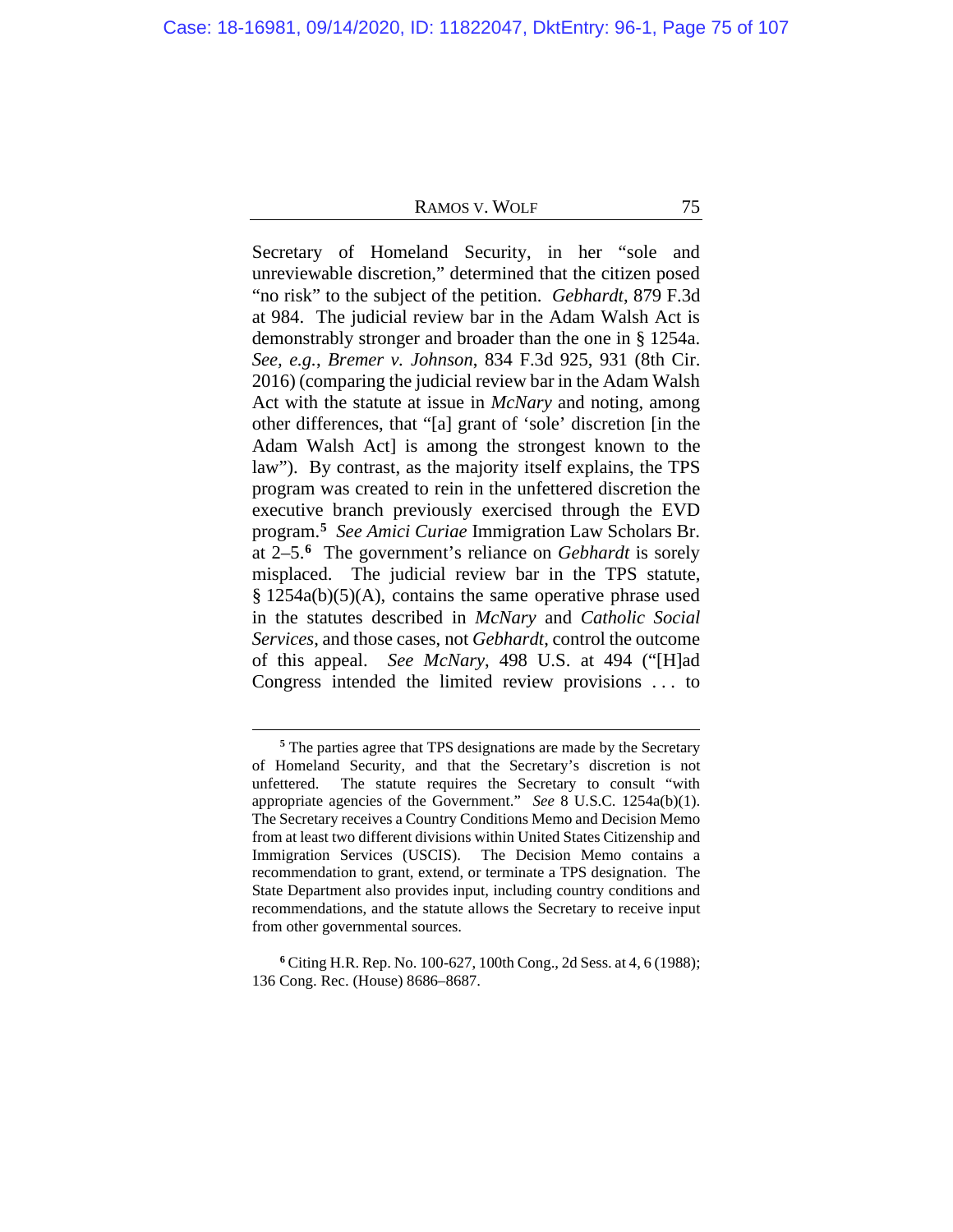Secretary of Homeland Security, in her "sole and unreviewable discretion," determined that the citizen posed "no risk" to the subject of the petition. *Gebhardt*, 879 F.3d at 984. The judicial review bar in the Adam Walsh Act is demonstrably stronger and broader than the one in § 1254a. *See, e.g.*, *Bremer v. Johnson*, 834 F.3d 925, 931 (8th Cir. 2016) (comparing the judicial review bar in the Adam Walsh Act with the statute at issue in *McNary* and noting, among other differences, that "[a] grant of 'sole' discretion [in the Adam Walsh Act] is among the strongest known to the law"). By contrast, as the majority itself explains, the TPS program was created to rein in the unfettered discretion the executive branch previously exercised through the EVD program.[5] *See Amici Curiae* Immigration Law Scholars Br. at 2–5.[6] The government's reliance on *Gebhardt* is sorely misplaced. The judicial review bar in the TPS statute, § 1254a(b)(5)(A), contains the same operative phrase used in the statutes described in *McNary* and *Catholic Social Services*, and those cases, not *Gebhardt*, control the outcome of this appeal. *See McNary*, 498 U.S. at 494 ("[H]ad Congress intended the limited review provisions . . . to

---

[5] The parties agree that TPS designations are made by the Secretary of Homeland Security, and that the Secretary's discretion is not unfettered. The statute requires the Secretary to consult "with appropriate agencies of the Government." *See* 8 U.S.C. 1254a(b)(1). The Secretary receives a Country Conditions Memo and Decision Memo from at least two different divisions within United States Citizenship and Immigration Services (USCIS). The Decision Memo contains a recommendation to grant, extend, or terminate a TPS designation. The State Department also provides input, including country conditions and recommendations, and the statute allows the Secretary to receive input from other governmental sources.

[6] Citing H.R. Rep. No. 100-627, 100th Cong., 2d Sess. at 4, 6 (1988); 136 Cong. Rec. (House) 8686–8687.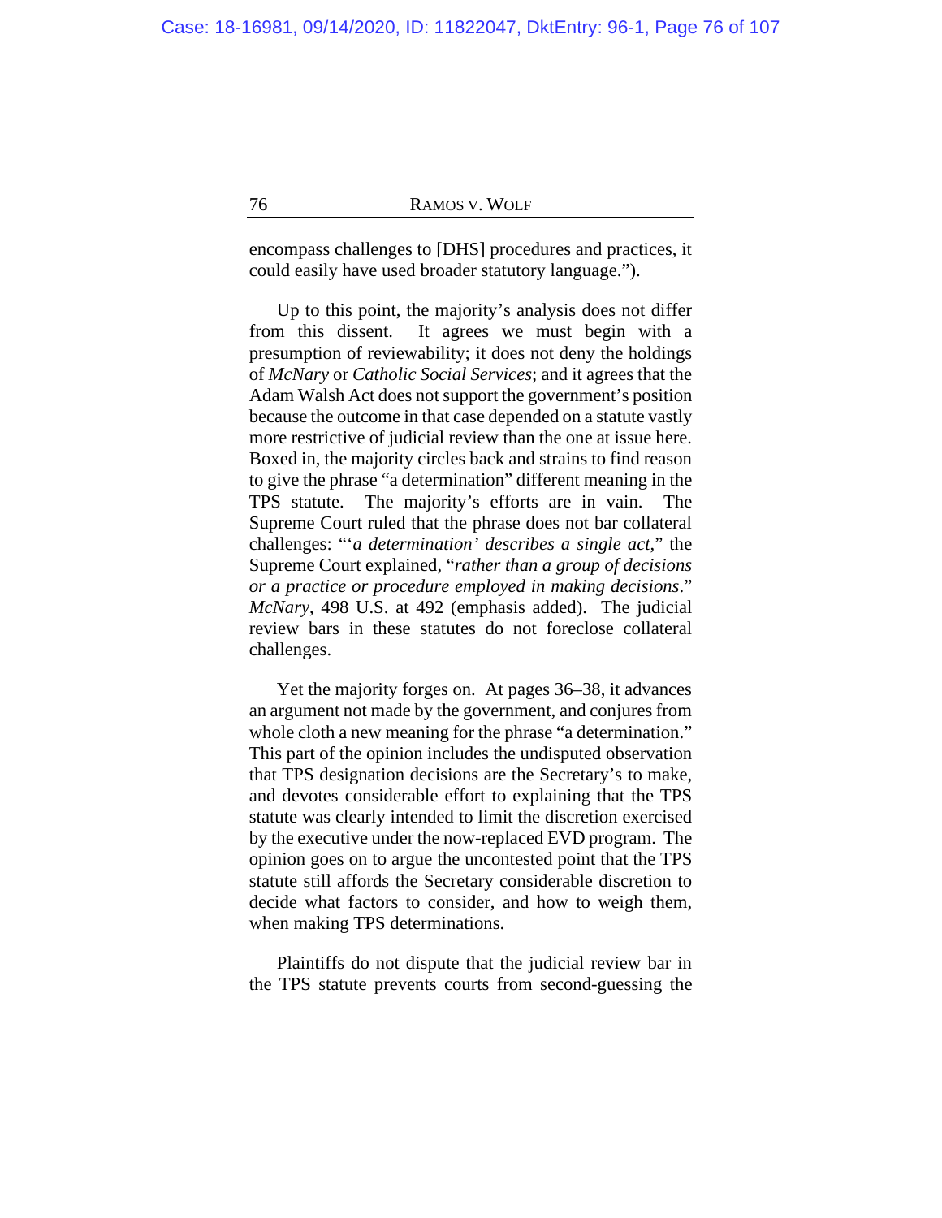encompass challenges to [DHS] procedures and practices, it could easily have used broader statutory language.").

Up to this point, the majority's analysis does not differ from this dissent. It agrees we must begin with a presumption of reviewability; it does not deny the holdings of *McNary* or *Catholic Social Services*; and it agrees that the Adam Walsh Act does not support the government's position because the outcome in that case depended on a statute vastly more restrictive of judicial review than the one at issue here. Boxed in, the majority circles back and strains to find reason to give the phrase "a determination" different meaning in the TPS statute. The majority's efforts are in vain. The Supreme Court ruled that the phrase does not bar collateral challenges: "'*a determination' describes a single act*," the Supreme Court explained, "*rather than a group of decisions or a practice or procedure employed in making decisions*." *McNary*, 498 U.S. at 492 (emphasis added). The judicial review bars in these statutes do not foreclose collateral challenges.

Yet the majority forges on. At pages 36–38, it advances an argument not made by the government, and conjures from whole cloth a new meaning for the phrase "a determination." This part of the opinion includes the undisputed observation that TPS designation decisions are the Secretary's to make, and devotes considerable effort to explaining that the TPS statute was clearly intended to limit the discretion exercised by the executive under the now-replaced EVD program. The opinion goes on to argue the uncontested point that the TPS statute still affords the Secretary considerable discretion to decide what factors to consider, and how to weigh them, when making TPS determinations.

Plaintiffs do not dispute that the judicial review bar in the TPS statute prevents courts from second-guessing the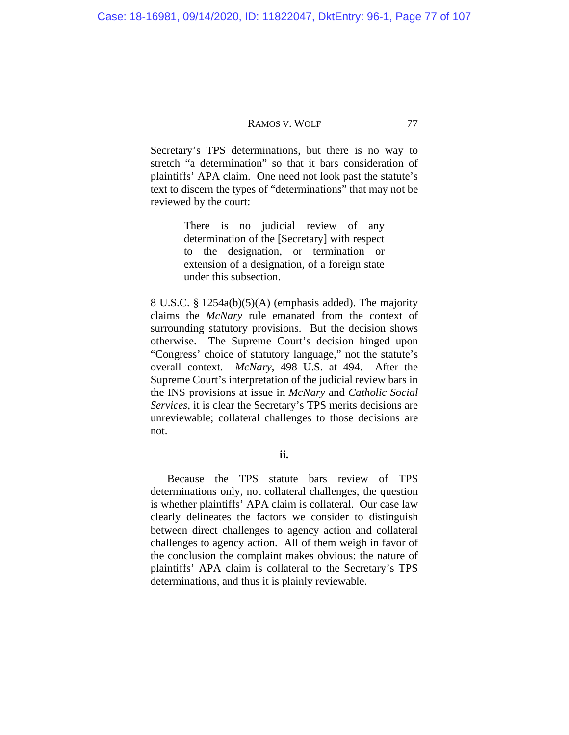Secretary's TPS determinations, but there is no way to stretch "a determination" so that it bars consideration of plaintiffs' APA claim. One need not look past the statute's text to discern the types of "determinations" that may not be reviewed by the court:

> There is no judicial review of any determination of the [Secretary] with respect to the designation, or termination or extension of a designation, of a foreign state under this subsection.

8 U.S.C. § 1254a(b)(5)(A) (emphasis added). The majority claims the *McNary* rule emanated from the context of surrounding statutory provisions. But the decision shows otherwise. The Supreme Court's decision hinged upon "Congress' choice of statutory language," not the statute's overall context. *McNary*, 498 U.S. at 494. After the Supreme Court's interpretation of the judicial review bars in the INS provisions at issue in *McNary* and *Catholic Social Services*, it is clear the Secretary's TPS merits decisions are unreviewable; collateral challenges to those decisions are not.

**ii.**

Because the TPS statute bars review of TPS determinations only, not collateral challenges, the question is whether plaintiffs' APA claim is collateral. Our case law clearly delineates the factors we consider to distinguish between direct challenges to agency action and collateral challenges to agency action. All of them weigh in favor of the conclusion the complaint makes obvious: the nature of plaintiffs' APA claim is collateral to the Secretary's TPS determinations, and thus it is plainly reviewable.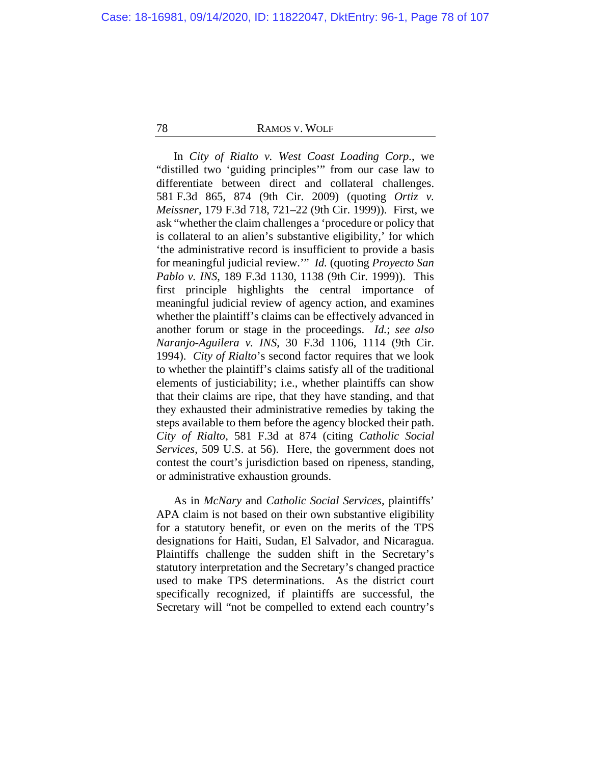In *City of Rialto v. West Coast Loading Corp.*, we "distilled two 'guiding principles'" from our case law to differentiate between direct and collateral challenges. 581 F.3d 865, 874 (9th Cir. 2009) (quoting *Ortiz v. Meissner*, 179 F.3d 718, 721–22 (9th Cir. 1999)). First, we ask "whether the claim challenges a 'procedure or policy that is collateral to an alien's substantive eligibility,' for which 'the administrative record is insufficient to provide a basis for meaningful judicial review.'" *Id.* (quoting *Proyecto San Pablo v. INS*, 189 F.3d 1130, 1138 (9th Cir. 1999)). This first principle highlights the central importance of meaningful judicial review of agency action, and examines whether the plaintiff's claims can be effectively advanced in another forum or stage in the proceedings. *Id.*; *see also Naranjo-Aguilera v. INS*, 30 F.3d 1106, 1114 (9th Cir. 1994). *City of Rialto*'s second factor requires that we look to whether the plaintiff's claims satisfy all of the traditional elements of justiciability; i.e., whether plaintiffs can show that their claims are ripe, that they have standing, and that they exhausted their administrative remedies by taking the steps available to them before the agency blocked their path. *City of Rialto*, 581 F.3d at 874 (citing *Catholic Social Services*, 509 U.S. at 56). Here, the government does not contest the court's jurisdiction based on ripeness, standing, or administrative exhaustion grounds.

As in *McNary* and *Catholic Social Services*, plaintiffs' APA claim is not based on their own substantive eligibility for a statutory benefit, or even on the merits of the TPS designations for Haiti, Sudan, El Salvador, and Nicaragua. Plaintiffs challenge the sudden shift in the Secretary's statutory interpretation and the Secretary's changed practice used to make TPS determinations. As the district court specifically recognized, if plaintiffs are successful, the Secretary will "not be compelled to extend each country's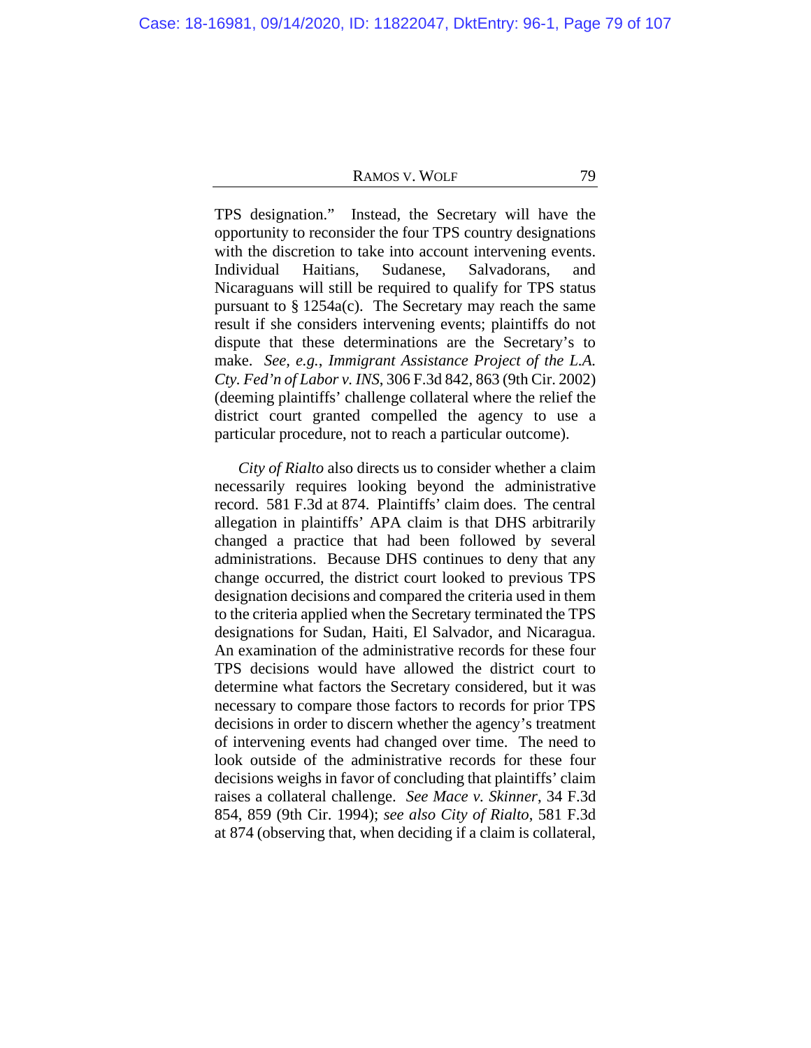TPS designation." Instead, the Secretary will have the opportunity to reconsider the four TPS country designations with the discretion to take into account intervening events. Individual Haitians, Sudanese, Salvadorans, and Nicaraguans will still be required to qualify for TPS status pursuant to § 1254a(c). The Secretary may reach the same result if she considers intervening events; plaintiffs do not dispute that these determinations are the Secretary's to make. *See, e.g.*, *Immigrant Assistance Project of the L.A. Cty. Fed'n of Labor v. INS*, 306 F.3d 842, 863 (9th Cir. 2002) (deeming plaintiffs' challenge collateral where the relief the district court granted compelled the agency to use a particular procedure, not to reach a particular outcome).

*City of Rialto* also directs us to consider whether a claim necessarily requires looking beyond the administrative record. 581 F.3d at 874. Plaintiffs' claim does. The central allegation in plaintiffs' APA claim is that DHS arbitrarily changed a practice that had been followed by several administrations. Because DHS continues to deny that any change occurred, the district court looked to previous TPS designation decisions and compared the criteria used in them to the criteria applied when the Secretary terminated the TPS designations for Sudan, Haiti, El Salvador, and Nicaragua. An examination of the administrative records for these four TPS decisions would have allowed the district court to determine what factors the Secretary considered, but it was necessary to compare those factors to records for prior TPS decisions in order to discern whether the agency's treatment of intervening events had changed over time. The need to look outside of the administrative records for these four decisions weighs in favor of concluding that plaintiffs' claim raises a collateral challenge. *See Mace v. Skinner*, 34 F.3d 854, 859 (9th Cir. 1994); *see also City of Rialto*, 581 F.3d at 874 (observing that, when deciding if a claim is collateral,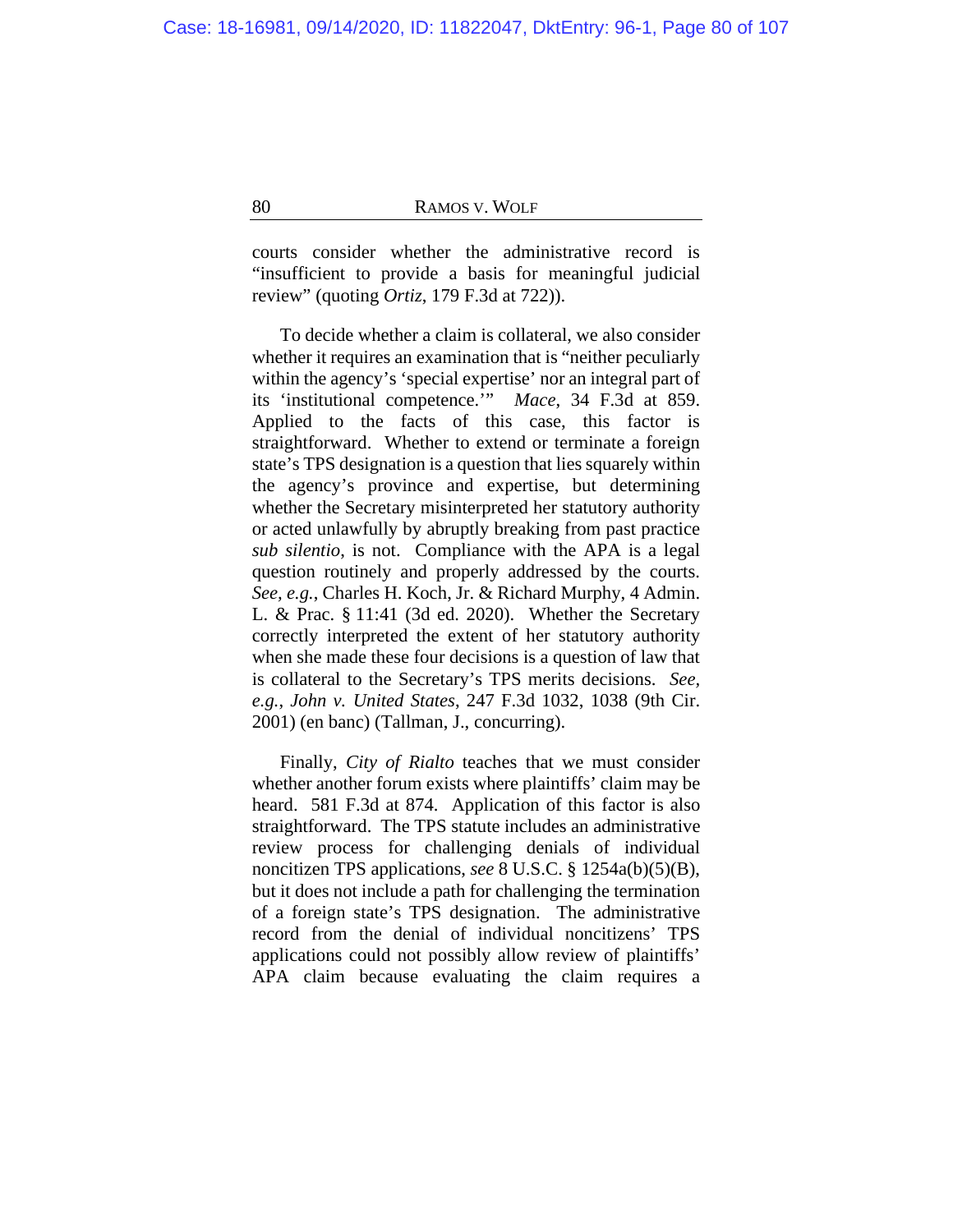courts consider whether the administrative record is "insufficient to provide a basis for meaningful judicial review" (quoting *Ortiz*, 179 F.3d at 722)).

To decide whether a claim is collateral, we also consider whether it requires an examination that is "neither peculiarly within the agency's 'special expertise' nor an integral part of its 'institutional competence.'" *Mace*, 34 F.3d at 859. Applied to the facts of this case, this factor is straightforward. Whether to extend or terminate a foreign state's TPS designation is a question that lies squarely within the agency's province and expertise, but determining whether the Secretary misinterpreted her statutory authority or acted unlawfully by abruptly breaking from past practice *sub silentio*, is not. Compliance with the APA is a legal question routinely and properly addressed by the courts. *See, e.g.*, Charles H. Koch, Jr. & Richard Murphy, 4 Admin. L. & Prac. § 11:41 (3d ed. 2020). Whether the Secretary correctly interpreted the extent of her statutory authority when she made these four decisions is a question of law that is collateral to the Secretary's TPS merits decisions. *See, e.g.*, *John v. United States*, 247 F.3d 1032, 1038 (9th Cir. 2001) (en banc) (Tallman, J., concurring).

Finally, *City of Rialto* teaches that we must consider whether another forum exists where plaintiffs' claim may be heard. 581 F.3d at 874. Application of this factor is also straightforward. The TPS statute includes an administrative review process for challenging denials of individual noncitizen TPS applications, *see* 8 U.S.C. § 1254a(b)(5)(B), but it does not include a path for challenging the termination of a foreign state's TPS designation. The administrative record from the denial of individual noncitizens' TPS applications could not possibly allow review of plaintiffs' APA claim because evaluating the claim requires a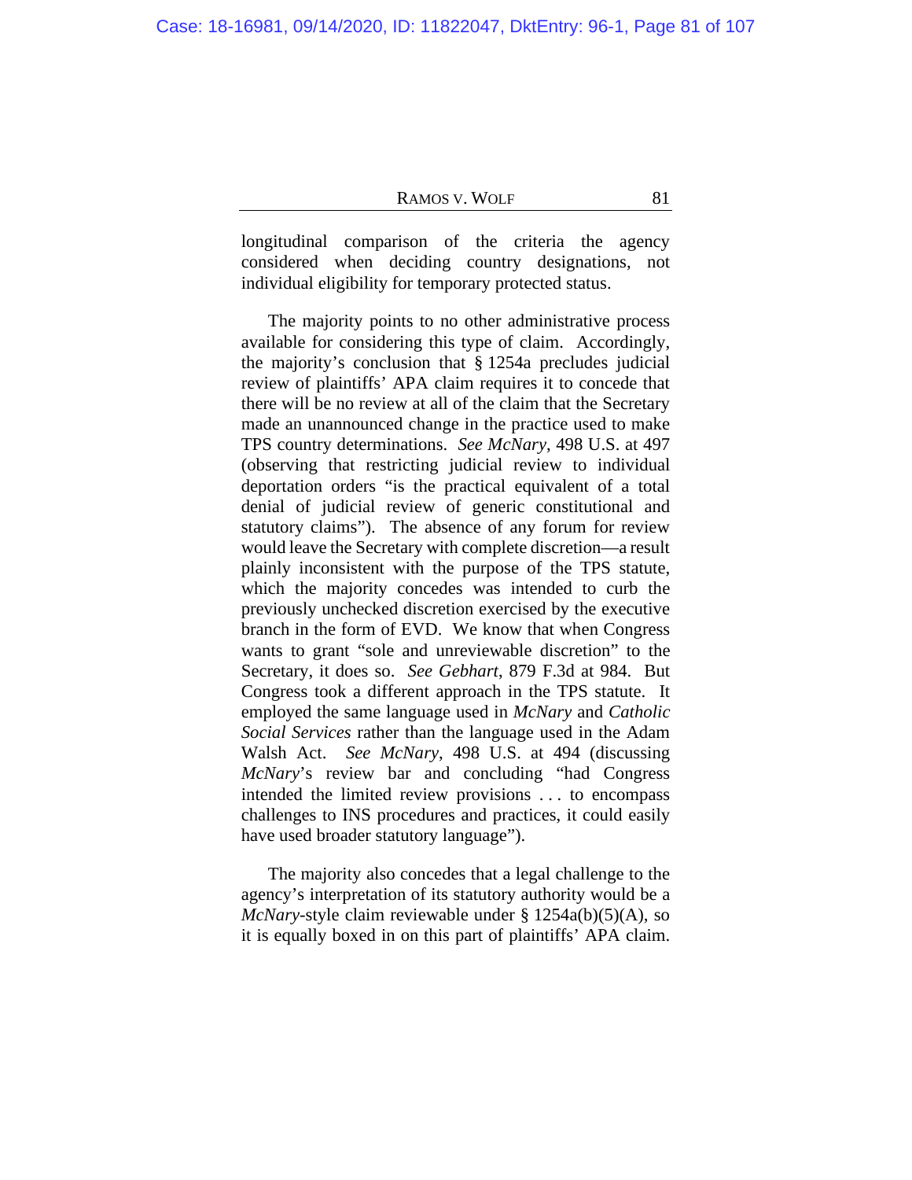longitudinal comparison of the criteria the agency considered when deciding country designations, not individual eligibility for temporary protected status.

The majority points to no other administrative process available for considering this type of claim. Accordingly, the majority's conclusion that § 1254a precludes judicial review of plaintiffs' APA claim requires it to concede that there will be no review at all of the claim that the Secretary made an unannounced change in the practice used to make TPS country determinations. *See McNary*, 498 U.S. at 497 (observing that restricting judicial review to individual deportation orders "is the practical equivalent of a total denial of judicial review of generic constitutional and statutory claims"). The absence of any forum for review would leave the Secretary with complete discretion—a result plainly inconsistent with the purpose of the TPS statute, which the majority concedes was intended to curb the previously unchecked discretion exercised by the executive branch in the form of EVD. We know that when Congress wants to grant "sole and unreviewable discretion" to the Secretary, it does so. *See Gebhart*, 879 F.3d at 984. But Congress took a different approach in the TPS statute. It employed the same language used in *McNary* and *Catholic Social Services* rather than the language used in the Adam Walsh Act. *See McNary*, 498 U.S. at 494 (discussing *McNary*'s review bar and concluding "had Congress intended the limited review provisions . . . to encompass challenges to INS procedures and practices, it could easily have used broader statutory language").

The majority also concedes that a legal challenge to the agency's interpretation of its statutory authority would be a *McNary*-style claim reviewable under § 1254a(b)(5)(A), so it is equally boxed in on this part of plaintiffs' APA claim.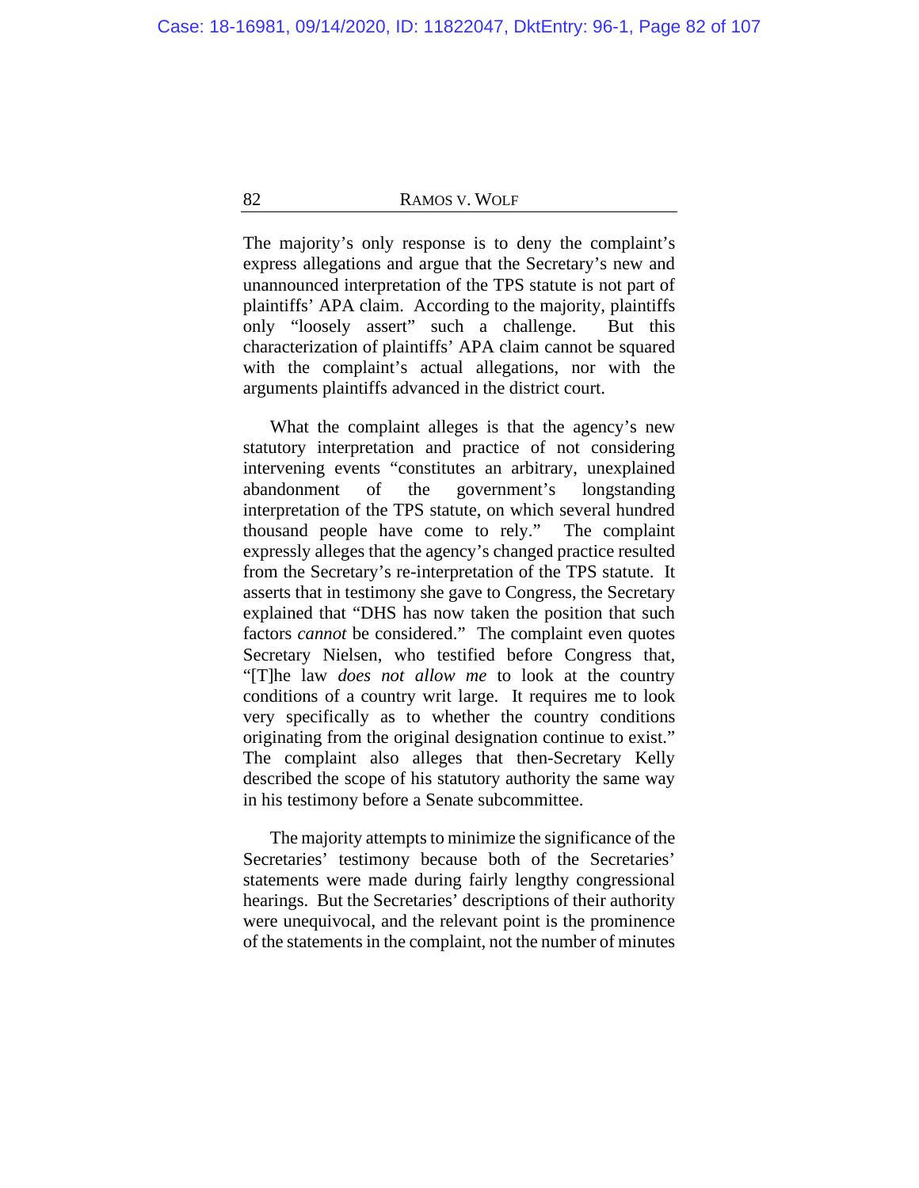The majority's only response is to deny the complaint's express allegations and argue that the Secretary's new and unannounced interpretation of the TPS statute is not part of plaintiffs' APA claim. According to the majority, plaintiffs only "loosely assert" such a challenge. But this characterization of plaintiffs' APA claim cannot be squared with the complaint's actual allegations, nor with the arguments plaintiffs advanced in the district court.

What the complaint alleges is that the agency's new statutory interpretation and practice of not considering intervening events "constitutes an arbitrary, unexplained abandonment of the government's longstanding interpretation of the TPS statute, on which several hundred thousand people have come to rely." The complaint expressly alleges that the agency's changed practice resulted from the Secretary's re-interpretation of the TPS statute. It asserts that in testimony she gave to Congress, the Secretary explained that "DHS has now taken the position that such factors *cannot* be considered." The complaint even quotes Secretary Nielsen, who testified before Congress that, "[T]he law *does not allow me* to look at the country conditions of a country writ large. It requires me to look very specifically as to whether the country conditions originating from the original designation continue to exist." The complaint also alleges that then-Secretary Kelly described the scope of his statutory authority the same way in his testimony before a Senate subcommittee.

The majority attempts to minimize the significance of the Secretaries' testimony because both of the Secretaries' statements were made during fairly lengthy congressional hearings. But the Secretaries' descriptions of their authority were unequivocal, and the relevant point is the prominence of the statements in the complaint, not the number of minutes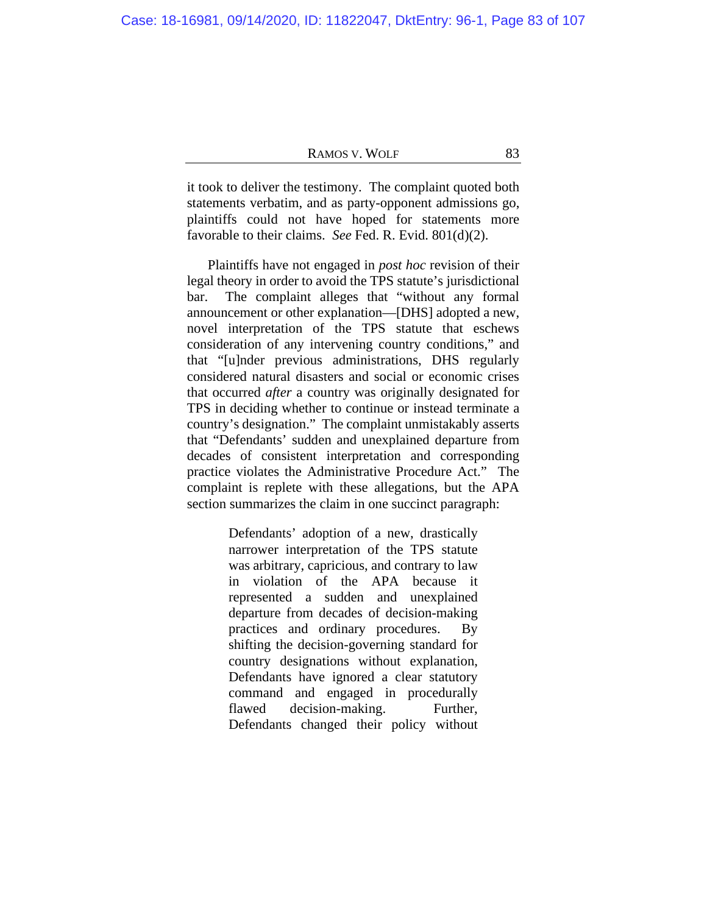it took to deliver the testimony. The complaint quoted both statements verbatim, and as party-opponent admissions go, plaintiffs could not have hoped for statements more favorable to their claims. *See* Fed. R. Evid. 801(d)(2).

Plaintiffs have not engaged in *post hoc* revision of their legal theory in order to avoid the TPS statute's jurisdictional bar. The complaint alleges that "without any formal announcement or other explanation—[DHS] adopted a new, novel interpretation of the TPS statute that eschews consideration of any intervening country conditions," and that "[u]nder previous administrations, DHS regularly considered natural disasters and social or economic crises that occurred *after* a country was originally designated for TPS in deciding whether to continue or instead terminate a country's designation." The complaint unmistakably asserts that "Defendants' sudden and unexplained departure from decades of consistent interpretation and corresponding practice violates the Administrative Procedure Act." The complaint is replete with these allegations, but the APA section summarizes the claim in one succinct paragraph:

> Defendants' adoption of a new, drastically narrower interpretation of the TPS statute was arbitrary, capricious, and contrary to law in violation of the APA because it represented a sudden and unexplained departure from decades of decision-making practices and ordinary procedures. By shifting the decision-governing standard for country designations without explanation, Defendants have ignored a clear statutory command and engaged in procedurally flawed decision-making. Further, Defendants changed their policy without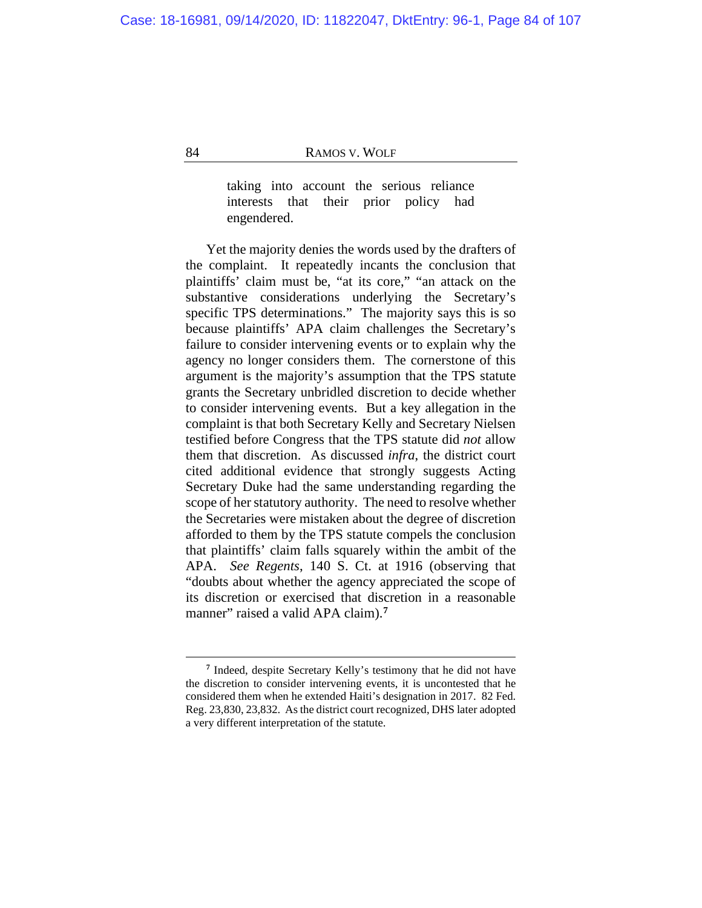> taking into account the serious reliance interests that their prior policy had engendered.

Yet the majority denies the words used by the drafters of the complaint. It repeatedly incants the conclusion that plaintiffs' claim must be, "at its core," "an attack on the substantive considerations underlying the Secretary's specific TPS determinations." The majority says this is so because plaintiffs' APA claim challenges the Secretary's failure to consider intervening events or to explain why the agency no longer considers them. The cornerstone of this argument is the majority's assumption that the TPS statute grants the Secretary unbridled discretion to decide whether to consider intervening events. But a key allegation in the complaint is that both Secretary Kelly and Secretary Nielsen testified before Congress that the TPS statute did *not* allow them that discretion. As discussed *infra*, the district court cited additional evidence that strongly suggests Acting Secretary Duke had the same understanding regarding the scope of her statutory authority. The need to resolve whether the Secretaries were mistaken about the degree of discretion afforded to them by the TPS statute compels the conclusion that plaintiffs' claim falls squarely within the ambit of the APA. *See Regents*, 140 S. Ct. at 1916 (observing that "doubts about whether the agency appreciated the scope of its discretion or exercised that discretion in a reasonable manner" raised a valid APA claim).[7]

---

[7] Indeed, despite Secretary Kelly's testimony that he did not have the discretion to consider intervening events, it is uncontested that he considered them when he extended Haiti's designation in 2017. 82 Fed. Reg. 23,830, 23,832. As the district court recognized, DHS later adopted a very different interpretation of the statute.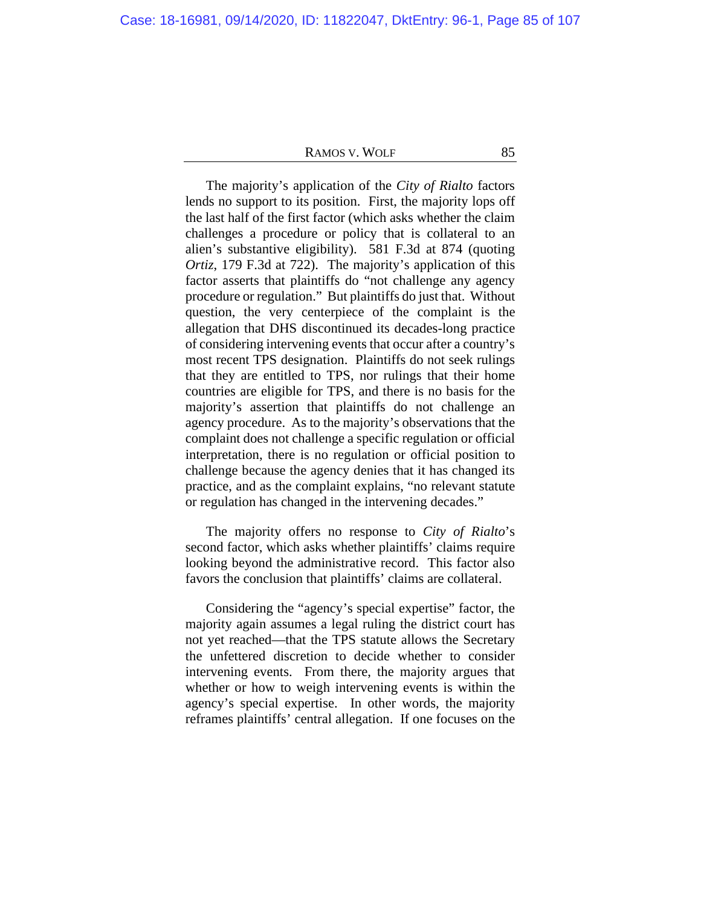The majority's application of the *City of Rialto* factors lends no support to its position. First, the majority lops off the last half of the first factor (which asks whether the claim challenges a procedure or policy that is collateral to an alien's substantive eligibility). 581 F.3d at 874 (quoting *Ortiz*, 179 F.3d at 722). The majority's application of this factor asserts that plaintiffs do "not challenge any agency procedure or regulation." But plaintiffs do just that. Without question, the very centerpiece of the complaint is the allegation that DHS discontinued its decades-long practice of considering intervening events that occur after a country's most recent TPS designation. Plaintiffs do not seek rulings that they are entitled to TPS, nor rulings that their home countries are eligible for TPS, and there is no basis for the majority's assertion that plaintiffs do not challenge an agency procedure. As to the majority's observations that the complaint does not challenge a specific regulation or official interpretation, there is no regulation or official position to challenge because the agency denies that it has changed its practice, and as the complaint explains, "no relevant statute or regulation has changed in the intervening decades."

The majority offers no response to *City of Rialto*'s second factor, which asks whether plaintiffs' claims require looking beyond the administrative record. This factor also favors the conclusion that plaintiffs' claims are collateral.

Considering the "agency's special expertise" factor, the majority again assumes a legal ruling the district court has not yet reached—that the TPS statute allows the Secretary the unfettered discretion to decide whether to consider intervening events. From there, the majority argues that whether or how to weigh intervening events is within the agency's special expertise. In other words, the majority reframes plaintiffs' central allegation. If one focuses on the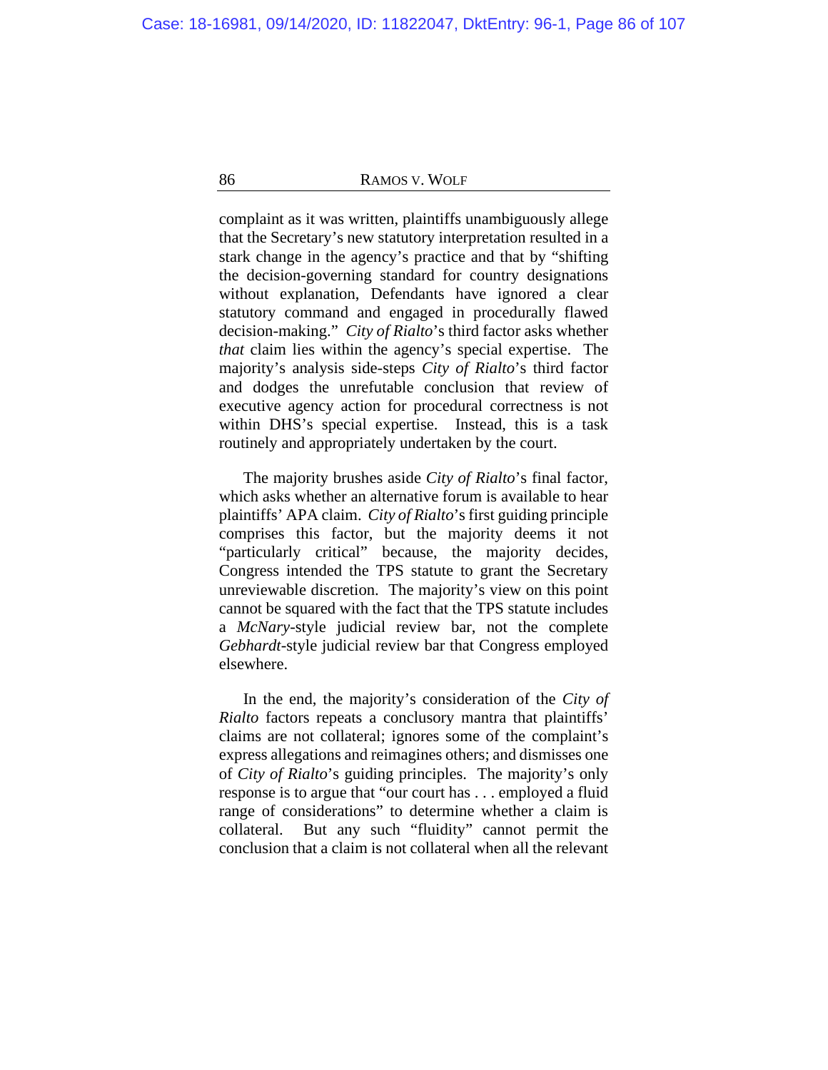complaint as it was written, plaintiffs unambiguously allege that the Secretary's new statutory interpretation resulted in a stark change in the agency's practice and that by "shifting the decision-governing standard for country designations without explanation, Defendants have ignored a clear statutory command and engaged in procedurally flawed decision-making." *City of Rialto*'s third factor asks whether *that* claim lies within the agency's special expertise. The majority's analysis side-steps *City of Rialto*'s third factor and dodges the unrefutable conclusion that review of executive agency action for procedural correctness is not within DHS's special expertise. Instead, this is a task routinely and appropriately undertaken by the court.

The majority brushes aside *City of Rialto*'s final factor, which asks whether an alternative forum is available to hear plaintiffs' APA claim. *City of Rialto*'s first guiding principle comprises this factor, but the majority deems it not "particularly critical" because, the majority decides, Congress intended the TPS statute to grant the Secretary unreviewable discretion. The majority's view on this point cannot be squared with the fact that the TPS statute includes a *McNary*-style judicial review bar, not the complete *Gebhardt*-style judicial review bar that Congress employed elsewhere.

In the end, the majority's consideration of the *City of Rialto* factors repeats a conclusory mantra that plaintiffs' claims are not collateral; ignores some of the complaint's express allegations and reimagines others; and dismisses one of *City of Rialto*'s guiding principles. The majority's only response is to argue that "our court has . . . employed a fluid range of considerations" to determine whether a claim is collateral. But any such "fluidity" cannot permit the conclusion that a claim is not collateral when all the relevant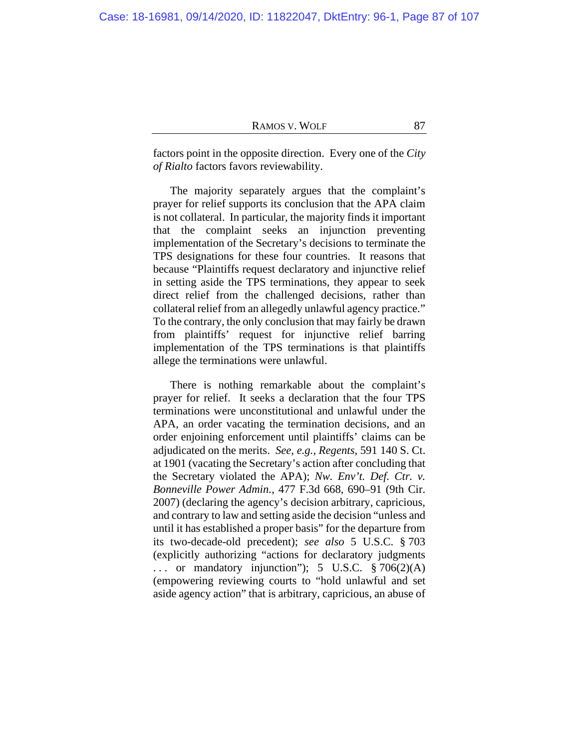factors point in the opposite direction. Every one of the *City of Rialto* factors favors reviewability.

The majority separately argues that the complaint's prayer for relief supports its conclusion that the APA claim is not collateral. In particular, the majority finds it important that the complaint seeks an injunction preventing implementation of the Secretary's decisions to terminate the TPS designations for these four countries. It reasons that because "Plaintiffs request declaratory and injunctive relief in setting aside the TPS terminations, they appear to seek direct relief from the challenged decisions, rather than collateral relief from an allegedly unlawful agency practice." To the contrary, the only conclusion that may fairly be drawn from plaintiffs' request for injunctive relief barring implementation of the TPS terminations is that plaintiffs allege the terminations were unlawful.

There is nothing remarkable about the complaint's prayer for relief. It seeks a declaration that the four TPS terminations were unconstitutional and unlawful under the APA, an order vacating the termination decisions, and an order enjoining enforcement until plaintiffs' claims can be adjudicated on the merits. *See, e.g.*, *Regents*, 591 140 S. Ct. at 1901 (vacating the Secretary's action after concluding that the Secretary violated the APA); *Nw. Env't. Def. Ctr. v. Bonneville Power Admin.*, 477 F.3d 668, 690–91 (9th Cir. 2007) (declaring the agency's decision arbitrary, capricious, and contrary to law and setting aside the decision "unless and until it has established a proper basis" for the departure from its two-decade-old precedent); *see also* 5 U.S.C. § 703 (explicitly authorizing "actions for declaratory judgments . . . or mandatory injunction"); 5 U.S.C. § 706(2)(A) (empowering reviewing courts to "hold unlawful and set aside agency action" that is arbitrary, capricious, an abuse of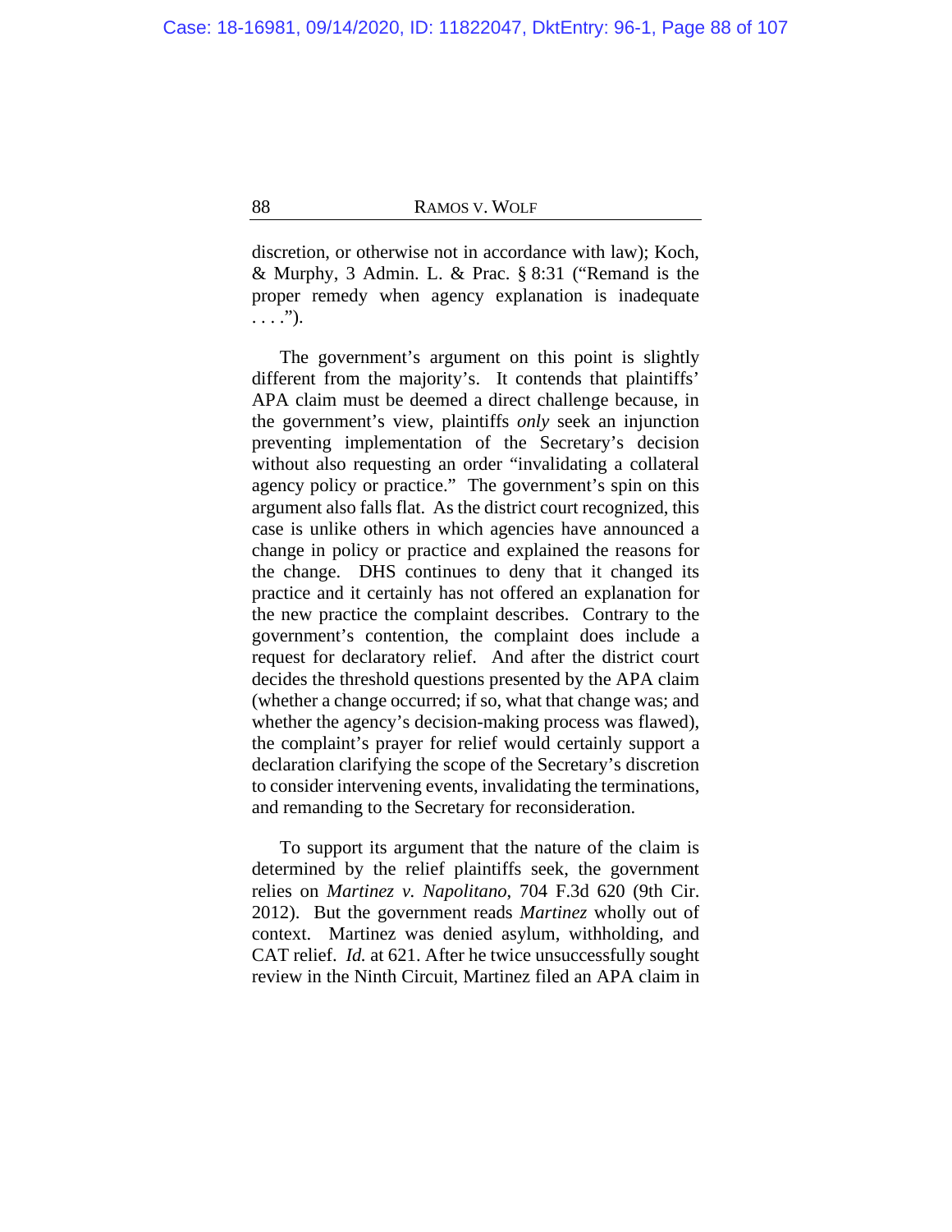discretion, or otherwise not in accordance with law); Koch, & Murphy, 3 Admin. L. & Prac. § 8:31 ("Remand is the proper remedy when agency explanation is inadequate . . . .").

The government's argument on this point is slightly different from the majority's. It contends that plaintiffs' APA claim must be deemed a direct challenge because, in the government's view, plaintiffs *only* seek an injunction preventing implementation of the Secretary's decision without also requesting an order "invalidating a collateral agency policy or practice." The government's spin on this argument also falls flat. As the district court recognized, this case is unlike others in which agencies have announced a change in policy or practice and explained the reasons for the change. DHS continues to deny that it changed its practice and it certainly has not offered an explanation for the new practice the complaint describes. Contrary to the government's contention, the complaint does include a request for declaratory relief. And after the district court decides the threshold questions presented by the APA claim (whether a change occurred; if so, what that change was; and whether the agency's decision-making process was flawed), the complaint's prayer for relief would certainly support a declaration clarifying the scope of the Secretary's discretion to consider intervening events, invalidating the terminations, and remanding to the Secretary for reconsideration.

To support its argument that the nature of the claim is determined by the relief plaintiffs seek, the government relies on *Martinez v. Napolitano*, 704 F.3d 620 (9th Cir. 2012). But the government reads *Martinez* wholly out of context. Martinez was denied asylum, withholding, and CAT relief. *Id.* at 621. After he twice unsuccessfully sought review in the Ninth Circuit, Martinez filed an APA claim in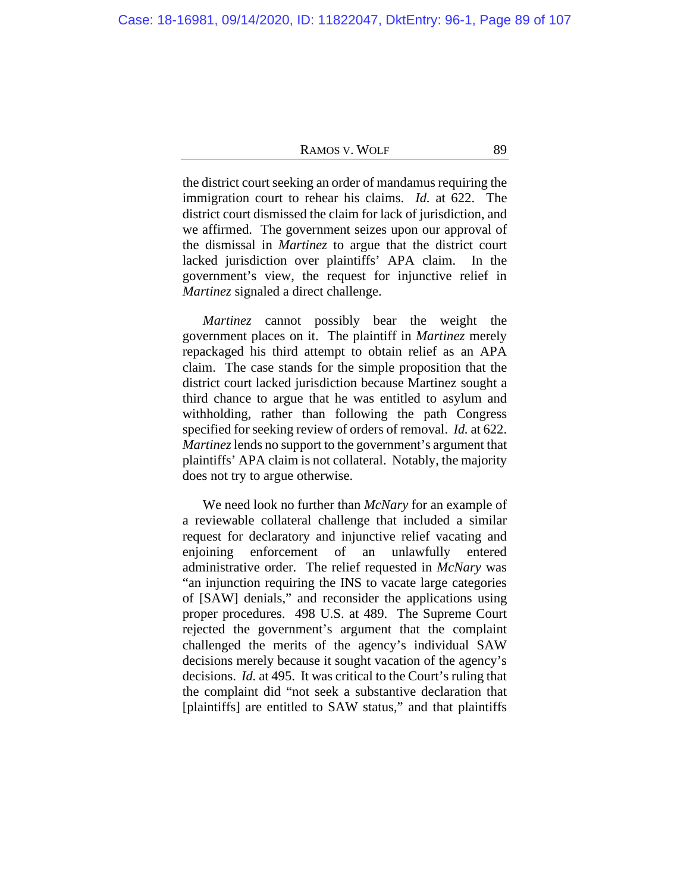the district court seeking an order of mandamus requiring the immigration court to rehear his claims. *Id.* at 622. The district court dismissed the claim for lack of jurisdiction, and we affirmed. The government seizes upon our approval of the dismissal in *Martinez* to argue that the district court lacked jurisdiction over plaintiffs' APA claim. In the government's view, the request for injunctive relief in *Martinez* signaled a direct challenge.

*Martinez* cannot possibly bear the weight the government places on it. The plaintiff in *Martinez* merely repackaged his third attempt to obtain relief as an APA claim. The case stands for the simple proposition that the district court lacked jurisdiction because Martinez sought a third chance to argue that he was entitled to asylum and withholding, rather than following the path Congress specified for seeking review of orders of removal. *Id.* at 622. *Martinez* lends no support to the government's argument that plaintiffs' APA claim is not collateral. Notably, the majority does not try to argue otherwise.

We need look no further than *McNary* for an example of a reviewable collateral challenge that included a similar request for declaratory and injunctive relief vacating and enjoining enforcement of an unlawfully entered administrative order. The relief requested in *McNary* was "an injunction requiring the INS to vacate large categories of [SAW] denials," and reconsider the applications using proper procedures. 498 U.S. at 489. The Supreme Court rejected the government's argument that the complaint challenged the merits of the agency's individual SAW decisions merely because it sought vacation of the agency's decisions. *Id.* at 495. It was critical to the Court's ruling that the complaint did "not seek a substantive declaration that [plaintiffs] are entitled to SAW status," and that plaintiffs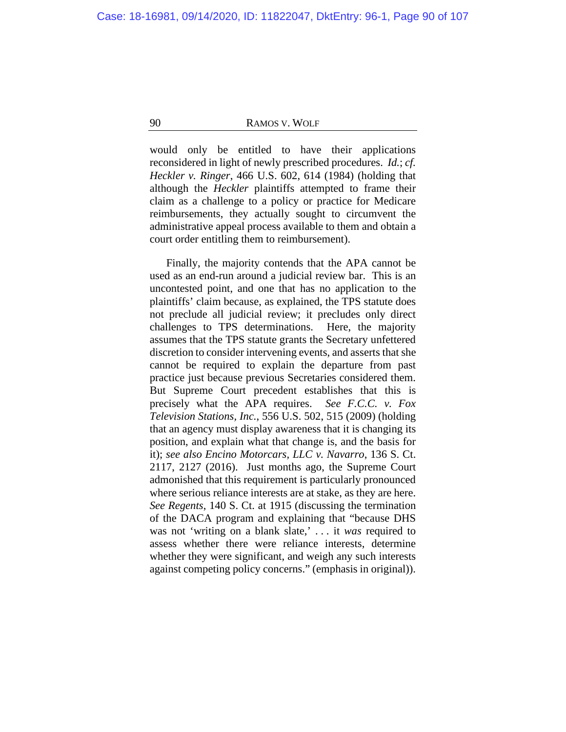would only be entitled to have their applications reconsidered in light of newly prescribed procedures. *Id.*; *cf. Heckler v. Ringer*, 466 U.S. 602, 614 (1984) (holding that although the *Heckler* plaintiffs attempted to frame their claim as a challenge to a policy or practice for Medicare reimbursements, they actually sought to circumvent the administrative appeal process available to them and obtain a court order entitling them to reimbursement).

Finally, the majority contends that the APA cannot be used as an end-run around a judicial review bar. This is an uncontested point, and one that has no application to the plaintiffs' claim because, as explained, the TPS statute does not preclude all judicial review; it precludes only direct challenges to TPS determinations. Here, the majority assumes that the TPS statute grants the Secretary unfettered discretion to consider intervening events, and asserts that she cannot be required to explain the departure from past practice just because previous Secretaries considered them. But Supreme Court precedent establishes that this is precisely what the APA requires. *See F.C.C. v. Fox Television Stations, Inc.*, 556 U.S. 502, 515 (2009) (holding that an agency must display awareness that it is changing its position, and explain what that change is, and the basis for it); *see also Encino Motorcars, LLC v. Navarro*, 136 S. Ct. 2117, 2127 (2016). Just months ago, the Supreme Court admonished that this requirement is particularly pronounced where serious reliance interests are at stake, as they are here. *See Regents*, 140 S. Ct. at 1915 (discussing the termination of the DACA program and explaining that "because DHS was not 'writing on a blank slate,' . . . it *was* required to assess whether there were reliance interests, determine whether they were significant, and weigh any such interests against competing policy concerns." (emphasis in original)).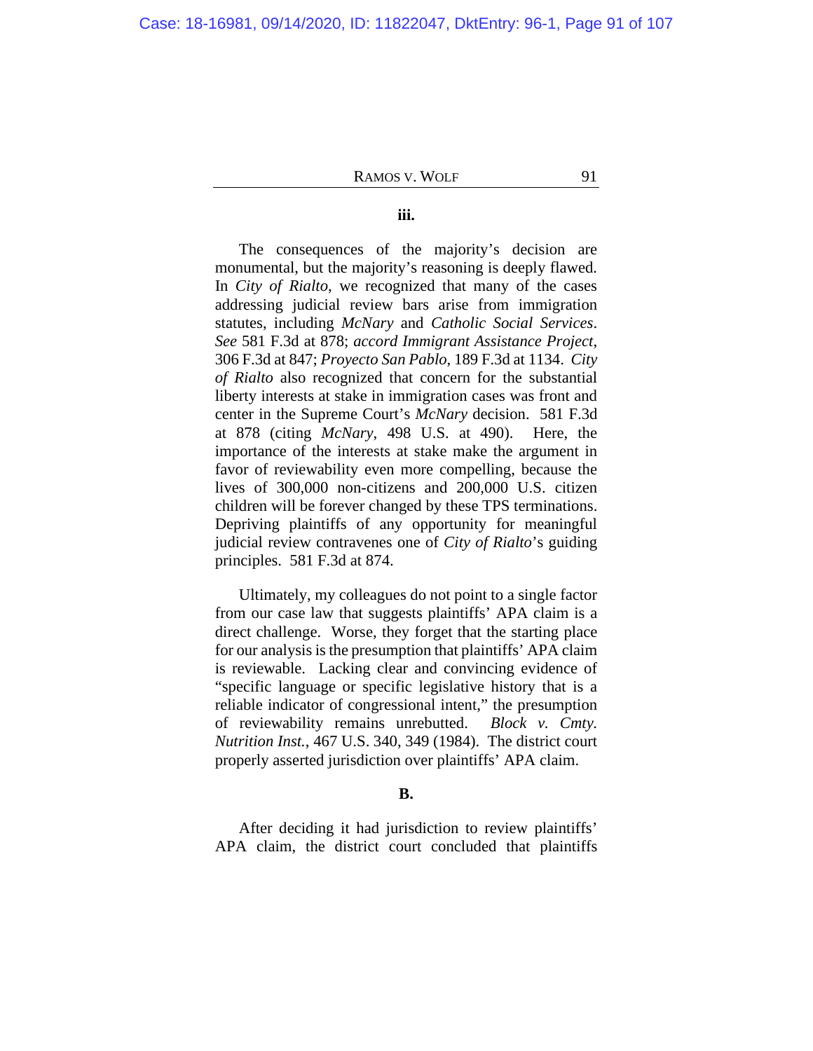**iii.**

The consequences of the majority's decision are monumental, but the majority's reasoning is deeply flawed. In *City of Rialto*, we recognized that many of the cases addressing judicial review bars arise from immigration statutes, including *McNary* and *Catholic Social Services*. *See* 581 F.3d at 878; *accord Immigrant Assistance Project*, 306 F.3d at 847; *Proyecto San Pablo*, 189 F.3d at 1134. *City of Rialto* also recognized that concern for the substantial liberty interests at stake in immigration cases was front and center in the Supreme Court's *McNary* decision. 581 F.3d at 878 (citing *McNary*, 498 U.S. at 490). Here, the importance of the interests at stake make the argument in favor of reviewability even more compelling, because the lives of 300,000 non-citizens and 200,000 U.S. citizen children will be forever changed by these TPS terminations. Depriving plaintiffs of any opportunity for meaningful judicial review contravenes one of *City of Rialto*'s guiding principles. 581 F.3d at 874.

Ultimately, my colleagues do not point to a single factor from our case law that suggests plaintiffs' APA claim is a direct challenge. Worse, they forget that the starting place for our analysis is the presumption that plaintiffs' APA claim is reviewable. Lacking clear and convincing evidence of "specific language or specific legislative history that is a reliable indicator of congressional intent," the presumption of reviewability remains unrebutted. *Block v. Cmty. Nutrition Inst.*, 467 U.S. 340, 349 (1984). The district court properly asserted jurisdiction over plaintiffs' APA claim.

**B.**

After deciding it had jurisdiction to review plaintiffs' APA claim, the district court concluded that plaintiffs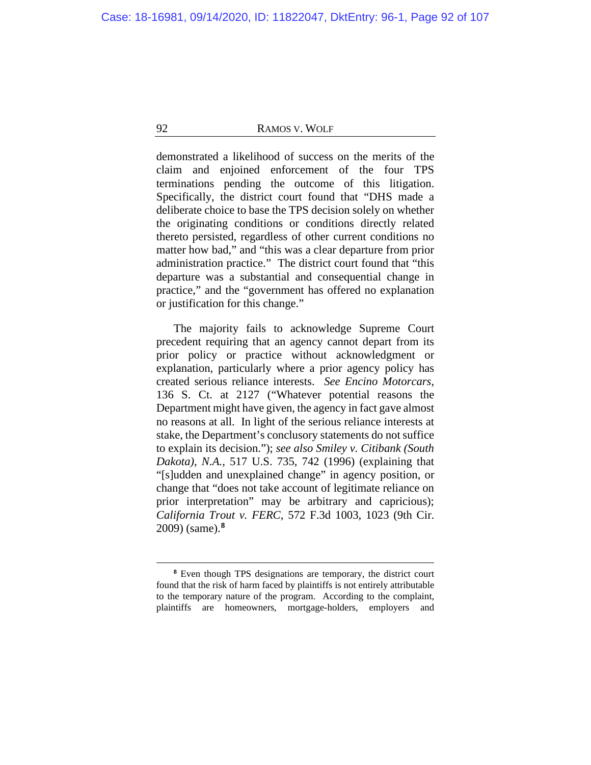demonstrated a likelihood of success on the merits of the claim and enjoined enforcement of the four TPS terminations pending the outcome of this litigation. Specifically, the district court found that "DHS made a deliberate choice to base the TPS decision solely on whether the originating conditions or conditions directly related thereto persisted, regardless of other current conditions no matter how bad," and "this was a clear departure from prior administration practice." The district court found that "this departure was a substantial and consequential change in practice," and the "government has offered no explanation or justification for this change."

The majority fails to acknowledge Supreme Court precedent requiring that an agency cannot depart from its prior policy or practice without acknowledgment or explanation, particularly where a prior agency policy has created serious reliance interests. *See Encino Motorcars*, 136 S. Ct. at 2127 ("Whatever potential reasons the Department might have given, the agency in fact gave almost no reasons at all. In light of the serious reliance interests at stake, the Department's conclusory statements do not suffice to explain its decision."); *see also Smiley v. Citibank (South Dakota), N.A.*, 517 U.S. 735, 742 (1996) (explaining that "[s]udden and unexplained change" in agency position, or change that "does not take account of legitimate reliance on prior interpretation" may be arbitrary and capricious); *California Trout v. FERC*, 572 F.3d 1003, 1023 (9th Cir. 2009) (same).[8]

---

[8] Even though TPS designations are temporary, the district court found that the risk of harm faced by plaintiffs is not entirely attributable to the temporary nature of the program. According to the complaint, plaintiffs are homeowners, mortgage-holders, employers and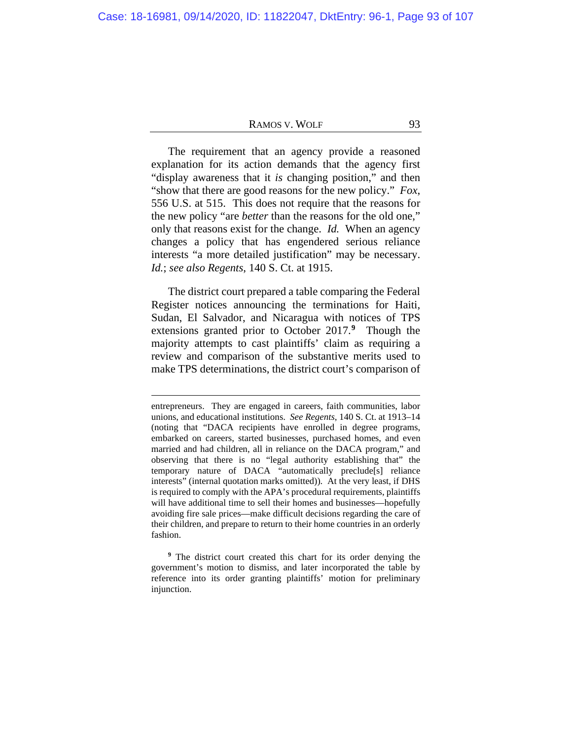The requirement that an agency provide a reasoned explanation for its action demands that the agency first "display awareness that it *is* changing position," and then "show that there are good reasons for the new policy." *Fox*, 556 U.S. at 515. This does not require that the reasons for the new policy "are *better* than the reasons for the old one," only that reasons exist for the change. *Id.* When an agency changes a policy that has engendered serious reliance interests "a more detailed justification" may be necessary. *Id.*; *see also Regents*, 140 S. Ct. at 1915.

The district court prepared a table comparing the Federal Register notices announcing the terminations for Haiti, Sudan, El Salvador, and Nicaragua with notices of TPS extensions granted prior to October 2017.[9] Though the majority attempts to cast plaintiffs' claim as requiring a review and comparison of the substantive merits used to make TPS determinations, the district court's comparison of

---

entrepreneurs. They are engaged in careers, faith communities, labor unions, and educational institutions. *See Regents*, 140 S. Ct. at 1913–14 (noting that "DACA recipients have enrolled in degree programs, embarked on careers, started businesses, purchased homes, and even married and had children, all in reliance on the DACA program," and observing that there is no "legal authority establishing that" the temporary nature of DACA "automatically preclude[s] reliance interests" (internal quotation marks omitted)). At the very least, if DHS is required to comply with the APA's procedural requirements, plaintiffs will have additional time to sell their homes and businesses—hopefully avoiding fire sale prices—make difficult decisions regarding the care of their children, and prepare to return to their home countries in an orderly fashion.

[9] The district court created this chart for its order denying the government's motion to dismiss, and later incorporated the table by reference into its order granting plaintiffs' motion for preliminary injunction.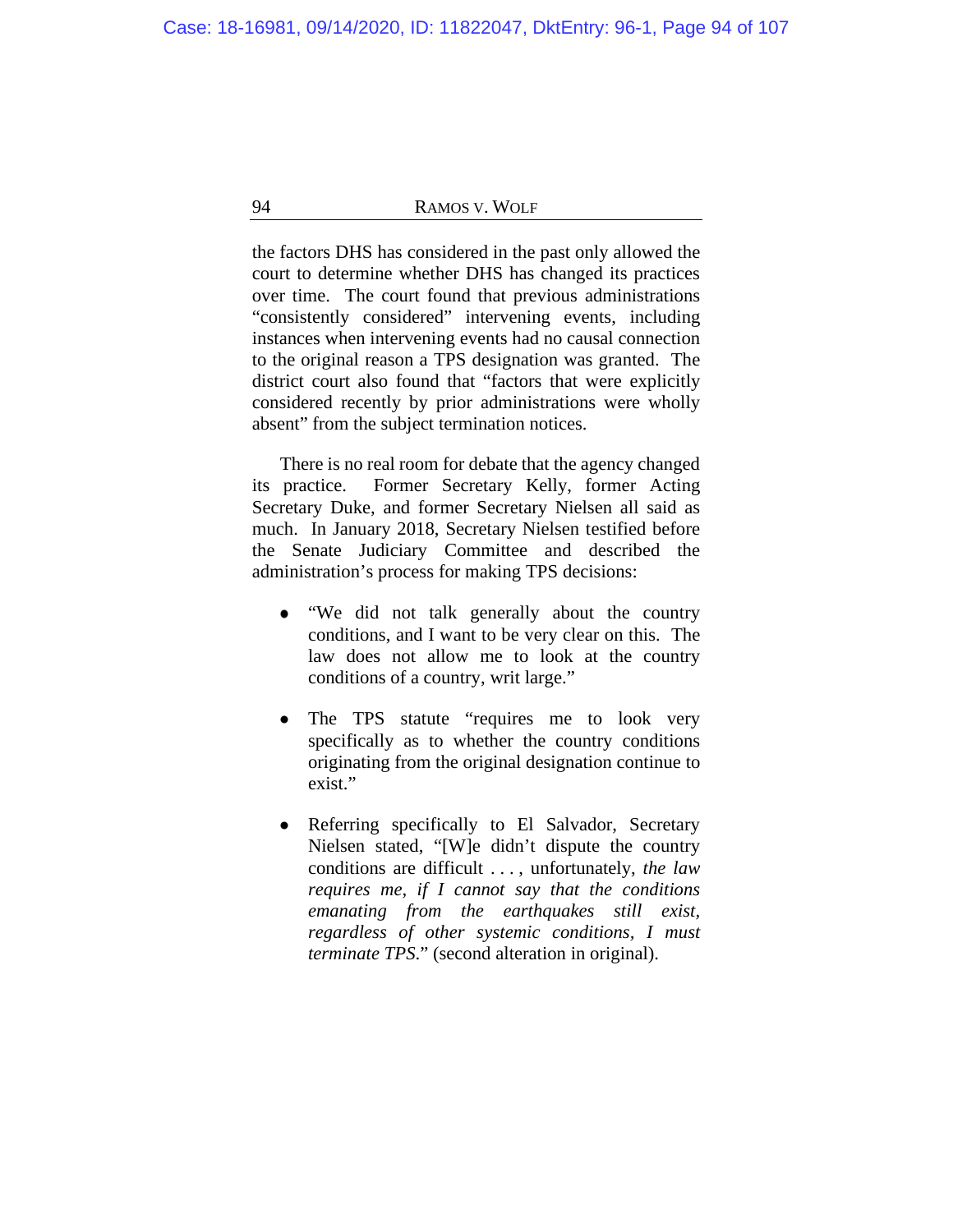the factors DHS has considered in the past only allowed the court to determine whether DHS has changed its practices over time. The court found that previous administrations "consistently considered" intervening events, including instances when intervening events had no causal connection to the original reason a TPS designation was granted. The district court also found that "factors that were explicitly considered recently by prior administrations were wholly absent" from the subject termination notices.

There is no real room for debate that the agency changed its practice. Former Secretary Kelly, former Acting Secretary Duke, and former Secretary Nielsen all said as much. In January 2018, Secretary Nielsen testified before the Senate Judiciary Committee and described the administration's process for making TPS decisions:

- "We did not talk generally about the country conditions, and I want to be very clear on this. The law does not allow me to look at the country conditions of a country, writ large."
- The TPS statute "requires me to look very specifically as to whether the country conditions originating from the original designation continue to exist."
- Referring specifically to El Salvador, Secretary Nielsen stated, "[W]e didn't dispute the country conditions are difficult . . . , unfortunately, *the law requires me, if I cannot say that the conditions emanating from the earthquakes still exist, regardless of other systemic conditions, I must terminate TPS*." (second alteration in original).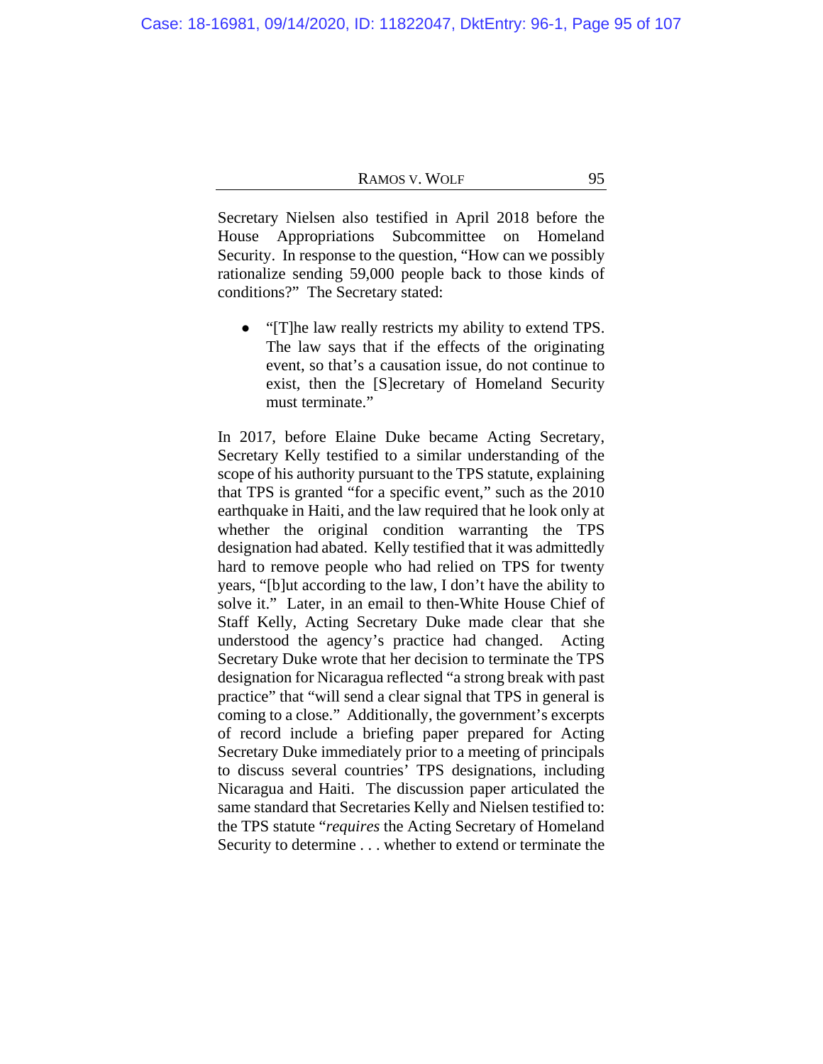Secretary Nielsen also testified in April 2018 before the House Appropriations Subcommittee on Homeland Security. In response to the question, "How can we possibly rationalize sending 59,000 people back to those kinds of conditions?" The Secretary stated:

- "[T]he law really restricts my ability to extend TPS. The law says that if the effects of the originating event, so that's a causation issue, do not continue to exist, then the [S]ecretary of Homeland Security must terminate."

In 2017, before Elaine Duke became Acting Secretary, Secretary Kelly testified to a similar understanding of the scope of his authority pursuant to the TPS statute, explaining that TPS is granted "for a specific event," such as the 2010 earthquake in Haiti, and the law required that he look only at whether the original condition warranting the TPS designation had abated. Kelly testified that it was admittedly hard to remove people who had relied on TPS for twenty years, "[b]ut according to the law, I don't have the ability to solve it." Later, in an email to then-White House Chief of Staff Kelly, Acting Secretary Duke made clear that she understood the agency's practice had changed. Acting Secretary Duke wrote that her decision to terminate the TPS designation for Nicaragua reflected "a strong break with past practice" that "will send a clear signal that TPS in general is coming to a close." Additionally, the government's excerpts of record include a briefing paper prepared for Acting Secretary Duke immediately prior to a meeting of principals to discuss several countries' TPS designations, including Nicaragua and Haiti. The discussion paper articulated the same standard that Secretaries Kelly and Nielsen testified to: the TPS statute "*requires* the Acting Secretary of Homeland Security to determine . . . whether to extend or terminate the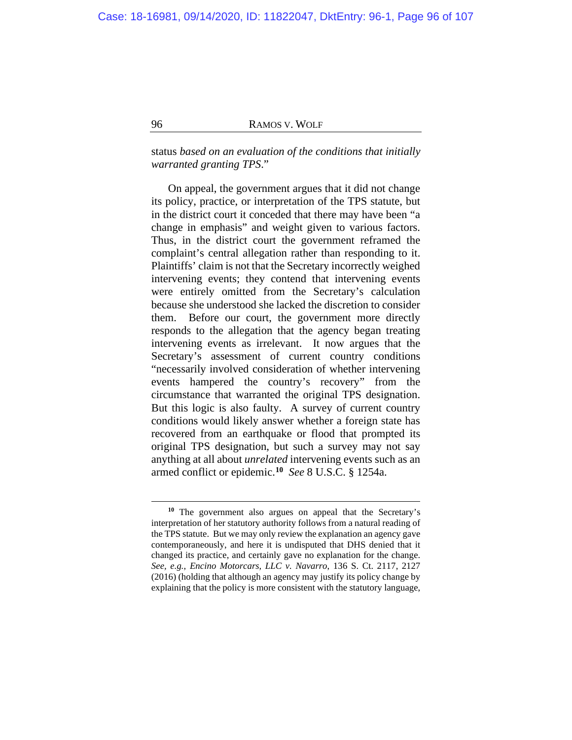status *based on an evaluation of the conditions that initially warranted granting TPS*."

On appeal, the government argues that it did not change its policy, practice, or interpretation of the TPS statute, but in the district court it conceded that there may have been "a change in emphasis" and weight given to various factors. Thus, in the district court the government reframed the complaint's central allegation rather than responding to it. Plaintiffs' claim is not that the Secretary incorrectly weighed intervening events; they contend that intervening events were entirely omitted from the Secretary's calculation because she understood she lacked the discretion to consider them. Before our court, the government more directly responds to the allegation that the agency began treating intervening events as irrelevant. It now argues that the Secretary's assessment of current country conditions "necessarily involved consideration of whether intervening events hampered the country's recovery" from the circumstance that warranted the original TPS designation. But this logic is also faulty. A survey of current country conditions would likely answer whether a foreign state has recovered from an earthquake or flood that prompted its original TPS designation, but such a survey may not say anything at all about *unrelated* intervening events such as an armed conflict or epidemic.[10] *See* 8 U.S.C. § 1254a.

---

[10] The government also argues on appeal that the Secretary's interpretation of her statutory authority follows from a natural reading of the TPS statute. But we may only review the explanation an agency gave contemporaneously, and here it is undisputed that DHS denied that it changed its practice, and certainly gave no explanation for the change. *See, e.g.*, *Encino Motorcars, LLC v. Navarro*, 136 S. Ct. 2117, 2127 (2016) (holding that although an agency may justify its policy change by explaining that the policy is more consistent with the statutory language,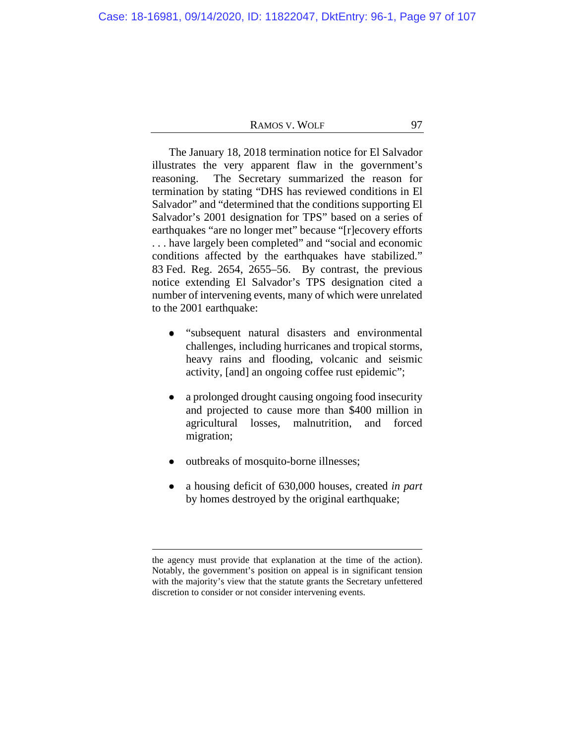The January 18, 2018 termination notice for El Salvador illustrates the very apparent flaw in the government's reasoning. The Secretary summarized the reason for termination by stating "DHS has reviewed conditions in El Salvador" and "determined that the conditions supporting El Salvador's 2001 designation for TPS" based on a series of earthquakes "are no longer met" because "[r]ecovery efforts . . . have largely been completed" and "social and economic conditions affected by the earthquakes have stabilized." 83 Fed. Reg. 2654, 2655–56. By contrast, the previous notice extending El Salvador's TPS designation cited a number of intervening events, many of which were unrelated to the 2001 earthquake:

- "subsequent natural disasters and environmental challenges, including hurricanes and tropical storms, heavy rains and flooding, volcanic and seismic activity, [and] an ongoing coffee rust epidemic";
- a prolonged drought causing ongoing food insecurity and projected to cause more than $400 million in agricultural losses, malnutrition, and forced migration;
- outbreaks of mosquito-borne illnesses;
- a housing deficit of 630,000 houses, created *in part* by homes destroyed by the original earthquake;

---

the agency must provide that explanation at the time of the action). Notably, the government's position on appeal is in significant tension with the majority's view that the statute grants the Secretary unfettered discretion to consider or not consider intervening events.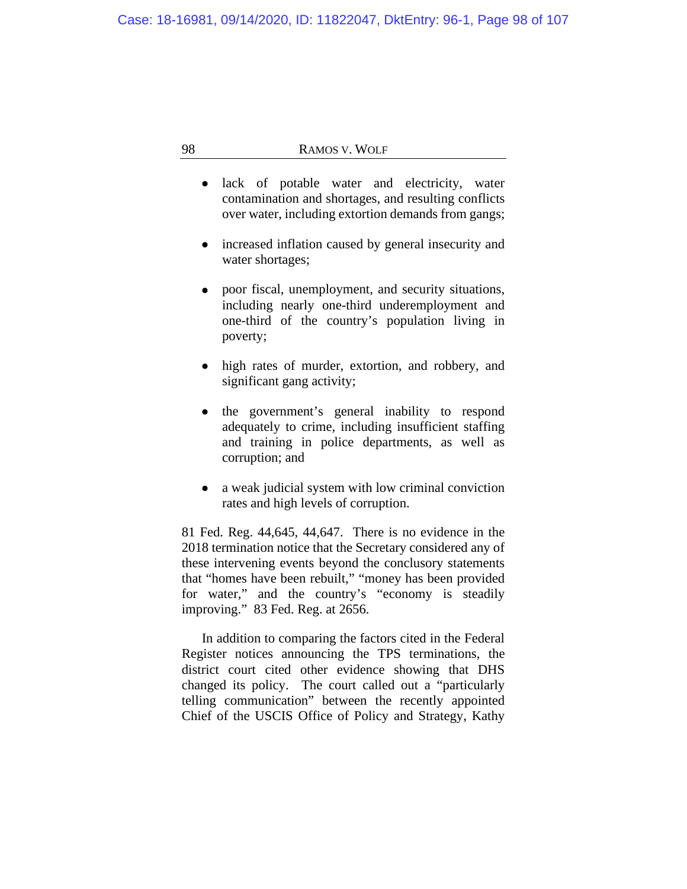- lack of potable water and electricity, water contamination and shortages, and resulting conflicts over water, including extortion demands from gangs;

- increased inflation caused by general insecurity and water shortages;

- poor fiscal, unemployment, and security situations, including nearly one-third underemployment and one-third of the country's population living in poverty;

- high rates of murder, extortion, and robbery, and significant gang activity;

- the government's general inability to respond adequately to crime, including insufficient staffing and training in police departments, as well as corruption; and

- a weak judicial system with low criminal conviction rates and high levels of corruption.

81 Fed. Reg. 44,645, 44,647. There is no evidence in the 2018 termination notice that the Secretary considered any of these intervening events beyond the conclusory statements that "homes have been rebuilt," "money has been provided for water," and the country's "economy is steadily improving." 83 Fed. Reg. at 2656.

In addition to comparing the factors cited in the Federal Register notices announcing the TPS terminations, the district court cited other evidence showing that DHS changed its policy. The court called out a "particularly telling communication" between the recently appointed Chief of the USCIS Office of Policy and Strategy, Kathy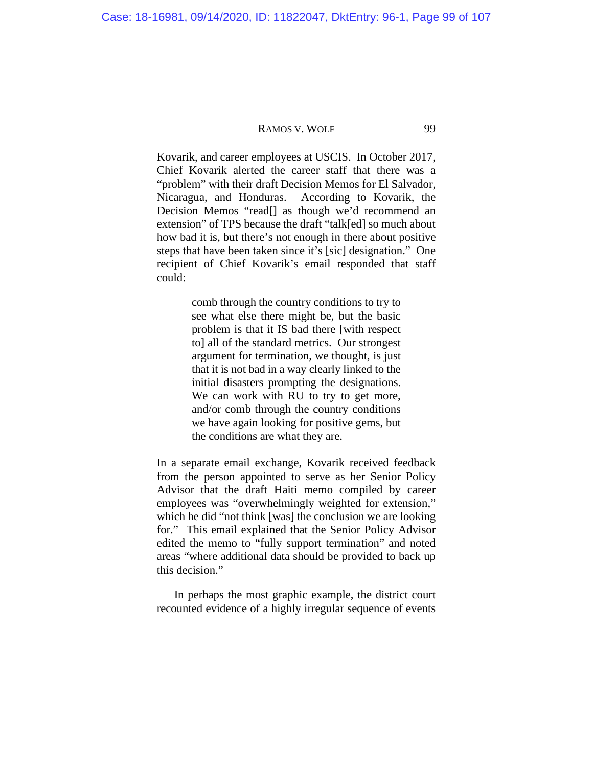Kovarik, and career employees at USCIS. In October 2017, Chief Kovarik alerted the career staff that there was a "problem" with their draft Decision Memos for El Salvador, Nicaragua, and Honduras. According to Kovarik, the Decision Memos "read[] as though we'd recommend an extension" of TPS because the draft "talk[ed] so much about how bad it is, but there's not enough in there about positive steps that have been taken since it's [sic] designation." One recipient of Chief Kovarik's email responded that staff could:

> comb through the country conditions to try to see what else there might be, but the basic problem is that it IS bad there [with respect to] all of the standard metrics. Our strongest argument for termination, we thought, is just that it is not bad in a way clearly linked to the initial disasters prompting the designations. We can work with RU to try to get more, and/or comb through the country conditions we have again looking for positive gems, but the conditions are what they are.

In a separate email exchange, Kovarik received feedback from the person appointed to serve as her Senior Policy Advisor that the draft Haiti memo compiled by career employees was "overwhelmingly weighted for extension," which he did "not think [was] the conclusion we are looking for." This email explained that the Senior Policy Advisor edited the memo to "fully support termination" and noted areas "where additional data should be provided to back up this decision."

In perhaps the most graphic example, the district court recounted evidence of a highly irregular sequence of events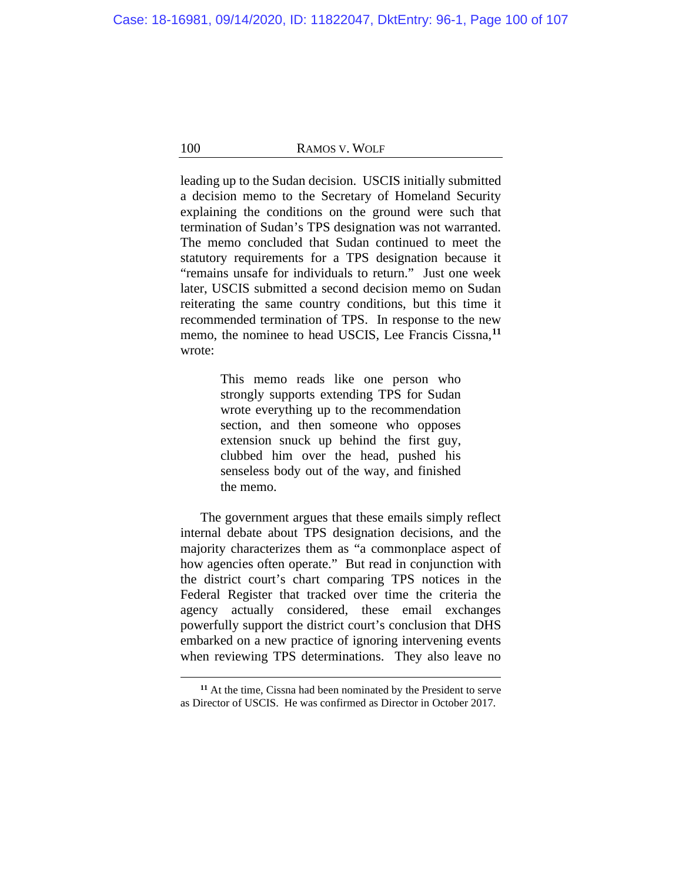leading up to the Sudan decision. USCIS initially submitted a decision memo to the Secretary of Homeland Security explaining the conditions on the ground were such that termination of Sudan's TPS designation was not warranted. The memo concluded that Sudan continued to meet the statutory requirements for a TPS designation because it "remains unsafe for individuals to return." Just one week later, USCIS submitted a second decision memo on Sudan reiterating the same country conditions, but this time it recommended termination of TPS. In response to the new memo, the nominee to head USCIS, Lee Francis Cissna,[11] wrote:

> This memo reads like one person who strongly supports extending TPS for Sudan wrote everything up to the recommendation section, and then someone who opposes extension snuck up behind the first guy, clubbed him over the head, pushed his senseless body out of the way, and finished the memo.

The government argues that these emails simply reflect internal debate about TPS designation decisions, and the majority characterizes them as "a commonplace aspect of how agencies often operate." But read in conjunction with the district court's chart comparing TPS notices in the Federal Register that tracked over time the criteria the agency actually considered, these email exchanges powerfully support the district court's conclusion that DHS embarked on a new practice of ignoring intervening events when reviewing TPS determinations. They also leave no

---

[11] At the time, Cissna had been nominated by the President to serve as Director of USCIS. He was confirmed as Director in October 2017.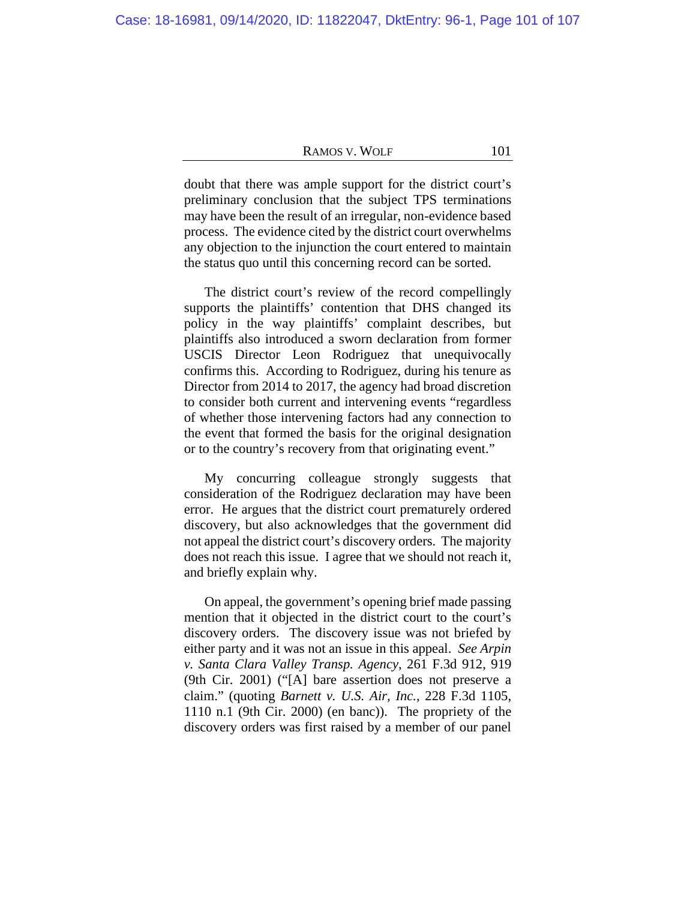doubt that there was ample support for the district court's preliminary conclusion that the subject TPS terminations may have been the result of an irregular, non-evidence based process. The evidence cited by the district court overwhelms any objection to the injunction the court entered to maintain the status quo until this concerning record can be sorted.

The district court's review of the record compellingly supports the plaintiffs' contention that DHS changed its policy in the way plaintiffs' complaint describes, but plaintiffs also introduced a sworn declaration from former USCIS Director Leon Rodriguez that unequivocally confirms this. According to Rodriguez, during his tenure as Director from 2014 to 2017, the agency had broad discretion to consider both current and intervening events "regardless of whether those intervening factors had any connection to the event that formed the basis for the original designation or to the country's recovery from that originating event."

My concurring colleague strongly suggests that consideration of the Rodriguez declaration may have been error. He argues that the district court prematurely ordered discovery, but also acknowledges that the government did not appeal the district court's discovery orders. The majority does not reach this issue. I agree that we should not reach it, and briefly explain why.

On appeal, the government's opening brief made passing mention that it objected in the district court to the court's discovery orders. The discovery issue was not briefed by either party and it was not an issue in this appeal. *See Arpin v. Santa Clara Valley Transp. Agency*, 261 F.3d 912, 919 (9th Cir. 2001) ("[A] bare assertion does not preserve a claim." (quoting *Barnett v. U.S. Air, Inc.*, 228 F.3d 1105, 1110 n.1 (9th Cir. 2000) (en banc)). The propriety of the discovery orders was first raised by a member of our panel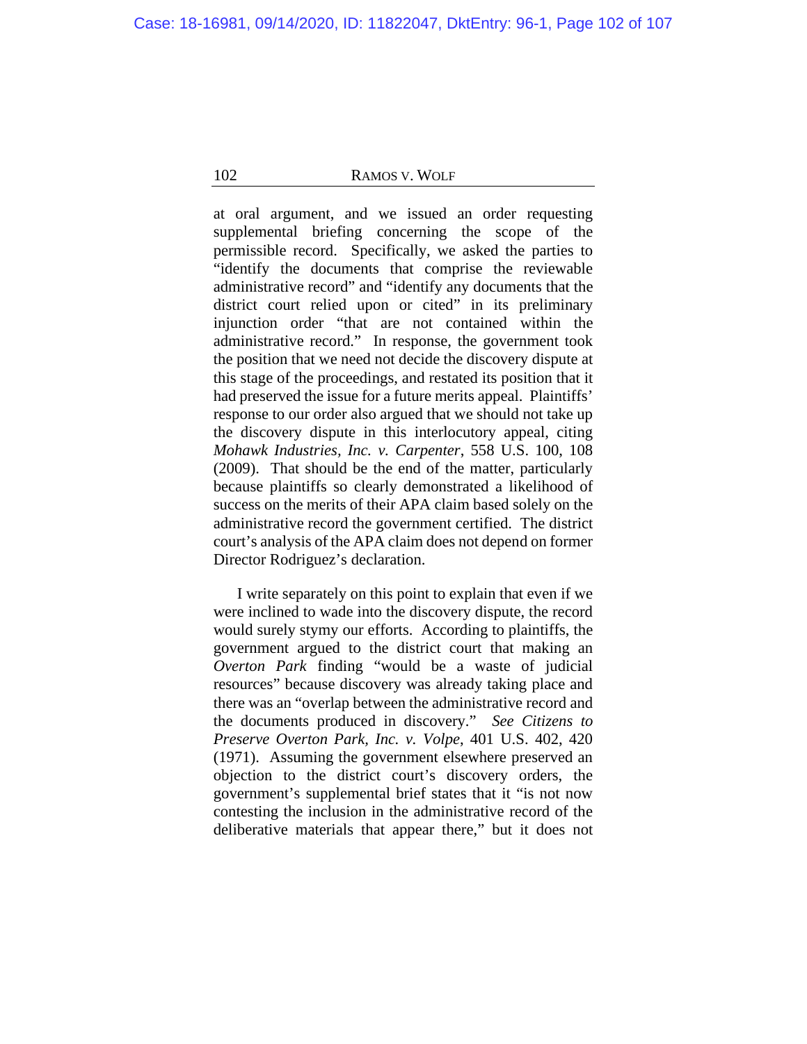at oral argument, and we issued an order requesting supplemental briefing concerning the scope of the permissible record. Specifically, we asked the parties to "identify the documents that comprise the reviewable administrative record" and "identify any documents that the district court relied upon or cited" in its preliminary injunction order "that are not contained within the administrative record." In response, the government took the position that we need not decide the discovery dispute at this stage of the proceedings, and restated its position that it had preserved the issue for a future merits appeal. Plaintiffs' response to our order also argued that we should not take up the discovery dispute in this interlocutory appeal, citing *Mohawk Industries, Inc. v. Carpenter*, 558 U.S. 100, 108 (2009). That should be the end of the matter, particularly because plaintiffs so clearly demonstrated a likelihood of success on the merits of their APA claim based solely on the administrative record the government certified. The district court's analysis of the APA claim does not depend on former Director Rodriguez's declaration.

I write separately on this point to explain that even if we were inclined to wade into the discovery dispute, the record would surely stymy our efforts. According to plaintiffs, the government argued to the district court that making an *Overton Park* finding "would be a waste of judicial resources" because discovery was already taking place and there was an "overlap between the administrative record and the documents produced in discovery." *See Citizens to Preserve Overton Park, Inc. v. Volpe*, 401 U.S. 402, 420 (1971). Assuming the government elsewhere preserved an objection to the district court's discovery orders, the government's supplemental brief states that it "is not now contesting the inclusion in the administrative record of the deliberative materials that appear there," but it does not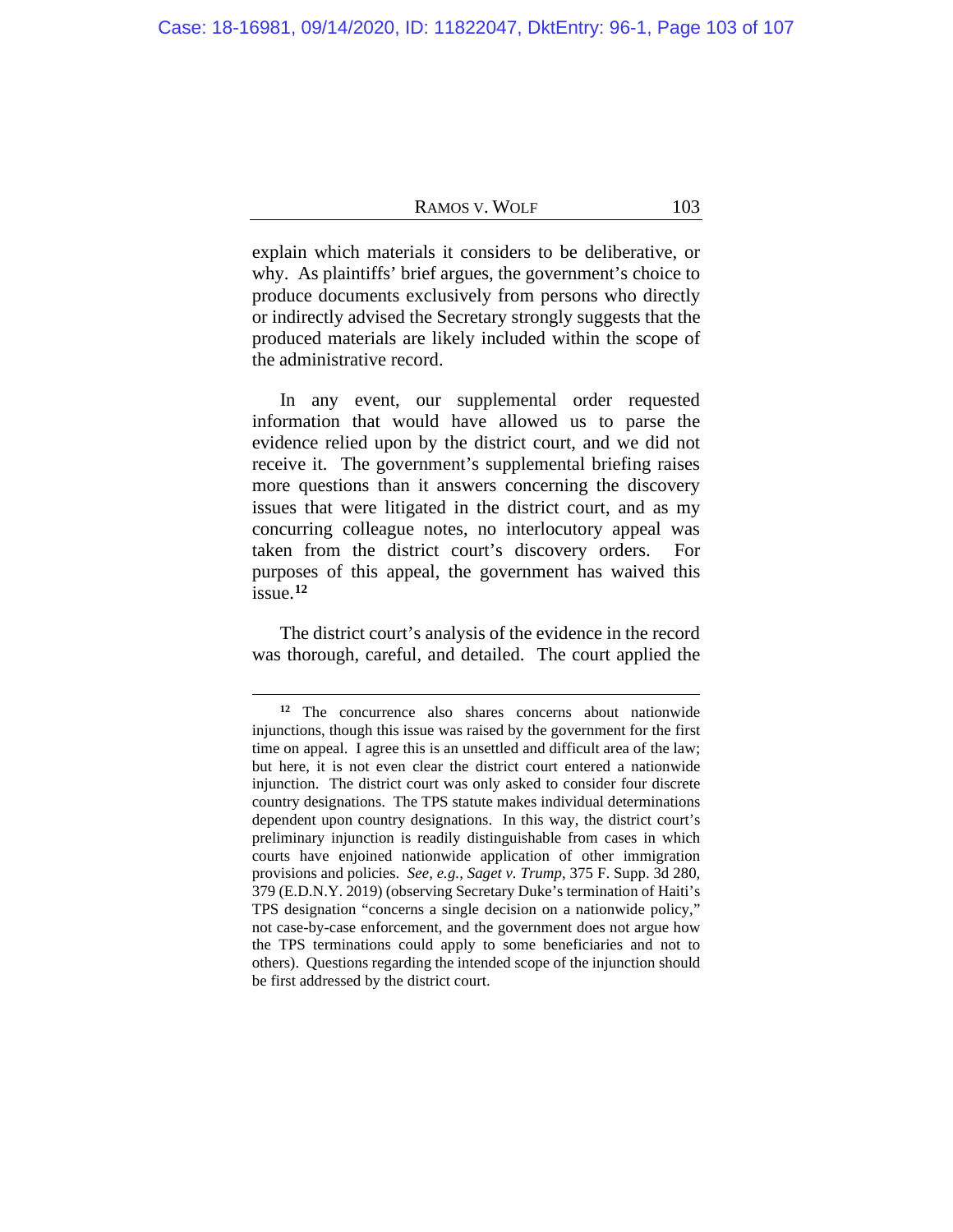explain which materials it considers to be deliberative, or why. As plaintiffs' brief argues, the government's choice to produce documents exclusively from persons who directly or indirectly advised the Secretary strongly suggests that the produced materials are likely included within the scope of the administrative record.

In any event, our supplemental order requested information that would have allowed us to parse the evidence relied upon by the district court, and we did not receive it. The government's supplemental briefing raises more questions than it answers concerning the discovery issues that were litigated in the district court, and as my concurring colleague notes, no interlocutory appeal was taken from the district court's discovery orders. For purposes of this appeal, the government has waived this issue.[12]

The district court's analysis of the evidence in the record was thorough, careful, and detailed. The court applied the

---

[12] The concurrence also shares concerns about nationwide injunctions, though this issue was raised by the government for the first time on appeal. I agree this is an unsettled and difficult area of the law; but here, it is not even clear the district court entered a nationwide injunction. The district court was only asked to consider four discrete country designations. The TPS statute makes individual determinations dependent upon country designations. In this way, the district court's preliminary injunction is readily distinguishable from cases in which courts have enjoined nationwide application of other immigration provisions and policies. *See, e.g.*, *Saget v. Trump*, 375 F. Supp. 3d 280, 379 (E.D.N.Y. 2019) (observing Secretary Duke's termination of Haiti's TPS designation "concerns a single decision on a nationwide policy," not case-by-case enforcement, and the government does not argue how the TPS terminations could apply to some beneficiaries and not to others). Questions regarding the intended scope of the injunction should be first addressed by the district court.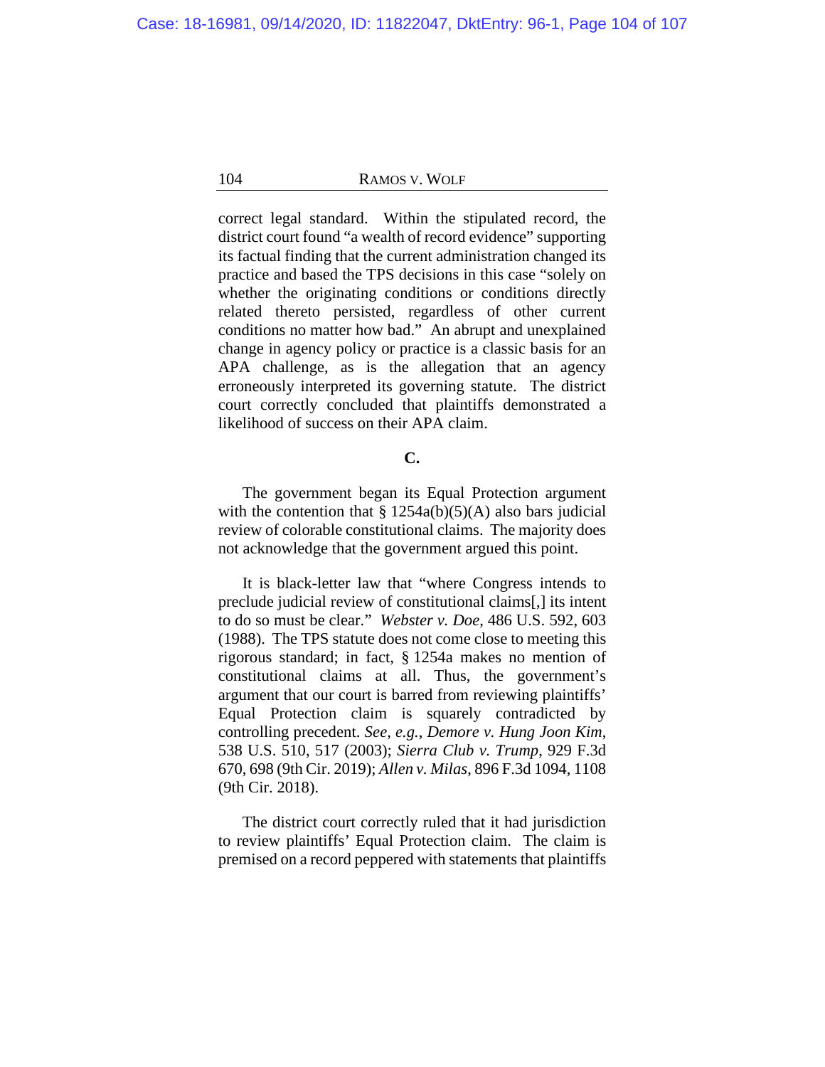correct legal standard. Within the stipulated record, the district court found "a wealth of record evidence" supporting its factual finding that the current administration changed its practice and based the TPS decisions in this case "solely on whether the originating conditions or conditions directly related thereto persisted, regardless of other current conditions no matter how bad." An abrupt and unexplained change in agency policy or practice is a classic basis for an APA challenge, as is the allegation that an agency erroneously interpreted its governing statute. The district court correctly concluded that plaintiffs demonstrated a likelihood of success on their APA claim.

### C.

The government began its Equal Protection argument with the contention that § 1254a(b)(5)(A) also bars judicial review of colorable constitutional claims. The majority does not acknowledge that the government argued this point.

It is black-letter law that "where Congress intends to preclude judicial review of constitutional claims[,] its intent to do so must be clear." *Webster v. Doe*, 486 U.S. 592, 603 (1988). The TPS statute does not come close to meeting this rigorous standard; in fact, § 1254a makes no mention of constitutional claims at all. Thus, the government's argument that our court is barred from reviewing plaintiffs' Equal Protection claim is squarely contradicted by controlling precedent. *See, e.g.*, *Demore v. Hung Joon Kim*, 538 U.S. 510, 517 (2003); *Sierra Club v. Trump*, 929 F.3d 670, 698 (9th Cir. 2019); *Allen v. Milas*, 896 F.3d 1094, 1108 (9th Cir. 2018).

The district court correctly ruled that it had jurisdiction to review plaintiffs' Equal Protection claim. The claim is premised on a record peppered with statements that plaintiffs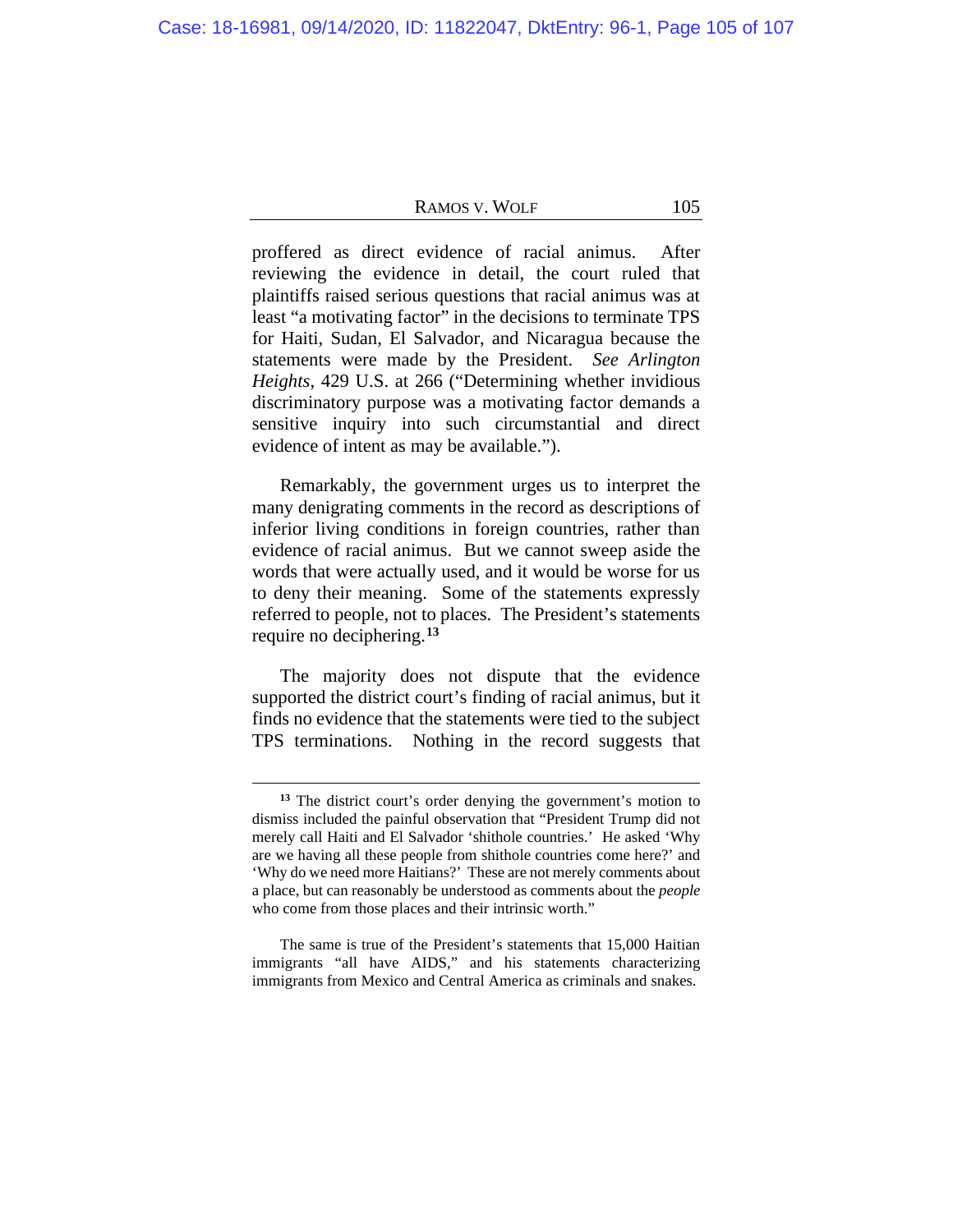proffered as direct evidence of racial animus. After reviewing the evidence in detail, the court ruled that plaintiffs raised serious questions that racial animus was at least "a motivating factor" in the decisions to terminate TPS for Haiti, Sudan, El Salvador, and Nicaragua because the statements were made by the President. *See Arlington Heights*, 429 U.S. at 266 ("Determining whether invidious discriminatory purpose was a motivating factor demands a sensitive inquiry into such circumstantial and direct evidence of intent as may be available.").

Remarkably, the government urges us to interpret the many denigrating comments in the record as descriptions of inferior living conditions in foreign countries, rather than evidence of racial animus. But we cannot sweep aside the words that were actually used, and it would be worse for us to deny their meaning. Some of the statements expressly referred to people, not to places. The President's statements require no deciphering.[13]

The majority does not dispute that the evidence supported the district court's finding of racial animus, but it finds no evidence that the statements were tied to the subject TPS terminations. Nothing in the record suggests that

---

[13] The district court's order denying the government's motion to dismiss included the painful observation that "President Trump did not merely call Haiti and El Salvador 'shithole countries.' He asked 'Why are we having all these people from shithole countries come here?' and 'Why do we need more Haitians?' These are not merely comments about a place, but can reasonably be understood as comments about the *people* who come from those places and their intrinsic worth."

The same is true of the President's statements that 15,000 Haitian immigrants "all have AIDS," and his statements characterizing immigrants from Mexico and Central America as criminals and snakes.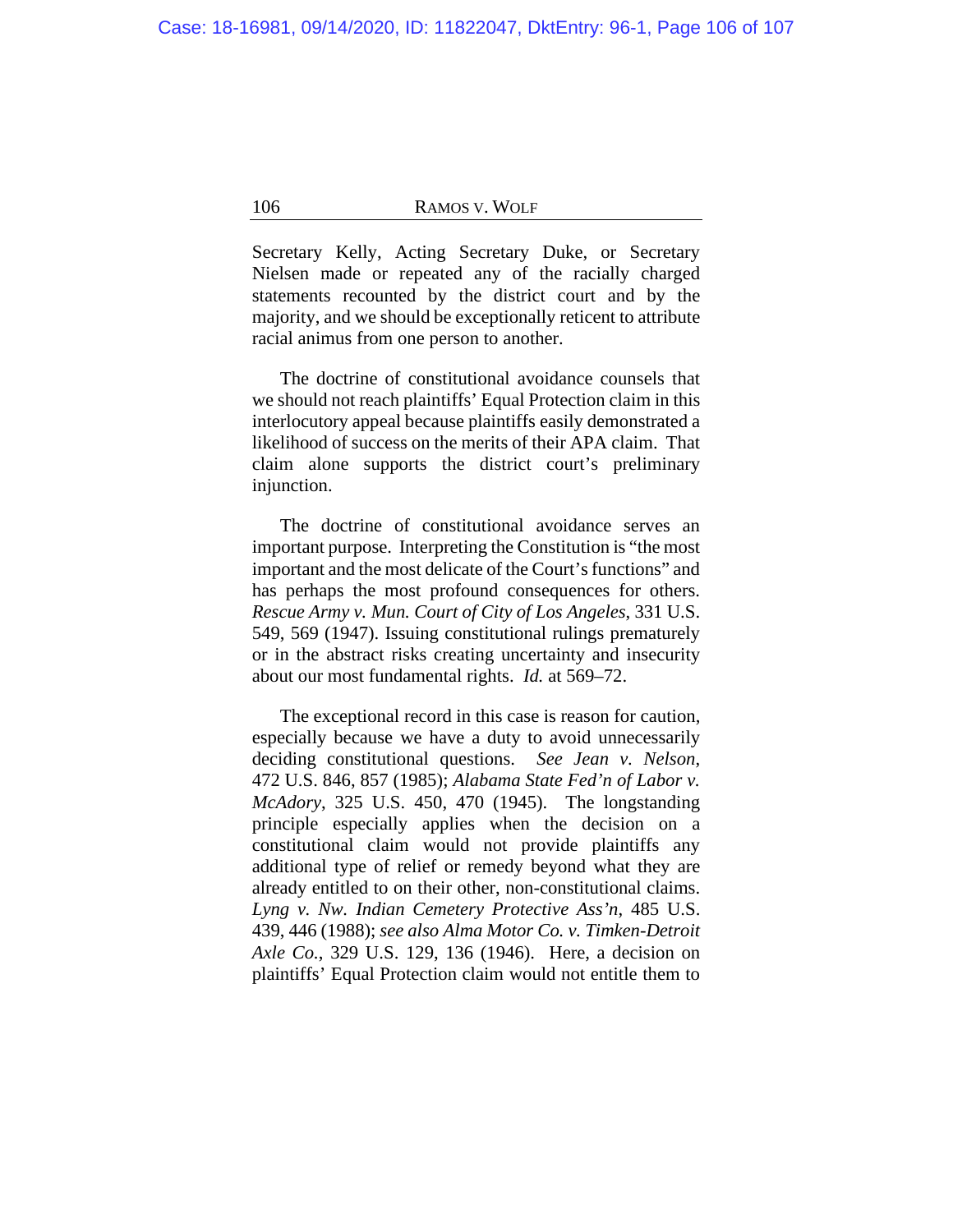Secretary Kelly, Acting Secretary Duke, or Secretary Nielsen made or repeated any of the racially charged statements recounted by the district court and by the majority, and we should be exceptionally reticent to attribute racial animus from one person to another.

The doctrine of constitutional avoidance counsels that we should not reach plaintiffs' Equal Protection claim in this interlocutory appeal because plaintiffs easily demonstrated a likelihood of success on the merits of their APA claim. That claim alone supports the district court's preliminary injunction.

The doctrine of constitutional avoidance serves an important purpose. Interpreting the Constitution is "the most important and the most delicate of the Court's functions" and has perhaps the most profound consequences for others. *Rescue Army v. Mun. Court of City of Los Angeles*, 331 U.S. 549, 569 (1947). Issuing constitutional rulings prematurely or in the abstract risks creating uncertainty and insecurity about our most fundamental rights. *Id.* at 569–72.

The exceptional record in this case is reason for caution, especially because we have a duty to avoid unnecessarily deciding constitutional questions. *See Jean v. Nelson*, 472 U.S. 846, 857 (1985); *Alabama State Fed'n of Labor v. McAdory*, 325 U.S. 450, 470 (1945). The longstanding principle especially applies when the decision on a constitutional claim would not provide plaintiffs any additional type of relief or remedy beyond what they are already entitled to on their other, non-constitutional claims. *Lyng v. Nw. Indian Cemetery Protective Ass'n*, 485 U.S. 439, 446 (1988); *see also Alma Motor Co. v. Timken-Detroit Axle Co.*, 329 U.S. 129, 136 (1946). Here, a decision on plaintiffs' Equal Protection claim would not entitle them to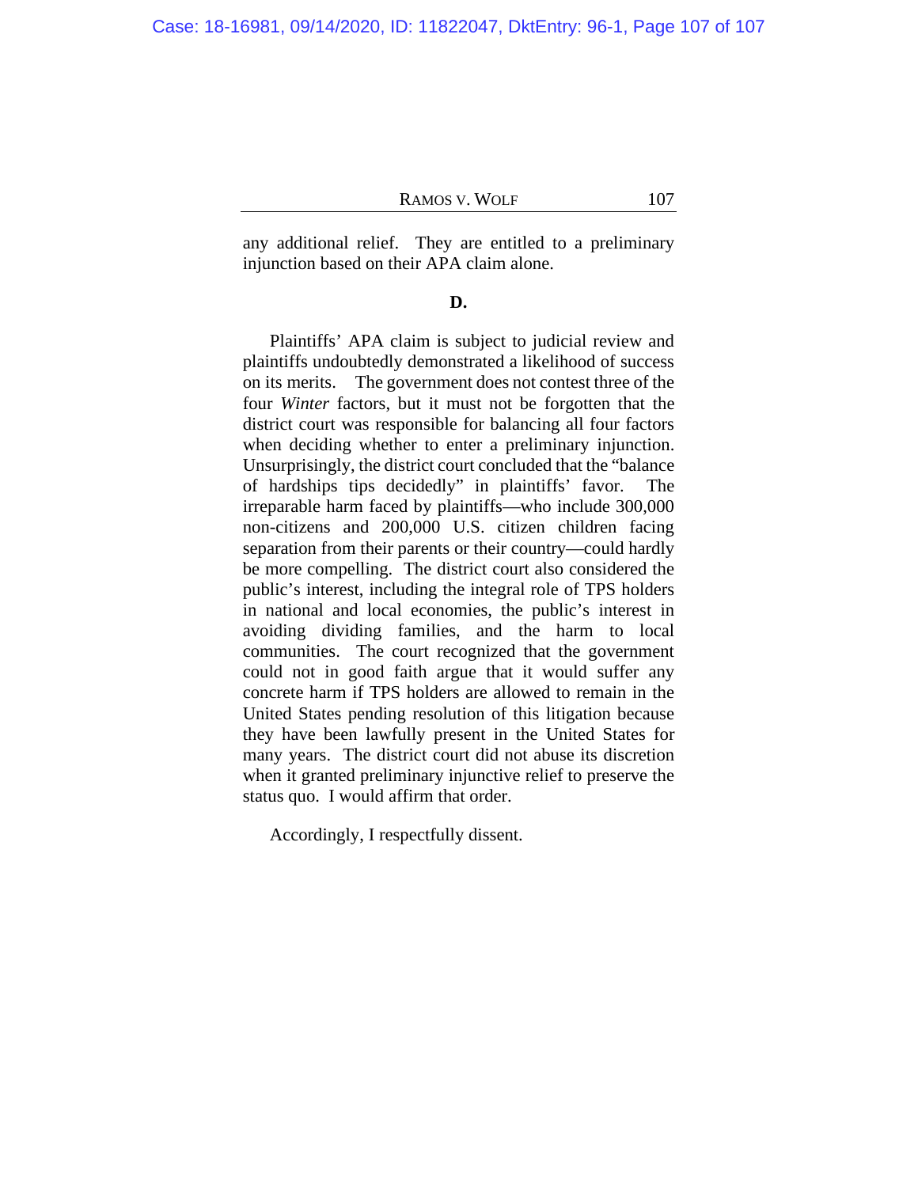any additional relief. They are entitled to a preliminary injunction based on their APA claim alone.

**D.**

Plaintiffs' APA claim is subject to judicial review and plaintiffs undoubtedly demonstrated a likelihood of success on its merits. The government does not contest three of the four *Winter* factors, but it must not be forgotten that the district court was responsible for balancing all four factors when deciding whether to enter a preliminary injunction. Unsurprisingly, the district court concluded that the "balance of hardships tips decidedly" in plaintiffs' favor. The irreparable harm faced by plaintiffs—who include 300,000 non-citizens and 200,000 U.S. citizen children facing separation from their parents or their country—could hardly be more compelling. The district court also considered the public's interest, including the integral role of TPS holders in national and local economies, the public's interest in avoiding dividing families, and the harm to local communities. The court recognized that the government could not in good faith argue that it would suffer any concrete harm if TPS holders are allowed to remain in the United States pending resolution of this litigation because they have been lawfully present in the United States for many years. The district court did not abuse its discretion when it granted preliminary injunctive relief to preserve the status quo. I would affirm that order.

Accordingly, I respectfully dissent.